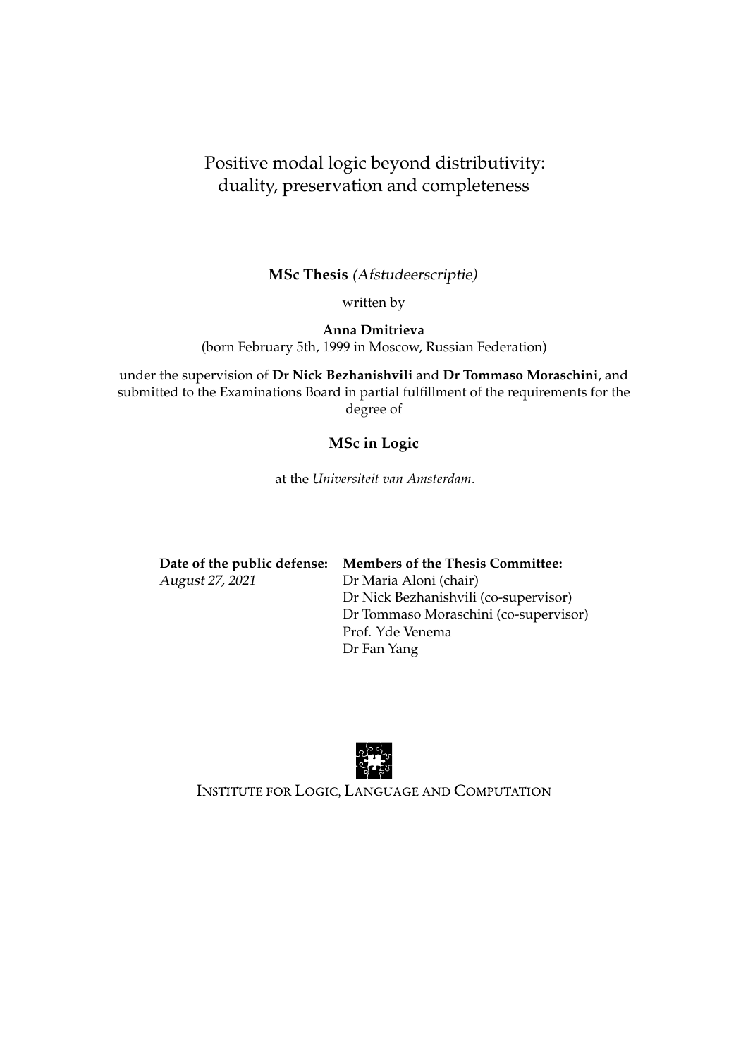# Positive modal logic beyond distributivity: duality, preservation and completeness

**MSc Thesis** *(Afstudeerscriptie)*

written by

**Anna Dmitrieva**
(born February 5th, 1999 in Moscow, Russian Federation)

under the supervision of **Dr Nick Bezhanishvili** and **Dr Tommaso Moraschini**, and submitted to the Examinations Board in partial fulfillment of the requirements for the degree of

**MSc in Logic**

at the *Universiteit van Amsterdam*.

| **Date of the public defense:** | **Members of the Thesis Committee:** |
|---|---|
| *August 27, 2021* | Dr Maria Aloni (chair) |
| | Dr Nick Bezhanishvili (co-supervisor) |
| | Dr Tommaso Moraschini (co-supervisor) |
| | Prof. Yde Venema |
| | Dr Fan Yang |

INSTITUTE FOR LOGIC, LANGUAGE AND COMPUTATION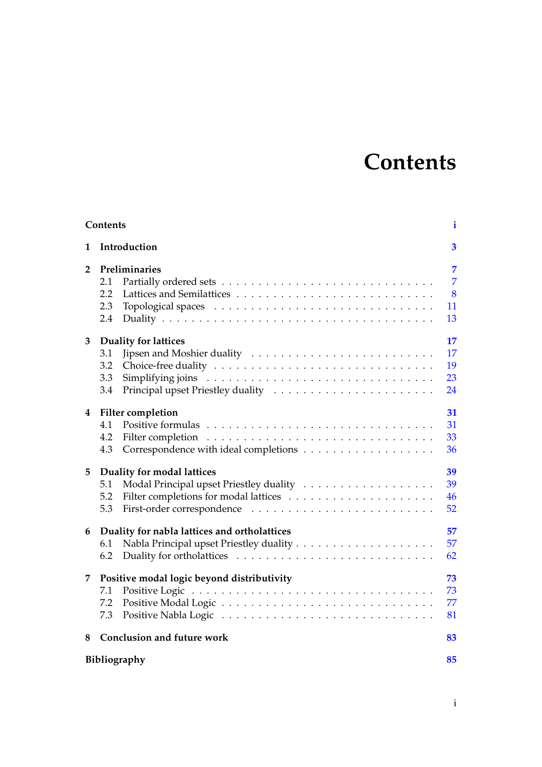# Contents

| | | |
|---|---|---|
| **Contents** | | **i** |
| **1** | **Introduction** | **3** |
| **2** | **Preliminaries** | **7** |
| 2.1 | Partially ordered sets | 7 |
| 2.2 | Lattices and Semilattices | 8 |
| 2.3 | Topological spaces | 11 |
| 2.4 | Duality | 13 |
| **3** | **Duality for lattices** | **17** |
| 3.1 | Jipsen and Moshier duality | 17 |
| 3.2 | Choice-free duality | 19 |
| 3.3 | Simplifying joins | 23 |
| 3.4 | Principal upset Priestley duality | 24 |
| **4** | **Filter completion** | **31** |
| 4.1 | Positive formulas | 31 |
| 4.2 | Filter completion | 33 |
| 4.3 | Correspondence with ideal completions | 36 |
| **5** | **Duality for modal lattices** | **39** |
| 5.1 | Modal Principal upset Priestley duality | 39 |
| 5.2 | Filter completions for modal lattices | 46 |
| 5.3 | First-order correspondence | 52 |
| **6** | **Duality for nabla lattices and ortholattices** | **57** |
| 6.1 | Nabla Principal upset Priestley duality | 57 |
| 6.2 | Duality for ortholattices | 62 |
| **7** | **Positive modal logic beyond distributivity** | **73** |
| 7.1 | Positive Logic | 73 |
| 7.2 | Positive Modal Logic | 77 |
| 7.3 | Positive Nabla Logic | 81 |
| **8** | **Conclusion and future work** | **83** |
| **Bibliography** | | **85** |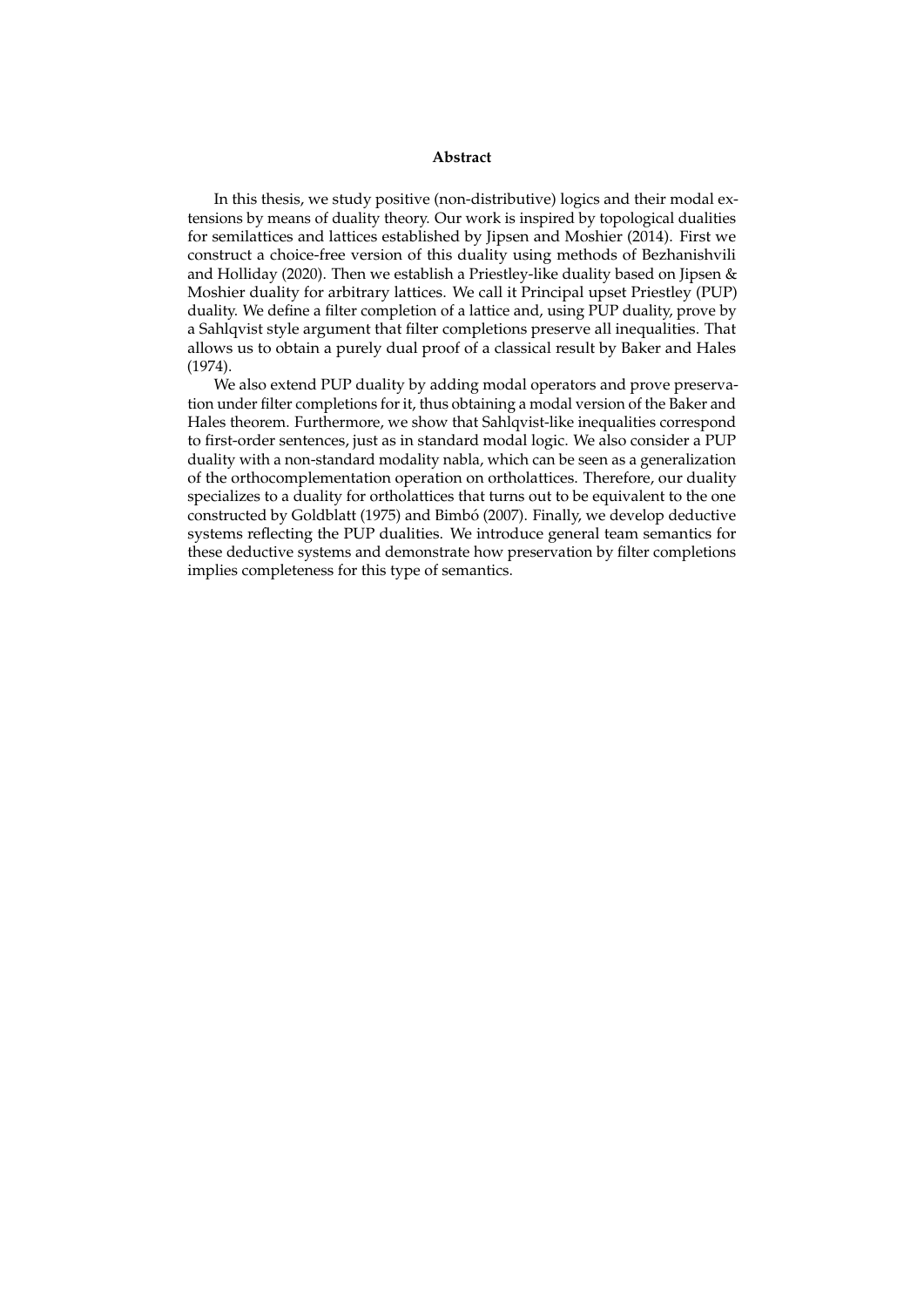**Abstract**

In this thesis, we study positive (non-distributive) logics and their modal extensions by means of duality theory. Our work is inspired by topological dualities for semilattices and lattices established by Jipsen and Moshier (2014). First we construct a choice-free version of this duality using methods of Bezhanishvili and Holliday (2020). Then we establish a Priestley-like duality based on Jipsen & Moshier duality for arbitrary lattices. We call it Principal upset Priestley (PUP) duality. We define a filter completion of a lattice and, using PUP duality, prove by a Sahlqvist style argument that filter completions preserve all inequalities. That allows us to obtain a purely dual proof of a classical result by Baker and Hales (1974).

We also extend PUP duality by adding modal operators and prove preservation under filter completions for it, thus obtaining a modal version of the Baker and Hales theorem. Furthermore, we show that Sahlqvist-like inequalities correspond to first-order sentences, just as in standard modal logic. We also consider a PUP duality with a non-standard modality nabla, which can be seen as a generalization of the orthocomplementation operation on ortholattices. Therefore, our duality specializes to a duality for ortholattices that turns out to be equivalent to the one constructed by Goldblatt (1975) and Bimbó (2007). Finally, we develop deductive systems reflecting the PUP dualities. We introduce general team semantics for these deductive systems and demonstrate how preservation by filter completions implies completeness for this type of semantics.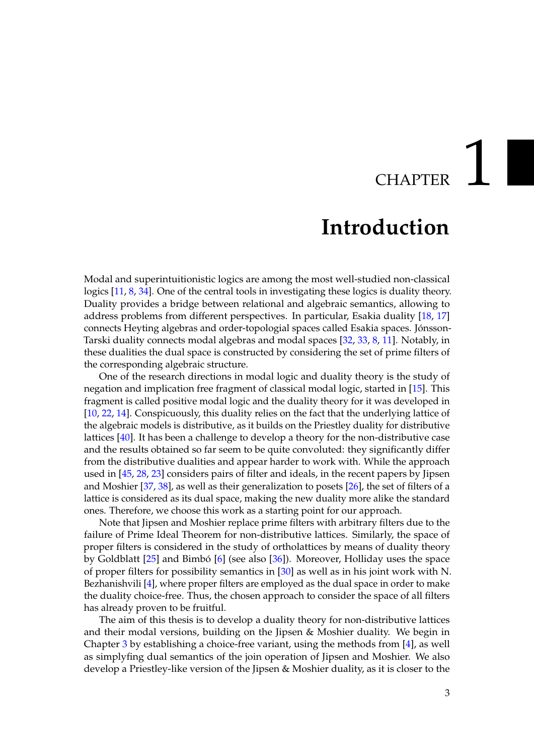# CHAPTER 1

# Introduction

Modal and superintuitionistic logics are among the most well-studied non-classical logics [11, 8, 34]. One of the central tools in investigating these logics is duality theory. Duality provides a bridge between relational and algebraic semantics, allowing to address problems from different perspectives. In particular, Esakia duality [18, 17] connects Heyting algebras and order-topologial spaces called Esakia spaces. Jónsson-Tarski duality connects modal algebras and modal spaces [32, 33, 8, 11]. Notably, in these dualities the dual space is constructed by considering the set of prime filters of the corresponding algebraic structure.

One of the research directions in modal logic and duality theory is the study of negation and implication free fragment of classical modal logic, started in [15]. This fragment is called positive modal logic and the duality theory for it was developed in [10, 22, 14]. Conspicuously, this duality relies on the fact that the underlying lattice of the algebraic models is distributive, as it builds on the Priestley duality for distributive lattices [40]. It has been a challenge to develop a theory for the non-distributive case and the results obtained so far seem to be quite convoluted: they significantly differ from the distributive dualities and appear harder to work with. While the approach used in [45, 28, 23] considers pairs of filter and ideals, in the recent papers by Jipsen and Moshier [37, 38], as well as their generalization to posets [26], the set of filters of a lattice is considered as its dual space, making the new duality more alike the standard ones. Therefore, we choose this work as a starting point for our approach.

Note that Jipsen and Moshier replace prime filters with arbitrary filters due to the failure of Prime Ideal Theorem for non-distributive lattices. Similarly, the space of proper filters is considered in the study of ortholattices by means of duality theory by Goldblatt [25] and Bimbó [6] (see also [36]). Moreover, Holliday uses the space of proper filters for possibility semantics in [30] as well as in his joint work with N. Bezhanishvili [4], where proper filters are employed as the dual space in order to make the duality choice-free. Thus, the chosen approach to consider the space of all filters has already proven to be fruitful.

The aim of this thesis is to develop a duality theory for non-distributive lattices and their modal versions, building on the Jipsen & Moshier duality. We begin in Chapter 3 by establishing a choice-free variant, using the methods from [4], as well as simplyfing dual semantics of the join operation of Jipsen and Moshier. We also develop a Priestley-like version of the Jipsen & Moshier duality, as it is closer to the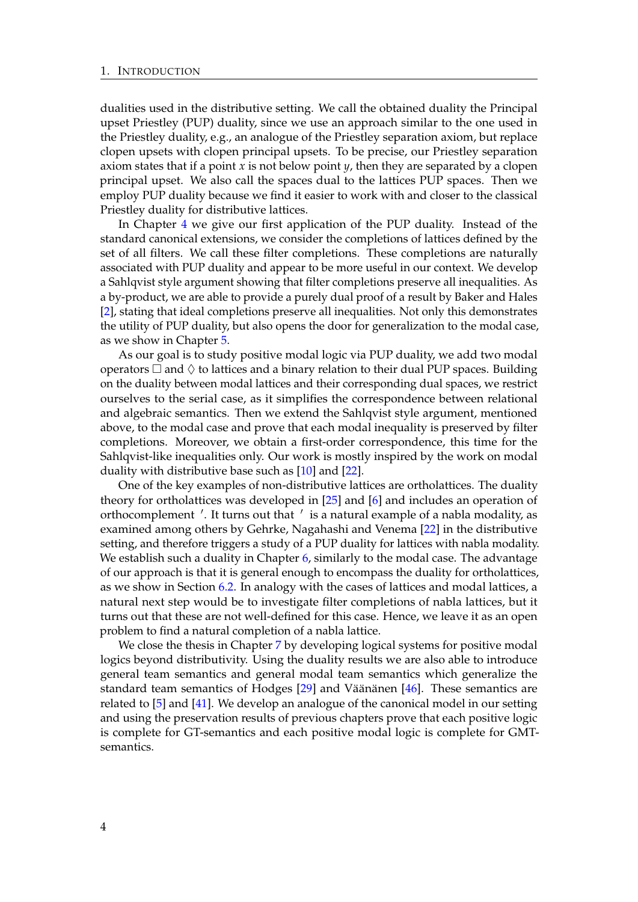dualities used in the distributive setting. We call the obtained duality the Principal upset Priestley (PUP) duality, since we use an approach similar to the one used in the Priestley duality, e.g., an analogue of the Priestley separation axiom, but replace clopen upsets with clopen principal upsets. To be precise, our Priestley separation axiom states that if a point $x$ is not below point $y$, then they are separated by a clopen principal upset. We also call the spaces dual to the lattices PUP spaces. Then we employ PUP duality because we find it easier to work with and closer to the classical Priestley duality for distributive lattices.

In Chapter 4 we give our first application of the PUP duality. Instead of the standard canonical extensions, we consider the completions of lattices defined by the set of all filters. We call these filter completions. These completions are naturally associated with PUP duality and appear to be more useful in our context. We develop a Sahlqvist style argument showing that filter completions preserve all inequalities. As a by-product, we are able to provide a purely dual proof of a result by Baker and Hales [2], stating that ideal completions preserve all inequalities. Not only this demonstrates the utility of PUP duality, but also opens the door for generalization to the modal case, as we show in Chapter 5.

As our goal is to study positive modal logic via PUP duality, we add two modal operators $\Box$ and $\Diamond$ to lattices and a binary relation to their dual PUP spaces. Building on the duality between modal lattices and their corresponding dual spaces, we restrict ourselves to the serial case, as it simplifies the correspondence between relational and algebraic semantics. Then we extend the Sahlqvist style argument, mentioned above, to the modal case and prove that each modal inequality is preserved by filter completions. Moreover, we obtain a first-order correspondence, this time for the Sahlqvist-like inequalities only. Our work is mostly inspired by the work on modal duality with distributive base such as [10] and [22].

One of the key examples of non-distributive lattices are ortholattices. The duality theory for ortholattices was developed in [25] and [6] and includes an operation of orthocomplement $'$. It turns out that $'$ is a natural example of a nabla modality, as examined among others by Gehrke, Nagahashi and Venema [22] in the distributive setting, and therefore triggers a study of a PUP duality for lattices with nabla modality. We establish such a duality in Chapter 6, similarly to the modal case. The advantage of our approach is that it is general enough to encompass the duality for ortholattices, as we show in Section 6.2. In analogy with the cases of lattices and modal lattices, a natural next step would be to investigate filter completions of nabla lattices, but it turns out that these are not well-defined for this case. Hence, we leave it as an open problem to find a natural completion of a nabla lattice.

We close the thesis in Chapter 7 by developing logical systems for positive modal logics beyond distributivity. Using the duality results we are also able to introduce general team semantics and general modal team semantics which generalize the standard team semantics of Hodges [29] and Väänänen [46]. These semantics are related to [5] and [41]. We develop an analogue of the canonical model in our setting and using the preservation results of previous chapters prove that each positive logic is complete for GT-semantics and each positive modal logic is complete for GMT-semantics.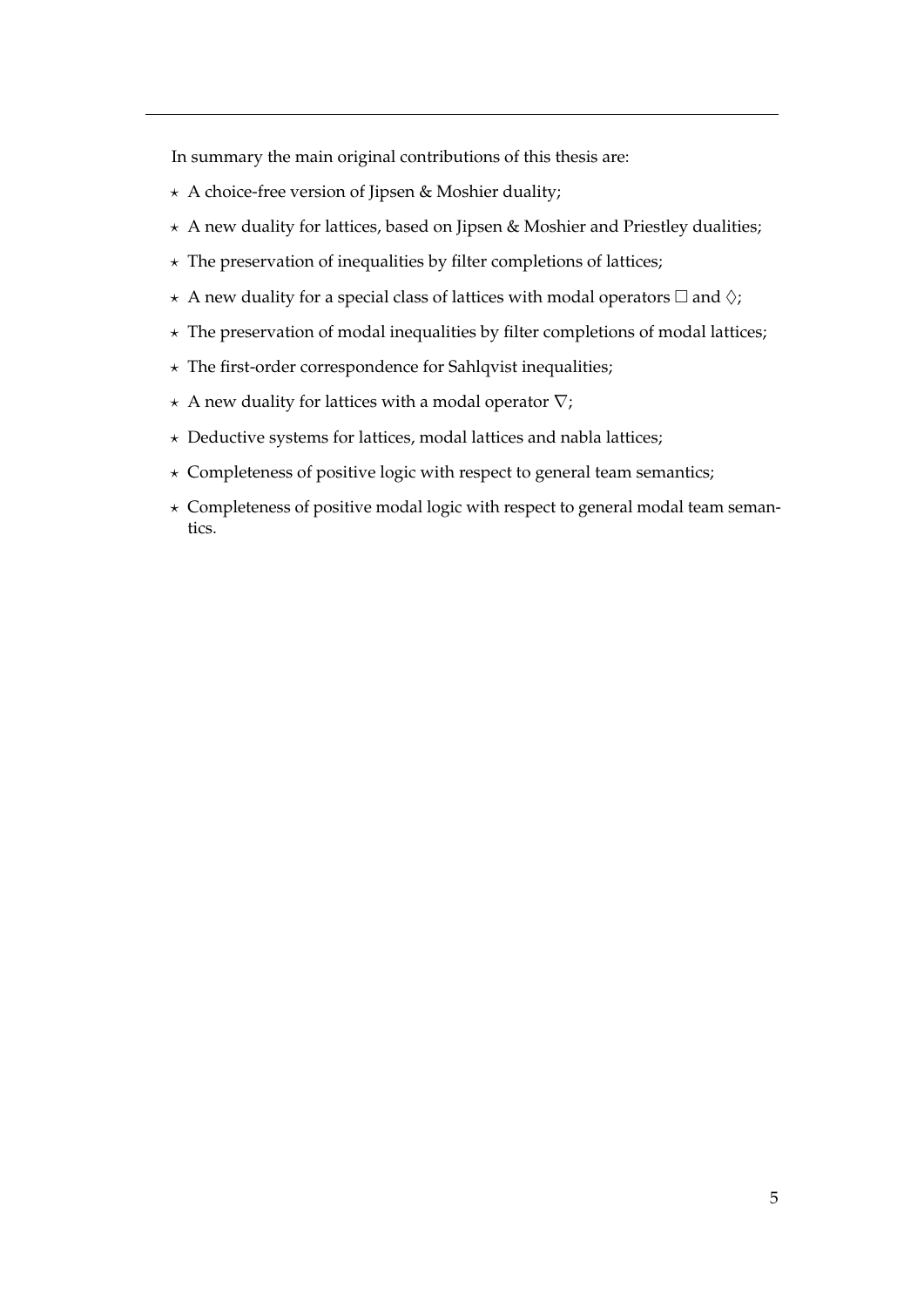In summary the main original contributions of this thesis are:

- A choice-free version of Jipsen & Moshier duality;
- A new duality for lattices, based on Jipsen & Moshier and Priestley dualities;
- The preservation of inequalities by filter completions of lattices;
- A new duality for a special class of lattices with modal operators $\Box$ and $\Diamond$;
- The preservation of modal inequalities by filter completions of modal lattices;
- The first-order correspondence for Sahlqvist inequalities;
- A new duality for lattices with a modal operator $\nabla$;
- Deductive systems for lattices, modal lattices and nabla lattices;
- Completeness of positive logic with respect to general team semantics;
- Completeness of positive modal logic with respect to general modal team semantics.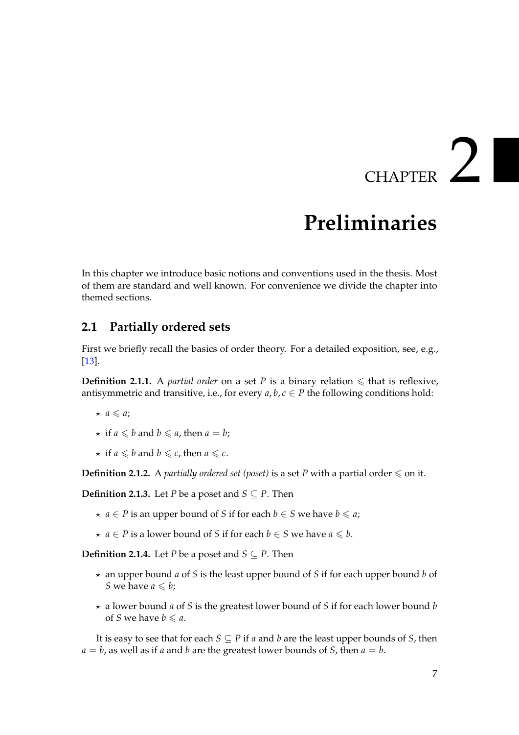# CHAPTER 2

# Preliminaries

In this chapter we introduce basic notions and conventions used in the thesis. Most of them are standard and well known. For convenience we divide the chapter into themed sections.

## 2.1 Partially ordered sets

First we briefly recall the basics of order theory. For a detailed exposition, see, e.g., [13].

**Definition 2.1.1.** A *partial order* on a set $P$ is a binary relation $\leqslant$ that is reflexive, antisymmetric and transitive, i.e., for every $a, b, c \in P$ the following conditions hold:

- ⋆ $a \leqslant a$;
- ⋆ if $a \leqslant b$ and $b \leqslant a$, then $a = b$;
- ⋆ if $a \leqslant b$ and $b \leqslant c$, then $a \leqslant c$.

**Definition 2.1.2.** A *partially ordered set (poset)* is a set $P$ with a partial order $\leqslant$ on it.

**Definition 2.1.3.** Let $P$ be a poset and $S \subseteq P$. Then

- ⋆ $a \in P$ is an upper bound of $S$ if for each $b \in S$ we have $b \leqslant a$;
- ⋆ $a \in P$ is a lower bound of $S$ if for each $b \in S$ we have $a \leqslant b$.

**Definition 2.1.4.** Let $P$ be a poset and $S \subseteq P$. Then

- ⋆ an upper bound $a$ of $S$ is the least upper bound of $S$ if for each upper bound $b$ of $S$ we have $a \leqslant b$;
- ⋆ a lower bound $a$ of $S$ is the greatest lower bound of $S$ if for each lower bound $b$ of $S$ we have $b \leqslant a$.

It is easy to see that for each $S \subseteq P$ if $a$ and $b$ are the least upper bounds of $S$, then $a = b$, as well as if $a$ and $b$ are the greatest lower bounds of $S$, then $a = b$.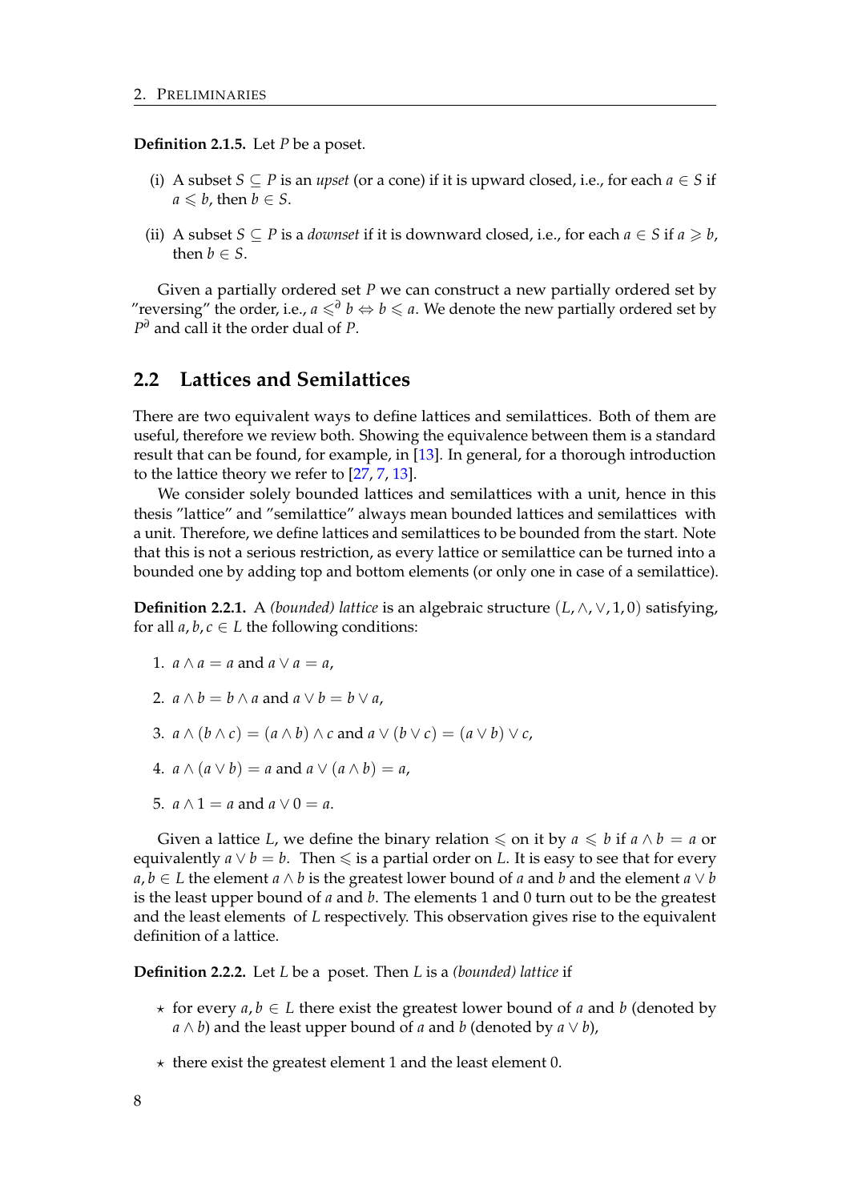**Definition 2.1.5.** Let $P$ be a poset.

(i) A subset $S \subseteq P$ is an *upset* (or a cone) if it is upward closed, i.e., for each $a \in S$ if $a \leqslant b$, then $b \in S$.

(ii) A subset $S \subseteq P$ is a *downset* if it is downward closed, i.e., for each $a \in S$ if $a \geqslant b$, then $b \in S$.

Given a partially ordered set $P$ we can construct a new partially ordered set by "reversing" the order, i.e., $a \leqslant^\partial b \Leftrightarrow b \leqslant a$. We denote the new partially ordered set by $P^\partial$ and call it the order dual of $P$.

## 2.2 Lattices and Semilattices

There are two equivalent ways to define lattices and semilattices. Both of them are useful, therefore we review both. Showing the equivalence between them is a standard result that can be found, for example, in [13]. In general, for a thorough introduction to the lattice theory we refer to [27, 7, 13].

We consider solely bounded lattices and semilattices with a unit, hence in this thesis "lattice" and "semilattice" always mean bounded lattices and semilattices with a unit. Therefore, we define lattices and semilattices to be bounded from the start. Note that this is not a serious restriction, as every lattice or semilattice can be turned into a bounded one by adding top and bottom elements (or only one in case of a semilattice).

**Definition 2.2.1.** A *(bounded) lattice* is an algebraic structure $(L, \wedge, \vee, 1, 0)$ satisfying, for all $a, b, c \in L$ the following conditions:

1. $a \wedge a = a$ and $a \vee a = a$,
2. $a \wedge b = b \wedge a$ and $a \vee b = b \vee a$,
3. $a \wedge (b \wedge c) = (a \wedge b) \wedge c$ and $a \vee (b \vee c) = (a \vee b) \vee c$,
4. $a \wedge (a \vee b) = a$ and $a \vee (a \wedge b) = a$,
5. $a \wedge 1 = a$ and $a \vee 0 = a$.

Given a lattice $L$, we define the binary relation $\leqslant$ on it by $a \leqslant b$ if $a \wedge b = a$ or equivalently $a \vee b = b$. Then $\leqslant$ is a partial order on $L$. It is easy to see that for every $a, b \in L$ the element $a \wedge b$ is the greatest lower bound of $a$ and $b$ and the element $a \vee b$ is the least upper bound of $a$ and $b$. The elements 1 and 0 turn out to be the greatest and the least elements of $L$ respectively. This observation gives rise to the equivalent definition of a lattice.

**Definition 2.2.2.** Let $L$ be a poset. Then $L$ is a *(bounded) lattice* if

- ⋆ for every $a, b \in L$ there exist the greatest lower bound of $a$ and $b$ (denoted by $a \wedge b$) and the least upper bound of $a$ and $b$ (denoted by $a \vee b$),
- ⋆ there exist the greatest element 1 and the least element 0.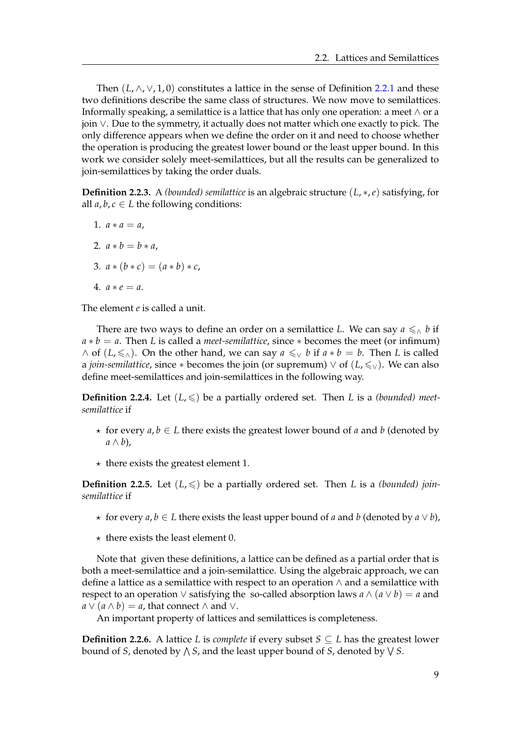Then $(L, \wedge, \vee, 1, 0)$ constitutes a lattice in the sense of Definition 2.2.1 and these two definitions describe the same class of structures. We now move to semilattices. Informally speaking, a semilattice is a lattice that has only one operation: a meet $\wedge$ or a join $\vee$. Due to the symmetry, it actually does not matter which one exactly to pick. The only difference appears when we define the order on it and need to choose whether the operation is producing the greatest lower bound or the least upper bound. In this work we consider solely meet-semilattices, but all the results can be generalized to join-semilattices by taking the order duals.

**Definition 2.2.3.** A *(bounded) semilattice* is an algebraic structure $(L, *, e)$ satisfying, for all $a, b, c \in L$ the following conditions:

1. $a * a = a$,
2. $a * b = b * a$,
3. $a * (b * c) = (a * b) * c$,
4. $a * e = a$.

The element $e$ is called a unit.

There are two ways to define an order on a semilattice $L$. We can say $a \leqslant_\wedge b$ if $a * b = a$. Then $L$ is called a *meet-semilattice*, since $*$ becomes the meet (or infimum) $\wedge$ of $(L, \leqslant_\wedge)$. On the other hand, we can say $a \leqslant_\vee b$ if $a * b = b$. Then $L$ is called a *join-semilattice*, since $*$ becomes the join (or supremum) $\vee$ of $(L, \leqslant_\vee)$. We can also define meet-semilattices and join-semilattices in the following way.

**Definition 2.2.4.** Let $(L, \leqslant)$ be a partially ordered set. Then $L$ is a *(bounded) meet-semilattice* if

- ⋆ for every $a, b \in L$ there exists the greatest lower bound of $a$ and $b$ (denoted by $a \wedge b$),
- ⋆ there exists the greatest element 1.

**Definition 2.2.5.** Let $(L, \leqslant)$ be a partially ordered set. Then $L$ is a *(bounded) join-semilattice* if

- ⋆ for every $a, b \in L$ there exists the least upper bound of $a$ and $b$ (denoted by $a \vee b$),
- ⋆ there exists the least element 0.

Note that given these definitions, a lattice can be defined as a partial order that is both a meet-semilattice and a join-semilattice. Using the algebraic approach, we can define a lattice as a semilattice with respect to an operation $\wedge$ and a semilattice with respect to an operation $\vee$ satisfying the so-called absorption laws $a \wedge (a \vee b) = a$ and $a \vee (a \wedge b) = a$, that connect $\wedge$ and $\vee$.

An important property of lattices and semilattices is completeness.

**Definition 2.2.6.** A lattice $L$ is *complete* if every subset $S \subseteq L$ has the greatest lower bound of $S$, denoted by $\bigwedge S$, and the least upper bound of $S$, denoted by $\bigvee S$.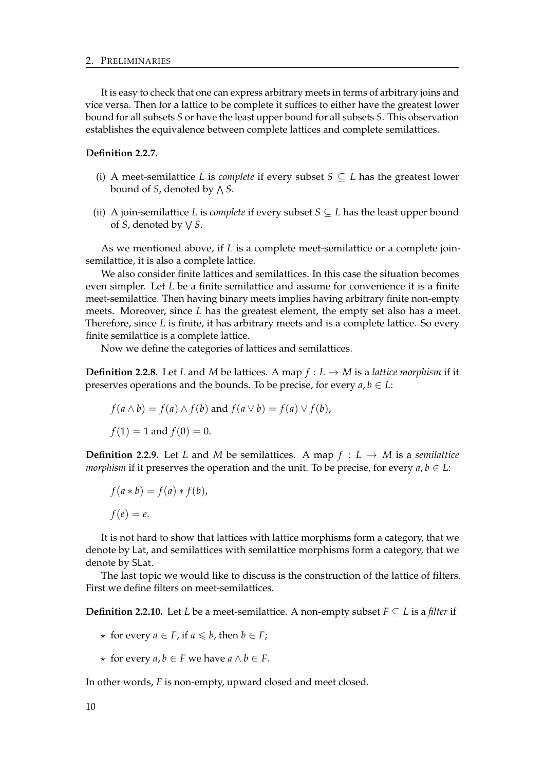It is easy to check that one can express arbitrary meets in terms of arbitrary joins and vice versa. Then for a lattice to be complete it suffices to either have the greatest lower bound for all subsets $S$ or have the least upper bound for all subsets $S$. This observation establishes the equivalence between complete lattices and complete semilattices.

**Definition 2.2.7.**

(i) A meet-semilattice $L$ is *complete* if every subset $S \subseteq L$ has the greatest lower bound of $S$, denoted by $\bigwedge S$.

(ii) A join-semilattice $L$ is *complete* if every subset $S \subseteq L$ has the least upper bound of $S$, denoted by $\bigvee S$.

As we mentioned above, if $L$ is a complete meet-semilattice or a complete join-semilattice, it is also a complete lattice.

We also consider finite lattices and semilattices. In this case the situation becomes even simpler. Let $L$ be a finite semilattice and assume for convenience it is a finite meet-semilattice. Then having binary meets implies having arbitrary finite non-empty meets. Moreover, since $L$ has the greatest element, the empty set also has a meet. Therefore, since $L$ is finite, it has arbitrary meets and is a complete lattice. So every finite semilattice is a complete lattice.

Now we define the categories of lattices and semilattices.

**Definition 2.2.8.** Let $L$ and $M$ be lattices. A map $f : L \to M$ is a *lattice morphism* if it preserves operations and the bounds. To be precise, for every $a, b \in L$:

$f(a \wedge b) = f(a) \wedge f(b)$ and $f(a \vee b) = f(a) \vee f(b)$,

$f(1) = 1$ and $f(0) = 0$.

**Definition 2.2.9.** Let $L$ and $M$ be semilattices. A map $f : L \to M$ is a *semilattice morphism* if it preserves the operation and the unit. To be precise, for every $a, b \in L$:

$f(a * b) = f(a) * f(b)$,

$f(e) = e$.

It is not hard to show that lattices with lattice morphisms form a category, that we denote by $\mathsf{Lat}$, and semilattices with semilattice morphisms form a category, that we denote by $\mathsf{SLat}$.

The last topic we would like to discuss is the construction of the lattice of filters. First we define filters on meet-semilattices.

**Definition 2.2.10.** Let $L$ be a meet-semilattice. A non-empty subset $F \subseteq L$ is a *filter* if

- for every $a \in F$, if $a \leqslant b$, then $b \in F$;
- for every $a, b \in F$ we have $a \wedge b \in F$.

In other words, $F$ is non-empty, upward closed and meet closed.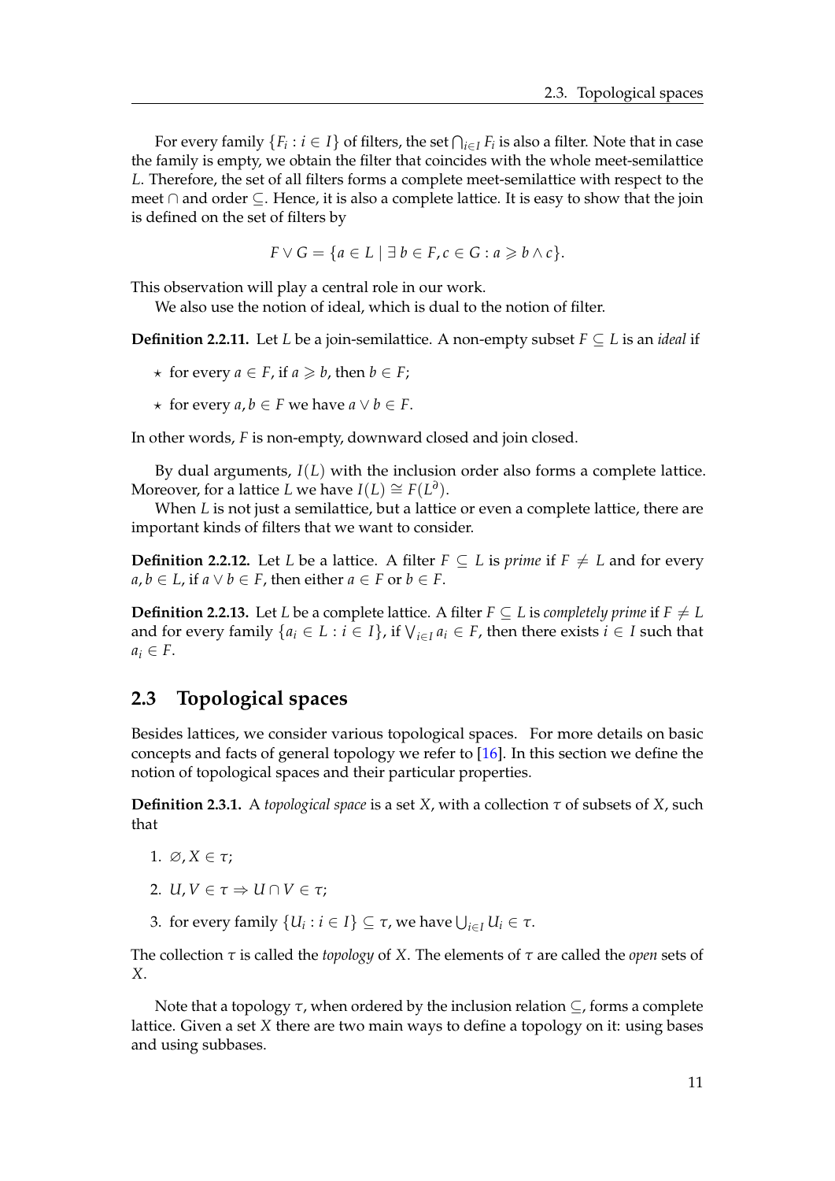For every family $\{F_i : i \in I\}$ of filters, the set $\bigcap_{i \in I} F_i$ is also a filter. Note that in case the family is empty, we obtain the filter that coincides with the whole meet-semilattice $L$. Therefore, the set of all filters forms a complete meet-semilattice with respect to the meet $\cap$ and order $\subseteq$. Hence, it is also a complete lattice. It is easy to show that the join is defined on the set of filters by

$$F \vee G = \{a \in L \mid \exists\, b \in F, c \in G : a \geqslant b \wedge c\}.$$

This observation will play a central role in our work.

We also use the notion of ideal, which is dual to the notion of filter.

**Definition 2.2.11.** Let $L$ be a join-semilattice. A non-empty subset $F \subseteq L$ is an *ideal* if

- ⋆ for every $a \in F$, if $a \geqslant b$, then $b \in F$;
- ⋆ for every $a, b \in F$ we have $a \vee b \in F$.

In other words, $F$ is non-empty, downward closed and join closed.

By dual arguments, $I(L)$ with the inclusion order also forms a complete lattice. Moreover, for a lattice $L$ we have $I(L) \cong F(L^\partial)$.

When $L$ is not just a semilattice, but a lattice or even a complete lattice, there are important kinds of filters that we want to consider.

**Definition 2.2.12.** Let $L$ be a lattice. A filter $F \subseteq L$ is *prime* if $F \neq L$ and for every $a, b \in L$, if $a \vee b \in F$, then either $a \in F$ or $b \in F$.

**Definition 2.2.13.** Let $L$ be a complete lattice. A filter $F \subseteq L$ is *completely prime* if $F \neq L$ and for every family $\{a_i \in L : i \in I\}$, if $\bigvee_{i \in I} a_i \in F$, then there exists $i \in I$ such that $a_i \in F$.

## 2.3 Topological spaces

Besides lattices, we consider various topological spaces. For more details on basic concepts and facts of general topology we refer to [16]. In this section we define the notion of topological spaces and their particular properties.

**Definition 2.3.1.** A *topological space* is a set $X$, with a collection $\tau$ of subsets of $X$, such that

1. $\varnothing, X \in \tau$;
2. $U, V \in \tau \Rightarrow U \cap V \in \tau$;
3. for every family $\{U_i : i \in I\} \subseteq \tau$, we have $\bigcup_{i \in I} U_i \in \tau$.

The collection $\tau$ is called the *topology* of $X$. The elements of $\tau$ are called the *open* sets of $X$.

Note that a topology $\tau$, when ordered by the inclusion relation $\subseteq$, forms a complete lattice. Given a set $X$ there are two main ways to define a topology on it: using bases and using subbases.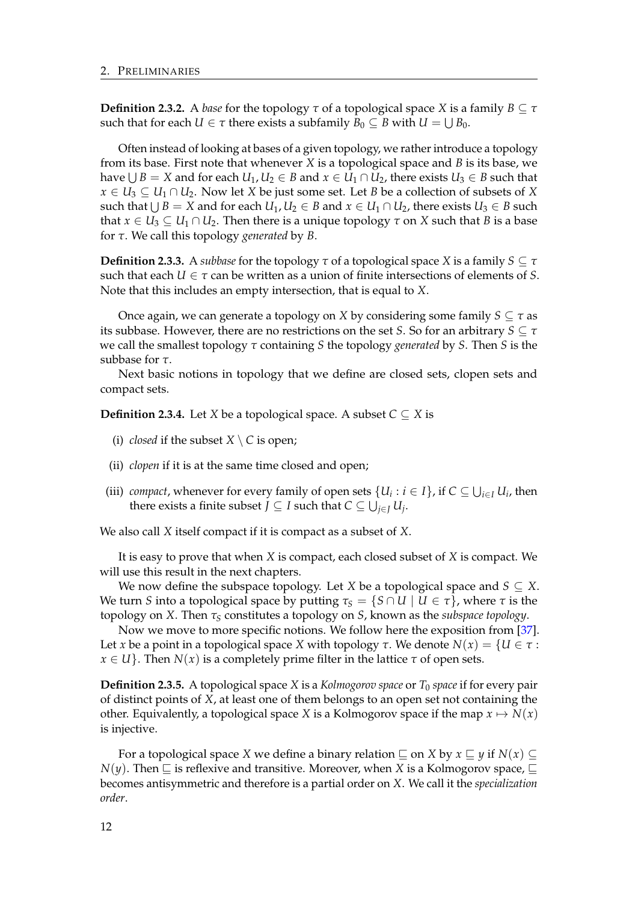**Definition 2.3.2.** A *base* for the topology $\tau$ of a topological space $X$ is a family $B \subseteq \tau$ such that for each $U \in \tau$ there exists a subfamily $B_0 \subseteq B$ with $U = \bigcup B_0$.

Often instead of looking at bases of a given topology, we rather introduce a topology from its base. First note that whenever $X$ is a topological space and $B$ is its base, we have $\bigcup B = X$ and for each $U_1, U_2 \in B$ and $x \in U_1 \cap U_2$, there exists $U_3 \in B$ such that $x \in U_3 \subseteq U_1 \cap U_2$. Now let $X$ be just some set. Let $B$ be a collection of subsets of $X$ such that $\bigcup B = X$ and for each $U_1, U_2 \in B$ and $x \in U_1 \cap U_2$, there exists $U_3 \in B$ such that $x \in U_3 \subseteq U_1 \cap U_2$. Then there is a unique topology $\tau$ on $X$ such that $B$ is a base for $\tau$. We call this topology *generated* by $B$.

**Definition 2.3.3.** A *subbase* for the topology $\tau$ of a topological space $X$ is a family $S \subseteq \tau$ such that each $U \in \tau$ can be written as a union of finite intersections of elements of $S$. Note that this includes an empty intersection, that is equal to $X$.

Once again, we can generate a topology on $X$ by considering some family $S \subseteq \tau$ as its subbase. However, there are no restrictions on the set $S$. So for an arbitrary $S \subseteq \tau$ we call the smallest topology $\tau$ containing $S$ the topology *generated* by $S$. Then $S$ is the subbase for $\tau$.

Next basic notions in topology that we define are closed sets, clopen sets and compact sets.

**Definition 2.3.4.** Let $X$ be a topological space. A subset $C \subseteq X$ is

(i) *closed* if the subset $X \setminus C$ is open;

(ii) *clopen* if it is at the same time closed and open;

(iii) *compact*, whenever for every family of open sets $\{U_i : i \in I\}$, if $C \subseteq \bigcup_{i \in I} U_i$, then there exists a finite subset $J \subseteq I$ such that $C \subseteq \bigcup_{j \in J} U_j$.

We also call $X$ itself compact if it is compact as a subset of $X$.

It is easy to prove that when $X$ is compact, each closed subset of $X$ is compact. We will use this result in the next chapters.

We now define the subspace topology. Let $X$ be a topological space and $S \subseteq X$. We turn $S$ into a topological space by putting $\tau_S = \{S \cap U \mid U \in \tau\}$, where $\tau$ is the topology on $X$. Then $\tau_S$ constitutes a topology on $S$, known as the *subspace topology*.

Now we move to more specific notions. We follow here the exposition from [37]. Let $x$ be a point in a topological space $X$ with topology $\tau$. We denote $N(x) = \{U \in \tau : x \in U\}$. Then $N(x)$ is a completely prime filter in the lattice $\tau$ of open sets.

**Definition 2.3.5.** A topological space $X$ is a *Kolmogorov space* or *$T_0$ space* if for every pair of distinct points of $X$, at least one of them belongs to an open set not containing the other. Equivalently, a topological space $X$ is a Kolmogorov space if the map $x \mapsto N(x)$ is injective.

For a topological space $X$ we define a binary relation $\sqsubseteq$ on $X$ by $x \sqsubseteq y$ if $N(x) \subseteq N(y)$. Then $\sqsubseteq$ is reflexive and transitive. Moreover, when $X$ is a Kolmogorov space, $\sqsubseteq$ becomes antisymmetric and therefore is a partial order on $X$. We call it the *specialization order*.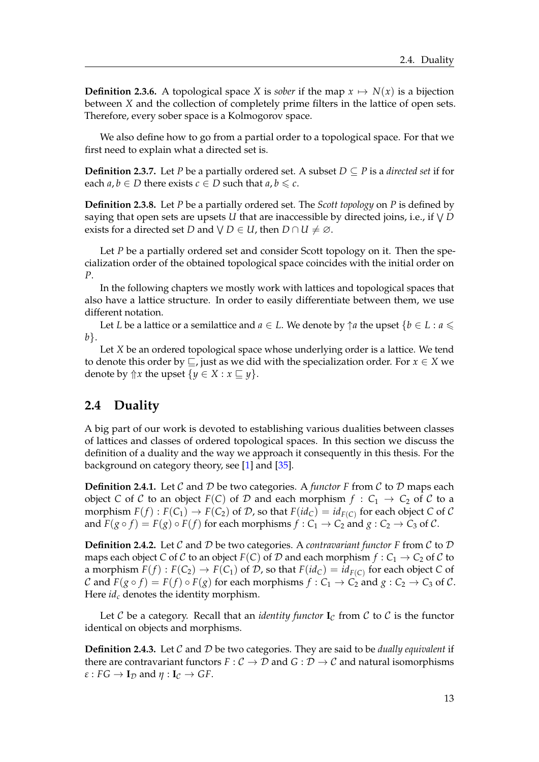**Definition 2.3.6.** A topological space $X$ is *sober* if the map $x \mapsto N(x)$ is a bijection between $X$ and the collection of completely prime filters in the lattice of open sets. Therefore, every sober space is a Kolmogorov space.

We also define how to go from a partial order to a topological space. For that we first need to explain what a directed set is.

**Definition 2.3.7.** Let $P$ be a partially ordered set. A subset $D \subseteq P$ is a *directed set* if for each $a, b \in D$ there exists $c \in D$ such that $a, b \leqslant c$.

**Definition 2.3.8.** Let $P$ be a partially ordered set. The *Scott topology* on $P$ is defined by saying that open sets are upsets $U$ that are inaccessible by directed joins, i.e., if $\bigvee D$ exists for a directed set $D$ and $\bigvee D \in U$, then $D \cap U \neq \varnothing$.

Let $P$ be a partially ordered set and consider Scott topology on it. Then the specialization order of the obtained topological space coincides with the initial order on $P$.

In the following chapters we mostly work with lattices and topological spaces that also have a lattice structure. In order to easily differentiate between them, we use different notation.

Let $L$ be a lattice or a semilattice and $a \in L$. We denote by $\uparrow a$ the upset $\{b \in L : a \leqslant b\}$.

Let $X$ be an ordered topological space whose underlying order is a lattice. We tend to denote this order by $\sqsubseteq$, just as we did with the specialization order. For $x \in X$ we denote by $\Uparrow x$ the upset $\{y \in X : x \sqsubseteq y\}$.

## 2.4 Duality

A big part of our work is devoted to establishing various dualities between classes of lattices and classes of ordered topological spaces. In this section we discuss the definition of a duality and the way we approach it consequently in this thesis. For the background on category theory, see [1] and [35].

**Definition 2.4.1.** Let $\mathcal{C}$ and $\mathcal{D}$ be two categories. A *functor* $F$ from $\mathcal{C}$ to $\mathcal{D}$ maps each object $C$ of $\mathcal{C}$ to an object $F(C)$ of $\mathcal{D}$ and each morphism $f : C_1 \to C_2$ of $\mathcal{C}$ to a morphism $F(f) : F(C_1) \to F(C_2)$ of $\mathcal{D}$, so that $F(id_C) = id_{F(C)}$ for each object $C$ of $\mathcal{C}$ and $F(g \circ f) = F(g) \circ F(f)$ for each morphisms $f : C_1 \to C_2$ and $g : C_2 \to C_3$ of $\mathcal{C}$.

**Definition 2.4.2.** Let $\mathcal{C}$ and $\mathcal{D}$ be two categories. A *contravariant functor* $F$ from $\mathcal{C}$ to $\mathcal{D}$ maps each object $C$ of $\mathcal{C}$ to an object $F(C)$ of $\mathcal{D}$ and each morphism $f : C_1 \to C_2$ of $\mathcal{C}$ to a morphism $F(f) : F(C_2) \to F(C_1)$ of $\mathcal{D}$, so that $F(id_C) = id_{F(C)}$ for each object $C$ of $\mathcal{C}$ and $F(g \circ f) = F(f) \circ F(g)$ for each morphisms $f : C_1 \to C_2$ and $g : C_2 \to C_3$ of $\mathcal{C}$. Here $id_c$ denotes the identity morphism.

Let $\mathcal{C}$ be a category. Recall that an *identity functor* $\mathbf{I}_{\mathcal{C}}$ from $\mathcal{C}$ to $\mathcal{C}$ is the functor identical on objects and morphisms.

**Definition 2.4.3.** Let $\mathcal{C}$ and $\mathcal{D}$ be two categories. They are said to be *dually equivalent* if there are contravariant functors $F : \mathcal{C} \to \mathcal{D}$ and $G : \mathcal{D} \to \mathcal{C}$ and natural isomorphisms $\varepsilon : FG \to \mathbf{I}_{\mathcal{D}}$ and $\eta : \mathbf{I}_{\mathcal{C}} \to GF$.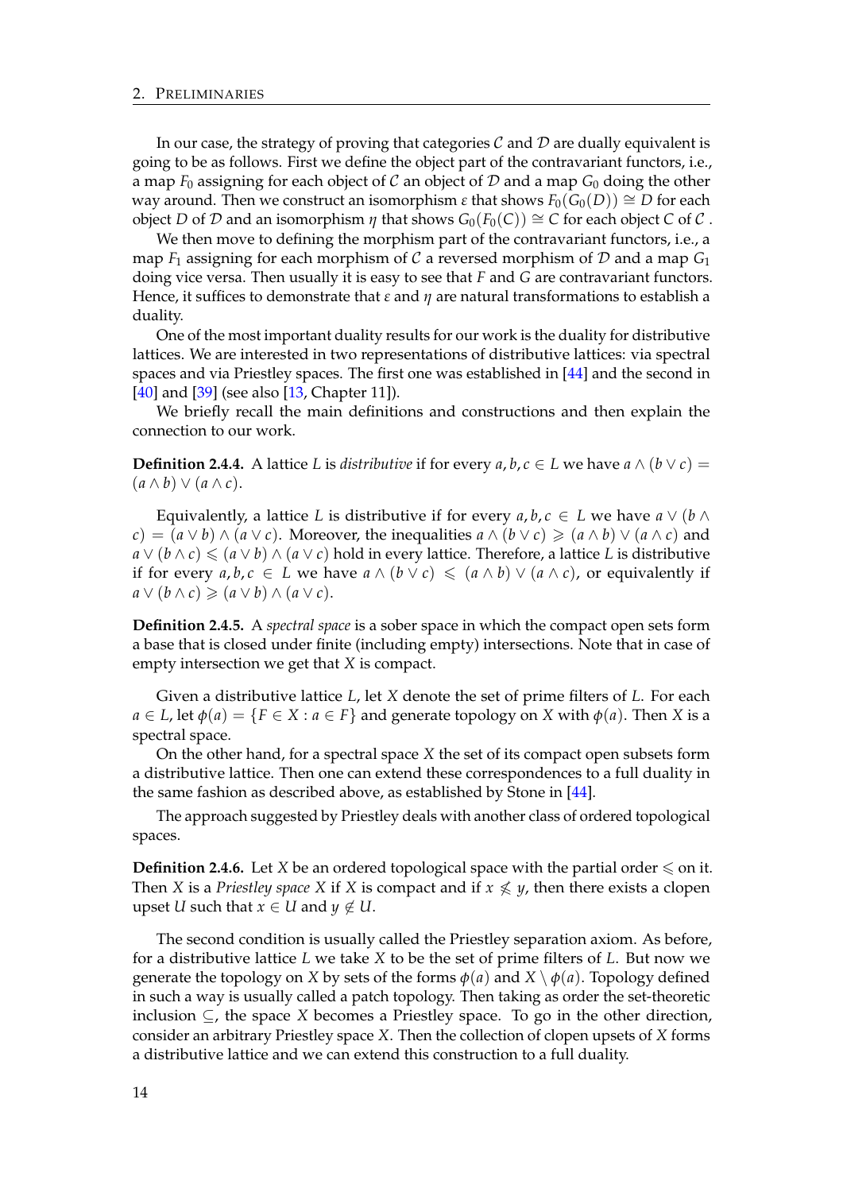In our case, the strategy of proving that categories $\mathcal{C}$ and $\mathcal{D}$ are dually equivalent is going to be as follows. First we define the object part of the contravariant functors, i.e., a map $F_0$ assigning for each object of $\mathcal{C}$ an object of $\mathcal{D}$ and a map $G_0$ doing the other way around. Then we construct an isomorphism $\varepsilon$ that shows $F_0(G_0(D)) \cong D$ for each object $D$ of $\mathcal{D}$ and an isomorphism $\eta$ that shows $G_0(F_0(C)) \cong C$ for each object $C$ of $\mathcal{C}$ .

We then move to defining the morphism part of the contravariant functors, i.e., a map $F_1$ assigning for each morphism of $\mathcal{C}$ a reversed morphism of $\mathcal{D}$ and a map $G_1$ doing vice versa. Then usually it is easy to see that $F$ and $G$ are contravariant functors. Hence, it suffices to demonstrate that $\varepsilon$ and $\eta$ are natural transformations to establish a duality.

One of the most important duality results for our work is the duality for distributive lattices. We are interested in two representations of distributive lattices: via spectral spaces and via Priestley spaces. The first one was established in [44] and the second in [40] and [39] (see also [13, Chapter 11]).

We briefly recall the main definitions and constructions and then explain the connection to our work.

**Definition 2.4.4.** A lattice $L$ is *distributive* if for every $a, b, c \in L$ we have $a \wedge (b \vee c) = (a \wedge b) \vee (a \wedge c)$.

Equivalently, a lattice $L$ is distributive if for every $a, b, c \in L$ we have $a \vee (b \wedge c) = (a \vee b) \wedge (a \vee c)$. Moreover, the inequalities $a \wedge (b \vee c) \geqslant (a \wedge b) \vee (a \wedge c)$ and $a \vee (b \wedge c) \leqslant (a \vee b) \wedge (a \vee c)$ hold in every lattice. Therefore, a lattice $L$ is distributive if for every $a, b, c \in L$ we have $a \wedge (b \vee c) \leqslant (a \wedge b) \vee (a \wedge c)$, or equivalently if $a \vee (b \wedge c) \geqslant (a \vee b) \wedge (a \vee c)$.

**Definition 2.4.5.** A *spectral space* is a sober space in which the compact open sets form a base that is closed under finite (including empty) intersections. Note that in case of empty intersection we get that $X$ is compact.

Given a distributive lattice $L$, let $X$ denote the set of prime filters of $L$. For each $a \in L$, let $\phi(a) = \{F \in X : a \in F\}$ and generate topology on $X$ with $\phi(a)$. Then $X$ is a spectral space.

On the other hand, for a spectral space $X$ the set of its compact open subsets form a distributive lattice. Then one can extend these correspondences to a full duality in the same fashion as described above, as established by Stone in [44].

The approach suggested by Priestley deals with another class of ordered topological spaces.

**Definition 2.4.6.** Let $X$ be an ordered topological space with the partial order $\leqslant$ on it. Then $X$ is a *Priestley space* $X$ if $X$ is compact and if $x \not\leqslant y$, then there exists a clopen upset $U$ such that $x \in U$ and $y \notin U$.

The second condition is usually called the Priestley separation axiom. As before, for a distributive lattice $L$ we take $X$ to be the set of prime filters of $L$. But now we generate the topology on $X$ by sets of the forms $\phi(a)$ and $X \setminus \phi(a)$. Topology defined in such a way is usually called a patch topology. Then taking as order the set-theoretic inclusion $\subseteq$, the space $X$ becomes a Priestley space. To go in the other direction, consider an arbitrary Priestley space $X$. Then the collection of clopen upsets of $X$ forms a distributive lattice and we can extend this construction to a full duality.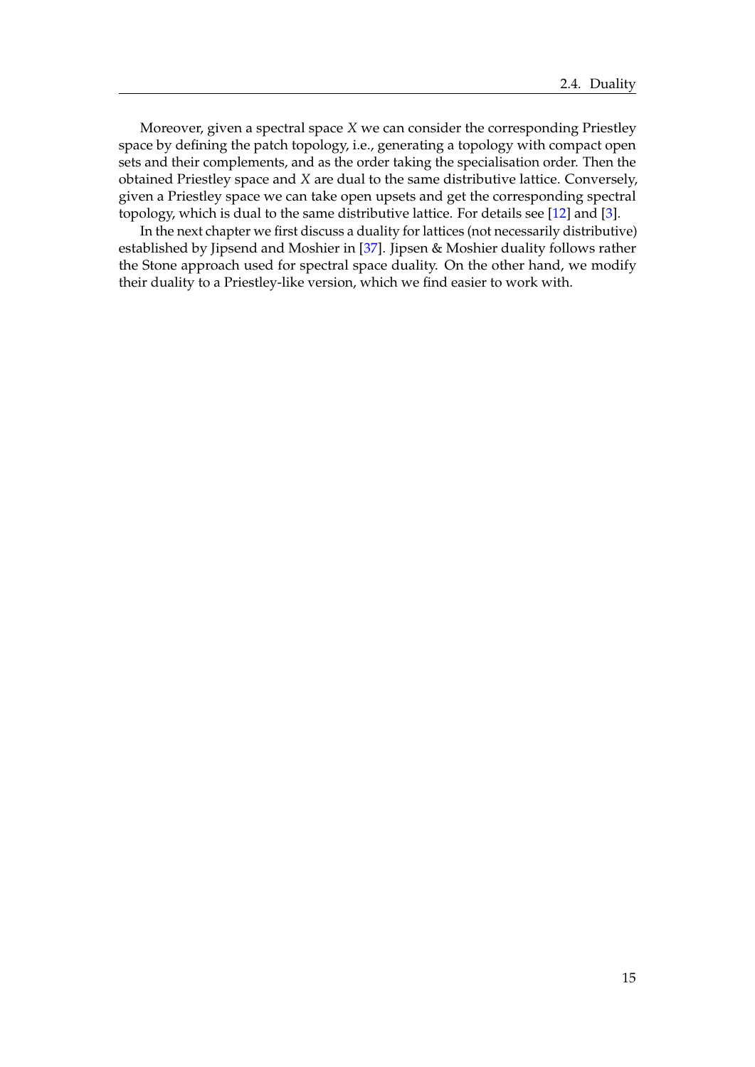Moreover, given a spectral space $X$ we can consider the corresponding Priestley space by defining the patch topology, i.e., generating a topology with compact open sets and their complements, and as the order taking the specialisation order. Then the obtained Priestley space and $X$ are dual to the same distributive lattice. Conversely, given a Priestley space we can take open upsets and get the corresponding spectral topology, which is dual to the same distributive lattice. For details see [12] and [3].

In the next chapter we first discuss a duality for lattices (not necessarily distributive) established by Jipsend and Moshier in [37]. Jipsen & Moshier duality follows rather the Stone approach used for spectral space duality. On the other hand, we modify their duality to a Priestley-like version, which we find easier to work with.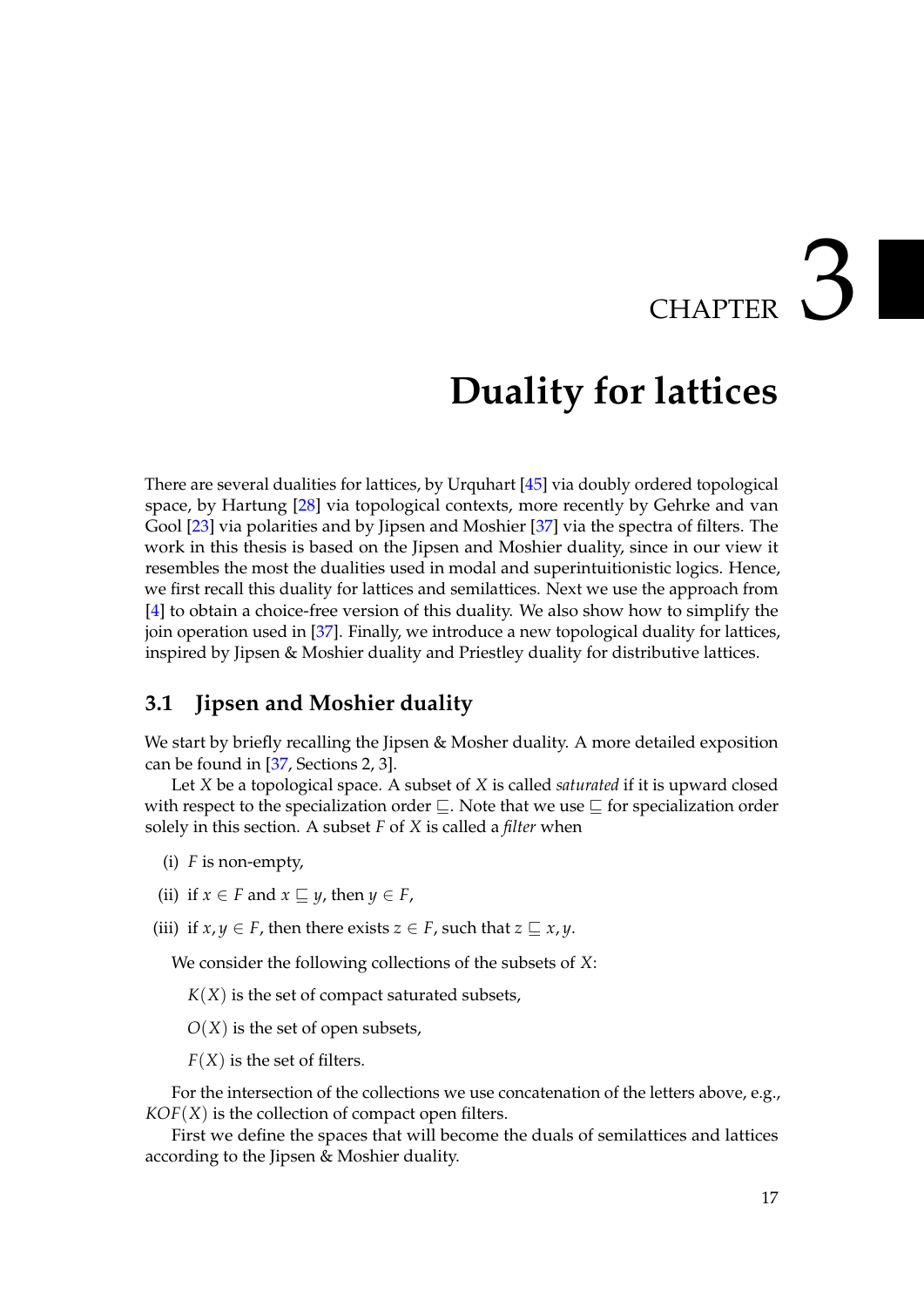# CHAPTER 3

# Duality for lattices

There are several dualities for lattices, by Urquhart [45] via doubly ordered topological space, by Hartung [28] via topological contexts, more recently by Gehrke and van Gool [23] via polarities and by Jipsen and Moshier [37] via the spectra of filters. The work in this thesis is based on the Jipsen and Moshier duality, since in our view it resembles the most the dualities used in modal and superintuitionistic logics. Hence, we first recall this duality for lattices and semilattices. Next we use the approach from [4] to obtain a choice-free version of this duality. We also show how to simplify the join operation used in [37]. Finally, we introduce a new topological duality for lattices, inspired by Jipsen & Moshier duality and Priestley duality for distributive lattices.

## 3.1 Jipsen and Moshier duality

We start by briefly recalling the Jipsen & Mosher duality. A more detailed exposition can be found in [37, Sections 2, 3].

Let $X$ be a topological space. A subset of $X$ is called *saturated* if it is upward closed with respect to the specialization order $\sqsubseteq$. Note that we use $\sqsubseteq$ for specialization order solely in this section. A subset $F$ of $X$ is called a *filter* when

(i) $F$ is non-empty,

(ii) if $x \in F$ and $x \sqsubseteq y$, then $y \in F$,

(iii) if $x, y \in F$, then there exists $z \in F$, such that $z \sqsubseteq x, y$.

We consider the following collections of the subsets of $X$:

$K(X)$ is the set of compact saturated subsets,

$O(X)$ is the set of open subsets,

$F(X)$ is the set of filters.

For the intersection of the collections we use concatenation of the letters above, e.g., $KOF(X)$ is the collection of compact open filters.

First we define the spaces that will become the duals of semilattices and lattices according to the Jipsen & Moshier duality.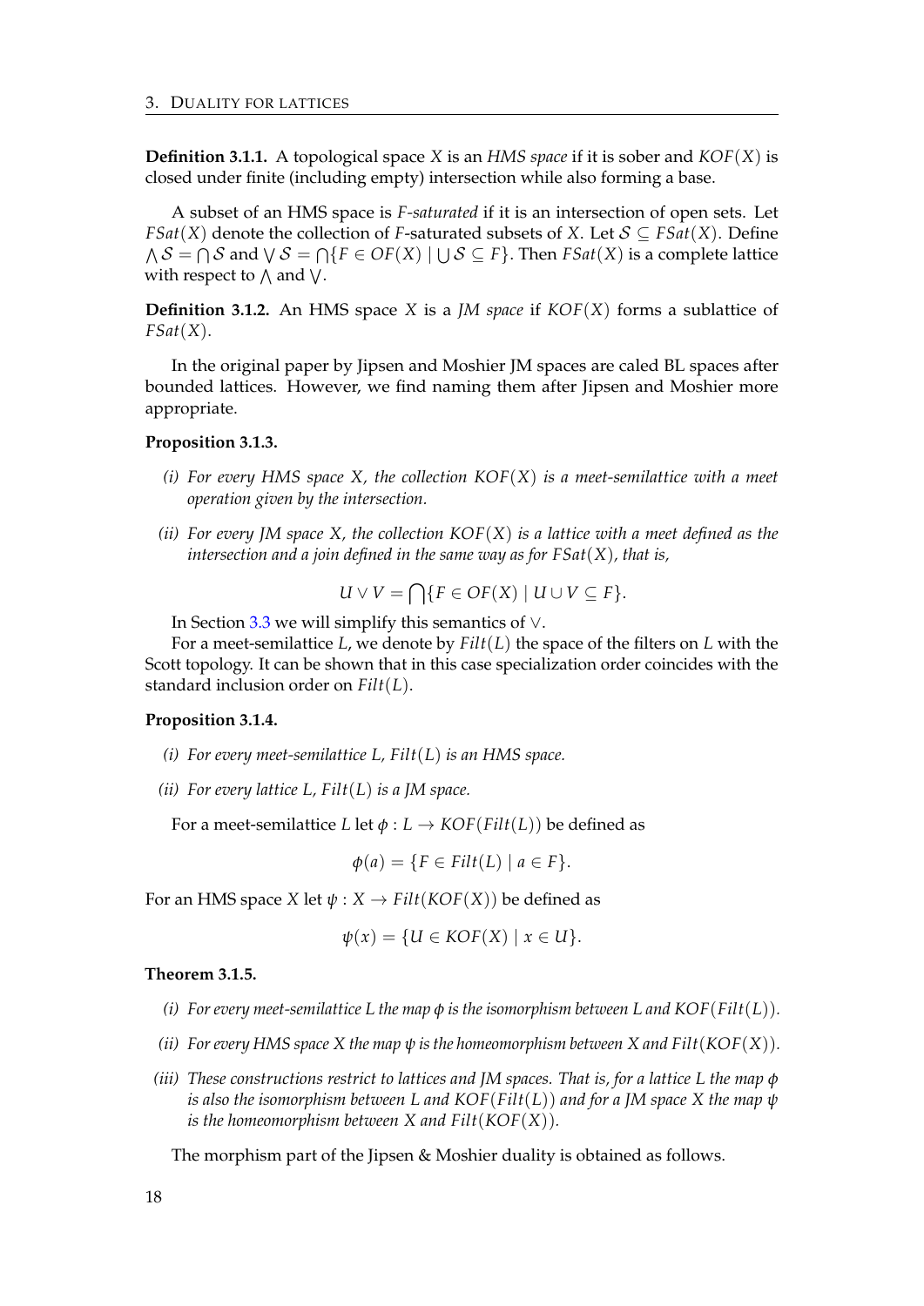**Definition 3.1.1.** A topological space $X$ is an *HMS space* if it is sober and $KOF(X)$ is closed under finite (including empty) intersection while also forming a base.

A subset of an HMS space is *F-saturated* if it is an intersection of open sets. Let $FSat(X)$ denote the collection of $F$-saturated subsets of $X$. Let $\mathcal{S} \subseteq FSat(X)$. Define $\bigwedge \mathcal{S} = \bigcap \mathcal{S}$ and $\bigvee \mathcal{S} = \bigcap\{F \in OF(X) \mid \bigcup \mathcal{S} \subseteq F\}$. Then $FSat(X)$ is a complete lattice with respect to $\bigwedge$ and $\bigvee$.

**Definition 3.1.2.** An HMS space $X$ is a *JM space* if $KOF(X)$ forms a sublattice of $FSat(X)$.

In the original paper by Jipsen and Moshier JM spaces are caled BL spaces after bounded lattices. However, we find naming them after Jipsen and Moshier more appropriate.

**Proposition 3.1.3.**

*(i) For every HMS space $X$, the collection $KOF(X)$ is a meet-semilattice with a meet operation given by the intersection.*

*(ii) For every JM space $X$, the collection $KOF(X)$ is a lattice with a meet defined as the intersection and a join defined in the same way as for $FSat(X)$, that is,*

$$U \vee V = \bigcap\{F \in OF(X) \mid U \cup V \subseteq F\}.$$

In Section 3.3 we will simplify this semantics of $\vee$.

For a meet-semilattice $L$, we denote by $Filt(L)$ the space of the filters on $L$ with the Scott topology. It can be shown that in this case specialization order coincides with the standard inclusion order on $Filt(L)$.

**Proposition 3.1.4.**

*(i) For every meet-semilattice $L$, $Filt(L)$ is an HMS space.*

*(ii) For every lattice $L$, $Filt(L)$ is a JM space.*

For a meet-semilattice $L$ let $\phi : L \to KOF(Filt(L))$ be defined as

$$\phi(a) = \{F \in Filt(L) \mid a \in F\}.$$

For an HMS space $X$ let $\psi : X \to Filt(KOF(X))$ be defined as

$$\psi(x) = \{U \in KOF(X) \mid x \in U\}.$$

**Theorem 3.1.5.**

*(i) For every meet-semilattice $L$ the map $\phi$ is the isomorphism between $L$ and $KOF(Filt(L))$.*

*(ii) For every HMS space $X$ the map $\psi$ is the homeomorphism between $X$ and $Filt(KOF(X))$.*

*(iii) These constructions restrict to lattices and JM spaces. That is, for a lattice $L$ the map $\phi$ is also the isomorphism between $L$ and $KOF(Filt(L))$ and for a JM space $X$ the map $\psi$ is the homeomorphism between $X$ and $Filt(KOF(X))$.*

The morphism part of the Jipsen & Moshier duality is obtained as follows.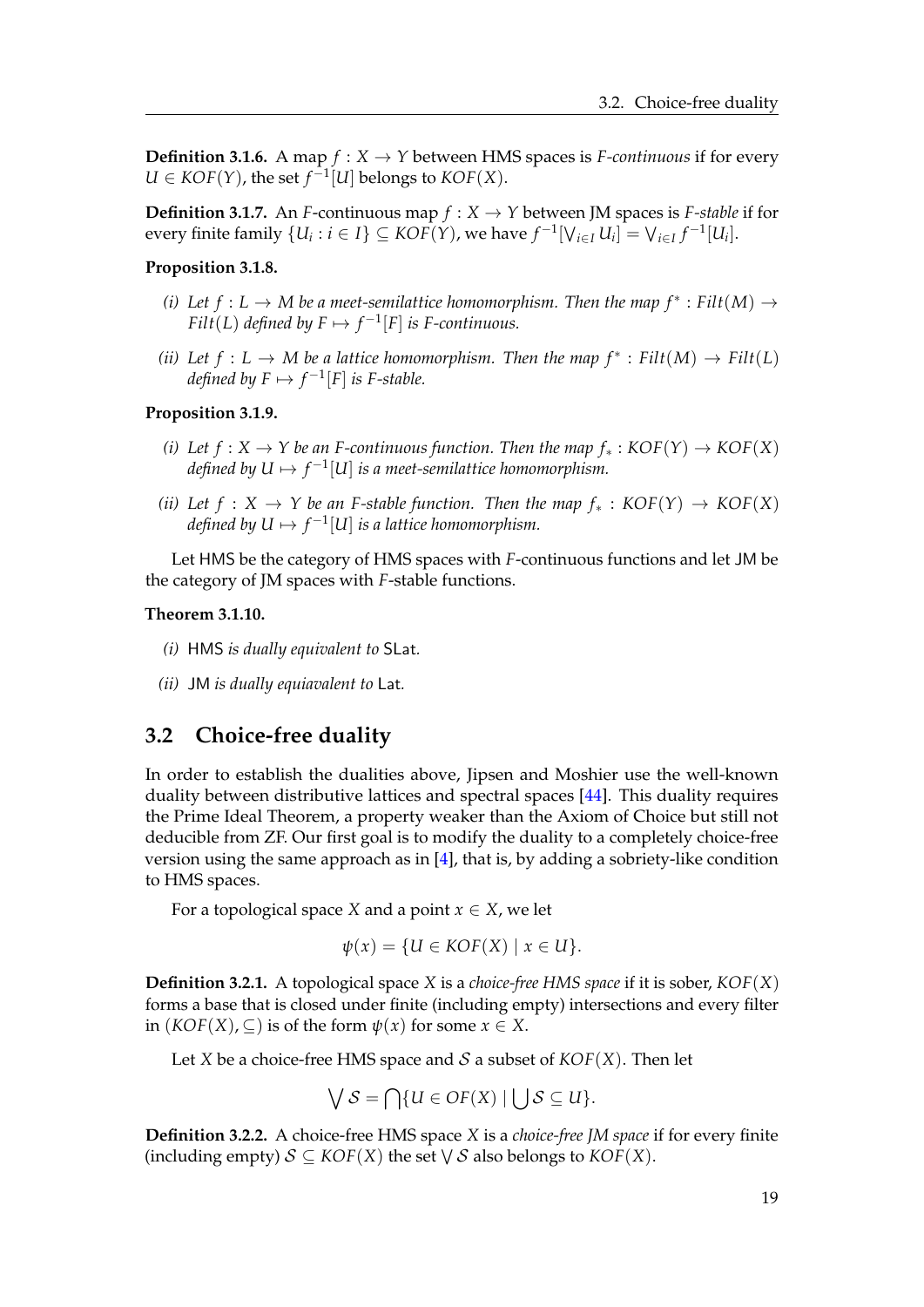**Definition 3.1.6.** A map $f : X \to Y$ between HMS spaces is *F-continuous* if for every $U \in KOF(Y)$, the set $f^{-1}[U]$ belongs to $KOF(X)$.

**Definition 3.1.7.** An $F$-continuous map $f : X \to Y$ between JM spaces is *F-stable* if for every finite family $\{U_i : i \in I\} \subseteq KOF(Y)$, we have $f^{-1}[\bigvee_{i\in I} U_i] = \bigvee_{i\in I} f^{-1}[U_i]$.

**Proposition 3.1.8.**

*(i) Let $f : L \to M$ be a meet-semilattice homomorphism. Then the map $f^* : Filt(M) \to Filt(L)$ defined by $F \mapsto f^{-1}[F]$ is F-continuous.*

*(ii) Let $f : L \to M$ be a lattice homomorphism. Then the map $f^* : Filt(M) \to Filt(L)$ defined by $F \mapsto f^{-1}[F]$ is F-stable.*

**Proposition 3.1.9.**

*(i) Let $f : X \to Y$ be an F-continuous function. Then the map $f_* : KOF(Y) \to KOF(X)$ defined by $U \mapsto f^{-1}[U]$ is a meet-semilattice homomorphism.*

*(ii) Let $f : X \to Y$ be an F-stable function. Then the map $f_* : KOF(Y) \to KOF(X)$ defined by $U \mapsto f^{-1}[U]$ is a lattice homomorphism.*

Let HMS be the category of HMS spaces with $F$-continuous functions and let JM be the category of JM spaces with $F$-stable functions.

**Theorem 3.1.10.**

*(i)* HMS *is dually equivalent to* SLat*.*

*(ii)* JM *is dually equiavalent to* Lat*.*

## 3.2 Choice-free duality

In order to establish the dualities above, Jipsen and Moshier use the well-known duality between distributive lattices and spectral spaces [44]. This duality requires the Prime Ideal Theorem, a property weaker than the Axiom of Choice but still not deducible from ZF. Our first goal is to modify the duality to a completely choice-free version using the same approach as in [4], that is, by adding a sobriety-like condition to HMS spaces.

For a topological space $X$ and a point $x \in X$, we let

$$\psi(x) = \{U \in KOF(X) \mid x \in U\}.$$

**Definition 3.2.1.** A topological space $X$ is a *choice-free HMS space* if it is sober, $KOF(X)$ forms a base that is closed under finite (including empty) intersections and every filter in $(KOF(X), \subseteq)$ is of the form $\psi(x)$ for some $x \in X$.

Let $X$ be a choice-free HMS space and $\mathcal{S}$ a subset of $KOF(X)$. Then let

$$\bigvee \mathcal{S} = \bigcap \{U \in OF(X) \mid \bigcup \mathcal{S} \subseteq U\}.$$

**Definition 3.2.2.** A choice-free HMS space $X$ is a *choice-free JM space* if for every finite (including empty) $\mathcal{S} \subseteq KOF(X)$ the set $\bigvee \mathcal{S}$ also belongs to $KOF(X)$.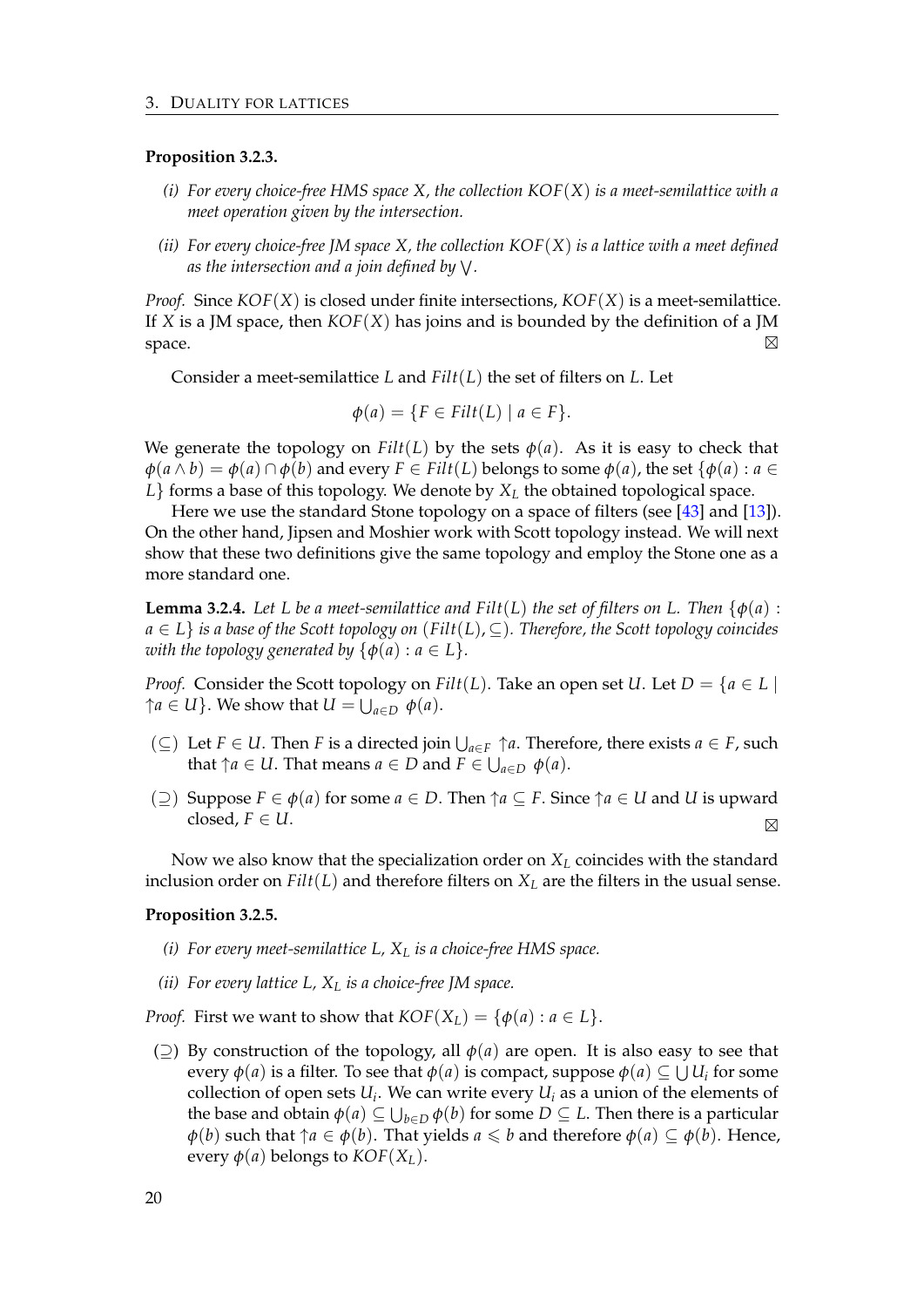**Proposition 3.2.3.**

*(i) For every choice-free HMS space $X$, the collection $KOF(X)$ is a meet-semilattice with a meet operation given by the intersection.*

*(ii) For every choice-free JM space $X$, the collection $KOF(X)$ is a lattice with a meet defined as the intersection and a join defined by $\bigvee$.*

*Proof.* Since $KOF(X)$ is closed under finite intersections, $KOF(X)$ is a meet-semilattice. If $X$ is a JM space, then $KOF(X)$ has joins and is bounded by the definition of a JM space. ⊠

Consider a meet-semilattice $L$ and $Filt(L)$ the set of filters on $L$. Let

$$\phi(a) = \{F \in Filt(L) \mid a \in F\}.$$

We generate the topology on $Filt(L)$ by the sets $\phi(a)$. As it is easy to check that $\phi(a \wedge b) = \phi(a) \cap \phi(b)$ and every $F \in Filt(L)$ belongs to some $\phi(a)$, the set $\{\phi(a) : a \in L\}$ forms a base of this topology. We denote by $X_L$ the obtained topological space.

Here we use the standard Stone topology on a space of filters (see [43] and [13]). On the other hand, Jipsen and Moshier work with Scott topology instead. We will next show that these two definitions give the same topology and employ the Stone one as a more standard one.

**Lemma 3.2.4.** *Let $L$ be a meet-semilattice and $Filt(L)$ the set of filters on $L$. Then $\{\phi(a) : a \in L\}$ is a base of the Scott topology on $(Filt(L), \subseteq)$. Therefore, the Scott topology coincides with the topology generated by $\{\phi(a) : a \in L\}$.*

*Proof.* Consider the Scott topology on $Filt(L)$. Take an open set $U$. Let $D = \{a \in L \mid {\uparrow}a \in U\}$. We show that $U = \bigcup_{a \in D} \phi(a)$.

- ($\subseteq$) Let $F \in U$. Then $F$ is a directed join $\bigcup_{a \in F} {\uparrow}a$. Therefore, there exists $a \in F$, such that ${\uparrow}a \in U$. That means $a \in D$ and $F \in \bigcup_{a \in D} \phi(a)$.
- ($\supseteq$) Suppose $F \in \phi(a)$ for some $a \in D$. Then ${\uparrow}a \subseteq F$. Since ${\uparrow}a \in U$ and $U$ is upward closed, $F \in U$. ⊠

Now we also know that the specialization order on $X_L$ coincides with the standard inclusion order on $Filt(L)$ and therefore filters on $X_L$ are the filters in the usual sense.

**Proposition 3.2.5.**

*(i) For every meet-semilattice $L$, $X_L$ is a choice-free HMS space.*

*(ii) For every lattice $L$, $X_L$ is a choice-free JM space.*

*Proof.* First we want to show that $KOF(X_L) = \{\phi(a) : a \in L\}$.

- ($\supseteq$) By construction of the topology, all $\phi(a)$ are open. It is also easy to see that every $\phi(a)$ is a filter. To see that $\phi(a)$ is compact, suppose $\phi(a) \subseteq \bigcup U_i$ for some collection of open sets $U_i$. We can write every $U_i$ as a union of the elements of the base and obtain $\phi(a) \subseteq \bigcup_{b \in D} \phi(b)$ for some $D \subseteq L$. Then there is a particular $\phi(b)$ such that ${\uparrow}a \in \phi(b)$. That yields $a \leqslant b$ and therefore $\phi(a) \subseteq \phi(b)$. Hence, every $\phi(a)$ belongs to $KOF(X_L)$.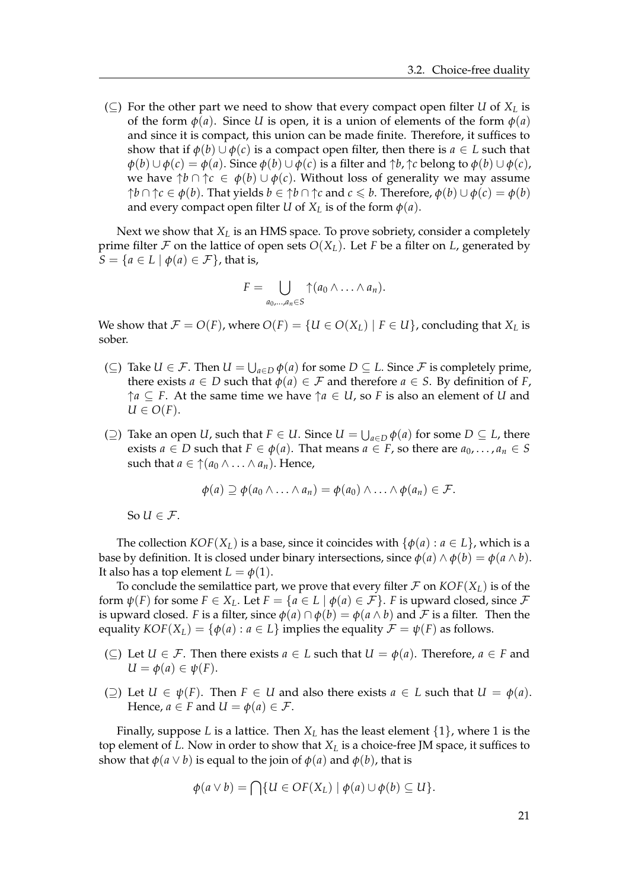($\subseteq$) For the other part we need to show that every compact open filter $U$ of $X_L$ is of the form $\phi(a)$. Since $U$ is open, it is a union of elements of the form $\phi(a)$ and since it is compact, this union can be made finite. Therefore, it suffices to show that if $\phi(b) \cup \phi(c)$ is a compact open filter, then there is $a \in L$ such that $\phi(b) \cup \phi(c) = \phi(a)$. Since $\phi(b) \cup \phi(c)$ is a filter and $\uparrow b, \uparrow c$ belong to $\phi(b) \cup \phi(c)$, we have $\uparrow b \cap \uparrow c \in \phi(b) \cup \phi(c)$. Without loss of generality we may assume $\uparrow b \cap \uparrow c \in \phi(b)$. That yields $b \in \uparrow b \cap \uparrow c$ and $c \leqslant b$. Therefore, $\phi(b) \cup \phi(c) = \phi(b)$ and every compact open filter $U$ of $X_L$ is of the form $\phi(a)$.

Next we show that $X_L$ is an HMS space. To prove sobriety, consider a completely prime filter $\mathcal{F}$ on the lattice of open sets $O(X_L)$. Let $F$ be a filter on $L$, generated by $S = \{a \in L \mid \phi(a) \in \mathcal{F}\}$, that is,

$$F = \bigcup_{a_0, \ldots, a_n \in S} \uparrow(a_0 \wedge \ldots \wedge a_n).$$

We show that $\mathcal{F} = O(F)$, where $O(F) = \{U \in O(X_L) \mid F \in U\}$, concluding that $X_L$ is sober.

($\subseteq$) Take $U \in \mathcal{F}$. Then $U = \bigcup_{a \in D} \phi(a)$ for some $D \subseteq L$. Since $\mathcal{F}$ is completely prime, there exists $a \in D$ such that $\phi(a) \in \mathcal{F}$ and therefore $a \in S$. By definition of $F$, $\uparrow a \subseteq F$. At the same time we have $\uparrow a \in U$, so $F$ is also an element of $U$ and $U \in O(F)$.

($\supseteq$) Take an open $U$, such that $F \in U$. Since $U = \bigcup_{a \in D} \phi(a)$ for some $D \subseteq L$, there exists $a \in D$ such that $F \in \phi(a)$. That means $a \in F$, so there are $a_0, \ldots, a_n \in S$ such that $a \in \uparrow(a_0 \wedge \ldots \wedge a_n)$. Hence,

$$\phi(a) \supseteq \phi(a_0 \wedge \ldots \wedge a_n) = \phi(a_0) \wedge \ldots \wedge \phi(a_n) \in \mathcal{F}.$$

So $U \in \mathcal{F}$.

The collection $KOF(X_L)$ is a base, since it coincides with $\{\phi(a) : a \in L\}$, which is a base by definition. It is closed under binary intersections, since $\phi(a) \wedge \phi(b) = \phi(a \wedge b)$. It also has a top element $L = \phi(1)$.

To conclude the semilattice part, we prove that every filter $\mathcal{F}$ on $KOF(X_L)$ is of the form $\psi(F)$ for some $F \in X_L$. Let $F = \{a \in L \mid \phi(a) \in \mathcal{F}\}$. $F$ is upward closed, since $\mathcal{F}$ is upward closed. $F$ is a filter, since $\phi(a) \cap \phi(b) = \phi(a \wedge b)$ and $\mathcal{F}$ is a filter. Then the equality $KOF(X_L) = \{\phi(a) : a \in L\}$ implies the equality $\mathcal{F} = \psi(F)$ as follows.

($\subseteq$) Let $U \in \mathcal{F}$. Then there exists $a \in L$ such that $U = \phi(a)$. Therefore, $a \in F$ and $U = \phi(a) \in \psi(F)$.

($\supseteq$) Let $U \in \psi(F)$. Then $F \in U$ and also there exists $a \in L$ such that $U = \phi(a)$. Hence, $a \in F$ and $U = \phi(a) \in \mathcal{F}$.

Finally, suppose $L$ is a lattice. Then $X_L$ has the least element $\{1\}$, where 1 is the top element of $L$. Now in order to show that $X_L$ is a choice-free JM space, it suffices to show that $\phi(a \vee b)$ is equal to the join of $\phi(a)$ and $\phi(b)$, that is

$$\phi(a \vee b) = \bigcap \{U \in OF(X_L) \mid \phi(a) \cup \phi(b) \subseteq U\}.$$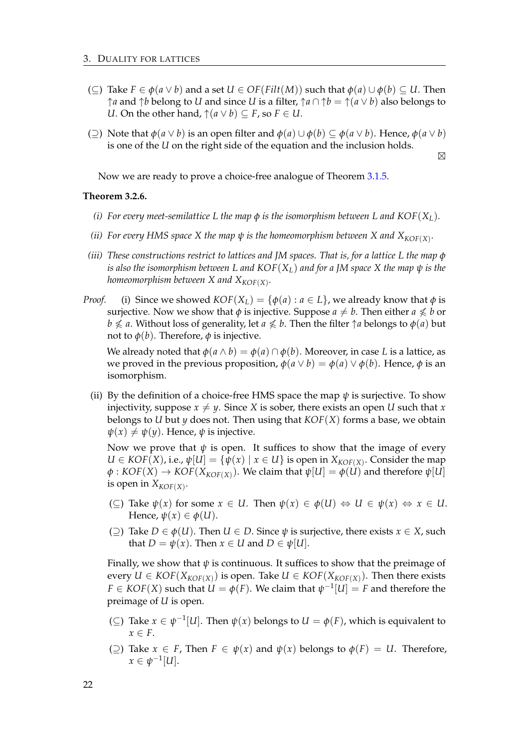- ($\subseteq$) Take $F \in \phi(a \vee b)$ and a set $U \in OF(Filt(M))$ such that $\phi(a) \cup \phi(b) \subseteq U$. Then $\uparrow a$ and $\uparrow b$ belong to $U$ and since $U$ is a filter, $\uparrow a \cap \uparrow b = \uparrow(a \vee b)$ also belongs to $U$. On the other hand, $\uparrow(a \vee b) \subseteq F$, so $F \in U$.
- ($\supseteq$) Note that $\phi(a \vee b)$ is an open filter and $\phi(a) \cup \phi(b) \subseteq \phi(a \vee b)$. Hence, $\phi(a \vee b)$ is one of the $U$ on the right side of the equation and the inclusion holds.

$\boxtimes$

Now we are ready to prove a choice-free analogue of Theorem 3.1.5.

**Theorem 3.2.6.**

*(i) For every meet-semilattice $L$ the map $\phi$ is the isomorphism between $L$ and $KOF(X_L)$.*

*(ii) For every HMS space $X$ the map $\psi$ is the homeomorphism between $X$ and $X_{KOF(X)}$.*

*(iii) These constructions restrict to lattices and JM spaces. That is, for a lattice $L$ the map $\phi$ is also the isomorphism between $L$ and $KOF(X_L)$ and for a JM space $X$ the map $\psi$ is the homeomorphism between $X$ and $X_{KOF(X)}$.*

*Proof.* (i) Since we showed $KOF(X_L) = \{\phi(a) : a \in L\}$, we already know that $\phi$ is surjective. Now we show that $\phi$ is injective. Suppose $a \neq b$. Then either $a \not\leqslant b$ or $b \not\leqslant a$. Without loss of generality, let $a \not\leqslant b$. Then the filter $\uparrow a$ belongs to $\phi(a)$ but not to $\phi(b)$. Therefore, $\phi$ is injective.

We already noted that $\phi(a \wedge b) = \phi(a) \cap \phi(b)$. Moreover, in case $L$ is a lattice, as we proved in the previous proposition, $\phi(a \vee b) = \phi(a) \vee \phi(b)$. Hence, $\phi$ is an isomorphism.

(ii) By the definition of a choice-free HMS space the map $\psi$ is surjective. To show injectivity, suppose $x \neq y$. Since $X$ is sober, there exists an open $U$ such that $x$ belongs to $U$ but $y$ does not. Then using that $KOF(X)$ forms a base, we obtain $\psi(x) \neq \psi(y)$. Hence, $\psi$ is injective.

Now we prove that $\psi$ is open. It suffices to show that the image of every $U \in KOF(X)$, i.e., $\psi[U] = \{\psi(x) \mid x \in U\}$ is open in $X_{KOF(X)}$. Consider the map $\phi : KOF(X) \to KOF(X_{KOF(X)})$. We claim that $\psi[U] = \phi(U)$ and therefore $\psi[U]$ is open in $X_{KOF(X)}$.

- ($\subseteq$) Take $\psi(x)$ for some $x \in U$. Then $\psi(x) \in \phi(U) \Leftrightarrow U \in \psi(x) \Leftrightarrow x \in U$. Hence, $\psi(x) \in \phi(U)$.
- ($\supseteq$) Take $D \in \phi(U)$. Then $U \in D$. Since $\psi$ is surjective, there exists $x \in X$, such that $D = \psi(x)$. Then $x \in U$ and $D \in \psi[U]$.

Finally, we show that $\psi$ is continuous. It suffices to show that the preimage of every $U \in KOF(X_{KOF(X)})$ is open. Take $U \in KOF(X_{KOF(X)})$. Then there exists $F \in KOF(X)$ such that $U = \phi(F)$. We claim that $\psi^{-1}[U] = F$ and therefore the preimage of $U$ is open.

- ($\subseteq$) Take $x \in \psi^{-1}[U]$. Then $\psi(x)$ belongs to $U = \phi(F)$, which is equivalent to $x \in F$.
- ($\supseteq$) Take $x \in F$, Then $F \in \psi(x)$ and $\psi(x)$ belongs to $\phi(F) = U$. Therefore, $x \in \psi^{-1}[U]$.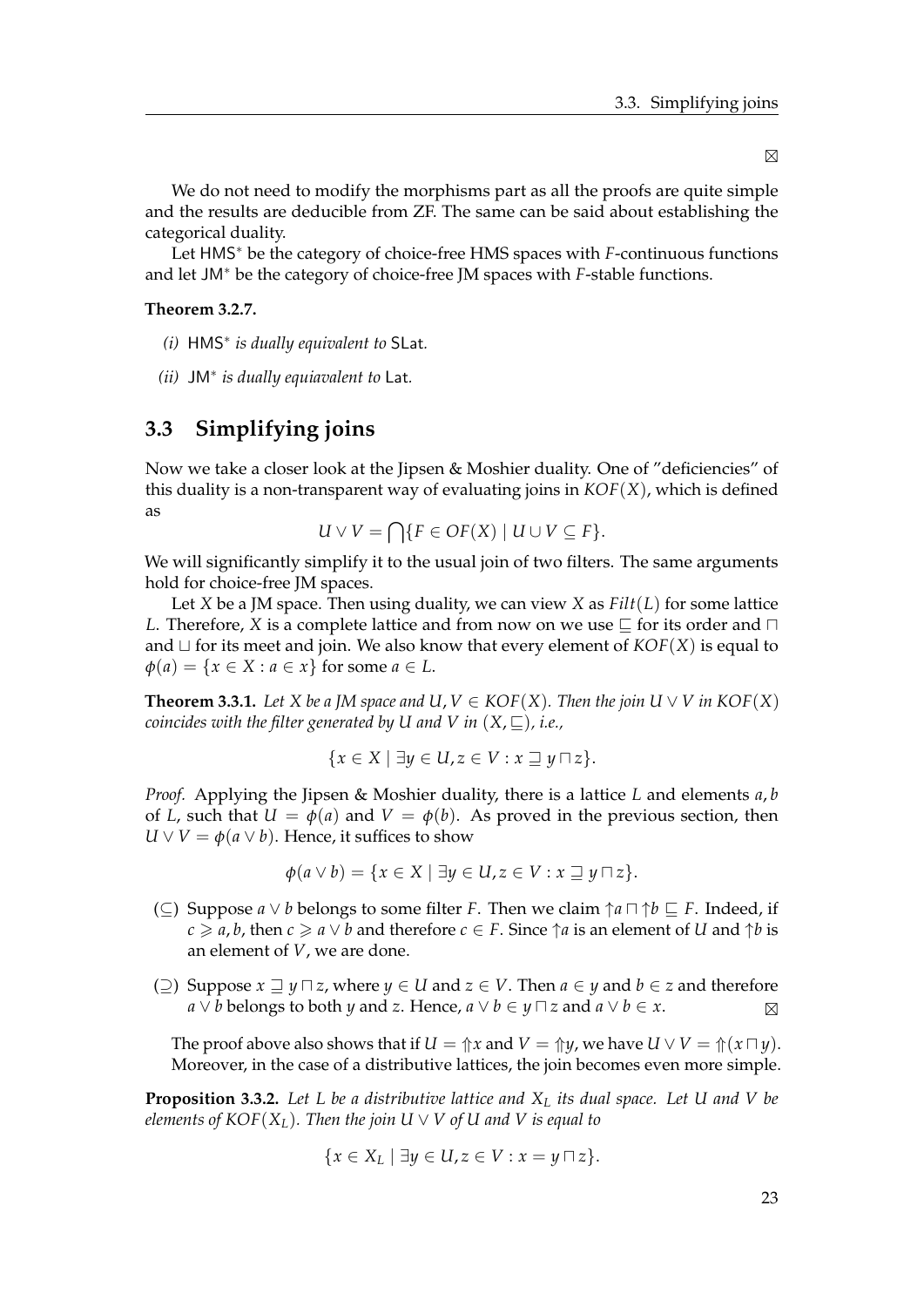⊠

We do not need to modify the morphisms part as all the proofs are quite simple and the results are deducible from ZF. The same can be said about establishing the categorical duality.

Let $\mathsf{HMS}^*$ be the category of choice-free HMS spaces with $F$-continuous functions and let $\mathsf{JM}^*$ be the category of choice-free JM spaces with $F$-stable functions.

**Theorem 3.2.7.**

*(i)* $\mathsf{HMS}^*$ *is dually equivalent to* $\mathsf{SLat}$*.*

*(ii)* $\mathsf{JM}^*$ *is dually equiavalent to* $\mathsf{Lat}$*.*

## 3.3 Simplifying joins

Now we take a closer look at the Jipsen & Moshier duality. One of "deficiencies" of this duality is a non-transparent way of evaluating joins in $KOF(X)$, which is defined as

$$U \vee V = \bigcap\{F \in OF(X) \mid U \cup V \subseteq F\}.$$

We will significantly simplify it to the usual join of two filters. The same arguments hold for choice-free JM spaces.

Let $X$ be a JM space. Then using duality, we can view $X$ as $Filt(L)$ for some lattice $L$. Therefore, $X$ is a complete lattice and from now on we use $\sqsubseteq$ for its order and $\sqcap$ and $\sqcup$ for its meet and join. We also know that every element of $KOF(X)$ is equal to $\phi(a) = \{x \in X : a \in x\}$ for some $a \in L$.

**Theorem 3.3.1.** *Let $X$ be a JM space and $U, V \in KOF(X)$. Then the join $U \vee V$ in $KOF(X)$ coincides with the filter generated by $U$ and $V$ in $(X, \sqsubseteq)$, i.e.,*

$$\{x \in X \mid \exists y \in U, z \in V : x \sqsupseteq y \sqcap z\}.$$

*Proof.* Applying the Jipsen & Moshier duality, there is a lattice $L$ and elements $a, b$ of $L$, such that $U = \phi(a)$ and $V = \phi(b)$. As proved in the previous section, then $U \vee V = \phi(a \vee b)$. Hence, it suffices to show

$$\phi(a \vee b) = \{x \in X \mid \exists y \in U, z \in V : x \sqsupseteq y \sqcap z\}.$$

- ($\subseteq$) Suppose $a \vee b$ belongs to some filter $F$. Then we claim $\uparrow a \sqcap \uparrow b \sqsubseteq F$. Indeed, if $c \geqslant a, b$, then $c \geqslant a \vee b$ and therefore $c \in F$. Since $\uparrow a$ is an element of $U$ and $\uparrow b$ is an element of $V$, we are done.

- ($\supseteq$) Suppose $x \sqsupseteq y \sqcap z$, where $y \in U$ and $z \in V$. Then $a \in y$ and $b \in z$ and therefore $a \vee b$ belongs to both $y$ and $z$. Hence, $a \vee b \in y \sqcap z$ and $a \vee b \in x$. ⊠

The proof above also shows that if $U = \Uparrow x$ and $V = \Uparrow y$, we have $U \vee V = \Uparrow(x \sqcap y)$. Moreover, in the case of a distributive lattices, the join becomes even more simple.

**Proposition 3.3.2.** *Let $L$ be a distributive lattice and $X_L$ its dual space. Let $U$ and $V$ be elements of $KOF(X_L)$. Then the join $U \vee V$ of $U$ and $V$ is equal to*

$$\{x \in X_L \mid \exists y \in U, z \in V : x = y \sqcap z\}.$$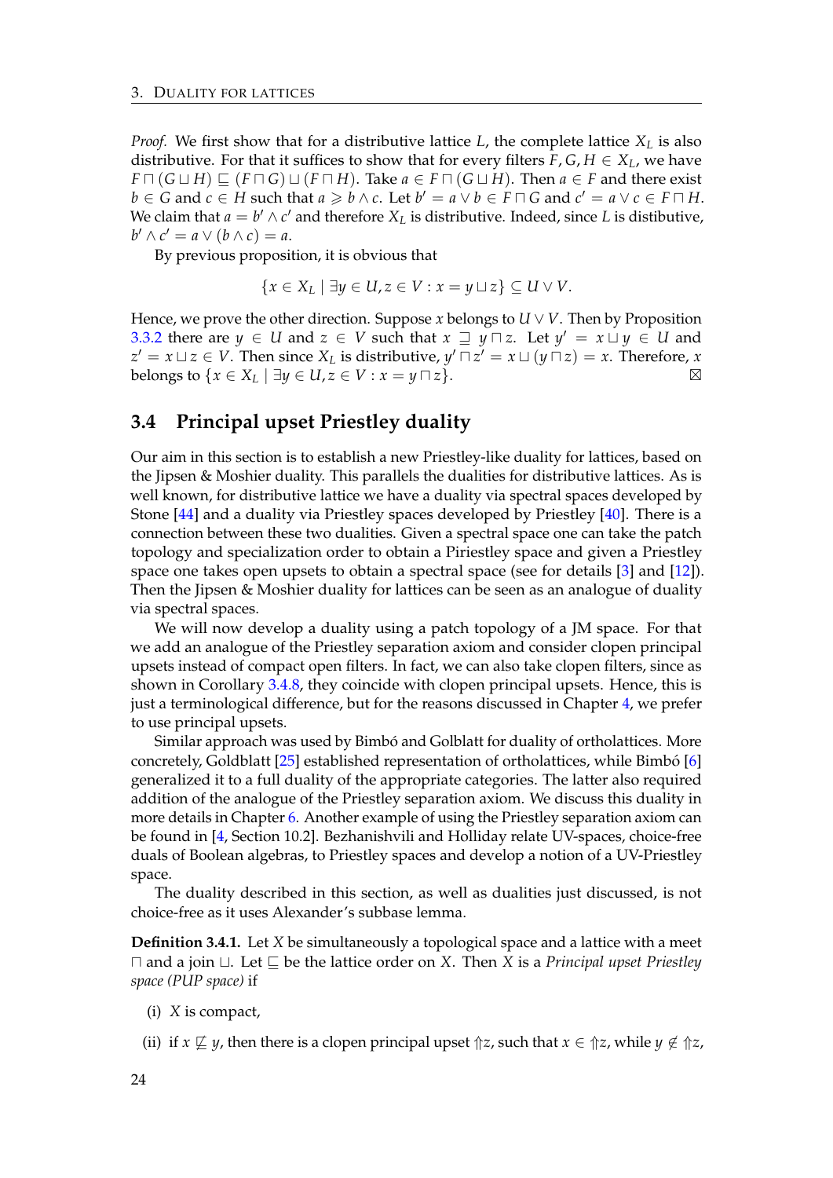*Proof.* We first show that for a distributive lattice $L$, the complete lattice $X_L$ is also distributive. For that it suffices to show that for every filters $F, G, H \in X_L$, we have $F \sqcap (G \sqcup H) \sqsubseteq (F \sqcap G) \sqcup (F \sqcap H)$. Take $a \in F \sqcap (G \sqcup H)$. Then $a \in F$ and there exist $b \in G$ and $c \in H$ such that $a \geqslant b \wedge c$. Let $b' = a \vee b \in F \sqcap G$ and $c' = a \vee c \in F \sqcap H$. We claim that $a = b' \wedge c'$ and therefore $X_L$ is distributive. Indeed, since $L$ is distibutive, $b' \wedge c' = a \vee (b \wedge c) = a$.

By previous proposition, it is obvious that

$$\{x \in X_L \mid \exists y \in U, z \in V : x = y \sqcup z\} \subseteq U \vee V.$$

Hence, we prove the other direction. Suppose $x$ belongs to $U \vee V$. Then by Proposition 3.3.2 there are $y \in U$ and $z \in V$ such that $x \sqsupseteq y \sqcap z$. Let $y' = x \sqcup y \in U$ and $z' = x \sqcup z \in V$. Then since $X_L$ is distributive, $y' \sqcap z' = x \sqcup (y \sqcap z) = x$. Therefore, $x$ belongs to $\{x \in X_L \mid \exists y \in U, z \in V : x = y \sqcap z\}$. ⊠

## 3.4 Principal upset Priestley duality

Our aim in this section is to establish a new Priestley-like duality for lattices, based on the Jipsen & Moshier duality. This parallels the dualities for distributive lattices. As is well known, for distributive lattice we have a duality via spectral spaces developed by Stone [44] and a duality via Priestley spaces developed by Priestley [40]. There is a connection between these two dualities. Given a spectral space one can take the patch topology and specialization order to obtain a Piriestley space and given a Priestley space one takes open upsets to obtain a spectral space (see for details [3] and [12]). Then the Jipsen & Moshier duality for lattices can be seen as an analogue of duality via spectral spaces.

We will now develop a duality using a patch topology of a JM space. For that we add an analogue of the Priestley separation axiom and consider clopen principal upsets instead of compact open filters. In fact, we can also take clopen filters, since as shown in Corollary 3.4.8, they coincide with clopen principal upsets. Hence, this is just a terminological difference, but for the reasons discussed in Chapter 4, we prefer to use principal upsets.

Similar approach was used by Bimbó and Golblatt for duality of ortholattices. More concretely, Goldblatt [25] established representation of ortholattices, while Bimbó [6] generalized it to a full duality of the appropriate categories. The latter also required addition of the analogue of the Priestley separation axiom. We discuss this duality in more details in Chapter 6. Another example of using the Priestley separation axiom can be found in [4, Section 10.2]. Bezhanishvili and Holliday relate UV-spaces, choice-free duals of Boolean algebras, to Priestley spaces and develop a notion of a UV-Priestley space.

The duality described in this section, as well as dualities just discussed, is not choice-free as it uses Alexander's subbase lemma.

**Definition 3.4.1.** Let $X$ be simultaneously a topological space and a lattice with a meet $\sqcap$ and a join $\sqcup$. Let $\sqsubseteq$ be the lattice order on $X$. Then $X$ is a *Principal upset Priestley space (PUP space)* if

(i) $X$ is compact,

(ii) if $x \not\sqsubseteq y$, then there is a clopen principal upset $\Uparrow z$, such that $x \in \Uparrow z$, while $y \notin \Uparrow z$,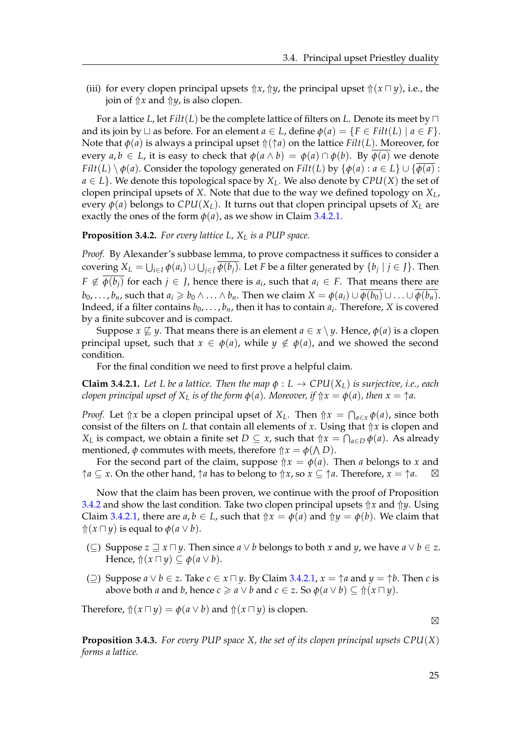(iii) for every clopen principal upsets $\Uparrow x, \Uparrow y$, the principal upset $\Uparrow(x \sqcap y)$, i.e., the join of $\Uparrow x$ and $\Uparrow y$, is also clopen.

For a lattice $L$, let $Filt(L)$ be the complete lattice of filters on $L$. Denote its meet by $\sqcap$ and its join by $\sqcup$ as before. For an element $a \in L$, define $\phi(a) = \{F \in Filt(L) \mid a \in F\}$. Note that $\phi(a)$ is always a principal upset $\Uparrow(\uparrow a)$ on the lattice $Filt(L)$. Moreover, for every $a, b \in L$, it is easy to check that $\phi(a \wedge b) = \phi(a) \cap \phi(b)$. By $\overline{\phi(a)}$ we denote $Filt(L) \setminus \phi(a)$. Consider the topology generated on $Filt(L)$ by $\{\phi(a) : a \in L\} \cup \{\overline{\phi(a)} : a \in L\}$. We denote this topological space by $X_L$. We also denote by $CPU(X)$ the set of clopen principal upsets of $X$. Note that due to the way we defined topology on $X_L$, every $\phi(a)$ belongs to $CPU(X_L)$. It turns out that clopen principal upsets of $X_L$ are exactly the ones of the form $\phi(a)$, as we show in Claim 3.4.2.1.

**Proposition 3.4.2.** *For every lattice $L$, $X_L$ is a PUP space.*

*Proof.* By Alexander's subbase lemma, to prove compactness it suffices to consider a covering $X_L = \bigcup_{i \in I} \phi(a_i) \cup \bigcup_{j \in J} \overline{\phi(b_j)}$. Let $F$ be a filter generated by $\{b_j \mid j \in J\}$. Then $F \notin \overline{\phi(b_j)}$ for each $j \in J$, hence there is $a_i$, such that $a_i \in F$. That means there are $b_0, \ldots, b_n$, such that $a_i \geqslant b_0 \wedge \ldots \wedge b_n$. Then we claim $X = \phi(a_i) \cup \overline{\phi(b_0)} \cup \ldots \cup \overline{\phi(b_n)}$. Indeed, if a filter contains $b_0, \ldots, b_n$, then it has to contain $a_i$. Therefore, $X$ is covered by a finite subcover and is compact.

Suppose $x \not\sqsubseteq y$. That means there is an element $a \in x \setminus y$. Hence, $\phi(a)$ is a clopen principal upset, such that $x \in \phi(a)$, while $y \notin \phi(a)$, and we showed the second condition.

For the final condition we need to first prove a helpful claim.

**Claim 3.4.2.1.** *Let $L$ be a lattice. Then the map $\phi : L \to CPU(X_L)$ is surjective, i.e., each clopen principal upset of $X_L$ is of the form $\phi(a)$. Moreover, if $\Uparrow x = \phi(a)$, then $x = \uparrow a$.*

*Proof.* Let $\Uparrow x$ be a clopen principal upset of $X_L$. Then $\Uparrow x = \bigcap_{a \in x} \phi(a)$, since both consist of the filters on $L$ that contain all elements of $x$. Using that $\Uparrow x$ is clopen and $X_L$ is compact, we obtain a finite set $D \subseteq x$, such that $\Uparrow x = \bigcap_{a \in D} \phi(a)$. As already mentioned, $\phi$ commutes with meets, therefore $\Uparrow x = \phi(\bigwedge D)$.

For the second part of the claim, suppose $\Uparrow x = \phi(a)$. Then $a$ belongs to $x$ and $\uparrow a \subseteq x$. On the other hand, $\uparrow a$ has to belong to $\Uparrow x$, so $x \subseteq \uparrow a$. Therefore, $x = \uparrow a$. ⊠

Now that the claim has been proven, we continue with the proof of Proposition 3.4.2 and show the last condition. Take two clopen principal upsets $\Uparrow x$ and $\Uparrow y$. Using Claim 3.4.2.1, there are $a, b \in L$, such that $\Uparrow x = \phi(a)$ and $\Uparrow y = \phi(b)$. We claim that $\Uparrow(x \sqcap y)$ is equal to $\phi(a \vee b)$.

($\subseteq$) Suppose $z \sqsupseteq x \sqcap y$. Then since $a \vee b$ belongs to both $x$ and $y$, we have $a \vee b \in z$. Hence, $\Uparrow(x \sqcap y) \subseteq \phi(a \vee b)$.

($\supseteq$) Suppose $a \vee b \in z$. Take $c \in x \sqcap y$. By Claim 3.4.2.1, $x = \uparrow a$ and $y = \uparrow b$. Then $c$ is above both $a$ and $b$, hence $c \geqslant a \vee b$ and $c \in z$. So $\phi(a \vee b) \subseteq \Uparrow(x \sqcap y)$.

Therefore, $\Uparrow(x \sqcap y) = \phi(a \vee b)$ and $\Uparrow(x \sqcap y)$ is clopen.

⊠

**Proposition 3.4.3.** *For every PUP space $X$, the set of its clopen principal upsets $CPU(X)$ forms a lattice.*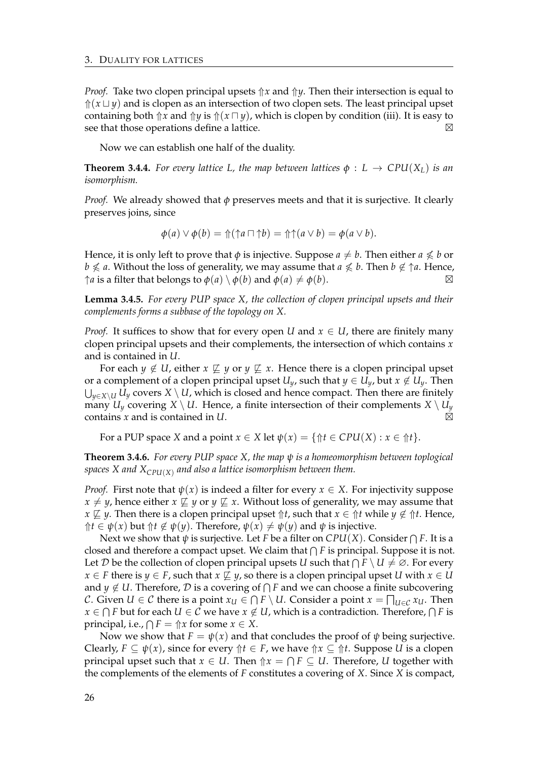*Proof.* Take two clopen principal upsets $\Uparrow x$ and $\Uparrow y$. Then their intersection is equal to $\Uparrow(x \sqcup y)$ and is clopen as an intersection of two clopen sets. The least principal upset containing both $\Uparrow x$ and $\Uparrow y$ is $\Uparrow(x \sqcap y)$, which is clopen by condition (iii). It is easy to see that those operations define a lattice. ⊠

Now we can establish one half of the duality.

**Theorem 3.4.4.** *For every lattice $L$, the map between lattices $\phi : L \to CPU(X_L)$ is an isomorphism.*

*Proof.* We already showed that $\phi$ preserves meets and that it is surjective. It clearly preserves joins, since

$$\phi(a) \vee \phi(b) = \Uparrow(\uparrow a \sqcap \uparrow b) = \Uparrow\uparrow(a \vee b) = \phi(a \vee b).$$

Hence, it is only left to prove that $\phi$ is injective. Suppose $a \neq b$. Then either $a \not\leqslant b$ or $b \not\leqslant a$. Without the loss of generality, we may assume that $a \not\leqslant b$. Then $b \notin \uparrow a$. Hence, $\uparrow a$ is a filter that belongs to $\phi(a) \setminus \phi(b)$ and $\phi(a) \neq \phi(b)$. ⊠

**Lemma 3.4.5.** *For every PUP space $X$, the collection of clopen principal upsets and their complements forms a subbase of the topology on $X$.*

*Proof.* It suffices to show that for every open $U$ and $x \in U$, there are finitely many clopen principal upsets and their complements, the intersection of which contains $x$ and is contained in $U$.

For each $y \notin U$, either $x \not\sqsubseteq y$ or $y \not\sqsubseteq x$. Hence there is a clopen principal upset or a complement of a clopen principal upset $U_y$, such that $y \in U_y$, but $x \notin U_y$. Then $\bigcup_{y \in X \setminus U} U_y$ covers $X \setminus U$, which is closed and hence compact. Then there are finitely many $U_y$ covering $X \setminus U$. Hence, a finite intersection of their complements $X \setminus U_y$ contains $x$ and is contained in $U$. ⊠

For a PUP space $X$ and a point $x \in X$ let $\psi(x) = \{\Uparrow t \in CPU(X) : x \in \Uparrow t\}$.

**Theorem 3.4.6.** *For every PUP space $X$, the map $\psi$ is a homeomorphism between toplogical spaces $X$ and $X_{CPU(X)}$ and also a lattice isomorphism between them.*

*Proof.* First note that $\psi(x)$ is indeed a filter for every $x \in X$. For injectivity suppose $x \neq y$, hence either $x \not\sqsubseteq y$ or $y \not\sqsubseteq x$. Without loss of generality, we may assume that $x \not\sqsubseteq y$. Then there is a clopen principal upset $\Uparrow t$, such that $x \in \Uparrow t$ while $y \notin \Uparrow t$. Hence, $\Uparrow t \in \psi(x)$ but $\Uparrow t \notin \psi(y)$. Therefore, $\psi(x) \neq \psi(y)$ and $\psi$ is injective.

Next we show that $\psi$ is surjective. Let $F$ be a filter on $CPU(X)$. Consider $\bigcap F$. It is a closed and therefore a compact upset. We claim that $\bigcap F$ is principal. Suppose it is not. Let $\mathcal{D}$ be the collection of clopen principal upsets $U$ such that $\bigcap F \setminus U \neq \varnothing$. For every $x \in F$ there is $y \in F$, such that $x \not\sqsubseteq y$, so there is a clopen principal upset $U$ with $x \in U$ and $y \notin U$. Therefore, $\mathcal{D}$ is a covering of $\bigcap F$ and we can choose a finite subcovering $\mathcal{C}$. Given $U \in \mathcal{C}$ there is a point $x_U \in \bigcap F \setminus U$. Consider a point $x = \bigsqcap_{U \in \mathcal{C}} x_U$. Then $x \in \bigcap F$ but for each $U \in \mathcal{C}$ we have $x \notin U$, which is a contradiction. Therefore, $\bigcap F$ is principal, i.e., $\bigcap F = \Uparrow x$ for some $x \in X$.

Now we show that $F = \psi(x)$ and that concludes the proof of $\psi$ being surjective. Clearly, $F \subseteq \psi(x)$, since for every $\Uparrow t \in F$, we have $\Uparrow x \subseteq \Uparrow t$. Suppose $U$ is a clopen principal upset such that $x \in U$. Then $\Uparrow x = \bigcap F \subseteq U$. Therefore, $U$ together with the complements of the elements of $F$ constitutes a covering of $X$. Since $X$ is compact,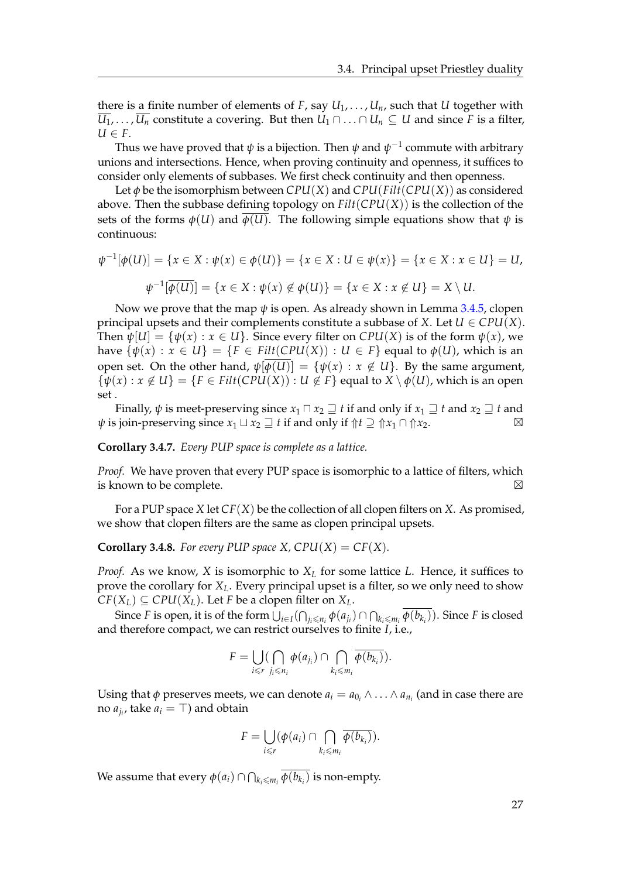there is a finite number of elements of $F$, say $U_1, \ldots, U_n$, such that $U$ together with $\overline{U_1}, \ldots, \overline{U_n}$ constitute a covering. But then $U_1 \cap \ldots \cap U_n \subseteq U$ and since $F$ is a filter, $U \in F$.

Thus we have proved that $\psi$ is a bijection. Then $\psi$ and $\psi^{-1}$ commute with arbitrary unions and intersections. Hence, when proving continuity and openness, it suffices to consider only elements of subbases. We first check continuity and then openness.

Let $\phi$ be the isomorphism between $CPU(X)$ and $CPU(Filt(CPU(X))$ as considered above. Then the subbase defining topology on $Filt(CPU(X))$ is the collection of the sets of the forms $\phi(U)$ and $\overline{\phi(U)}$. The following simple equations show that $\psi$ is continuous:

$$\psi^{-1}[\phi(U)] = \{x \in X : \psi(x) \in \phi(U)\} = \{x \in X : U \in \psi(x)\} = \{x \in X : x \in U\} = U,$$

$$\psi^{-1}[\overline{\phi(U)}] = \{x \in X : \psi(x) \notin \phi(U)\} = \{x \in X : x \notin U\} = X \setminus U.$$

Now we prove that the map $\psi$ is open. As already shown in Lemma 3.4.5, clopen principal upsets and their complements constitute a subbase of $X$. Let $U \in CPU(X)$. Then $\psi[U] = \{\psi(x) : x \in U\}$. Since every filter on $CPU(X)$ is of the form $\psi(x)$, we have $\{\psi(x) : x \in U\} = \{F \in Filt(CPU(X)) : U \in F\}$ equal to $\phi(U)$, which is an open set. On the other hand, $\psi[\overline{\phi(U)}] = \{\psi(x) : x \notin U\}$. By the same argument, $\{\psi(x) : x \notin U\} = \{F \in Filt(CPU(X)) : U \notin F\}$ equal to $X \setminus \phi(U)$, which is an open set .

Finally, $\psi$ is meet-preserving since $x_1 \sqcap x_2 \sqsupseteq t$ if and only if $x_1 \sqsupseteq t$ and $x_2 \sqsupseteq t$ and $\psi$ is join-preserving since $x_1 \sqcup x_2 \sqsupseteq t$ if and only if $\Uparrow t \supseteq \Uparrow x_1 \cap \Uparrow x_2$. ⊠

**Corollary 3.4.7.** *Every PUP space is complete as a lattice.*

*Proof.* We have proven that every PUP space is isomorphic to a lattice of filters, which is known to be complete. ⊠

For a PUP space $X$ let $CF(X)$ be the collection of all clopen filters on $X$. As promised, we show that clopen filters are the same as clopen principal upsets.

**Corollary 3.4.8.** *For every PUP space $X$, $CPU(X) = CF(X)$.*

*Proof.* As we know, $X$ is isomorphic to $X_L$ for some lattice $L$. Hence, it suffices to prove the corollary for $X_L$. Every principal upset is a filter, so we only need to show $CF(X_L) \subseteq CPU(X_L)$. Let $F$ be a clopen filter on $X_L$.

Since $F$ is open, it is of the form $\bigcup_{i \in I}(\bigcap_{j_i \leqslant n_i} \phi(a_{j_i}) \cap \bigcap_{k_i \leqslant m_i} \overline{\phi(b_{k_i})})$. Since $F$ is closed and therefore compact, we can restrict ourselves to finite $I$, i.e.,

$$F = \bigcup_{i \leqslant r}(\bigcap_{j_i \leqslant n_i} \phi(a_{j_i}) \cap \bigcap_{k_i \leqslant m_i} \overline{\phi(b_{k_i})}).$$

Using that $\phi$ preserves meets, we can denote $a_i = a_{0_i} \wedge \ldots \wedge a_{n_i}$ (and in case there are no $a_{j_i}$, take $a_i = \top$) and obtain

$$F = \bigcup_{i \leqslant r}(\phi(a_i) \cap \bigcap_{k_i \leqslant m_i} \overline{\phi(b_{k_i})}).$$

We assume that every $\phi(a_i) \cap \bigcap_{k_i \leqslant m_i} \overline{\phi(b_{k_i})}$ is non-empty.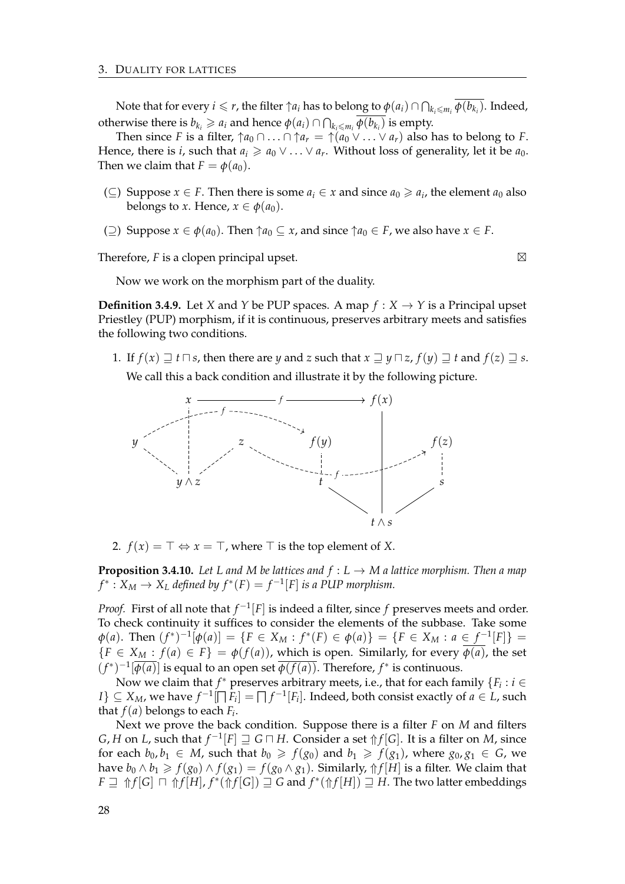Note that for every $i \leqslant r$, the filter $\uparrow a_i$ has to belong to $\phi(a_i) \cap \bigcap_{k_i \leqslant m_i} \overline{\phi(b_{k_i})}$. Indeed, otherwise there is $b_{k_i} \geqslant a_i$ and hence $\phi(a_i) \cap \bigcap_{k_i \leqslant m_i} \overline{\phi(b_{k_i})}$ is empty.

Then since $F$ is a filter, $\uparrow a_0 \cap \ldots \cap \uparrow a_r = \uparrow(a_0 \vee \ldots \vee a_r)$ also has to belong to $F$. Hence, there is $i$, such that $a_i \geqslant a_0 \vee \ldots \vee a_r$. Without loss of generality, let it be $a_0$. Then we claim that $F = \phi(a_0)$.

- ($\subseteq$) Suppose $x \in F$. Then there is some $a_i \in x$ and since $a_0 \geqslant a_i$, the element $a_0$ also belongs to $x$. Hence, $x \in \phi(a_0)$.
- ($\supseteq$) Suppose $x \in \phi(a_0)$. Then $\uparrow a_0 \subseteq x$, and since $\uparrow a_0 \in F$, we also have $x \in F$.

Therefore, $F$ is a clopen principal upset. $\boxtimes$

Now we work on the morphism part of the duality.

**Definition 3.4.9.** Let $X$ and $Y$ be PUP spaces. A map $f : X \to Y$ is a Principal upset Priestley (PUP) morphism, if it is continuous, preserves arbitrary meets and satisfies the following two conditions.

1. If $f(x) \sqsupseteq t \sqcap s$, then there are $y$ and $z$ such that $x \sqsupseteq y \sqcap z$, $f(y) \sqsupseteq t$ and $f(z) \sqsupseteq s$.

   We call this a back condition and illustrate it by the following picture.

2. $f(x) = \top \Leftrightarrow x = \top$, where $\top$ is the top element of $X$.

**Proposition 3.4.10.** *Let $L$ and $M$ be lattices and $f : L \to M$ a lattice morphism. Then a map $f^* : X_M \to X_L$ defined by $f^*(F) = f^{-1}[F]$ is a PUP morphism.*

*Proof.* First of all note that $f^{-1}[F]$ is indeed a filter, since $f$ preserves meets and order. To check continuity it suffices to consider the elements of the subbase. Take some $\phi(a)$. Then $(f^*)^{-1}[\phi(a)] = \{F \in X_M : f^*(F) \in \phi(a)\} = \{F \in X_M : a \in f^{-1}[F]\} = \{F \in X_M : f(a) \in F\} = \phi(f(a))$, which is open. Similarly, for every $\overline{\phi(a)}$, the set $(f^*)^{-1}[\overline{\phi(a)}]$ is equal to an open set $\overline{\phi(f(a))}$. Therefore, $f^*$ is continuous.

Now we claim that $f^*$ preserves arbitrary meets, i.e., that for each family $\{F_i : i \in I\} \subseteq X_M$, we have $f^{-1}[\bigsqcap F_i] = \bigsqcap f^{-1}[F_i]$. Indeed, both consist exactly of $a \in L$, such that $f(a)$ belongs to each $F_i$.

Next we prove the back condition. Suppose there is a filter $F$ on $M$ and filters $G, H$ on $L$, such that $f^{-1}[F] \sqsupseteq G \sqcap H$. Consider a set $\Uparrow f[G]$. It is a filter on $M$, since for each $b_0, b_1 \in M$, such that $b_0 \geqslant f(g_0)$ and $b_1 \geqslant f(g_1)$, where $g_0, g_1 \in G$, we have $b_0 \wedge b_1 \geqslant f(g_0) \wedge f(g_1) = f(g_0 \wedge g_1)$. Similarly, $\Uparrow f[H]$ is a filter. We claim that $F \sqsupseteq \Uparrow f[G] \sqcap \Uparrow f[H]$, $f^*(\Uparrow f[G]) \sqsupseteq G$ and $f^*(\Uparrow f[H]) \sqsupseteq H$. The two latter embeddings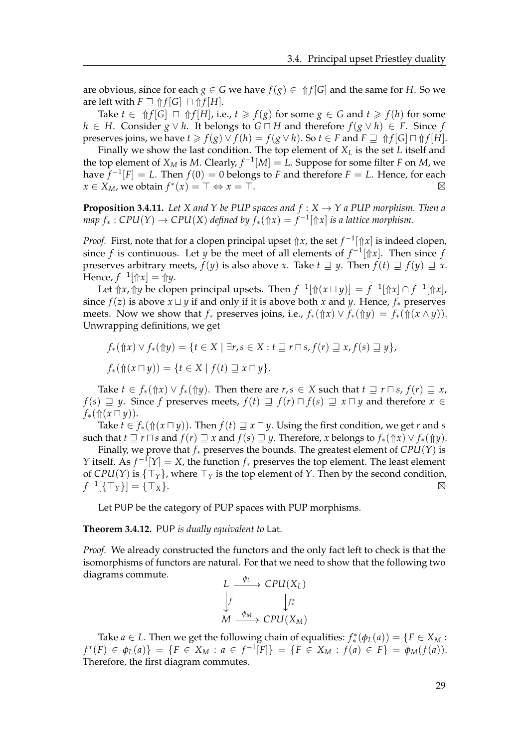are obvious, since for each $g \in G$ we have $f(g) \in \Uparrow f[G]$ and the same for $H$. So we are left with $F \sqsupseteq \Uparrow f[G] \sqcap \Uparrow f[H]$.

Take $t \in \Uparrow f[G] \sqcap \Uparrow f[H]$, i.e., $t \geqslant f(g)$ for some $g \in G$ and $t \geqslant f(h)$ for some $h \in H$. Consider $g \vee h$. It belongs to $G \sqcap H$ and therefore $f(g \vee h) \in F$. Since $f$ preserves joins, we have $t \geqslant f(g) \vee f(h) = f(g \vee h)$. So $t \in F$ and $F \sqsupseteq \Uparrow f[G] \sqcap \Uparrow f[H]$.

Finally we show the last condition. The top element of $X_L$ is the set $L$ itself and the top element of $X_M$ is $M$. Clearly, $f^{-1}[M] = L$. Suppose for some filter $F$ on $M$, we have $f^{-1}[F] = L$. Then $f(0) = 0$ belongs to $F$ and therefore $F = L$. Hence, for each $x \in X_M$, we obtain $f^*(x) = \top \Leftrightarrow x = \top$. $\boxtimes$

**Proposition 3.4.11.** *Let $X$ and $Y$ be PUP spaces and $f : X \to Y$ a PUP morphism. Then a map $f_* : CPU(Y) \to CPU(X)$ defined by $f_*(\Uparrow x) = f^{-1}[\Uparrow x]$ is a lattice morphism.*

*Proof.* First, note that for a clopen principal upset $\Uparrow x$, the set $f^{-1}[\Uparrow x]$ is indeed clopen, since $f$ is continuous. Let $y$ be the meet of all elements of $f^{-1}[\Uparrow x]$. Then since $f$ preserves arbitrary meets, $f(y)$ is also above $x$. Take $t \sqsupseteq y$. Then $f(t) \sqsupseteq f(y) \sqsupseteq x$. Hence, $f^{-1}[\Uparrow x] = \Uparrow y$.

Let $\Uparrow x, \Uparrow y$ be clopen principal upsets. Then $f^{-1}[\Uparrow(x \sqcup y)] = f^{-1}[\Uparrow x] \cap f^{-1}[\Uparrow x]$, since $f(z)$ is above $x \sqcup y$ if and only if it is above both $x$ and $y$. Hence, $f_*$ preserves meets. Now we show that $f_*$ preserves joins, i.e., $f_*(\Uparrow x) \vee f_*(\Uparrow y) = f_*(\Uparrow(x \wedge y))$. Unwrapping definitions, we get

$$f_*(\Uparrow x) \vee f_*(\Uparrow y) = \{t \in X \mid \exists r, s \in X : t \sqsupseteq r \sqcap s, f(r) \sqsupseteq x, f(s) \sqsupseteq y\},$$

$$f_*(\Uparrow(x \sqcap y)) = \{t \in X \mid f(t) \sqsupseteq x \sqcap y\}.$$

Take $t \in f_*(\Uparrow x) \vee f_*(\Uparrow y)$. Then there are $r, s \in X$ such that $t \sqsupseteq r \sqcap s$, $f(r) \sqsupseteq x$, $f(s) \sqsupseteq y$. Since $f$ preserves meets, $f(t) \sqsupseteq f(r) \sqcap f(s) \sqsupseteq x \sqcap y$ and therefore $x \in f_*(\Uparrow(x \sqcap y))$.

Take $t \in f_*(\Uparrow(x \sqcap y))$. Then $f(t) \sqsupseteq x \sqcap y$. Using the first condition, we get $r$ and $s$ such that $t \sqsupseteq r \sqcap s$ and $f(r) \sqsupseteq x$ and $f(s) \sqsupseteq y$. Therefore, $x$ belongs to $f_*(\Uparrow x) \vee f_*(\Uparrow y)$.

Finally, we prove that $f_*$ preserves the bounds. The greatest element of $CPU(Y)$ is $Y$ itself. As $f^{-1}[Y] = X$, the function $f_*$ preserves the top element. The least element of $CPU(Y)$ is $\{\top_Y\}$, where $\top_Y$ is the top element of $Y$. Then by the second condition, $f^{-1}[\{\top_Y\}] = \{\top_X\}$. $\boxtimes$

Let PUP be the category of PUP spaces with PUP morphisms.

**Theorem 3.4.12.** PUP *is dually equivalent to* Lat*.*

*Proof.* We already constructed the functors and the only fact left to check is that the isomorphisms of functors are natural. For that we need to show that the following two diagrams commute.

$$\begin{array}{ccc} L & \xrightarrow{\phi_L} & CPU(X_L) \\ \big\downarrow f & & \big\downarrow f_*^* \\ M & \xrightarrow{\phi_M} & CPU(X_M) \end{array}$$

Take $a \in L$. Then we get the following chain of equalities: $f_*^*(\phi_L(a)) = \{F \in X_M : f^*(F) \in \phi_L(a)\} = \{F \in X_M : a \in f^{-1}[F]\} = \{F \in X_M : f(a) \in F\} = \phi_M(f(a))$. Therefore, the first diagram commutes.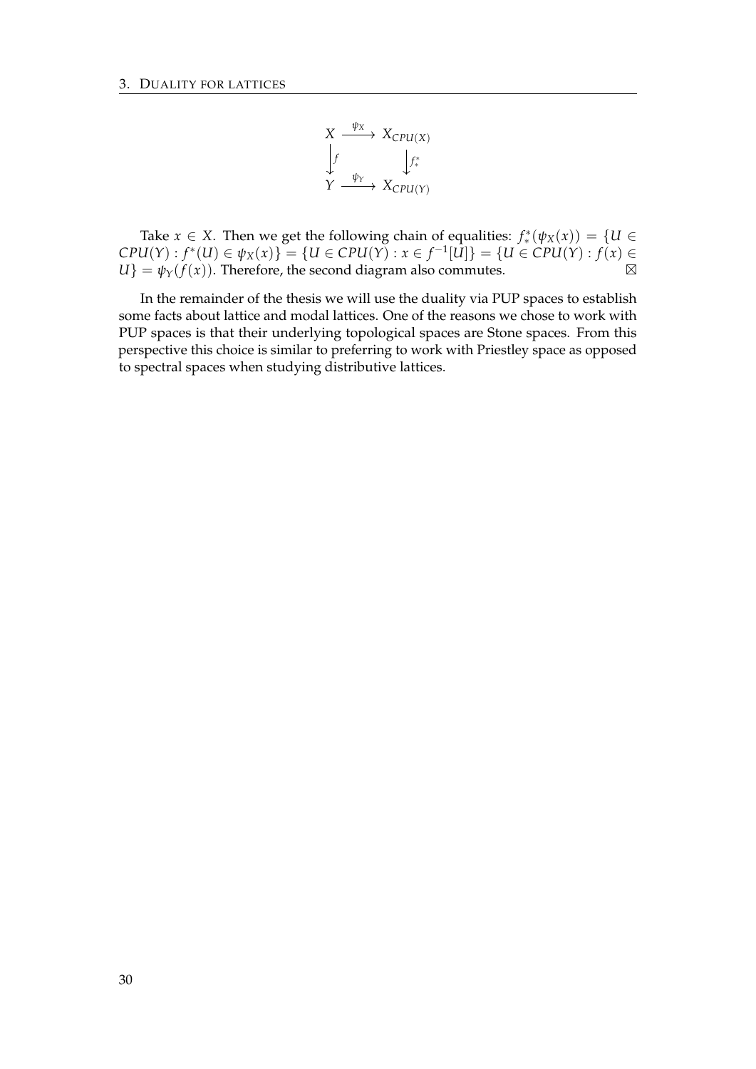$$
\begin{array}{ccc}
X & \xrightarrow{\psi_X} & X_{CPU(X)} \\
\downarrow{\scriptstyle f} & & \downarrow{\scriptstyle f^*_*} \\
Y & \xrightarrow{\psi_Y} & X_{CPU(Y)}
\end{array}
$$

Take $x \in X$. Then we get the following chain of equalities: $f^*_*(\psi_X(x)) = \{U \in CPU(Y) : f^*(U) \in \psi_X(x)\} = \{U \in CPU(Y) : x \in f^{-1}[U]\} = \{U \in CPU(Y) : f(x) \in U\} = \psi_Y(f(x))$. Therefore, the second diagram also commutes. ⊠

In the remainder of the thesis we will use the duality via PUP spaces to establish some facts about lattice and modal lattices. One of the reasons we chose to work with PUP spaces is that their underlying topological spaces are Stone spaces. From this perspective this choice is similar to preferring to work with Priestley space as opposed to spectral spaces when studying distributive lattices.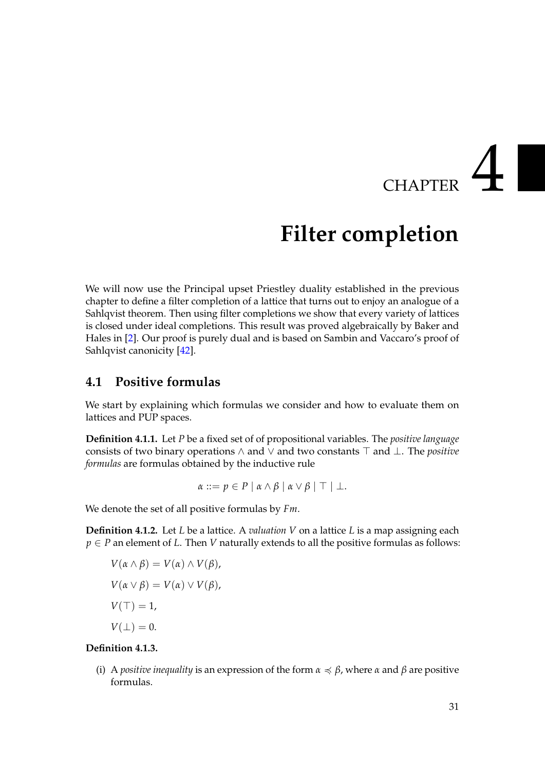# CHAPTER 4

# Filter completion

We will now use the Principal upset Priestley duality established in the previous chapter to define a filter completion of a lattice that turns out to enjoy an analogue of a Sahlqvist theorem. Then using filter completions we show that every variety of lattices is closed under ideal completions. This result was proved algebraically by Baker and Hales in [2]. Our proof is purely dual and is based on Sambin and Vaccaro's proof of Sahlqvist canonicity [42].

## 4.1 Positive formulas

We start by explaining which formulas we consider and how to evaluate them on lattices and PUP spaces.

**Definition 4.1.1.** Let $P$ be a fixed set of of propositional variables. The *positive language* consists of two binary operations $\wedge$ and $\vee$ and two constants $\top$ and $\bot$. The *positive formulas* are formulas obtained by the inductive rule

$$\alpha ::= p \in P \mid \alpha \wedge \beta \mid \alpha \vee \beta \mid \top \mid \bot.$$

We denote the set of all positive formulas by $Fm$.

**Definition 4.1.2.** Let $L$ be a lattice. A *valuation* $V$ on a lattice $L$ is a map assigning each $p \in P$ an element of $L$. Then $V$ naturally extends to all the positive formulas as follows:

$$V(\alpha \wedge \beta) = V(\alpha) \wedge V(\beta),$$

$$V(\alpha \vee \beta) = V(\alpha) \vee V(\beta),$$

$$V(\top) = 1,$$

$$V(\bot) = 0.$$

**Definition 4.1.3.**

(i) A *positive inequality* is an expression of the form $\alpha \preccurlyeq \beta$, where $\alpha$ and $\beta$ are positive formulas.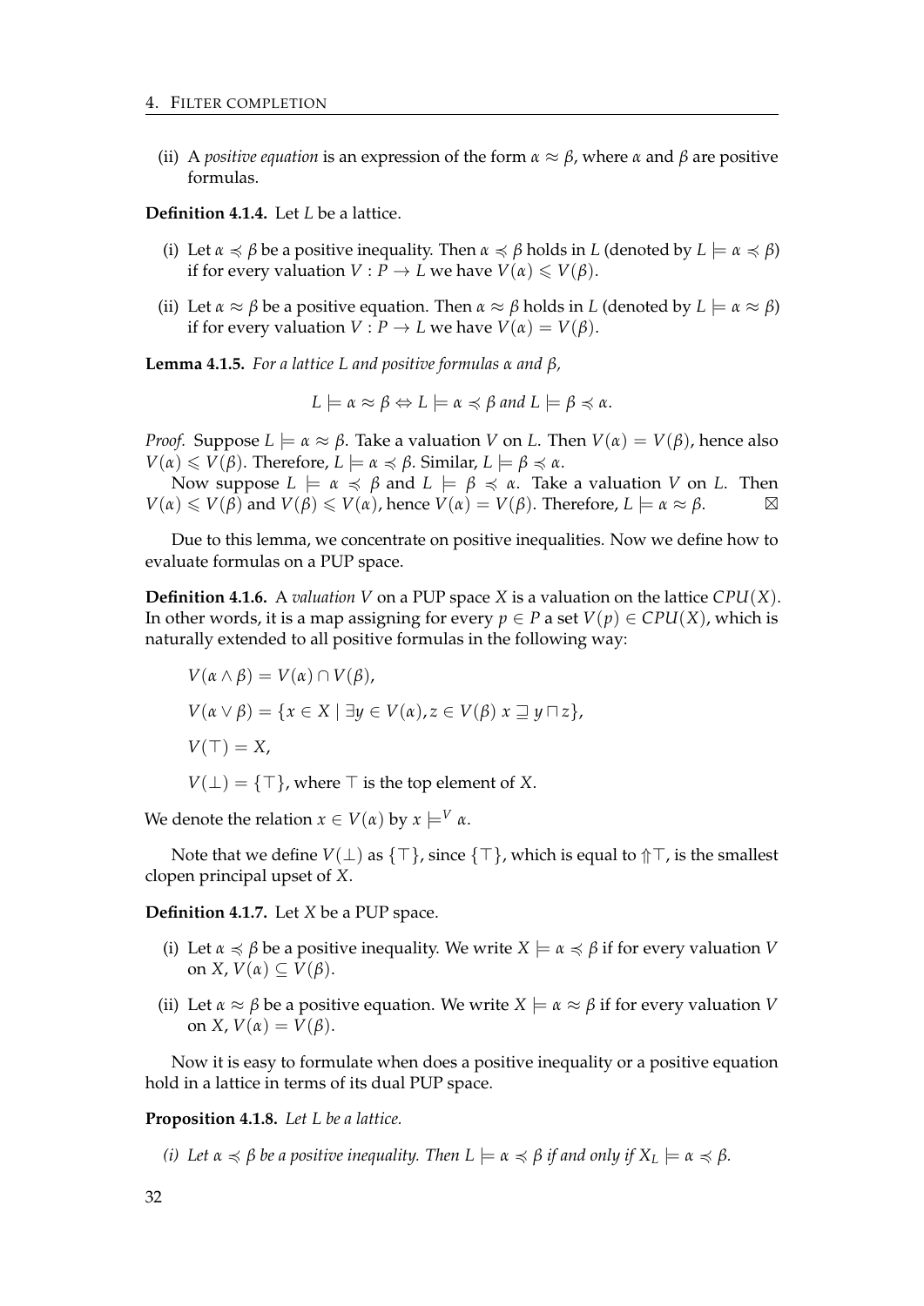(ii) A *positive equation* is an expression of the form $\alpha \approx \beta$, where $\alpha$ and $\beta$ are positive formulas.

**Definition 4.1.4.** Let $L$ be a lattice.

(i) Let $\alpha \preccurlyeq \beta$ be a positive inequality. Then $\alpha \preccurlyeq \beta$ holds in $L$ (denoted by $L \models \alpha \preccurlyeq \beta$) if for every valuation $V : P \to L$ we have $V(\alpha) \leqslant V(\beta)$.

(ii) Let $\alpha \approx \beta$ be a positive equation. Then $\alpha \approx \beta$ holds in $L$ (denoted by $L \models \alpha \approx \beta$) if for every valuation $V : P \to L$ we have $V(\alpha) = V(\beta)$.

**Lemma 4.1.5.** *For a lattice $L$ and positive formulas $\alpha$ and $\beta$,*

$$L \models \alpha \approx \beta \Leftrightarrow L \models \alpha \preccurlyeq \beta \text{ and } L \models \beta \preccurlyeq \alpha.$$

*Proof.* Suppose $L \models \alpha \approx \beta$. Take a valuation $V$ on $L$. Then $V(\alpha) = V(\beta)$, hence also $V(\alpha) \leqslant V(\beta)$. Therefore, $L \models \alpha \preccurlyeq \beta$. Similar, $L \models \beta \preccurlyeq \alpha$.

Now suppose $L \models \alpha \preccurlyeq \beta$ and $L \models \beta \preccurlyeq \alpha$. Take a valuation $V$ on $L$. Then $V(\alpha) \leqslant V(\beta)$ and $V(\beta) \leqslant V(\alpha)$, hence $V(\alpha) = V(\beta)$. Therefore, $L \models \alpha \approx \beta$. ⊠

Due to this lemma, we concentrate on positive inequalities. Now we define how to evaluate formulas on a PUP space.

**Definition 4.1.6.** A *valuation $V$* on a PUP space $X$ is a valuation on the lattice $CPU(X)$. In other words, it is a map assigning for every $p \in P$ a set $V(p) \in CPU(X)$, which is naturally extended to all positive formulas in the following way:

$$V(\alpha \wedge \beta) = V(\alpha) \cap V(\beta),$$

$$V(\alpha \vee \beta) = \{x \in X \mid \exists y \in V(\alpha), z \in V(\beta)\ x \sqsupseteq y \sqcap z\},$$

$$V(\top) = X,$$

$$V(\bot) = \{\top\}, \text{ where } \top \text{ is the top element of } X.$$

We denote the relation $x \in V(\alpha)$ by $x \models^V \alpha$.

Note that we define $V(\bot)$ as $\{\top\}$, since $\{\top\}$, which is equal to $\Uparrow\top$, is the smallest clopen principal upset of $X$.

**Definition 4.1.7.** Let $X$ be a PUP space.

(i) Let $\alpha \preccurlyeq \beta$ be a positive inequality. We write $X \models \alpha \preccurlyeq \beta$ if for every valuation $V$ on $X$, $V(\alpha) \subseteq V(\beta)$.

(ii) Let $\alpha \approx \beta$ be a positive equation. We write $X \models \alpha \approx \beta$ if for every valuation $V$ on $X$, $V(\alpha) = V(\beta)$.

Now it is easy to formulate when does a positive inequality or a positive equation hold in a lattice in terms of its dual PUP space.

**Proposition 4.1.8.** *Let $L$ be a lattice.*

*(i) Let $\alpha \preccurlyeq \beta$ be a positive inequality. Then $L \models \alpha \preccurlyeq \beta$ if and only if $X_L \models \alpha \preccurlyeq \beta$.*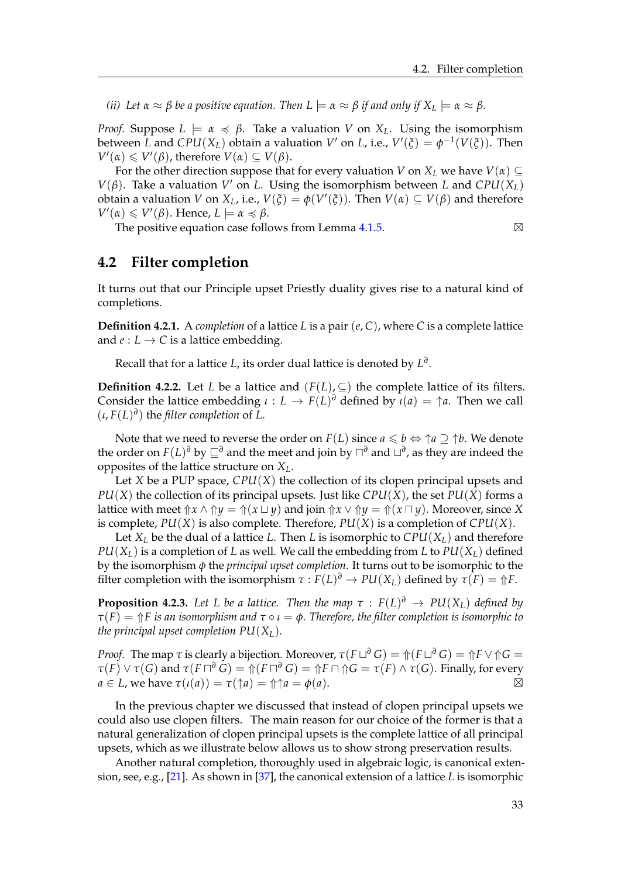*(ii) Let $\alpha \approx \beta$ be a positive equation. Then $L \models \alpha \approx \beta$ if and only if $X_L \models \alpha \approx \beta$.*

*Proof.* Suppose $L \models \alpha \preccurlyeq \beta$. Take a valuation $V$ on $X_L$. Using the isomorphism between $L$ and $CPU(X_L)$ obtain a valuation $V'$ on $L$, i.e., $V'(\xi) = \phi^{-1}(V(\xi))$. Then $V'(\alpha) \leqslant V'(\beta)$, therefore $V(\alpha) \subseteq V(\beta)$.

For the other direction suppose that for every valuation $V$ on $X_L$ we have $V(\alpha) \subseteq V(\beta)$. Take a valuation $V'$ on $L$. Using the isomorphism between $L$ and $CPU(X_L)$ obtain a valuation $V$ on $X_L$, i.e., $V(\xi) = \phi(V'(\xi))$. Then $V(\alpha) \subseteq V(\beta)$ and therefore $V'(\alpha) \leqslant V'(\beta)$. Hence, $L \models \alpha \preccurlyeq \beta$.

The positive equation case follows from Lemma 4.1.5. ⊠

## 4.2 Filter completion

It turns out that our Principle upset Priestly duality gives rise to a natural kind of completions.

**Definition 4.2.1.** A *completion* of a lattice $L$ is a pair $(e, C)$, where $C$ is a complete lattice and $e : L \to C$ is a lattice embedding.

Recall that for a lattice $L$, its order dual lattice is denoted by $L^\partial$.

**Definition 4.2.2.** Let $L$ be a lattice and $(F(L), \subseteq)$ the complete lattice of its filters. Consider the lattice embedding $\iota : L \to F(L)^\partial$ defined by $\iota(a) = {\uparrow}a$. Then we call $(\iota, F(L)^\partial)$ the *filter completion* of $L$.

Note that we need to reverse the order on $F(L)$ since $a \leqslant b \Leftrightarrow {\uparrow}a \supseteq {\uparrow}b$. We denote the order on $F(L)^\partial$ by $\sqsubseteq^\partial$ and the meet and join by $\sqcap^\partial$ and $\sqcup^\partial$, as they are indeed the opposites of the lattice structure on $X_L$.

Let $X$ be a PUP space, $CPU(X)$ the collection of its clopen principal upsets and $PU(X)$ the collection of its principal upsets. Just like $CPU(X)$, the set $PU(X)$ forms a lattice with meet ${\Uparrow}x \wedge {\Uparrow}y = {\Uparrow}(x \sqcup y)$ and join ${\Uparrow}x \vee {\Uparrow}y = {\Uparrow}(x \sqcap y)$. Moreover, since $X$ is complete, $PU(X)$ is also complete. Therefore, $PU(X)$ is a completion of $CPU(X)$.

Let $X_L$ be the dual of a lattice $L$. Then $L$ is isomorphic to $CPU(X_L)$ and therefore $PU(X_L)$ is a completion of $L$ as well. We call the embedding from $L$ to $PU(X_L)$ defined by the isomorphism $\phi$ the *principal upset completion*. It turns out to be isomorphic to the filter completion with the isomorphism $\tau : F(L)^\partial \to PU(X_L)$ defined by $\tau(F) = {\Uparrow}F$.

**Proposition 4.2.3.** *Let $L$ be a lattice. Then the map $\tau : F(L)^\partial \to PU(X_L)$ defined by $\tau(F) = {\Uparrow}F$ is an isomorphism and $\tau \circ \iota = \phi$. Therefore, the filter completion is isomorphic to the principal upset completion $PU(X_L)$.*

*Proof.* The map $\tau$ is clearly a bijection. Moreover, $\tau(F \sqcup^\partial G) = {\Uparrow}(F \sqcup^\partial G) = {\Uparrow}F \vee {\Uparrow}G = \tau(F) \vee \tau(G)$ and $\tau(F \sqcap^\partial G) = {\Uparrow}(F \sqcap^\partial G) = {\Uparrow}F \cap {\Uparrow}G = \tau(F) \wedge \tau(G)$. Finally, for every $a \in L$, we have $\tau(\iota(a)) = \tau({\uparrow}a) = {\Uparrow}{\uparrow}a = \phi(a)$. ⊠

In the previous chapter we discussed that instead of clopen principal upsets we could also use clopen filters. The main reason for our choice of the former is that a natural generalization of clopen principal upsets is the complete lattice of all principal upsets, which as we illustrate below allows us to show strong preservation results.

Another natural completion, thoroughly used in algebraic logic, is canonical extension, see, e.g., [21]. As shown in [37], the canonical extension of a lattice $L$ is isomorphic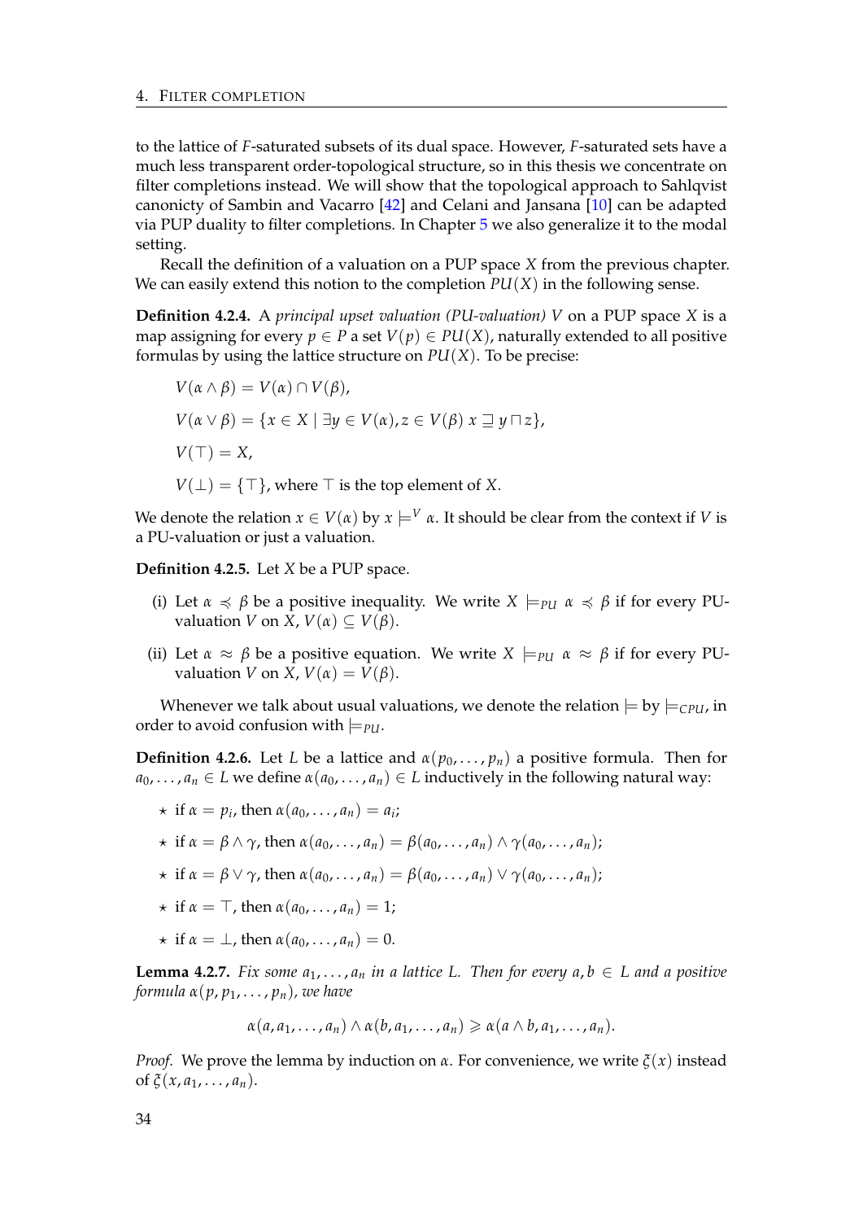to the lattice of $F$-saturated subsets of its dual space. However, $F$-saturated sets have a much less transparent order-topological structure, so in this thesis we concentrate on filter completions instead. We will show that the topological approach to Sahlqvist canonicty of Sambin and Vacarro [42] and Celani and Jansana [10] can be adapted via PUP duality to filter completions. In Chapter 5 we also generalize it to the modal setting.

Recall the definition of a valuation on a PUP space $X$ from the previous chapter. We can easily extend this notion to the completion $PU(X)$ in the following sense.

**Definition 4.2.4.** A *principal upset valuation (PU-valuation)* $V$ on a PUP space $X$ is a map assigning for every $p \in P$ a set $V(p) \in PU(X)$, naturally extended to all positive formulas by using the lattice structure on $PU(X)$. To be precise:

$$V(\alpha \wedge \beta) = V(\alpha) \cap V(\beta),$$

$$V(\alpha \vee \beta) = \{x \in X \mid \exists y \in V(\alpha), z \in V(\beta)\ x \sqsupseteq y \sqcap z\},$$

$$V(\top) = X,$$

$$V(\bot) = \{\top\}, \text{ where } \top \text{ is the top element of } X.$$

We denote the relation $x \in V(\alpha)$ by $x \models^V \alpha$. It should be clear from the context if $V$ is a PU-valuation or just a valuation.

**Definition 4.2.5.** Let $X$ be a PUP space.

(i) Let $\alpha \preccurlyeq \beta$ be a positive inequality. We write $X \models_{PU} \alpha \preccurlyeq \beta$ if for every PU-valuation $V$ on $X$, $V(\alpha) \subseteq V(\beta)$.

(ii) Let $\alpha \approx \beta$ be a positive equation. We write $X \models_{PU} \alpha \approx \beta$ if for every PU-valuation $V$ on $X$, $V(\alpha) = V(\beta)$.

Whenever we talk about usual valuations, we denote the relation $\models$ by $\models_{CPU}$, in order to avoid confusion with $\models_{PU}$.

**Definition 4.2.6.** Let $L$ be a lattice and $\alpha(p_0, \ldots, p_n)$ a positive formula. Then for $a_0, \ldots, a_n \in L$ we define $\alpha(a_0, \ldots, a_n) \in L$ inductively in the following natural way:

- ⋆ if $\alpha = p_i$, then $\alpha(a_0, \ldots, a_n) = a_i$;
- ⋆ if $\alpha = \beta \wedge \gamma$, then $\alpha(a_0, \ldots, a_n) = \beta(a_0, \ldots, a_n) \wedge \gamma(a_0, \ldots, a_n)$;
- ⋆ if $\alpha = \beta \vee \gamma$, then $\alpha(a_0, \ldots, a_n) = \beta(a_0, \ldots, a_n) \vee \gamma(a_0, \ldots, a_n)$;
- ⋆ if $\alpha = \top$, then $\alpha(a_0, \ldots, a_n) = 1$;
- ⋆ if $\alpha = \bot$, then $\alpha(a_0, \ldots, a_n) = 0$.

**Lemma 4.2.7.** *Fix some $a_1, \ldots, a_n$ in a lattice $L$. Then for every $a, b \in L$ and a positive formula $\alpha(p, p_1, \ldots, p_n)$, we have*

$$\alpha(a, a_1, \ldots, a_n) \wedge \alpha(b, a_1, \ldots, a_n) \geqslant \alpha(a \wedge b, a_1, \ldots, a_n).$$

*Proof.* We prove the lemma by induction on $\alpha$. For convenience, we write $\xi(x)$ instead of $\xi(x, a_1, \ldots, a_n)$.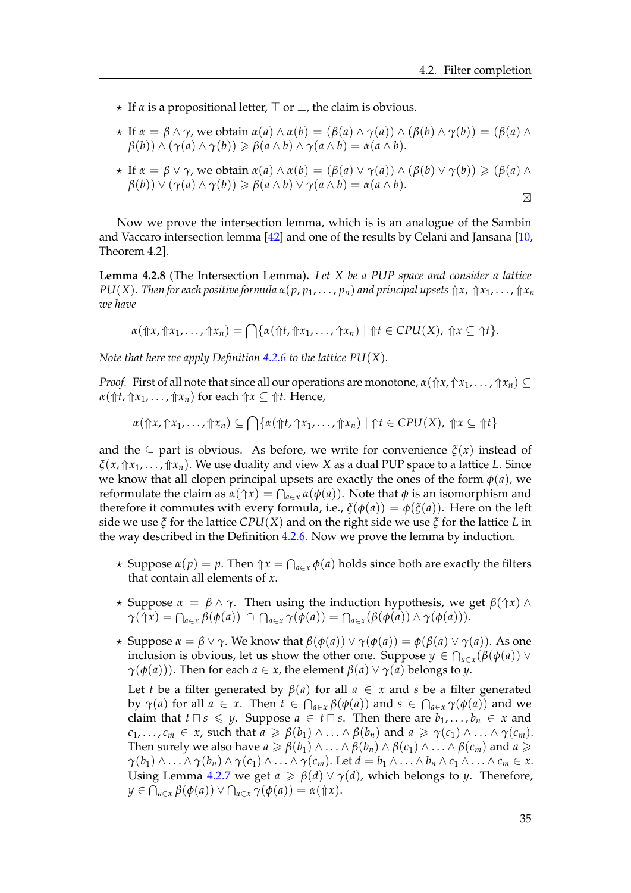- ⋆ If $\alpha$ is a propositional letter, $\top$ or $\bot$, the claim is obvious.
- ⋆ If $\alpha = \beta \wedge \gamma$, we obtain $\alpha(a) \wedge \alpha(b) = (\beta(a) \wedge \gamma(a)) \wedge (\beta(b) \wedge \gamma(b)) = (\beta(a) \wedge \beta(b)) \wedge (\gamma(a) \wedge \gamma(b)) \geqslant \beta(a \wedge b) \wedge \gamma(a \wedge b) = \alpha(a \wedge b)$.
- ⋆ If $\alpha = \beta \vee \gamma$, we obtain $\alpha(a) \wedge \alpha(b) = (\beta(a) \vee \gamma(a)) \wedge (\beta(b) \vee \gamma(b)) \geqslant (\beta(a) \wedge \beta(b)) \vee (\gamma(a) \wedge \gamma(b)) \geqslant \beta(a \wedge b) \vee \gamma(a \wedge b) = \alpha(a \wedge b)$.

⊠

Now we prove the intersection lemma, which is is an analogue of the Sambin and Vaccaro intersection lemma [42] and one of the results by Celani and Jansana [10, Theorem 4.2].

**Lemma 4.2.8** (The Intersection Lemma)**.** *Let $X$ be a PUP space and consider a lattice $PU(X)$. Then for each positive formula $\alpha(p, p_1, \ldots, p_n)$ and principal upsets $\Uparrow x$, $\Uparrow x_1, \ldots, \Uparrow x_n$ we have*

$$\alpha(\Uparrow x, \Uparrow x_1, \ldots, \Uparrow x_n) = \bigcap \{\alpha(\Uparrow t, \Uparrow x_1, \ldots, \Uparrow x_n) \mid \Uparrow t \in CPU(X),\ \Uparrow x \subseteq \Uparrow t\}.$$

*Note that here we apply Definition 4.2.6 to the lattice $PU(X)$.*

*Proof.* First of all note that since all our operations are monotone, $\alpha(\Uparrow x, \Uparrow x_1, \ldots, \Uparrow x_n) \subseteq \alpha(\Uparrow t, \Uparrow x_1, \ldots, \Uparrow x_n)$ for each $\Uparrow x \subseteq \Uparrow t$. Hence,

$$\alpha(\Uparrow x, \Uparrow x_1, \ldots, \Uparrow x_n) \subseteq \bigcap \{\alpha(\Uparrow t, \Uparrow x_1, \ldots, \Uparrow x_n) \mid \Uparrow t \in CPU(X),\ \Uparrow x \subseteq \Uparrow t\}$$

and the $\subseteq$ part is obvious. As before, we write for convenience $\xi(x)$ instead of $\xi(x, \Uparrow x_1, \ldots, \Uparrow x_n)$. We use duality and view $X$ as a dual PUP space to a lattice $L$. Since we know that all clopen principal upsets are exactly the ones of the form $\phi(a)$, we reformulate the claim as $\alpha(\Uparrow x) = \bigcap_{a \in x} \alpha(\phi(a))$. Note that $\phi$ is an isomorphism and therefore it commutes with every formula, i.e., $\xi(\phi(a)) = \phi(\xi(a))$. Here on the left side we use $\xi$ for the lattice $CPU(X)$ and on the right side we use $\xi$ for the lattice $L$ in the way described in the Definition 4.2.6. Now we prove the lemma by induction.

- ⋆ Suppose $\alpha(p) = p$. Then $\Uparrow x = \bigcap_{a \in x} \phi(a)$ holds since both are exactly the filters that contain all elements of $x$.
- ⋆ Suppose $\alpha = \beta \wedge \gamma$. Then using the induction hypothesis, we get $\beta(\Uparrow x) \wedge \gamma(\Uparrow x) = \bigcap_{a \in x} \beta(\phi(a)) \cap \bigcap_{a \in x} \gamma(\phi(a)) = \bigcap_{a \in x}(\beta(\phi(a)) \wedge \gamma(\phi(a)))$.
- ⋆ Suppose $\alpha = \beta \vee \gamma$. We know that $\beta(\phi(a)) \vee \gamma(\phi(a)) = \phi(\beta(a) \vee \gamma(a))$. As one inclusion is obvious, let us show the other one. Suppose $y \in \bigcap_{a \in x}(\beta(\phi(a)) \vee \gamma(\phi(a)))$. Then for each $a \in x$, the element $\beta(a) \vee \gamma(a)$ belongs to $y$.

  Let $t$ be a filter generated by $\beta(a)$ for all $a \in x$ and $s$ be a filter generated by $\gamma(a)$ for all $a \in x$. Then $t \in \bigcap_{a \in x} \beta(\phi(a))$ and $s \in \bigcap_{a \in x} \gamma(\phi(a))$ and we claim that $t \sqcap s \leqslant y$. Suppose $a \in t \sqcap s$. Then there are $b_1, \ldots, b_n \in x$ and $c_1, \ldots, c_m \in x$, such that $a \geqslant \beta(b_1) \wedge \ldots \wedge \beta(b_n)$ and $a \geqslant \gamma(c_1) \wedge \ldots \wedge \gamma(c_m)$. Then surely we also have $a \geqslant \beta(b_1) \wedge \ldots \wedge \beta(b_n) \wedge \beta(c_1) \wedge \ldots \wedge \beta(c_m)$ and $a \geqslant \gamma(b_1) \wedge \ldots \wedge \gamma(b_n) \wedge \gamma(c_1) \wedge \ldots \wedge \gamma(c_m)$. Let $d = b_1 \wedge \ldots \wedge b_n \wedge c_1 \wedge \ldots \wedge c_m \in x$. Using Lemma 4.2.7 we get $a \geqslant \beta(d) \vee \gamma(d)$, which belongs to $y$. Therefore, $y \in \bigcap_{a \in x} \beta(\phi(a)) \vee \bigcap_{a \in x} \gamma(\phi(a)) = \alpha(\Uparrow x)$.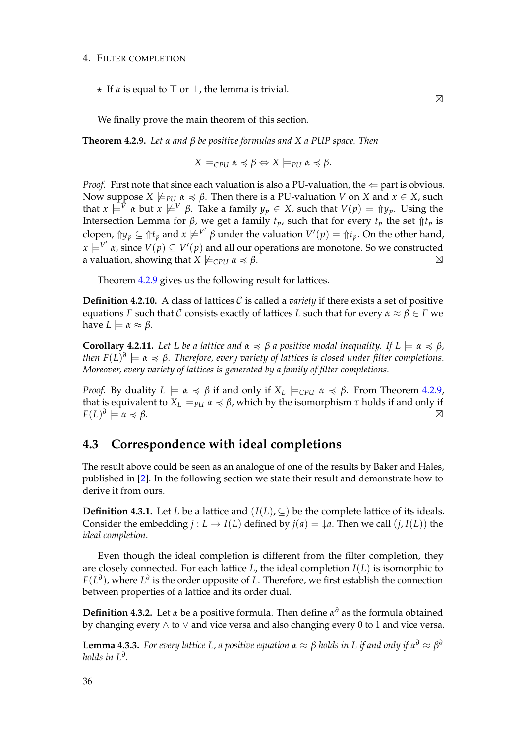- ⋆ If $\alpha$ is equal to $\top$ or $\bot$, the lemma is trivial.

⊠

We finally prove the main theorem of this section.

**Theorem 4.2.9.** *Let $\alpha$ and $\beta$ be positive formulas and $X$ a PUP space. Then*

$$X \models_{CPU} \alpha \preccurlyeq \beta \Leftrightarrow X \models_{PU} \alpha \preccurlyeq \beta.$$

*Proof.* First note that since each valuation is also a PU-valuation, the $\Leftarrow$ part is obvious. Now suppose $X \not\models_{PU} \alpha \preccurlyeq \beta$. Then there is a PU-valuation $V$ on $X$ and $x \in X$, such that $x \models^V \alpha$ but $x \not\models^V \beta$. Take a family $y_p \in X$, such that $V(p) = \Uparrow y_p$. Using the Intersection Lemma for $\beta$, we get a family $t_p$, such that for every $t_p$ the set $\Uparrow t_p$ is clopen, $\Uparrow y_p \subseteq \Uparrow t_p$ and $x \not\models^{V'} \beta$ under the valuation $V'(p) = \Uparrow t_p$. On the other hand, $x \models^{V'} \alpha$, since $V(p) \subseteq V'(p)$ and all our operations are monotone. So we constructed a valuation, showing that $X \not\models_{CPU} \alpha \preccurlyeq \beta$. ⊠

Theorem 4.2.9 gives us the following result for lattices.

**Definition 4.2.10.** A class of lattices $\mathcal{C}$ is called a *variety* if there exists a set of positive equations $\Gamma$ such that $\mathcal{C}$ consists exactly of lattices $L$ such that for every $\alpha \approx \beta \in \Gamma$ we have $L \models \alpha \approx \beta$.

**Corollary 4.2.11.** *Let $L$ be a lattice and $\alpha \preccurlyeq \beta$ a positive modal inequality. If $L \models \alpha \preccurlyeq \beta$, then $F(L)^\partial \models \alpha \preccurlyeq \beta$. Therefore, every variety of lattices is closed under filter completions. Moreover, every variety of lattices is generated by a family of filter completions.*

*Proof.* By duality $L \models \alpha \preccurlyeq \beta$ if and only if $X_L \models_{CPU} \alpha \preccurlyeq \beta$. From Theorem 4.2.9, that is equivalent to $X_L \models_{PU} \alpha \preccurlyeq \beta$, which by the isomorphism $\tau$ holds if and only if $F(L)^\partial \models \alpha \preccurlyeq \beta$. ⊠

## 4.3 Correspondence with ideal completions

The result above could be seen as an analogue of one of the results by Baker and Hales, published in [2]. In the following section we state their result and demonstrate how to derive it from ours.

**Definition 4.3.1.** Let $L$ be a lattice and $(I(L), \subseteq)$ be the complete lattice of its ideals. Consider the embedding $j : L \to I(L)$ defined by $j(a) = \downarrow a$. Then we call $(j, I(L))$ the *ideal completion*.

Even though the ideal completion is different from the filter completion, they are closely connected. For each lattice $L$, the ideal completion $I(L)$ is isomorphic to $F(L^\partial)$, where $L^\partial$ is the order opposite of $L$. Therefore, we first establish the connection between properties of a lattice and its order dual.

**Definition 4.3.2.** Let $\alpha$ be a positive formula. Then define $\alpha^\partial$ as the formula obtained by changing every $\wedge$ to $\vee$ and vice versa and also changing every 0 to 1 and vice versa.

**Lemma 4.3.3.** *For every lattice $L$, a positive equation $\alpha \approx \beta$ holds in $L$ if and only if $\alpha^\partial \approx \beta^\partial$ holds in $L^\partial$.*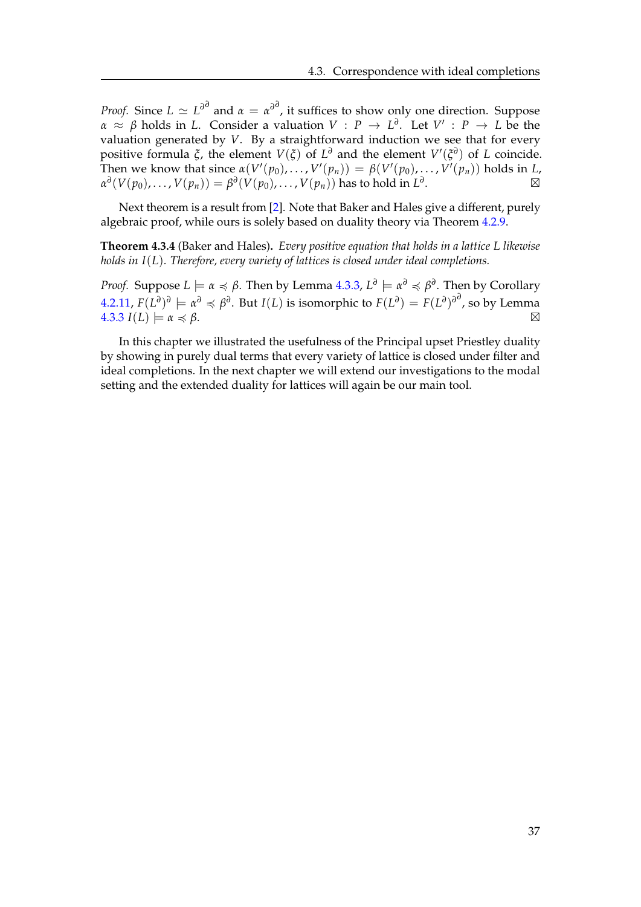*Proof.* Since $L \simeq L^{\partial\partial}$ and $\alpha = \alpha^{\partial\partial}$, it suffices to show only one direction. Suppose $\alpha \approx \beta$ holds in $L$. Consider a valuation $V : P \to L^{\partial}$. Let $V' : P \to L$ be the valuation generated by $V$. By a straightforward induction we see that for every positive formula $\xi$, the element $V(\xi)$ of $L^{\partial}$ and the element $V'(\xi^{\partial})$ of $L$ coincide. Then we know that since $\alpha(V'(p_0), \ldots, V'(p_n)) = \beta(V'(p_0), \ldots, V'(p_n))$ holds in $L$, $\alpha^{\partial}(V(p_0), \ldots, V(p_n)) = \beta^{\partial}(V(p_0), \ldots, V(p_n))$ has to hold in $L^{\partial}$. ⊠

Next theorem is a result from [2]. Note that Baker and Hales give a different, purely algebraic proof, while ours is solely based on duality theory via Theorem 4.2.9.

**Theorem 4.3.4** (Baker and Hales)**.** *Every positive equation that holds in a lattice $L$ likewise holds in $I(L)$. Therefore, every variety of lattices is closed under ideal completions.*

*Proof.* Suppose $L \models \alpha \preccurlyeq \beta$. Then by Lemma 4.3.3, $L^{\partial} \models \alpha^{\partial} \preccurlyeq \beta^{\partial}$. Then by Corollary 4.2.11, $F(L^{\partial})^{\partial} \models \alpha^{\partial} \preccurlyeq \beta^{\partial}$. But $I(L)$ is isomorphic to $F(L^{\partial}) = F(L^{\partial})^{\partial\partial}$, so by Lemma 4.3.3 $I(L) \models \alpha \preccurlyeq \beta$. ⊠

In this chapter we illustrated the usefulness of the Principal upset Priestley duality by showing in purely dual terms that every variety of lattice is closed under filter and ideal completions. In the next chapter we will extend our investigations to the modal setting and the extended duality for lattices will again be our main tool.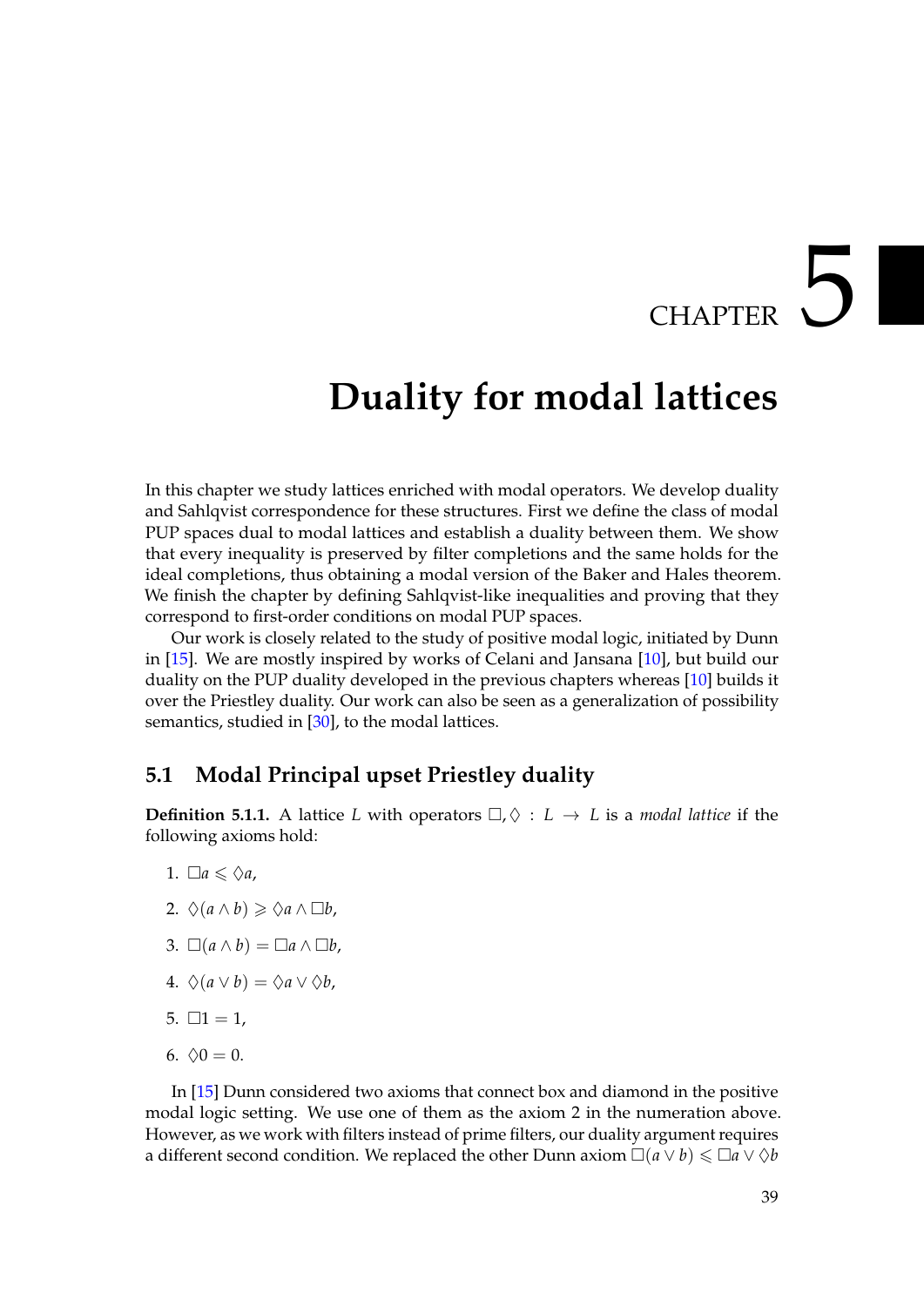# CHAPTER 5

# Duality for modal lattices

In this chapter we study lattices enriched with modal operators. We develop duality and Sahlqvist correspondence for these structures. First we define the class of modal PUP spaces dual to modal lattices and establish a duality between them. We show that every inequality is preserved by filter completions and the same holds for the ideal completions, thus obtaining a modal version of the Baker and Hales theorem. We finish the chapter by defining Sahlqvist-like inequalities and proving that they correspond to first-order conditions on modal PUP spaces.

Our work is closely related to the study of positive modal logic, initiated by Dunn in [15]. We are mostly inspired by works of Celani and Jansana [10], but build our duality on the PUP duality developed in the previous chapters whereas [10] builds it over the Priestley duality. Our work can also be seen as a generalization of possibility semantics, studied in [30], to the modal lattices.

## 5.1 Modal Principal upset Priestley duality

**Definition 5.1.1.** A lattice $L$ with operators $\Box, \Diamond : L \to L$ is a *modal lattice* if the following axioms hold:

1. $\Box a \leqslant \Diamond a$,
2. $\Diamond(a \wedge b) \geqslant \Diamond a \wedge \Box b$,
3. $\Box(a \wedge b) = \Box a \wedge \Box b$,
4. $\Diamond(a \vee b) = \Diamond a \vee \Diamond b$,
5. $\Box 1 = 1$,
6. $\Diamond 0 = 0$.

In [15] Dunn considered two axioms that connect box and diamond in the positive modal logic setting. We use one of them as the axiom 2 in the numeration above. However, as we work with filters instead of prime filters, our duality argument requires a different second condition. We replaced the other Dunn axiom $\Box(a \vee b) \leqslant \Box a \vee \Diamond b$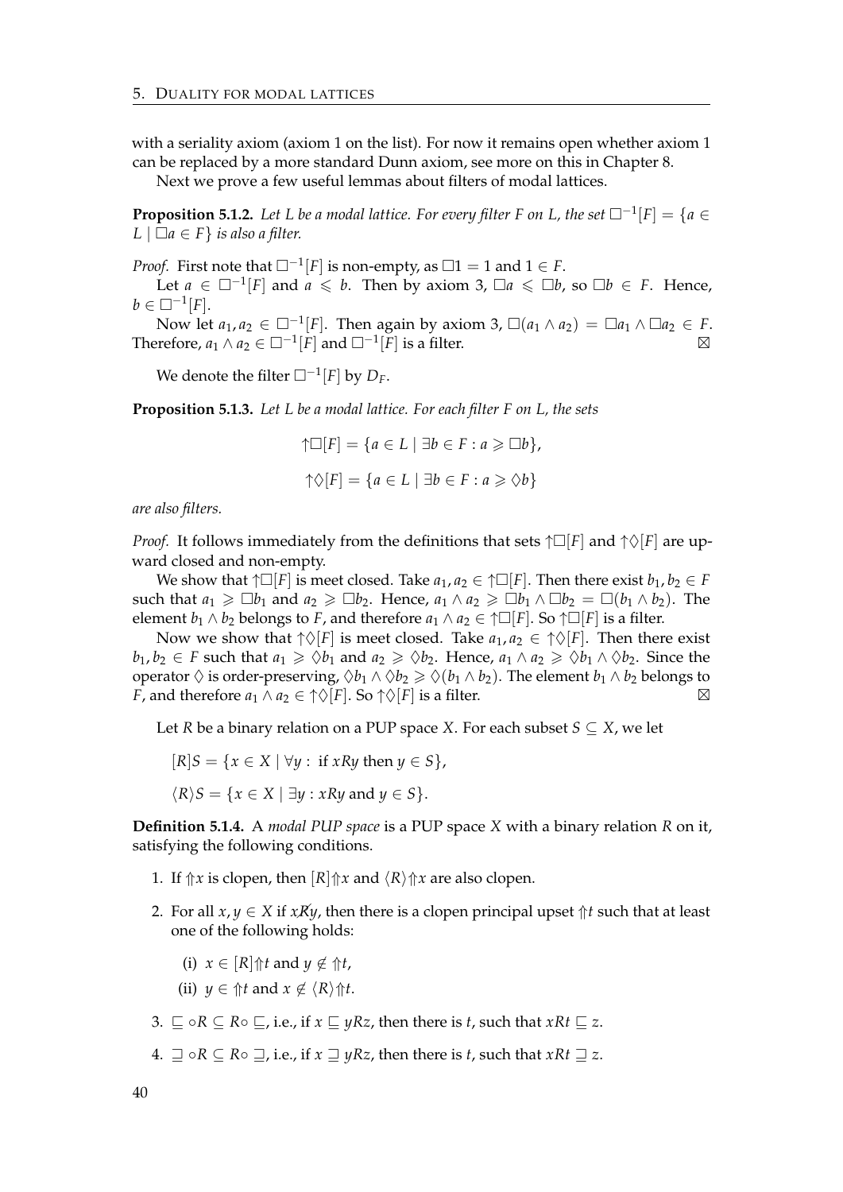with a seriality axiom (axiom 1 on the list). For now it remains open whether axiom 1 can be replaced by a more standard Dunn axiom, see more on this in Chapter 8.

Next we prove a few useful lemmas about filters of modal lattices.

**Proposition 5.1.2.** *Let $L$ be a modal lattice. For every filter $F$ on $L$, the set $\Box^{-1}[F] = \{a \in L \mid \Box a \in F\}$ is also a filter.*

*Proof.* First note that $\Box^{-1}[F]$ is non-empty, as $\Box 1 = 1$ and $1 \in F$.

Let $a \in \Box^{-1}[F]$ and $a \leqslant b$. Then by axiom 3, $\Box a \leqslant \Box b$, so $\Box b \in F$. Hence, $b \in \Box^{-1}[F]$.

Now let $a_1, a_2 \in \Box^{-1}[F]$. Then again by axiom 3, $\Box(a_1 \wedge a_2) = \Box a_1 \wedge \Box a_2 \in F$. Therefore, $a_1 \wedge a_2 \in \Box^{-1}[F]$ and $\Box^{-1}[F]$ is a filter. ⊠

We denote the filter $\Box^{-1}[F]$ by $D_F$.

**Proposition 5.1.3.** *Let $L$ be a modal lattice. For each filter $F$ on $L$, the sets*

$$\uparrow\Box[F] = \{a \in L \mid \exists b \in F : a \geqslant \Box b\},$$

$$\uparrow\Diamond[F] = \{a \in L \mid \exists b \in F : a \geqslant \Diamond b\}$$

*are also filters.*

*Proof.* It follows immediately from the definitions that sets $\uparrow\Box[F]$ and $\uparrow\Diamond[F]$ are upward closed and non-empty.

We show that $\uparrow\Box[F]$ is meet closed. Take $a_1, a_2 \in \uparrow\Box[F]$. Then there exist $b_1, b_2 \in F$ such that $a_1 \geqslant \Box b_1$ and $a_2 \geqslant \Box b_2$. Hence, $a_1 \wedge a_2 \geqslant \Box b_1 \wedge \Box b_2 = \Box(b_1 \wedge b_2)$. The element $b_1 \wedge b_2$ belongs to $F$, and therefore $a_1 \wedge a_2 \in \uparrow\Box[F]$. So $\uparrow\Box[F]$ is a filter.

Now we show that $\uparrow\Diamond[F]$ is meet closed. Take $a_1, a_2 \in \uparrow\Diamond[F]$. Then there exist $b_1, b_2 \in F$ such that $a_1 \geqslant \Diamond b_1$ and $a_2 \geqslant \Diamond b_2$. Hence, $a_1 \wedge a_2 \geqslant \Diamond b_1 \wedge \Diamond b_2$. Since the operator $\Diamond$ is order-preserving, $\Diamond b_1 \wedge \Diamond b_2 \geqslant \Diamond(b_1 \wedge b_2)$. The element $b_1 \wedge b_2$ belongs to $F$, and therefore $a_1 \wedge a_2 \in \uparrow\Diamond[F]$. So $\uparrow\Diamond[F]$ is a filter. ⊠

Let $R$ be a binary relation on a PUP space $X$. For each subset $S \subseteq X$, we let

$[R]S = \{x \in X \mid \forall y : \text{ if } xRy \text{ then } y \in S\}$,

$\langle R\rangle S = \{x \in X \mid \exists y : xRy \text{ and } y \in S\}$.

**Definition 5.1.4.** A *modal PUP space* is a PUP space $X$ with a binary relation $R$ on it, satisfying the following conditions.

1. If $\Uparrow x$ is clopen, then $[R]\Uparrow x$ and $\langle R\rangle\Uparrow x$ are also clopen.
2. For all $x, y \in X$ if $x \not R y$, then there is a clopen principal upset $\Uparrow t$ such that at least one of the following holds:
   (i) $x \in [R]\Uparrow t$ and $y \notin \Uparrow t$,
   (ii) $y \in \Uparrow t$ and $x \notin \langle R\rangle\Uparrow t$.
3. $\sqsubseteq \circ R \subseteq R \circ \sqsubseteq$, i.e., if $x \sqsubseteq yRz$, then there is $t$, such that $xRt \sqsubseteq z$.
4. $\sqsupseteq \circ R \subseteq R \circ \sqsupseteq$, i.e., if $x \sqsupseteq yRz$, then there is $t$, such that $xRt \sqsupseteq z$.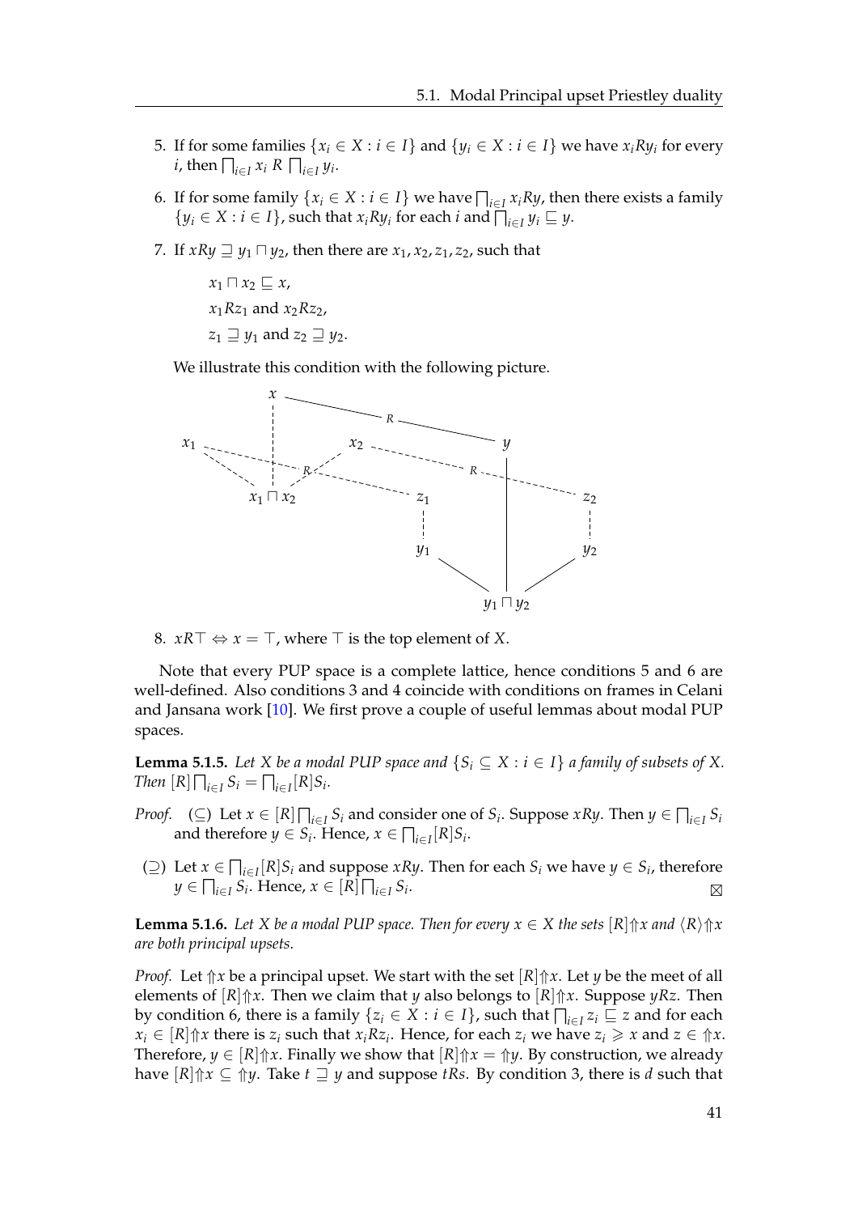5. If for some families $\{x_i \in X : i \in I\}$ and $\{y_i \in X : i \in I\}$ we have $x_i R y_i$ for every $i$, then $\bigsqcap_{i \in I} x_i \; R \; \bigsqcap_{i \in I} y_i$.

6. If for some family $\{x_i \in X : i \in I\}$ we have $\bigsqcap_{i \in I} x_i R y$, then there exists a family $\{y_i \in X : i \in I\}$, such that $x_i R y_i$ for each $i$ and $\bigsqcap_{i \in I} y_i \sqsubseteq y$.

7. If $xRy \sqsupseteq y_1 \sqcap y_2$, then there are $x_1, x_2, z_1, z_2$, such that

   $x_1 \sqcap x_2 \sqsubseteq x$,

   $x_1 R z_1$ and $x_2 R z_2$,

   $z_1 \sqsupseteq y_1$ and $z_2 \sqsupseteq y_2$.

   We illustrate this condition with the following picture.

8. $xR\top \Leftrightarrow x = \top$, where $\top$ is the top element of $X$.

Note that every PUP space is a complete lattice, hence conditions 5 and 6 are well-defined. Also conditions 3 and 4 coincide with conditions on frames in Celani and Jansana work [10]. We first prove a couple of useful lemmas about modal PUP spaces.

**Lemma 5.1.5.** *Let $X$ be a modal PUP space and $\{S_i \subseteq X : i \in I\}$ a family of subsets of $X$. Then $[R] \bigsqcap_{i \in I} S_i = \bigsqcap_{i \in I} [R] S_i$.*

*Proof.* ($\subseteq$) Let $x \in [R] \bigsqcap_{i \in I} S_i$ and consider one of $S_i$. Suppose $xRy$. Then $y \in \bigsqcap_{i \in I} S_i$ and therefore $y \in S_i$. Hence, $x \in \bigsqcap_{i \in I} [R] S_i$.

($\supseteq$) Let $x \in \bigsqcap_{i \in I} [R] S_i$ and suppose $xRy$. Then for each $S_i$ we have $y \in S_i$, therefore $y \in \bigsqcap_{i \in I} S_i$. Hence, $x \in [R] \bigsqcap_{i \in I} S_i$. ⊠

**Lemma 5.1.6.** *Let $X$ be a modal PUP space. Then for every $x \in X$ the sets $[R]{\Uparrow}x$ and $\langle R \rangle {\Uparrow}x$ are both principal upsets.*

*Proof.* Let ${\Uparrow}x$ be a principal upset. We start with the set $[R]{\Uparrow}x$. Let $y$ be the meet of all elements of $[R]{\Uparrow}x$. Then we claim that $y$ also belongs to $[R]{\Uparrow}x$. Suppose $yRz$. Then by condition 6, there is a family $\{z_i \in X : i \in I\}$, such that $\bigsqcap_{i \in I} z_i \sqsubseteq z$ and for each $x_i \in [R]{\Uparrow}x$ there is $z_i$ such that $x_i R z_i$. Hence, for each $z_i$ we have $z_i \geqslant x$ and $z \in {\Uparrow}x$. Therefore, $y \in [R]{\Uparrow}x$. Finally we show that $[R]{\Uparrow}x = {\Uparrow}y$. By construction, we already have $[R]{\Uparrow}x \subseteq {\Uparrow}y$. Take $t \sqsupseteq y$ and suppose $tRs$. By condition 3, there is $d$ such that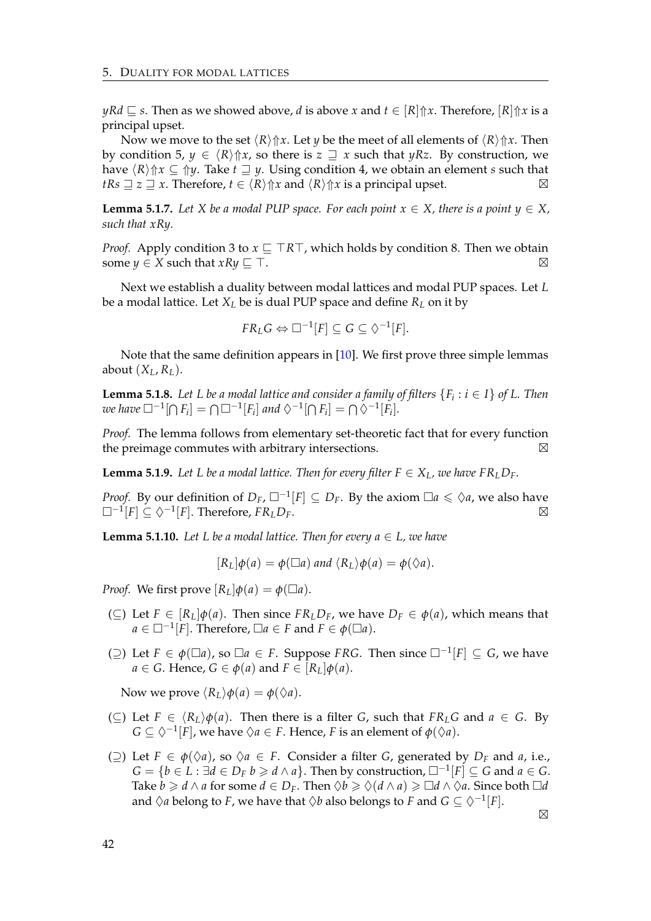$yRd \sqsubseteq s$. Then as we showed above, $d$ is above $x$ and $t \in [R]\Uparrow x$. Therefore, $[R]\Uparrow x$ is a principal upset.

Now we move to the set $\langle R\rangle\Uparrow x$. Let $y$ be the meet of all elements of $\langle R\rangle\Uparrow x$. Then by condition 5, $y \in \langle R\rangle\Uparrow x$, so there is $z \sqsupseteq x$ such that $yRz$. By construction, we have $\langle R\rangle\Uparrow x \subseteq \Uparrow y$. Take $t \sqsupseteq y$. Using condition 4, we obtain an element $s$ such that $tRs \sqsupseteq z \sqsupseteq x$. Therefore, $t \in \langle R\rangle\Uparrow x$ and $\langle R\rangle\Uparrow x$ is a principal upset. ⊠

**Lemma 5.1.7.** *Let $X$ be a modal PUP space. For each point $x \in X$, there is a point $y \in X$, such that $xRy$.*

*Proof.* Apply condition 3 to $x \sqsubseteq \top R \top$, which holds by condition 8. Then we obtain some $y \in X$ such that $xRy \sqsubseteq \top$. ⊠

Next we establish a duality between modal lattices and modal PUP spaces. Let $L$ be a modal lattice. Let $X_L$ be is dual PUP space and define $R_L$ on it by

$$FR_LG \Leftrightarrow \Box^{-1}[F] \subseteq G \subseteq \Diamond^{-1}[F].$$

Note that the same definition appears in [10]. We first prove three simple lemmas about $(X_L, R_L)$.

**Lemma 5.1.8.** *Let $L$ be a modal lattice and consider a family of filters $\{F_i : i \in I\}$ of $L$. Then we have $\Box^{-1}[\bigcap F_i] = \bigcap \Box^{-1}[F_i]$ and $\Diamond^{-1}[\bigcap F_i] = \bigcap \Diamond^{-1}[F_i]$.*

*Proof.* The lemma follows from elementary set-theoretic fact that for every function the preimage commutes with arbitrary intersections. ⊠

**Lemma 5.1.9.** *Let $L$ be a modal lattice. Then for every filter $F \in X_L$, we have $FR_LD_F$.*

*Proof.* By our definition of $D_F$, $\Box^{-1}[F] \subseteq D_F$. By the axiom $\Box a \leqslant \Diamond a$, we also have $\Box^{-1}[F] \subseteq \Diamond^{-1}[F]$. Therefore, $FR_LD_F$. ⊠

**Lemma 5.1.10.** *Let $L$ be a modal lattice. Then for every $a \in L$, we have*

$$[R_L]\phi(a) = \phi(\Box a) \text{ and } \langle R_L\rangle\phi(a) = \phi(\Diamond a).$$

*Proof.* We first prove $[R_L]\phi(a) = \phi(\Box a)$.

- ($\subseteq$) Let $F \in [R_L]\phi(a)$. Then since $FR_LD_F$, we have $D_F \in \phi(a)$, which means that $a \in \Box^{-1}[F]$. Therefore, $\Box a \in F$ and $F \in \phi(\Box a)$.
- ($\supseteq$) Let $F \in \phi(\Box a)$, so $\Box a \in F$. Suppose $FRG$. Then since $\Box^{-1}[F] \subseteq G$, we have $a \in G$. Hence, $G \in \phi(a)$ and $F \in [R_L]\phi(a)$.

Now we prove $\langle R_L\rangle\phi(a) = \phi(\Diamond a)$.

- ($\subseteq$) Let $F \in \langle R_L\rangle\phi(a)$. Then there is a filter $G$, such that $FR_LG$ and $a \in G$. By $G \subseteq \Diamond^{-1}[F]$, we have $\Diamond a \in F$. Hence, $F$ is an element of $\phi(\Diamond a)$.
- ($\supseteq$) Let $F \in \phi(\Diamond a)$, so $\Diamond a \in F$. Consider a filter $G$, generated by $D_F$ and $a$, i.e., $G = \{b \in L : \exists d \in D_F\; b \geqslant d \wedge a\}$. Then by construction, $\Box^{-1}[F] \subseteq G$ and $a \in G$. Take $b \geqslant d \wedge a$ for some $d \in D_F$. Then $\Diamond b \geqslant \Diamond(d \wedge a) \geqslant \Box d \wedge \Diamond a$. Since both $\Box d$ and $\Diamond a$ belong to $F$, we have that $\Diamond b$ also belongs to $F$ and $G \subseteq \Diamond^{-1}[F]$.

⊠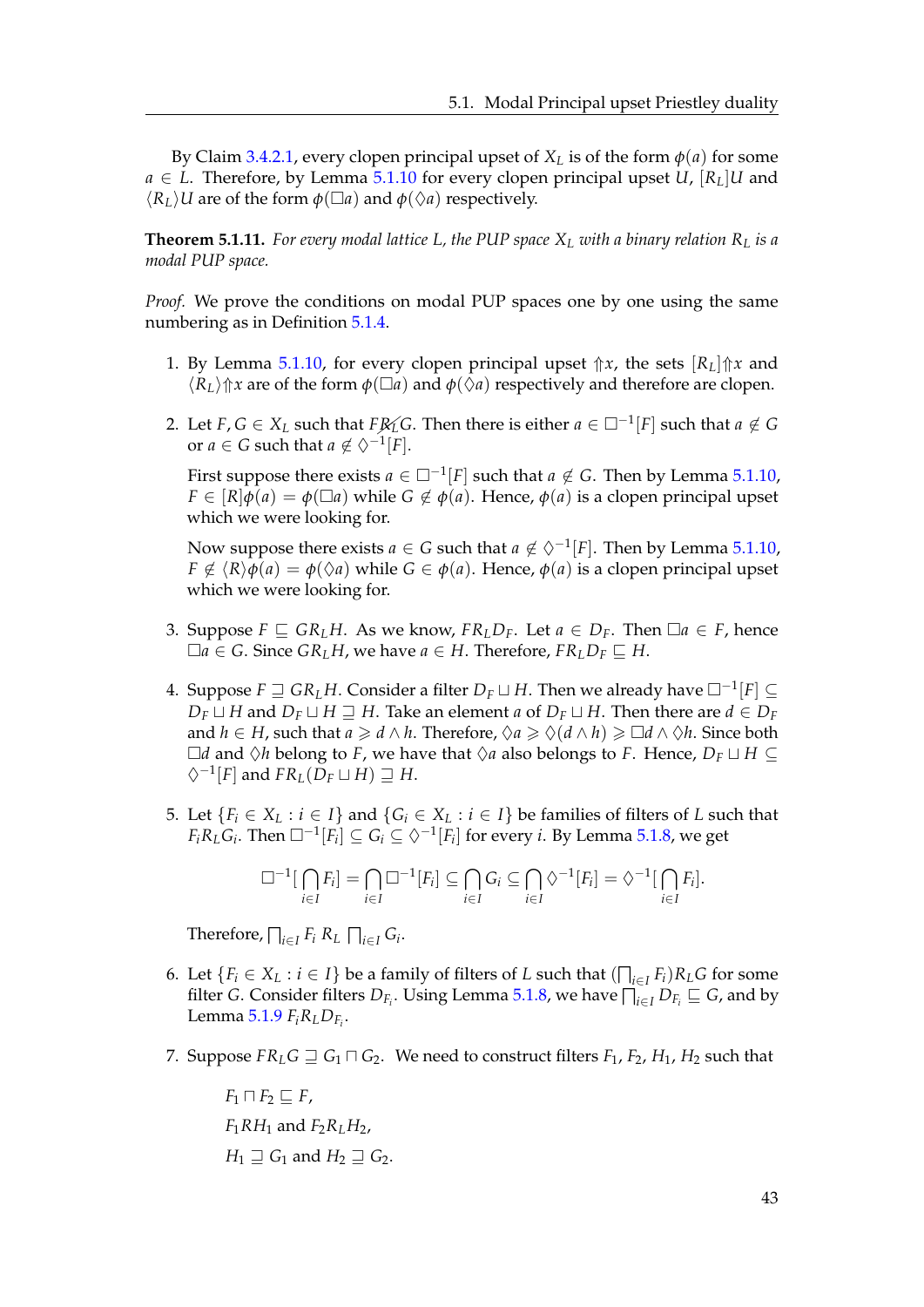By Claim 3.4.2.1, every clopen principal upset of $X_L$ is of the form $\phi(a)$ for some $a \in L$. Therefore, by Lemma 5.1.10 for every clopen principal upset $U$, $[R_L]U$ and $\langle R_L \rangle U$ are of the form $\phi(\Box a)$ and $\phi(\Diamond a)$ respectively.

**Theorem 5.1.11.** *For every modal lattice $L$, the PUP space $X_L$ with a binary relation $R_L$ is a modal PUP space.*

*Proof.* We prove the conditions on modal PUP spaces one by one using the same numbering as in Definition 5.1.4.

1. By Lemma 5.1.10, for every clopen principal upset ${\Uparrow}x$, the sets $[R_L]{\Uparrow}x$ and $\langle R_L \rangle {\Uparrow}x$ are of the form $\phi(\Box a)$ and $\phi(\Diamond a)$ respectively and therefore are clopen.

2. Let $F, G \in X_L$ such that $F \not R_L G$. Then there is either $a \in \Box^{-1}[F]$ such that $a \notin G$ or $a \in G$ such that $a \notin \Diamond^{-1}[F]$.

   First suppose there exists $a \in \Box^{-1}[F]$ such that $a \notin G$. Then by Lemma 5.1.10, $F \in [R]\phi(a) = \phi(\Box a)$ while $G \notin \phi(a)$. Hence, $\phi(a)$ is a clopen principal upset which we were looking for.

   Now suppose there exists $a \in G$ such that $a \notin \Diamond^{-1}[F]$. Then by Lemma 5.1.10, $F \notin \langle R \rangle \phi(a) = \phi(\Diamond a)$ while $G \in \phi(a)$. Hence, $\phi(a)$ is a clopen principal upset which we were looking for.

3. Suppose $F \sqsubseteq G R_L H$. As we know, $F R_L D_F$. Let $a \in D_F$. Then $\Box a \in F$, hence $\Box a \in G$. Since $G R_L H$, we have $a \in H$. Therefore, $F R_L D_F \sqsubseteq H$.

4. Suppose $F \sqsupseteq G R_L H$. Consider a filter $D_F \sqcup H$. Then we already have $\Box^{-1}[F] \subseteq D_F \sqcup H$ and $D_F \sqcup H \sqsupseteq H$. Take an element $a$ of $D_F \sqcup H$. Then there are $d \in D_F$ and $h \in H$, such that $a \geqslant d \wedge h$. Therefore, $\Diamond a \geqslant \Diamond(d \wedge h) \geqslant \Box d \wedge \Diamond h$. Since both $\Box d$ and $\Diamond h$ belong to $F$, we have that $\Diamond a$ also belongs to $F$. Hence, $D_F \sqcup H \subseteq \Diamond^{-1}[F]$ and $F R_L (D_F \sqcup H) \sqsupseteq H$.

5. Let $\{F_i \in X_L : i \in I\}$ and $\{G_i \in X_L : i \in I\}$ be families of filters of $L$ such that $F_i R_L G_i$. Then $\Box^{-1}[F_i] \subseteq G_i \subseteq \Diamond^{-1}[F_i]$ for every $i$. By Lemma 5.1.8, we get

$$\Box^{-1}[\bigcap_{i\in I} F_i] = \bigcap_{i\in I} \Box^{-1}[F_i] \subseteq \bigcap_{i\in I} G_i \subseteq \bigcap_{i\in I} \Diamond^{-1}[F_i] = \Diamond^{-1}[\bigcap_{i\in I} F_i].$$

   Therefore, $\bigsqcap_{i\in I} F_i \; R_L \; \bigsqcap_{i\in I} G_i$.

6. Let $\{F_i \in X_L : i \in I\}$ be a family of filters of $L$ such that $(\bigsqcap_{i\in I} F_i) R_L G$ for some filter $G$. Consider filters $D_{F_i}$. Using Lemma 5.1.8, we have $\bigsqcap_{i\in I} D_{F_i} \sqsubseteq G$, and by Lemma 5.1.9 $F_i R_L D_{F_i}$.

7. Suppose $F R_L G \sqsupseteq G_1 \sqcap G_2$. We need to construct filters $F_1, F_2, H_1, H_2$ such that

   $F_1 \sqcap F_2 \sqsubseteq F$,

   $F_1 R H_1$ and $F_2 R_L H_2$,

   $H_1 \sqsupseteq G_1$ and $H_2 \sqsupseteq G_2$.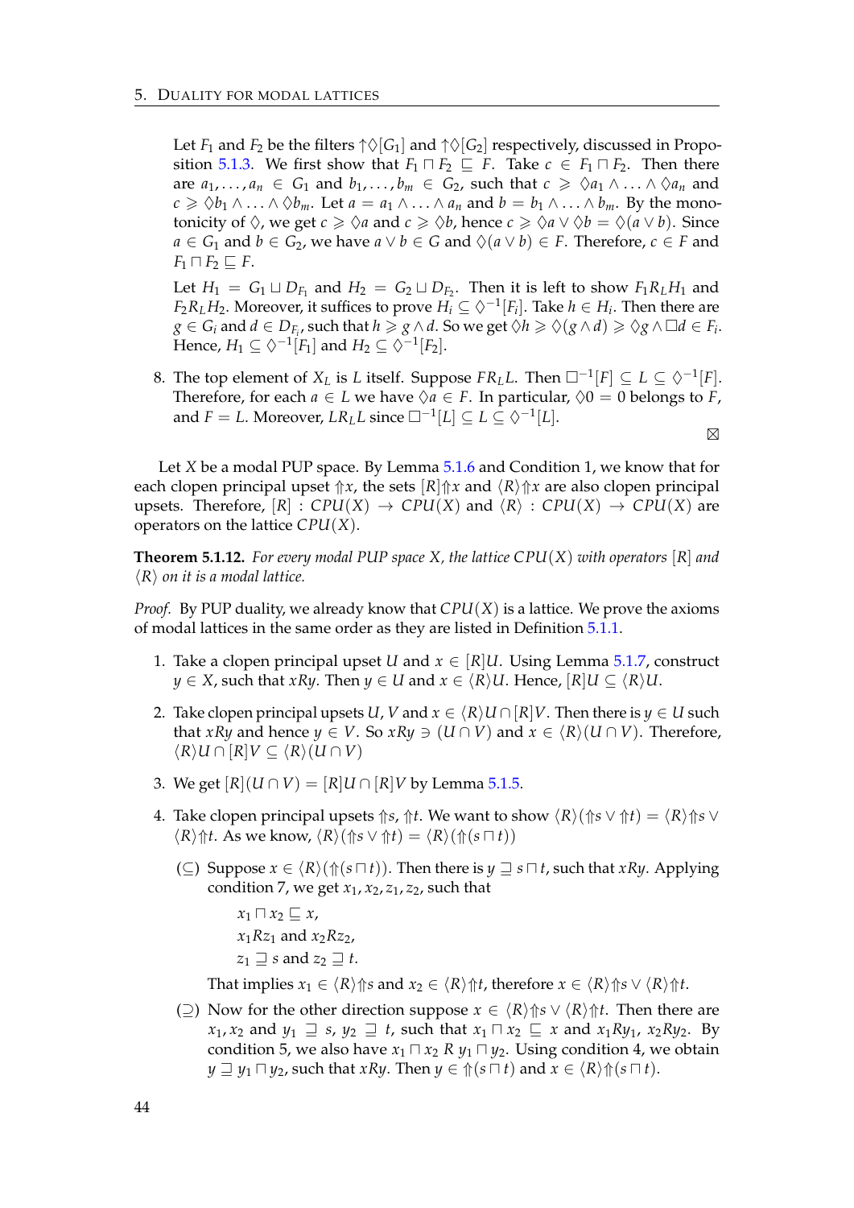Let $F_1$ and $F_2$ be the filters $\uparrow\Diamond[G_1]$ and $\uparrow\Diamond[G_2]$ respectively, discussed in Proposition 5.1.3. We first show that $F_1 \sqcap F_2 \sqsubseteq F$. Take $c \in F_1 \sqcap F_2$. Then there are $a_1, \ldots, a_n \in G_1$ and $b_1, \ldots, b_m \in G_2$, such that $c \geqslant \Diamond a_1 \wedge \ldots \wedge \Diamond a_n$ and $c \geqslant \Diamond b_1 \wedge \ldots \wedge \Diamond b_m$. Let $a = a_1 \wedge \ldots \wedge a_n$ and $b = b_1 \wedge \ldots \wedge b_m$. By the monotonicity of $\Diamond$, we get $c \geqslant \Diamond a$ and $c \geqslant \Diamond b$, hence $c \geqslant \Diamond a \vee \Diamond b = \Diamond(a \vee b)$. Since $a \in G_1$ and $b \in G_2$, we have $a \vee b \in G$ and $\Diamond(a \vee b) \in F$. Therefore, $c \in F$ and $F_1 \sqcap F_2 \sqsubseteq F$.

Let $H_1 = G_1 \sqcup D_{F_1}$ and $H_2 = G_2 \sqcup D_{F_2}$. Then it is left to show $F_1 R_L H_1$ and $F_2 R_L H_2$. Moreover, it suffices to prove $H_i \subseteq \Diamond^{-1}[F_i]$. Take $h \in H_i$. Then there are $g \in G_i$ and $d \in D_{F_i}$, such that $h \geqslant g \wedge d$. So we get $\Diamond h \geqslant \Diamond(g \wedge d) \geqslant \Diamond g \wedge \Box d \in F_i$. Hence, $H_1 \subseteq \Diamond^{-1}[F_1]$ and $H_2 \subseteq \Diamond^{-1}[F_2]$.

8. The top element of $X_L$ is $L$ itself. Suppose $F R_L L$. Then $\Box^{-1}[F] \subseteq L \subseteq \Diamond^{-1}[F]$. Therefore, for each $a \in L$ we have $\Diamond a \in F$. In particular, $\Diamond 0 = 0$ belongs to $F$, and $F = L$. Moreover, $L R_L L$ since $\Box^{-1}[L] \subseteq L \subseteq \Diamond^{-1}[L]$.

$\boxtimes$

Let $X$ be a modal PUP space. By Lemma 5.1.6 and Condition 1, we know that for each clopen principal upset $\Uparrow x$, the sets $[R]\Uparrow x$ and $\langle R\rangle\Uparrow x$ are also clopen principal upsets. Therefore, $[R] : CPU(X) \to CPU(X)$ and $\langle R\rangle : CPU(X) \to CPU(X)$ are operators on the lattice $CPU(X)$.

**Theorem 5.1.12.** *For every modal PUP space $X$, the lattice $CPU(X)$ with operators $[R]$ and $\langle R\rangle$ on it is a modal lattice.*

*Proof.* By PUP duality, we already know that $CPU(X)$ is a lattice. We prove the axioms of modal lattices in the same order as they are listed in Definition 5.1.1.

1. Take a clopen principal upset $U$ and $x \in [R]U$. Using Lemma 5.1.7, construct $y \in X$, such that $xRy$. Then $y \in U$ and $x \in \langle R\rangle U$. Hence, $[R]U \subseteq \langle R\rangle U$.

2. Take clopen principal upsets $U, V$ and $x \in \langle R\rangle U \cap [R]V$. Then there is $y \in U$ such that $xRy$ and hence $y \in V$. So $xRy \ni (U \cap V)$ and $x \in \langle R\rangle(U \cap V)$. Therefore, $\langle R\rangle U \cap [R]V \subseteq \langle R\rangle(U \cap V)$

3. We get $[R](U \cap V) = [R]U \cap [R]V$ by Lemma 5.1.5.

4. Take clopen principal upsets $\Uparrow s$, $\Uparrow t$. We want to show $\langle R\rangle(\Uparrow s \vee \Uparrow t) = \langle R\rangle\Uparrow s \vee \langle R\rangle\Uparrow t$. As we know, $\langle R\rangle(\Uparrow s \vee \Uparrow t) = \langle R\rangle(\Uparrow(s \sqcap t))$

   ($\subseteq$) Suppose $x \in \langle R\rangle(\Uparrow(s \sqcap t))$. Then there is $y \sqsupseteq s \sqcap t$, such that $xRy$. Applying condition 7, we get $x_1, x_2, z_1, z_2$, such that

   $x_1 \sqcap x_2 \sqsubseteq x$,
   $x_1 R z_1$ and $x_2 R z_2$,
   $z_1 \sqsupseteq s$ and $z_2 \sqsupseteq t$.

   That implies $x_1 \in \langle R\rangle\Uparrow s$ and $x_2 \in \langle R\rangle\Uparrow t$, therefore $x \in \langle R\rangle\Uparrow s \vee \langle R\rangle\Uparrow t$.

   ($\supseteq$) Now for the other direction suppose $x \in \langle R\rangle\Uparrow s \vee \langle R\rangle\Uparrow t$. Then there are $x_1, x_2$ and $y_1 \sqsupseteq s$, $y_2 \sqsupseteq t$, such that $x_1 \sqcap x_2 \sqsubseteq x$ and $x_1 R y_1$, $x_2 R y_2$. By condition 5, we also have $x_1 \sqcap x_2 \; R \; y_1 \sqcap y_2$. Using condition 4, we obtain $y \sqsupseteq y_1 \sqcap y_2$, such that $xRy$. Then $y \in \Uparrow(s \sqcap t)$ and $x \in \langle R\rangle\Uparrow(s \sqcap t)$.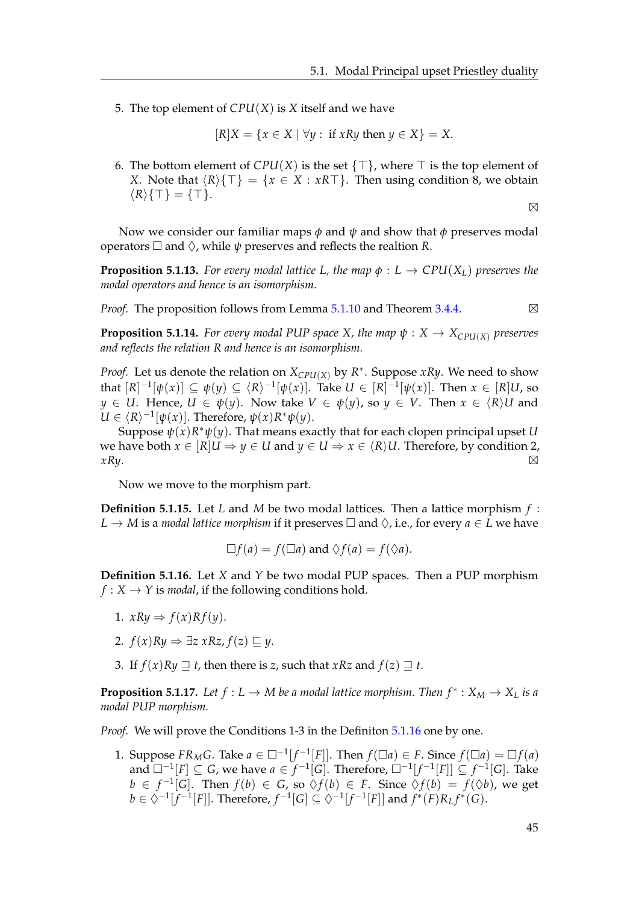5. The top element of $CPU(X)$ is $X$ itself and we have

$$[R]X = \{x \in X \mid \forall y: \text{ if } xRy \text{ then } y \in X\} = X.$$

6. The bottom element of $CPU(X)$ is the set $\{\top\}$, where $\top$ is the top element of $X$. Note that $\langle R\rangle\{\top\} = \{x \in X : xR\top\}$. Then using condition 8, we obtain $\langle R\rangle\{\top\} = \{\top\}$.

⊠

Now we consider our familiar maps $\phi$ and $\psi$ and show that $\phi$ preserves modal operators $\Box$ and $\Diamond$, while $\psi$ preserves and reflects the realtion $R$.

**Proposition 5.1.13.** *For every modal lattice $L$, the map $\phi : L \to CPU(X_L)$ preserves the modal operators and hence is an isomorphism.*

*Proof.* The proposition follows from Lemma 5.1.10 and Theorem 3.4.4. ⊠

**Proposition 5.1.14.** *For every modal PUP space $X$, the map $\psi : X \to X_{CPU(X)}$ preserves and reflects the relation $R$ and hence is an isomorphism.*

*Proof.* Let us denote the relation on $X_{CPU(X)}$ by $R^*$. Suppose $xRy$. We need to show that $[R]^{-1}[\psi(x)] \subseteq \psi(y) \subseteq \langle R\rangle^{-1}[\psi(x)]$. Take $U \in [R]^{-1}[\psi(x)]$. Then $x \in [R]U$, so $y \in U$. Hence, $U \in \psi(y)$. Now take $V \in \psi(y)$, so $y \in V$. Then $x \in \langle R\rangle U$ and $U \in \langle R\rangle^{-1}[\psi(x)]$. Therefore, $\psi(x)R^*\psi(y)$.

Suppose $\psi(x)R^*\psi(y)$. That means exactly that for each clopen principal upset $U$ we have both $x \in [R]U \Rightarrow y \in U$ and $y \in U \Rightarrow x \in \langle R\rangle U$. Therefore, by condition 2, $xRy$. ⊠

Now we move to the morphism part.

**Definition 5.1.15.** Let $L$ and $M$ be two modal lattices. Then a lattice morphism $f : L \to M$ is a *modal lattice morphism* if it preserves $\Box$ and $\Diamond$, i.e., for every $a \in L$ we have

$$\Box f(a) = f(\Box a) \text{ and } \Diamond f(a) = f(\Diamond a).$$

**Definition 5.1.16.** Let $X$ and $Y$ be two modal PUP spaces. Then a PUP morphism $f : X \to Y$ is *modal*, if the following conditions hold.

1. $xRy \Rightarrow f(x)Rf(y)$.
2. $f(x)Ry \Rightarrow \exists z\, xRz, f(z) \sqsubseteq y$.
3. If $f(x)Ry \sqsupseteq t$, then there is $z$, such that $xRz$ and $f(z) \sqsupseteq t$.

**Proposition 5.1.17.** *Let $f : L \to M$ be a modal lattice morphism. Then $f^* : X_M \to X_L$ is a modal PUP morphism.*

*Proof.* We will prove the Conditions 1-3 in the Definiton 5.1.16 one by one.

1. Suppose $FR_MG$. Take $a \in \Box^{-1}[f^{-1}[F]]$. Then $f(\Box a) \in F$. Since $f(\Box a) = \Box f(a)$ and $\Box^{-1}[F] \subseteq G$, we have $a \in f^{-1}[G]$. Therefore, $\Box^{-1}[f^{-1}[F]] \subseteq f^{-1}[G]$. Take $b \in f^{-1}[G]$. Then $f(b) \in G$, so $\Diamond f(b) \in F$. Since $\Diamond f(b) = f(\Diamond b)$, we get $b \in \Diamond^{-1}[f^{-1}[F]]$. Therefore, $f^{-1}[G] \subseteq \Diamond^{-1}[f^{-1}[F]]$ and $f^*(F)R_Lf^*(G)$.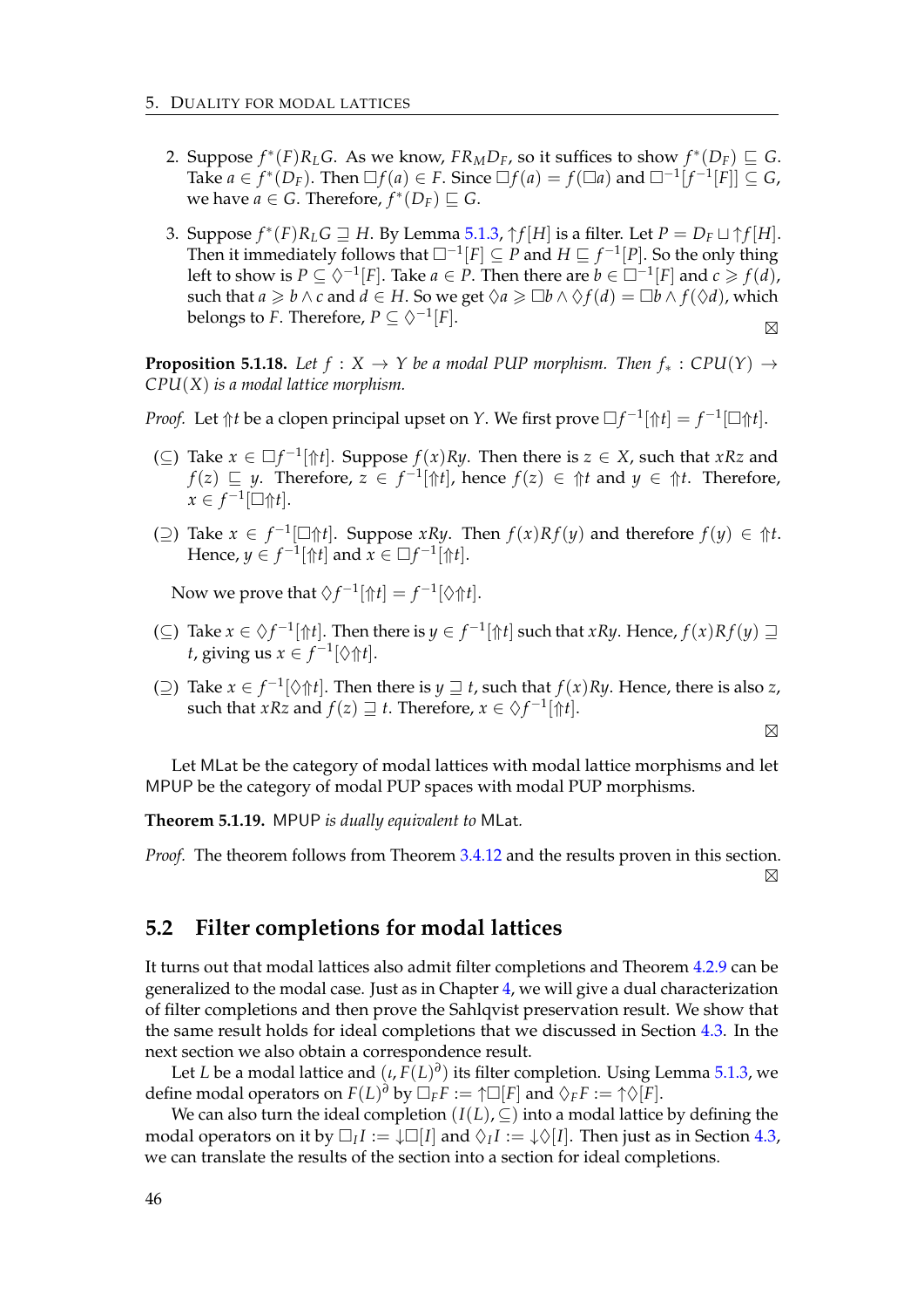2. Suppose $f^*(F) R_L G$. As we know, $F R_M D_F$, so it suffices to show $f^*(D_F) \sqsubseteq G$. Take $a \in f^*(D_F)$. Then $\Box f(a) \in F$. Since $\Box f(a) = f(\Box a)$ and $\Box^{-1}[f^{-1}[F]] \subseteq G$, we have $a \in G$. Therefore, $f^*(D_F) \sqsubseteq G$.

3. Suppose $f^*(F) R_L G \sqsupseteq H$. By Lemma 5.1.3, $\uparrow f[H]$ is a filter. Let $P = D_F \sqcup \uparrow f[H]$. Then it immediately follows that $\Box^{-1}[F] \subseteq P$ and $H \sqsubseteq f^{-1}[P]$. So the only thing left to show is $P \subseteq \Diamond^{-1}[F]$. Take $a \in P$. Then there are $b \in \Box^{-1}[F]$ and $c \geqslant f(d)$, such that $a \geqslant b \wedge c$ and $d \in H$. So we get $\Diamond a \geqslant \Box b \wedge \Diamond f(d) = \Box b \wedge f(\Diamond d)$, which belongs to $F$. Therefore, $P \subseteq \Diamond^{-1}[F]$. ⊠

**Proposition 5.1.18.** *Let $f : X \to Y$ be a modal PUP morphism. Then $f_* : CPU(Y) \to CPU(X)$ is a modal lattice morphism.*

*Proof.* Let $\Uparrow t$ be a clopen principal upset on $Y$. We first prove $\Box f^{-1}[\Uparrow t] = f^{-1}[\Box \Uparrow t]$.

($\subseteq$) Take $x \in \Box f^{-1}[\Uparrow t]$. Suppose $f(x) R y$. Then there is $z \in X$, such that $xRz$ and $f(z) \sqsubseteq y$. Therefore, $z \in f^{-1}[\Uparrow t]$, hence $f(z) \in \Uparrow t$ and $y \in \Uparrow t$. Therefore, $x \in f^{-1}[\Box \Uparrow t]$.

($\supseteq$) Take $x \in f^{-1}[\Box \Uparrow t]$. Suppose $xRy$. Then $f(x) R f(y)$ and therefore $f(y) \in \Uparrow t$. Hence, $y \in f^{-1}[\Uparrow t]$ and $x \in \Box f^{-1}[\Uparrow t]$.

Now we prove that $\Diamond f^{-1}[\Uparrow t] = f^{-1}[\Diamond \Uparrow t]$.

($\subseteq$) Take $x \in \Diamond f^{-1}[\Uparrow t]$. Then there is $y \in f^{-1}[\Uparrow t]$ such that $xRy$. Hence, $f(x) R f(y) \sqsupseteq t$, giving us $x \in f^{-1}[\Diamond \Uparrow t]$.

($\supseteq$) Take $x \in f^{-1}[\Diamond \Uparrow t]$. Then there is $y \sqsupseteq t$, such that $f(x) R y$. Hence, there is also $z$, such that $xRz$ and $f(z) \sqsupseteq t$. Therefore, $x \in \Diamond f^{-1}[\Uparrow t]$. ⊠

Let MLat be the category of modal lattices with modal lattice morphisms and let MPUP be the category of modal PUP spaces with modal PUP morphisms.

**Theorem 5.1.19.** MPUP *is dually equivalent to* MLat.

*Proof.* The theorem follows from Theorem 3.4.12 and the results proven in this section. ⊠

## 5.2 Filter completions for modal lattices

It turns out that modal lattices also admit filter completions and Theorem 4.2.9 can be generalized to the modal case. Just as in Chapter 4, we will give a dual characterization of filter completions and then prove the Sahlqvist preservation result. We show that the same result holds for ideal completions that we discussed in Section 4.3. In the next section we also obtain a correspondence result.

Let $L$ be a modal lattice and $(\iota, F(L)^\partial)$ its filter completion. Using Lemma 5.1.3, we define modal operators on $F(L)^\partial$ by $\Box_F F := \uparrow \Box[F]$ and $\Diamond_F F := \uparrow \Diamond[F]$.

We can also turn the ideal completion $(I(L), \subseteq)$ into a modal lattice by defining the modal operators on it by $\Box_I I := \downarrow \Box[I]$ and $\Diamond_I I := \downarrow \Diamond[I]$. Then just as in Section 4.3, we can translate the results of the section into a section for ideal completions.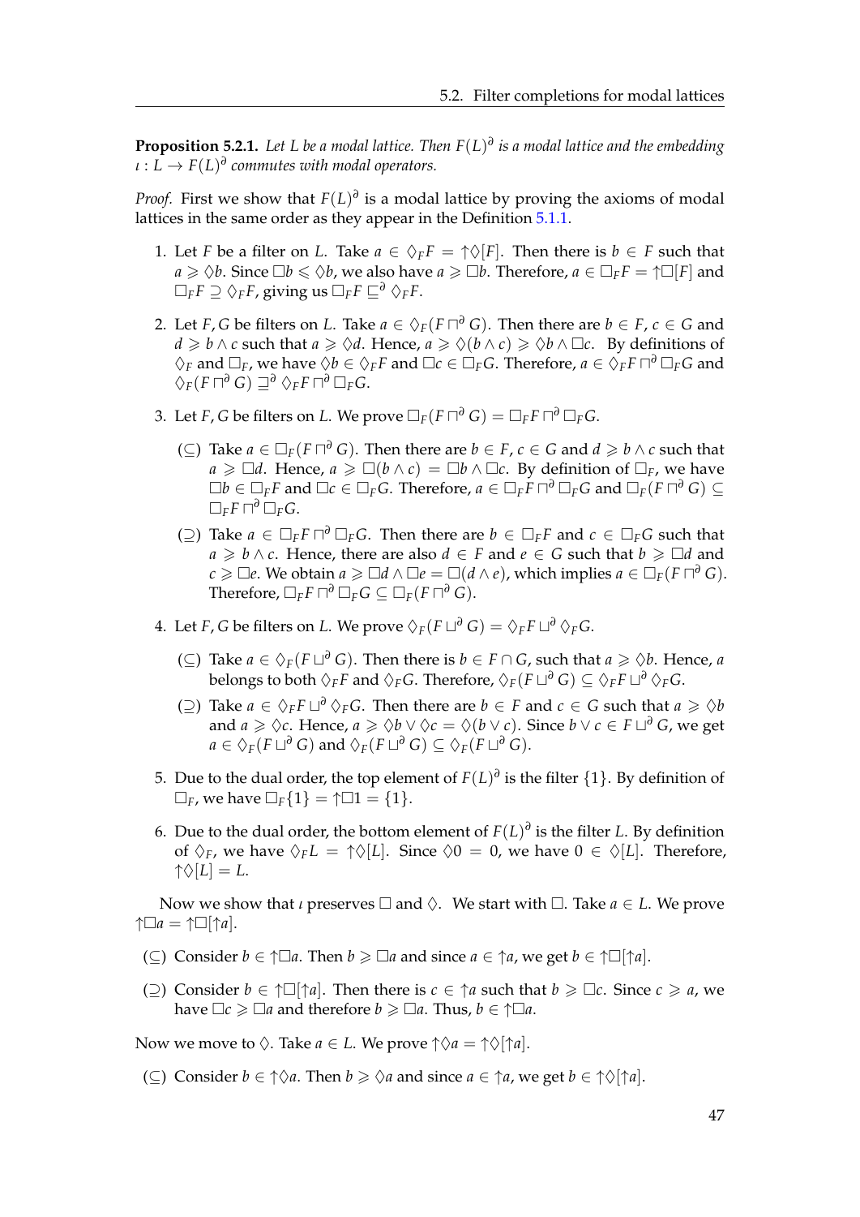**Proposition 5.2.1.** *Let $L$ be a modal lattice. Then $F(L)^\partial$ is a modal lattice and the embedding $\iota : L \to F(L)^\partial$ commutes with modal operators.*

*Proof.* First we show that $F(L)^\partial$ is a modal lattice by proving the axioms of modal lattices in the same order as they appear in the Definition 5.1.1.

1. Let $F$ be a filter on $L$. Take $a \in \Diamond_F F = \uparrow\Diamond[F]$. Then there is $b \in F$ such that $a \geqslant \Diamond b$. Since $\Box b \leqslant \Diamond b$, we also have $a \geqslant \Box b$. Therefore, $a \in \Box_F F = \uparrow\Box[F]$ and $\Box_F F \supseteq \Diamond_F F$, giving us $\Box_F F \sqsubseteq^\partial \Diamond_F F$.

2. Let $F, G$ be filters on $L$. Take $a \in \Diamond_F(F \sqcap^\partial G)$. Then there are $b \in F$, $c \in G$ and $d \geqslant b \wedge c$ such that $a \geqslant \Diamond d$. Hence, $a \geqslant \Diamond(b \wedge c) \geqslant \Diamond b \wedge \Box c$. By definitions of $\Diamond_F$ and $\Box_F$, we have $\Diamond b \in \Diamond_F F$ and $\Box c \in \Box_F G$. Therefore, $a \in \Diamond_F F \sqcap^\partial \Box_F G$ and $\Diamond_F(F \sqcap^\partial G) \sqsupseteq^\partial \Diamond_F F \sqcap^\partial \Box_F G$.

3. Let $F, G$ be filters on $L$. We prove $\Box_F(F \sqcap^\partial G) = \Box_F F \sqcap^\partial \Box_F G$.

   ($\subseteq$) Take $a \in \Box_F(F \sqcap^\partial G)$. Then there are $b \in F$, $c \in G$ and $d \geqslant b \wedge c$ such that $a \geqslant \Box d$. Hence, $a \geqslant \Box(b \wedge c) = \Box b \wedge \Box c$. By definition of $\Box_F$, we have $\Box b \in \Box_F F$ and $\Box c \in \Box_F G$. Therefore, $a \in \Box_F F \sqcap^\partial \Box_F G$ and $\Box_F(F \sqcap^\partial G) \subseteq \Box_F F \sqcap^\partial \Box_F G$.

   ($\supseteq$) Take $a \in \Box_F F \sqcap^\partial \Box_F G$. Then there are $b \in \Box_F F$ and $c \in \Box_F G$ such that $a \geqslant b \wedge c$. Hence, there are also $d \in F$ and $e \in G$ such that $b \geqslant \Box d$ and $c \geqslant \Box e$. We obtain $a \geqslant \Box d \wedge \Box e = \Box(d \wedge e)$, which implies $a \in \Box_F(F \sqcap^\partial G)$. Therefore, $\Box_F F \sqcap^\partial \Box_F G \subseteq \Box_F(F \sqcap^\partial G)$.

4. Let $F, G$ be filters on $L$. We prove $\Diamond_F(F \sqcup^\partial G) = \Diamond_F F \sqcup^\partial \Diamond_F G$.

   ($\subseteq$) Take $a \in \Diamond_F(F \sqcup^\partial G)$. Then there is $b \in F \cap G$, such that $a \geqslant \Diamond b$. Hence, $a$ belongs to both $\Diamond_F F$ and $\Diamond_F G$. Therefore, $\Diamond_F(F \sqcup^\partial G) \subseteq \Diamond_F F \sqcup^\partial \Diamond_F G$.

   ($\supseteq$) Take $a \in \Diamond_F F \sqcup^\partial \Diamond_F G$. Then there are $b \in F$ and $c \in G$ such that $a \geqslant \Diamond b$ and $a \geqslant \Diamond c$. Hence, $a \geqslant \Diamond b \vee \Diamond c = \Diamond(b \vee c)$. Since $b \vee c \in F \sqcup^\partial G$, we get $a \in \Diamond_F(F \sqcup^\partial G)$ and $\Diamond_F(F \sqcup^\partial G) \subseteq \Diamond_F(F \sqcup^\partial G)$.

5. Due to the dual order, the top element of $F(L)^\partial$ is the filter $\{1\}$. By definition of $\Box_F$, we have $\Box_F\{1\} = \uparrow\Box 1 = \{1\}$.

6. Due to the dual order, the bottom element of $F(L)^\partial$ is the filter $L$. By definition of $\Diamond_F$, we have $\Diamond_F L = \uparrow\Diamond[L]$. Since $\Diamond 0 = 0$, we have $0 \in \Diamond[L]$. Therefore, $\uparrow\Diamond[L] = L$.

Now we show that $\iota$ preserves $\Box$ and $\Diamond$. We start with $\Box$. Take $a \in L$. We prove $\uparrow\Box a = \uparrow\Box[\uparrow a]$.

($\subseteq$) Consider $b \in \uparrow\Box a$. Then $b \geqslant \Box a$ and since $a \in \uparrow a$, we get $b \in \uparrow\Box[\uparrow a]$.

($\supseteq$) Consider $b \in \uparrow\Box[\uparrow a]$. Then there is $c \in \uparrow a$ such that $b \geqslant \Box c$. Since $c \geqslant a$, we have $\Box c \geqslant \Box a$ and therefore $b \geqslant \Box a$. Thus, $b \in \uparrow\Box a$.

Now we move to $\Diamond$. Take $a \in L$. We prove $\uparrow\Diamond a = \uparrow\Diamond[\uparrow a]$.

($\subseteq$) Consider $b \in \uparrow\Diamond a$. Then $b \geqslant \Diamond a$ and since $a \in \uparrow a$, we get $b \in \uparrow\Diamond[\uparrow a]$.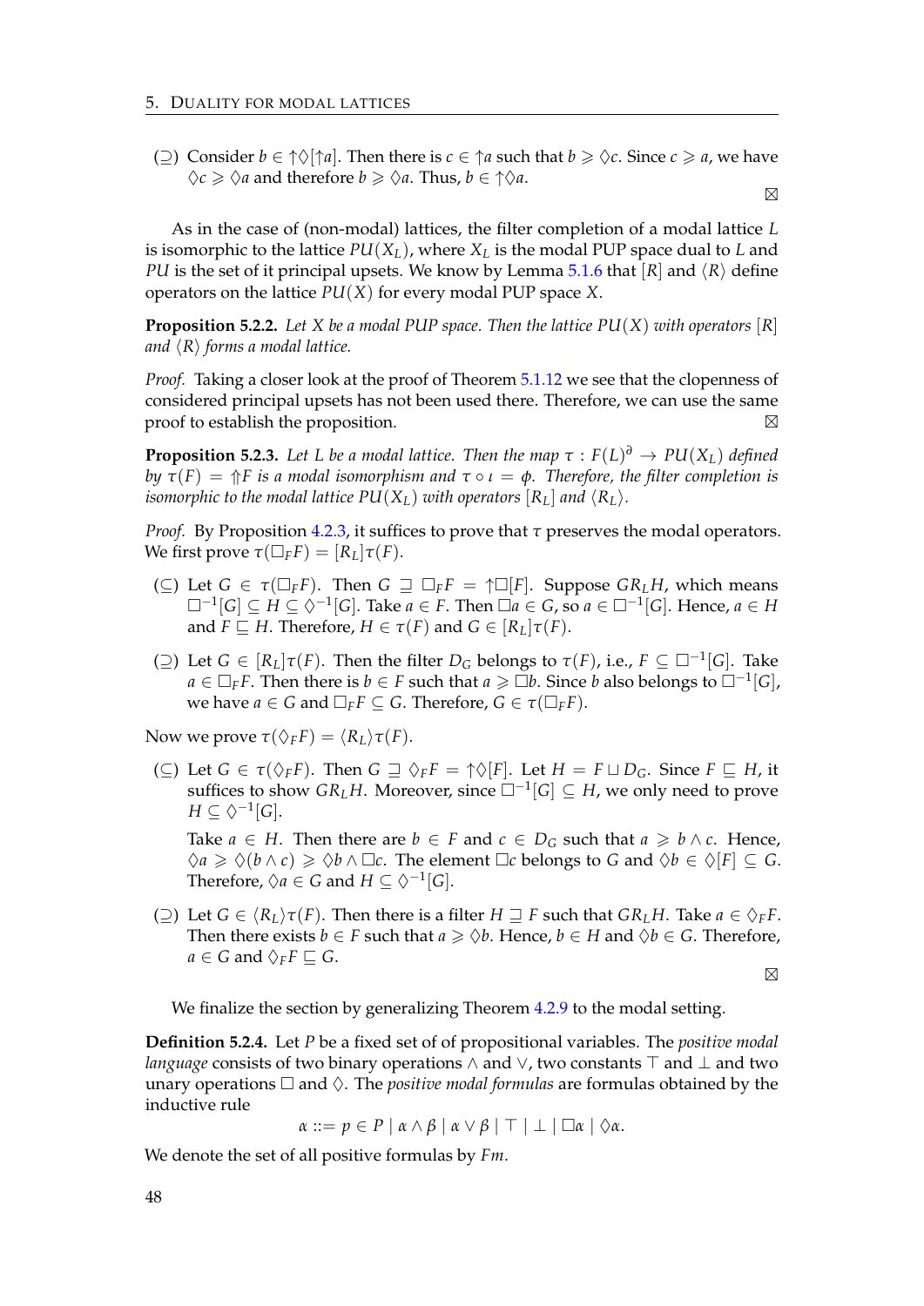($\supseteq$) Consider $b \in \uparrow\Diamond[\uparrow a]$. Then there is $c \in \uparrow a$ such that $b \geqslant \Diamond c$. Since $c \geqslant a$, we have $\Diamond c \geqslant \Diamond a$ and therefore $b \geqslant \Diamond a$. Thus, $b \in \uparrow\Diamond a$.

$\boxtimes$

As in the case of (non-modal) lattices, the filter completion of a modal lattice $L$ is isomorphic to the lattice $PU(X_L)$, where $X_L$ is the modal PUP space dual to $L$ and $PU$ is the set of it principal upsets. We know by Lemma 5.1.6 that $[R]$ and $\langle R\rangle$ define operators on the lattice $PU(X)$ for every modal PUP space $X$.

**Proposition 5.2.2.** *Let $X$ be a modal PUP space. Then the lattice $PU(X)$ with operators $[R]$ and $\langle R\rangle$ forms a modal lattice.*

*Proof.* Taking a closer look at the proof of Theorem 5.1.12 we see that the clopenness of considered principal upsets has not been used there. Therefore, we can use the same proof to establish the proposition. $\boxtimes$

**Proposition 5.2.3.** *Let $L$ be a modal lattice. Then the map $\tau : F(L)^\partial \to PU(X_L)$ defined by $\tau(F) = \Uparrow F$ is a modal isomorphism and $\tau \circ \iota = \phi$. Therefore, the filter completion is isomorphic to the modal lattice $PU(X_L)$ with operators $[R_L]$ and $\langle R_L\rangle$.*

*Proof.* By Proposition 4.2.3, it suffices to prove that $\tau$ preserves the modal operators. We first prove $\tau(\Box_F F) = [R_L]\tau(F)$.

($\subseteq$) Let $G \in \tau(\Box_F F)$. Then $G \sqsupseteq \Box_F F = \uparrow\Box[F]$. Suppose $GR_L H$, which means $\Box^{-1}[G] \subseteq H \subseteq \Diamond^{-1}[G]$. Take $a \in F$. Then $\Box a \in G$, so $a \in \Box^{-1}[G]$. Hence, $a \in H$ and $F \sqsubseteq H$. Therefore, $H \in \tau(F)$ and $G \in [R_L]\tau(F)$.

($\supseteq$) Let $G \in [R_L]\tau(F)$. Then the filter $D_G$ belongs to $\tau(F)$, i.e., $F \subseteq \Box^{-1}[G]$. Take $a \in \Box_F F$. Then there is $b \in F$ such that $a \geqslant \Box b$. Since $b$ also belongs to $\Box^{-1}[G]$, we have $a \in G$ and $\Box_F F \subseteq G$. Therefore, $G \in \tau(\Box_F F)$.

Now we prove $\tau(\Diamond_F F) = \langle R_L\rangle\tau(F)$.

($\subseteq$) Let $G \in \tau(\Diamond_F F)$. Then $G \sqsupseteq \Diamond_F F = \uparrow\Diamond[F]$. Let $H = F \sqcup D_G$. Since $F \sqsubseteq H$, it suffices to show $GR_L H$. Moreover, since $\Box^{-1}[G] \subseteq H$, we only need to prove $H \subseteq \Diamond^{-1}[G]$.

Take $a \in H$. Then there are $b \in F$ and $c \in D_G$ such that $a \geqslant b \wedge c$. Hence, $\Diamond a \geqslant \Diamond(b \wedge c) \geqslant \Diamond b \wedge \Box c$. The element $\Box c$ belongs to $G$ and $\Diamond b \in \Diamond[F] \subseteq G$. Therefore, $\Diamond a \in G$ and $H \subseteq \Diamond^{-1}[G]$.

($\supseteq$) Let $G \in \langle R_L\rangle\tau(F)$. Then there is a filter $H \sqsupseteq F$ such that $GR_L H$. Take $a \in \Diamond_F F$. Then there exists $b \in F$ such that $a \geqslant \Diamond b$. Hence, $b \in H$ and $\Diamond b \in G$. Therefore, $a \in G$ and $\Diamond_F F \sqsubseteq G$.

$\boxtimes$

We finalize the section by generalizing Theorem 4.2.9 to the modal setting.

**Definition 5.2.4.** Let $P$ be a fixed set of of propositional variables. The *positive modal language* consists of two binary operations $\wedge$ and $\vee$, two constants $\top$ and $\bot$ and two unary operations $\Box$ and $\Diamond$. The *positive modal formulas* are formulas obtained by the inductive rule

$$\alpha ::= p \in P \mid \alpha \wedge \beta \mid \alpha \vee \beta \mid \top \mid \bot \mid \Box\alpha \mid \Diamond\alpha.$$

We denote the set of all positive formulas by $Fm$.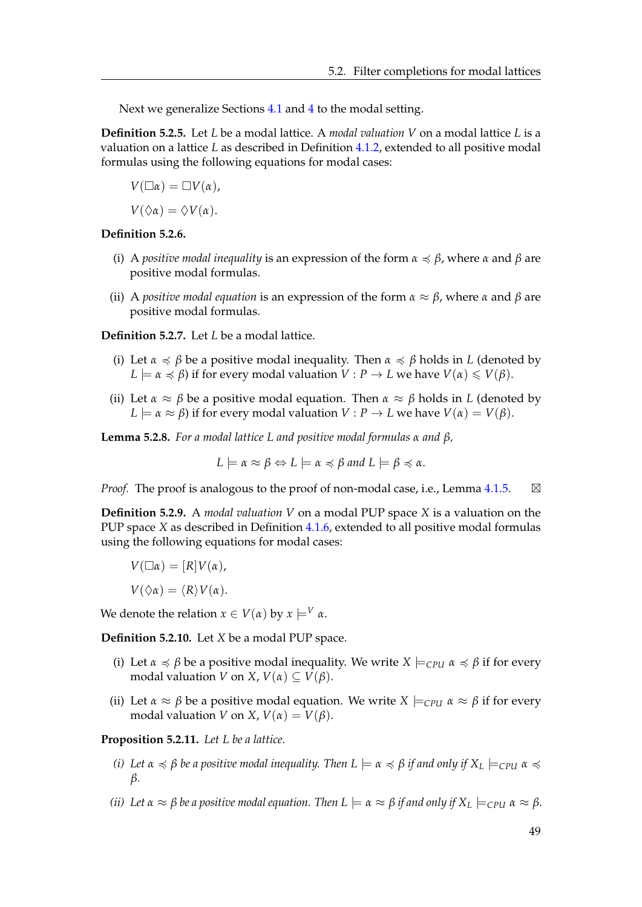Next we generalize Sections 4.1 and 4 to the modal setting.

**Definition 5.2.5.** Let $L$ be a modal lattice. A *modal valuation* $V$ on a modal lattice $L$ is a valuation on a lattice $L$ as described in Definition 4.1.2, extended to all positive modal formulas using the following equations for modal cases:

$$V(\Box\alpha) = \Box V(\alpha),$$

$$V(\Diamond\alpha) = \Diamond V(\alpha).$$

**Definition 5.2.6.**

(i) A *positive modal inequality* is an expression of the form $\alpha \preccurlyeq \beta$, where $\alpha$ and $\beta$ are positive modal formulas.

(ii) A *positive modal equation* is an expression of the form $\alpha \approx \beta$, where $\alpha$ and $\beta$ are positive modal formulas.

**Definition 5.2.7.** Let $L$ be a modal lattice.

(i) Let $\alpha \preccurlyeq \beta$ be a positive modal inequality. Then $\alpha \preccurlyeq \beta$ holds in $L$ (denoted by $L \models \alpha \preccurlyeq \beta$) if for every modal valuation $V : P \to L$ we have $V(\alpha) \leqslant V(\beta)$.

(ii) Let $\alpha \approx \beta$ be a positive modal equation. Then $\alpha \approx \beta$ holds in $L$ (denoted by $L \models \alpha \approx \beta$) if for every modal valuation $V : P \to L$ we have $V(\alpha) = V(\beta)$.

**Lemma 5.2.8.** *For a modal lattice $L$ and positive modal formulas $\alpha$ and $\beta$,*

$$L \models \alpha \approx \beta \Leftrightarrow L \models \alpha \preccurlyeq \beta \text{ and } L \models \beta \preccurlyeq \alpha.$$

*Proof.* The proof is analogous to the proof of non-modal case, i.e., Lemma 4.1.5. ⊠

**Definition 5.2.9.** A *modal valuation* $V$ on a modal PUP space $X$ is a valuation on the PUP space $X$ as described in Definition 4.1.6, extended to all positive modal formulas using the following equations for modal cases:

$$V(\Box\alpha) = [R]V(\alpha),$$

$$V(\Diamond\alpha) = \langle R\rangle V(\alpha).$$

We denote the relation $x \in V(\alpha)$ by $x \models^V \alpha$.

**Definition 5.2.10.** Let $X$ be a modal PUP space.

(i) Let $\alpha \preccurlyeq \beta$ be a positive modal inequality. We write $X \models_{CPU} \alpha \preccurlyeq \beta$ if for every modal valuation $V$ on $X$, $V(\alpha) \subseteq V(\beta)$.

(ii) Let $\alpha \approx \beta$ be a positive modal equation. We write $X \models_{CPU} \alpha \approx \beta$ if for every modal valuation $V$ on $X$, $V(\alpha) = V(\beta)$.

**Proposition 5.2.11.** *Let $L$ be a lattice.*

*(i) Let $\alpha \preccurlyeq \beta$ be a positive modal inequality. Then $L \models \alpha \preccurlyeq \beta$ if and only if $X_L \models_{CPU} \alpha \preccurlyeq \beta$.*

*(ii) Let $\alpha \approx \beta$ be a positive modal equation. Then $L \models \alpha \approx \beta$ if and only if $X_L \models_{CPU} \alpha \approx \beta$.*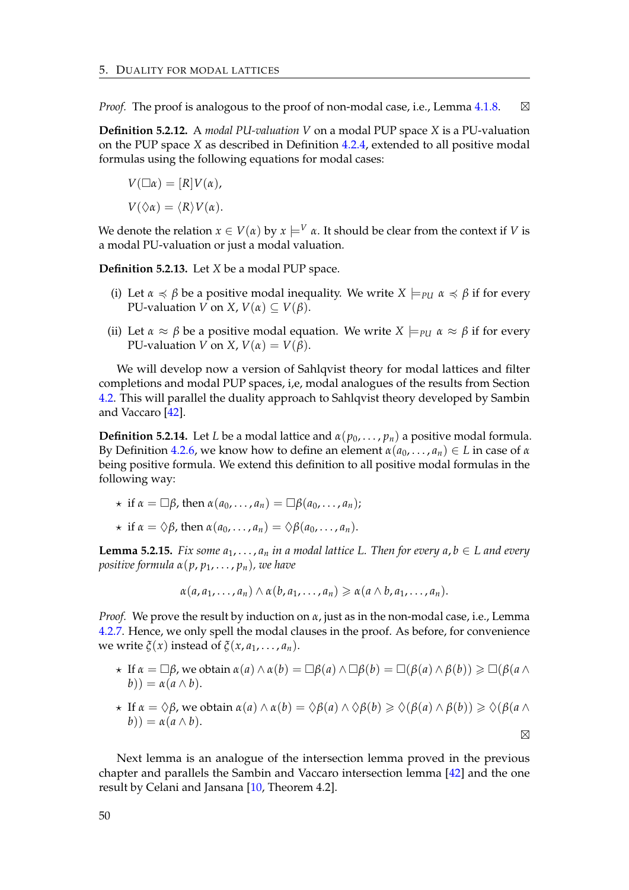*Proof.* The proof is analogous to the proof of non-modal case, i.e., Lemma 4.1.8. ⊠

**Definition 5.2.12.** A *modal PU-valuation* $V$ on a modal PUP space $X$ is a PU-valuation on the PUP space $X$ as described in Definition 4.2.4, extended to all positive modal formulas using the following equations for modal cases:

$$V(\Box\alpha) = [R]V(\alpha),$$

$$V(\Diamond\alpha) = \langle R\rangle V(\alpha).$$

We denote the relation $x \in V(\alpha)$ by $x \models^V \alpha$. It should be clear from the context if $V$ is a modal PU-valuation or just a modal valuation.

**Definition 5.2.13.** Let $X$ be a modal PUP space.

(i) Let $\alpha \preccurlyeq \beta$ be a positive modal inequality. We write $X \models_{PU} \alpha \preccurlyeq \beta$ if for every PU-valuation $V$ on $X$, $V(\alpha) \subseteq V(\beta)$.

(ii) Let $\alpha \approx \beta$ be a positive modal equation. We write $X \models_{PU} \alpha \approx \beta$ if for every PU-valuation $V$ on $X$, $V(\alpha) = V(\beta)$.

We will develop now a version of Sahlqvist theory for modal lattices and filter completions and modal PUP spaces, i,e, modal analogues of the results from Section 4.2. This will parallel the duality approach to Sahlqvist theory developed by Sambin and Vaccaro [42].

**Definition 5.2.14.** Let $L$ be a modal lattice and $\alpha(p_0, \dots, p_n)$ a positive modal formula. By Definition 4.2.6, we know how to define an element $\alpha(a_0, \dots, a_n) \in L$ in case of $\alpha$ being positive formula. We extend this definion to all positive modal formulas in the following way:

- ⋆ if $\alpha = \Box\beta$, then $\alpha(a_0, \dots, a_n) = \Box\beta(a_0, \dots, a_n)$;
- ⋆ if $\alpha = \Diamond\beta$, then $\alpha(a_0, \dots, a_n) = \Diamond\beta(a_0, \dots, a_n)$.

**Lemma 5.2.15.** *Fix some $a_1, \dots, a_n$ in a modal lattice $L$. Then for every $a, b \in L$ and every positive formula $\alpha(p, p_1, \dots, p_n)$, we have*

$$\alpha(a, a_1, \dots, a_n) \wedge \alpha(b, a_1, \dots, a_n) \geqslant \alpha(a \wedge b, a_1, \dots, a_n).$$

*Proof.* We prove the result by induction on $\alpha$, just as in the non-modal case, i.e., Lemma 4.2.7. Hence, we only spell the modal clauses in the proof. As before, for convenience we write $\xi(x)$ instead of $\xi(x, a_1, \dots, a_n)$.

- ⋆ If $\alpha = \Box\beta$, we obtain $\alpha(a) \wedge \alpha(b) = \Box\beta(a) \wedge \Box\beta(b) = \Box(\beta(a) \wedge \beta(b)) \geqslant \Box(\beta(a \wedge b)) = \alpha(a \wedge b)$.
- ⋆ If $\alpha = \Diamond\beta$, we obtain $\alpha(a) \wedge \alpha(b) = \Diamond\beta(a) \wedge \Diamond\beta(b) \geqslant \Diamond(\beta(a) \wedge \beta(b)) \geqslant \Diamond(\beta(a \wedge b)) = \alpha(a \wedge b)$.

⊠

Next lemma is an analogue of the intersection lemma proved in the previous chapter and parallels the Sambin and Vaccaro intersection lemma [42] and the one result by Celani and Jansana [10, Theorem 4.2].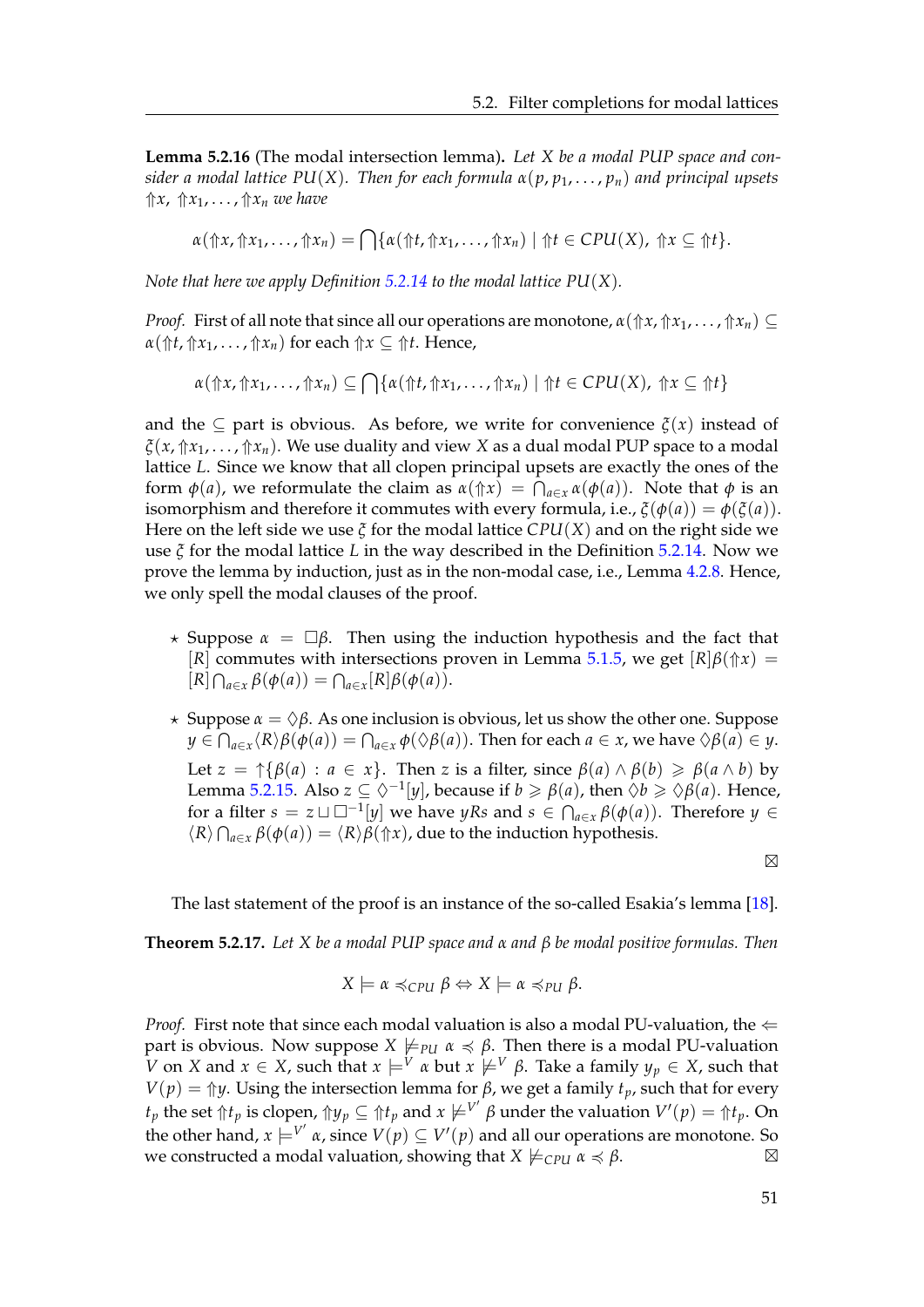**Lemma 5.2.16** (The modal intersection lemma)**.** *Let $X$ be a modal PUP space and consider a modal lattice $PU(X)$. Then for each formula $\alpha(p, p_1, \ldots, p_n)$ and principal upsets $\Uparrow x$, $\Uparrow x_1, \ldots, \Uparrow x_n$ we have*

$$\alpha(\Uparrow x, \Uparrow x_1, \ldots, \Uparrow x_n) = \bigcap\{\alpha(\Uparrow t, \Uparrow x_1, \ldots, \Uparrow x_n) \mid \Uparrow t \in CPU(X),\ \Uparrow x \subseteq \Uparrow t\}.$$

*Note that here we apply Definition 5.2.14 to the modal lattice $PU(X)$.*

*Proof.* First of all note that since all our operations are monotone, $\alpha(\Uparrow x, \Uparrow x_1, \ldots, \Uparrow x_n) \subseteq \alpha(\Uparrow t, \Uparrow x_1, \ldots, \Uparrow x_n)$ for each $\Uparrow x \subseteq \Uparrow t$. Hence,

$$\alpha(\Uparrow x, \Uparrow x_1, \ldots, \Uparrow x_n) \subseteq \bigcap\{\alpha(\Uparrow t, \Uparrow x_1, \ldots, \Uparrow x_n) \mid \Uparrow t \in CPU(X),\ \Uparrow x \subseteq \Uparrow t\}$$

and the $\subseteq$ part is obvious. As before, we write for convenience $\xi(x)$ instead of $\xi(x, \Uparrow x_1, \ldots, \Uparrow x_n)$. We use duality and view $X$ as a dual modal PUP space to a modal lattice $L$. Since we know that all clopen principal upsets are exactly the ones of the form $\phi(a)$, we reformulate the claim as $\alpha(\Uparrow x) = \bigcap_{a \in x} \alpha(\phi(a))$. Note that $\phi$ is an isomorphism and therefore it commutes with every formula, i.e., $\xi(\phi(a)) = \phi(\xi(a))$. Here on the left side we use $\xi$ for the modal lattice $CPU(X)$ and on the right side we use $\xi$ for the modal lattice $L$ in the way described in the Definition 5.2.14. Now we prove the lemma by induction, just as in the non-modal case, i.e., Lemma 4.2.8. Hence, we only spell the modal clauses of the proof.

- ⋆ Suppose $\alpha = \Box\beta$. Then using the induction hypothesis and the fact that $[R]$ commutes with intersections proven in Lemma 5.1.5, we get $[R]\beta(\Uparrow x) = [R]\bigcap_{a \in x} \beta(\phi(a)) = \bigcap_{a \in x} [R]\beta(\phi(a))$.
- ⋆ Suppose $\alpha = \Diamond\beta$. As one inclusion is obvious, let us show the other one. Suppose $y \in \bigcap_{a \in x} \langle R \rangle \beta(\phi(a)) = \bigcap_{a \in x} \phi(\Diamond\beta(a))$. Then for each $a \in x$, we have $\Diamond\beta(a) \in y$.

  Let $z = \uparrow\{\beta(a) : a \in x\}$. Then $z$ is a filter, since $\beta(a) \wedge \beta(b) \geqslant \beta(a \wedge b)$ by Lemma 5.2.15. Also $z \subseteq \Diamond^{-1}[y]$, because if $b \geqslant \beta(a)$, then $\Diamond b \geqslant \Diamond\beta(a)$. Hence, for a filter $s = z \sqcup \Box^{-1}[y]$ we have $yRs$ and $s \in \bigcap_{a \in x} \beta(\phi(a))$. Therefore $y \in \langle R \rangle \bigcap_{a \in x} \beta(\phi(a)) = \langle R \rangle \beta(\Uparrow x)$, due to the induction hypothesis.

⊠

The last statement of the proof is an instance of the so-called Esakia's lemma [18].

**Theorem 5.2.17.** *Let $X$ be a modal PUP space and $\alpha$ and $\beta$ be modal positive formulas. Then*

$$X \models \alpha \preccurlyeq_{CPU} \beta \Leftrightarrow X \models \alpha \preccurlyeq_{PU} \beta.$$

*Proof.* First note that since each modal valuation is also a modal PU-valuation, the $\Leftarrow$ part is obvious. Now suppose $X \not\models_{PU} \alpha \preccurlyeq \beta$. Then there is a modal PU-valuation $V$ on $X$ and $x \in X$, such that $x \models^V \alpha$ but $x \not\models^V \beta$. Take a family $y_p \in X$, such that $V(p) = \Uparrow y$. Using the intersection lemma for $\beta$, we get a family $t_p$, such that for every $t_p$ the set $\Uparrow t_p$ is clopen, $\Uparrow y_p \subseteq \Uparrow t_p$ and $x \not\models^{V'} \beta$ under the valuation $V'(p) = \Uparrow t_p$. On the other hand, $x \models^{V'} \alpha$, since $V(p) \subseteq V'(p)$ and all our operations are monotone. So we constructed a modal valuation, showing that $X \not\models_{CPU} \alpha \preccurlyeq \beta$. ⊠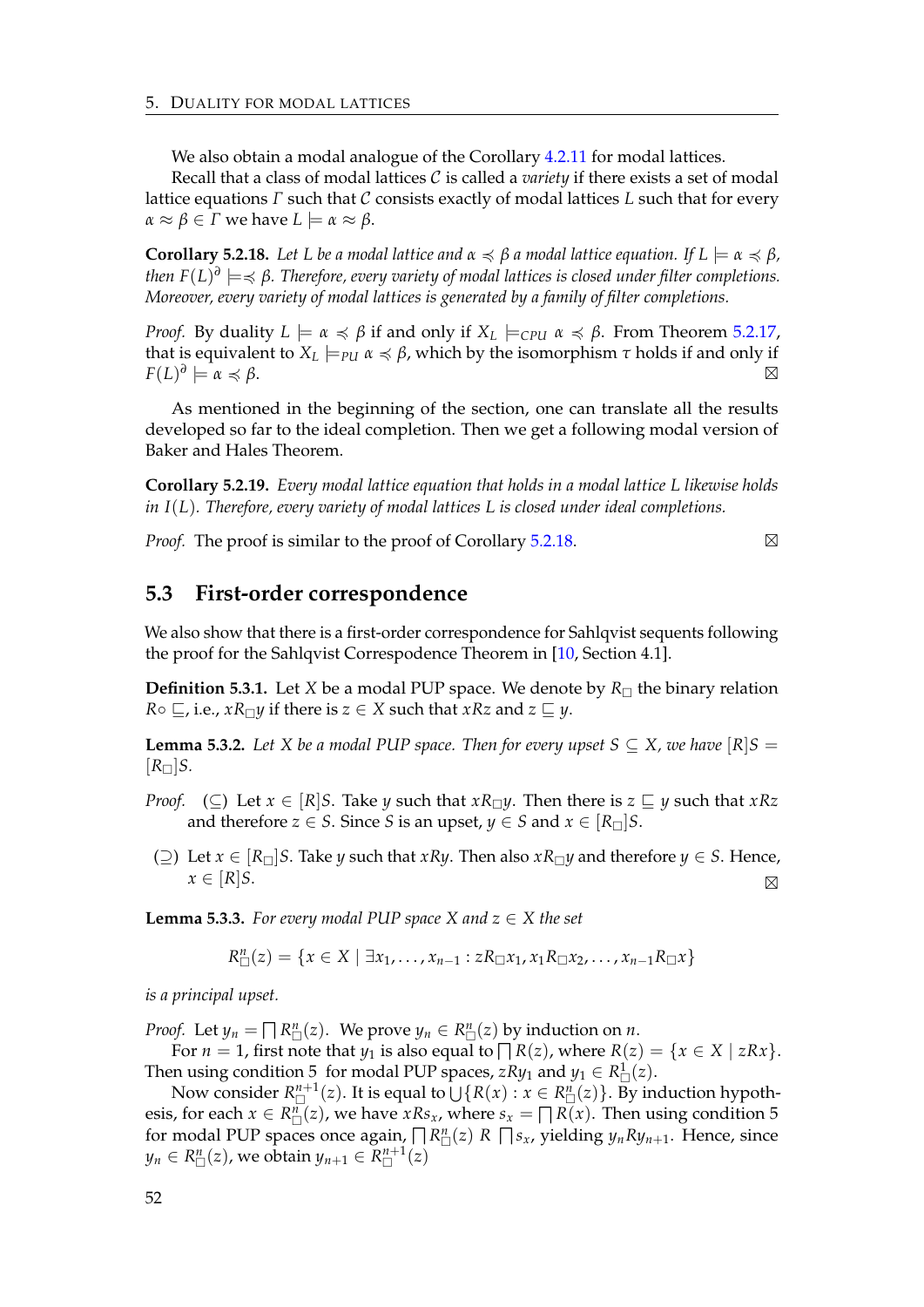We also obtain a modal analogue of the Corollary 4.2.11 for modal lattices.

Recall that a class of modal lattices $\mathcal{C}$ is called a *variety* if there exists a set of modal lattice equations $\Gamma$ such that $\mathcal{C}$ consists exactly of modal lattices $L$ such that for every $\alpha \approx \beta \in \Gamma$ we have $L \models \alpha \approx \beta$.

**Corollary 5.2.18.** *Let $L$ be a modal lattice and $\alpha \preccurlyeq \beta$ a modal lattice equation. If $L \models \alpha \preccurlyeq \beta$, then $F(L)^\partial \models \preccurlyeq \beta$. Therefore, every variety of modal lattices is closed under filter completions. Moreover, every variety of modal lattices is generated by a family of filter completions.*

*Proof.* By duality $L \models \alpha \preccurlyeq \beta$ if and only if $X_L \models_{CPU} \alpha \preccurlyeq \beta$. From Theorem 5.2.17, that is equivalent to $X_L \models_{PU} \alpha \preccurlyeq \beta$, which by the isomorphism $\tau$ holds if and only if $F(L)^\partial \models \alpha \preccurlyeq \beta$. ⊠

As mentioned in the beginning of the section, one can translate all the results developed so far to the ideal completion. Then we get a following modal version of Baker and Hales Theorem.

**Corollary 5.2.19.** *Every modal lattice equation that holds in a modal lattice $L$ likewise holds in $I(L)$. Therefore, every variety of modal lattices $L$ is closed under ideal completions.*

*Proof.* The proof is similar to the proof of Corollary 5.2.18. ⊠

## 5.3 First-order correspondence

We also show that there is a first-order correspondence for Sahlqvist sequents following the proof for the Sahlqvist Correspodence Theorem in [10, Section 4.1].

**Definition 5.3.1.** Let $X$ be a modal PUP space. We denote by $R_\Box$ the binary relation $R \circ \sqsubseteq$, i.e., $xR_\Box y$ if there is $z \in X$ such that $xRz$ and $z \sqsubseteq y$.

**Lemma 5.3.2.** *Let $X$ be a modal PUP space. Then for every upset $S \subseteq X$, we have $[R]S = [R_\Box]S$.*

*Proof.* ($\subseteq$) Let $x \in [R]S$. Take $y$ such that $xR_\Box y$. Then there is $z \sqsubseteq y$ such that $xRz$ and therefore $z \in S$. Since $S$ is an upset, $y \in S$ and $x \in [R_\Box]S$.

($\supseteq$) Let $x \in [R_\Box]S$. Take $y$ such that $xRy$. Then also $xR_\Box y$ and therefore $y \in S$. Hence, $x \in [R]S$. ⊠

**Lemma 5.3.3.** *For every modal PUP space $X$ and $z \in X$ the set*

$$R^n_\Box(z) = \{x \in X \mid \exists x_1, \ldots, x_{n-1} : zR_\Box x_1, x_1 R_\Box x_2, \ldots, x_{n-1} R_\Box x\}$$

*is a principal upset.*

*Proof.* Let $y_n = \bigsqcap R^n_\Box(z)$. We prove $y_n \in R^n_\Box(z)$ by induction on $n$.

For $n = 1$, first note that $y_1$ is also equal to $\bigsqcap R(z)$, where $R(z) = \{x \in X \mid zRx\}$. Then using condition 5 for modal PUP spaces, $zRy_1$ and $y_1 \in R^1_\Box(z)$.

Now consider $R^{n+1}_\Box(z)$. It is equal to $\bigcup\{R(x) : x \in R^n_\Box(z)\}$. By induction hypothesis, for each $x \in R^n_\Box(z)$, we have $xRs_x$, where $s_x = \bigsqcap R(x)$. Then using condition 5 for modal PUP spaces once again, $\bigsqcap R^n_\Box(z)\ R\ \bigsqcap s_x$, yielding $y_n R y_{n+1}$. Hence, since $y_n \in R^n_\Box(z)$, we obtain $y_{n+1} \in R^{n+1}_\Box(z)$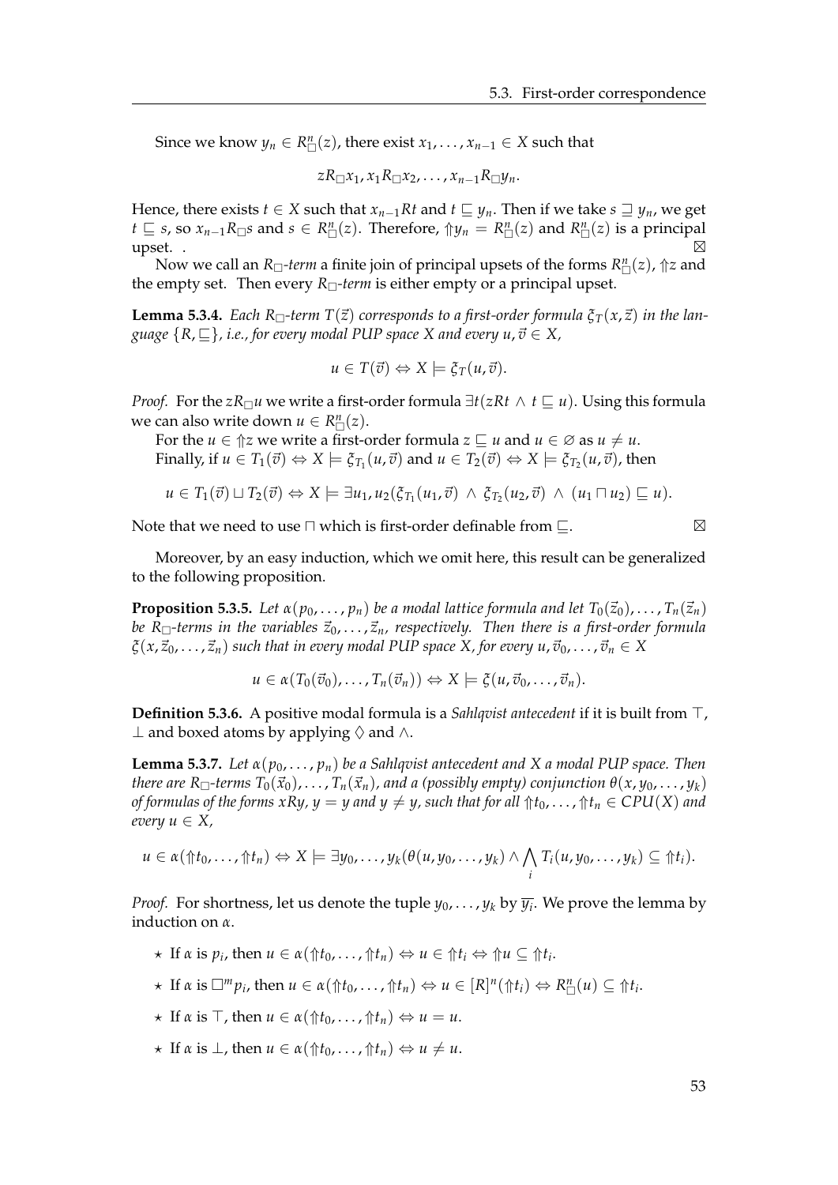Since we know $y_n \in R^n_\Box(z)$, there exist $x_1, \ldots, x_{n-1} \in X$ such that

$$zR_\Box x_1, x_1 R_\Box x_2, \ldots, x_{n-1} R_\Box y_n.$$

Hence, there exists $t \in X$ such that $x_{n-1}Rt$ and $t \sqsubseteq y_n$. Then if we take $s \sqsupseteq y_n$, we get $t \sqsubseteq s$, so $x_{n-1}R_\Box s$ and $s \in R^n_\Box(z)$. Therefore, ${\Uparrow} y_n = R^n_\Box(z)$ and $R^n_\Box(z)$ is a principal upset. . $\boxtimes$

Now we call an $R_\Box$*-term* a finite join of principal upsets of the forms $R^n_\Box(z)$, ${\Uparrow} z$ and the empty set. Then every $R_\Box$*-term* is either empty or a principal upset.

**Lemma 5.3.4.** *Each $R_\Box$-term $T(\vec{z})$ corresponds to a first-order formula $\xi_T(x, \vec{z})$ in the language $\{R, \sqsubseteq\}$, i.e., for every modal PUP space $X$ and every $u, \vec{v} \in X$,*

$$u \in T(\vec{v}) \Leftrightarrow X \models \xi_T(u, \vec{v}).$$

*Proof.* For the $zR_\Box u$ we write a first-order formula $\exists t(zRt \wedge t \sqsubseteq u)$. Using this formula we can also write down $u \in R^n_\Box(z)$.

For the $u \in {\Uparrow} z$ we write a first-order formula $z \sqsubseteq u$ and $u \in \varnothing$ as $u \neq u$.

Finally, if $u \in T_1(\vec{v}) \Leftrightarrow X \models \xi_{T_1}(u, \vec{v})$ and $u \in T_2(\vec{v}) \Leftrightarrow X \models \xi_{T_2}(u, \vec{v})$, then

$$u \in T_1(\vec{v}) \sqcup T_2(\vec{v}) \Leftrightarrow X \models \exists u_1, u_2(\xi_{T_1}(u_1, \vec{v}) \ \wedge \ \xi_{T_2}(u_2, \vec{v}) \ \wedge \ (u_1 \sqcap u_2) \sqsubseteq u).$$

Note that we need to use $\sqcap$ which is first-order definable from $\sqsubseteq$. $\boxtimes$

Moreover, by an easy induction, which we omit here, this result can be generalized to the following proposition.

**Proposition 5.3.5.** *Let $\alpha(p_0, \ldots, p_n)$ be a modal lattice formula and let $T_0(\vec{z}_0), \ldots, T_n(\vec{z}_n)$ be $R_\Box$-terms in the variables $\vec{z}_0, \ldots, \vec{z}_n$, respectively. Then there is a first-order formula $\xi(x, \vec{z}_0, \ldots, \vec{z}_n)$ such that in every modal PUP space $X$, for every $u, \vec{v}_0, \ldots, \vec{v}_n \in X$*

$$u \in \alpha(T_0(\vec{v}_0), \ldots, T_n(\vec{v}_n)) \Leftrightarrow X \models \xi(u, \vec{v}_0, \ldots, \vec{v}_n).$$

**Definition 5.3.6.** A positive modal formula is a *Sahlqvist antecedent* if it is built from $\top$, $\bot$ and boxed atoms by applying $\Diamond$ and $\wedge$.

**Lemma 5.3.7.** *Let $\alpha(p_0, \ldots, p_n)$ be a Sahlqvist antecedent and $X$ a modal PUP space. Then there are $R_\Box$-terms $T_0(\vec{x}_0), \ldots, T_n(\vec{x}_n)$, and a (possibly empty) conjunction $\theta(x, y_0, \ldots, y_k)$ of formulas of the forms $xRy$, $y = y$ and $y \neq y$, such that for all ${\Uparrow} t_0, \ldots, {\Uparrow} t_n \in CPU(X)$ and every $u \in X$,*

$$u \in \alpha({\Uparrow} t_0, \ldots, {\Uparrow} t_n) \Leftrightarrow X \models \exists y_0, \ldots, y_k(\theta(u, y_0, \ldots, y_k) \wedge \bigwedge_i T_i(u, y_0, \ldots, y_k) \subseteq {\Uparrow} t_i).$$

*Proof.* For shortness, let us denote the tuple $y_0, \ldots, y_k$ by $\overline{y_i}$. We prove the lemma by induction on $\alpha$.

- ⋆ If $\alpha$ is $p_i$, then $u \in \alpha({\Uparrow} t_0, \ldots, {\Uparrow} t_n) \Leftrightarrow u \in {\Uparrow} t_i \Leftrightarrow {\Uparrow} u \subseteq {\Uparrow} t_i$.
- ⋆ If $\alpha$ is $\Box^m p_i$, then $u \in \alpha({\Uparrow} t_0, \ldots, {\Uparrow} t_n) \Leftrightarrow u \in [R]^n({\Uparrow} t_i) \Leftrightarrow R^n_\Box(u) \subseteq {\Uparrow} t_i$.
- ⋆ If $\alpha$ is $\top$, then $u \in \alpha({\Uparrow} t_0, \ldots, {\Uparrow} t_n) \Leftrightarrow u = u$.
- ⋆ If $\alpha$ is $\bot$, then $u \in \alpha({\Uparrow} t_0, \ldots, {\Uparrow} t_n) \Leftrightarrow u \neq u$.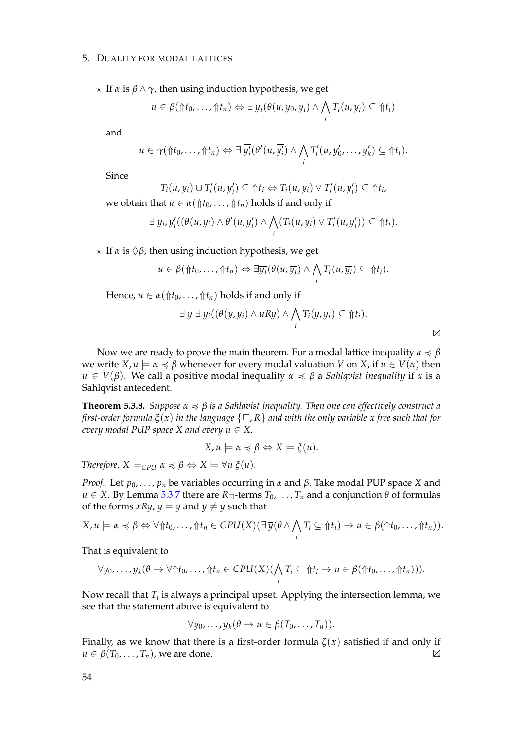* If $\alpha$ is $\beta \wedge \gamma$, then using induction hypothesis, we get

$$u \in \beta(\Uparrow t_0, \dots, \Uparrow t_n) \Leftrightarrow \exists\, \overline{y_i}(\theta(u, y_0, \overline{y_i}) \wedge \bigwedge_i T_i(u, \overline{y_i}) \subseteq \Uparrow t_i)$$

and

$$u \in \gamma(\Uparrow t_0, \dots, \Uparrow t_n) \Leftrightarrow \exists\, \overline{y_i'}(\theta'(u, \overline{y_i'}) \wedge \bigwedge_i T_i'(u, y_0', \dots, y_k') \subseteq \Uparrow t_i).$$

Since

$$T_i(u, \overline{y_i}) \cup T_i'(u, \overline{y_i'}) \subseteq \Uparrow t_i \Leftrightarrow T_i(u, \overline{y_i}) \vee T_i'(u, \overline{y_i'}) \subseteq \Uparrow t_i,$$

we obtain that $u \in \alpha(\Uparrow t_0, \dots, \Uparrow t_n)$ holds if and only if

$$\exists\, \overline{y_i}, \overline{y_i'}((\theta(u, \overline{y_i}) \wedge \theta'(u, \overline{y_i'}) \wedge \bigwedge_i (T_i(u, \overline{y_i}) \vee T_i'(u, \overline{y_i'})) \subseteq \Uparrow t_i).$$

* If $\alpha$ is $\Diamond \beta$, then using induction hypothesis, we get

$$u \in \beta(\Uparrow t_0, \dots, \Uparrow t_n) \Leftrightarrow \exists \overline{y_i}(\theta(u, \overline{y_i}) \wedge \bigwedge_i T_i(u, \overline{y_i}) \subseteq \Uparrow t_i).$$

Hence, $u \in \alpha(\Uparrow t_0, \dots, \Uparrow t_n)$ holds if and only if

$$\exists\, y\, \exists\, \overline{y_i}((\theta(y, \overline{y_i}) \wedge uRy) \wedge \bigwedge_i T_i(y, \overline{y_i}) \subseteq \Uparrow t_i).$$

⊠

Now we are ready to prove the main theorem. For a modal lattice inequality $\alpha \preccurlyeq \beta$ we write $X, u \models \alpha \preccurlyeq \beta$ whenever for every modal valuation $V$ on $X$, if $u \in V(\alpha)$ then $u \in V(\beta)$. We call a positive modal inequality $\alpha \preccurlyeq \beta$ a *Sahlqvist inequality* if $\alpha$ is a Sahlqvist antecedent.

**Theorem 5.3.8.** *Suppose $\alpha \preccurlyeq \beta$ is a Sahlqvist inequality. Then one can effectively construct a first-order formula $\xi(x)$ in the language $\{\sqsubseteq, R\}$ and with the only variable $x$ free such that for every modal PUP space $X$ and every $u \in X$,*

$$X, u \models \alpha \preccurlyeq \beta \Leftrightarrow X \models \xi(u).$$

*Therefore, $X \models_{CPU} \alpha \preccurlyeq \beta \Leftrightarrow X \models \forall u\, \xi(u)$.*

*Proof.* Let $p_0, \dots, p_n$ be variables occurring in $\alpha$ and $\beta$. Take modal PUP space $X$ and $u \in X$. By Lemma 5.3.7 there are $R_\Box$-terms $T_0, \dots, T_n$ and a conjunction $\theta$ of formulas of the forms $xRy$, $y = y$ and $y \neq y$ such that

$$X, u \models \alpha \preccurlyeq \beta \Leftrightarrow \forall \Uparrow t_0, \dots, \Uparrow t_n \in CPU(X)(\exists\, \overline{y}(\theta \wedge \bigwedge_i T_i \subseteq \Uparrow t_i) \to u \in \beta(\Uparrow t_0, \dots, \Uparrow t_n)).$$

That is equivalent to

$$\forall y_0, \dots, y_k(\theta \to \forall \Uparrow t_0, \dots, \Uparrow t_n \in CPU(X)(\bigwedge_i T_i \subseteq \Uparrow t_i \to u \in \beta(\Uparrow t_0, \dots, \Uparrow t_n))).$$

Now recall that $T_i$ is always a principal upset. Applying the intersection lemma, we see that the statement above is equivalent to

$$\forall y_0, \dots, y_k(\theta \to u \in \beta(T_0, \dots, T_n)).$$

Finally, as we know that there is a first-order formula $\zeta(x)$ satisfied if and only if $u \in \beta(T_0, \dots, T_n)$, we are done. ⊠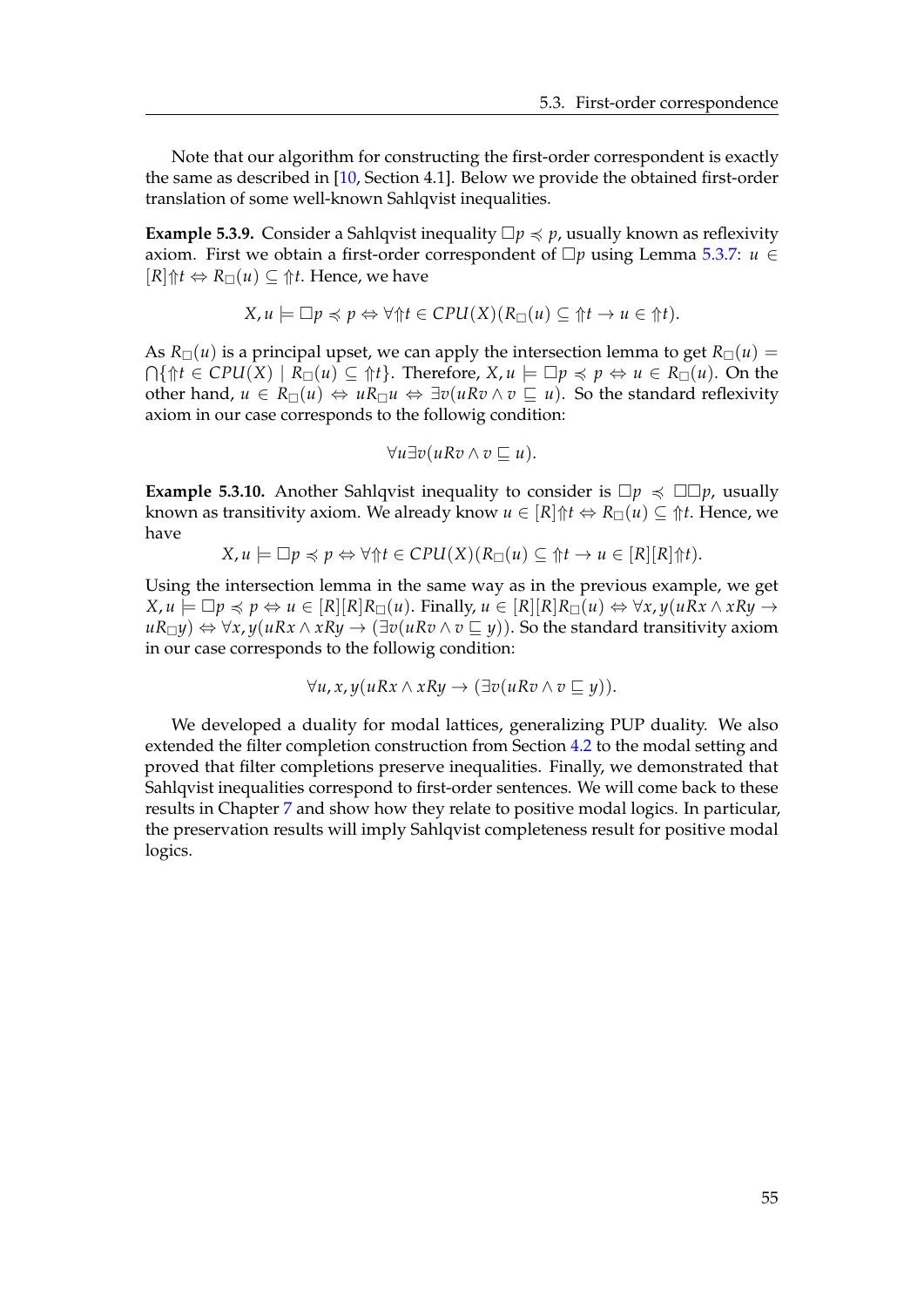Note that our algorithm for constructing the first-order correspondent is exactly the same as described in [10, Section 4.1]. Below we provide the obtained first-order translation of some well-known Sahlqvist inequalities.

**Example 5.3.9.** Consider a Sahlqvist inequality $\Box p \preccurlyeq p$, usually known as reflexivity axiom. First we obtain a first-order correspondent of $\Box p$ using Lemma 5.3.7: $u \in [R]{\Uparrow}t \Leftrightarrow R_\Box(u) \subseteq {\Uparrow}t$. Hence, we have

$$X, u \models \Box p \preccurlyeq p \Leftrightarrow \forall {\Uparrow}t \in CPU(X)(R_\Box(u) \subseteq {\Uparrow}t \to u \in {\Uparrow}t).$$

As $R_\Box(u)$ is a principal upset, we can apply the intersection lemma to get $R_\Box(u) = \bigcap\{{\Uparrow}t \in CPU(X) \mid R_\Box(u) \subseteq {\Uparrow}t\}$. Therefore, $X, u \models \Box p \preccurlyeq p \Leftrightarrow u \in R_\Box(u)$. On the other hand, $u \in R_\Box(u) \Leftrightarrow uR_\Box u \Leftrightarrow \exists v(uRv \wedge v \sqsubseteq u)$. So the standard reflexivity axiom in our case corresponds to the followig condition:

$$\forall u \exists v(uRv \wedge v \sqsubseteq u).$$

**Example 5.3.10.** Another Sahlqvist inequality to consider is $\Box p \preccurlyeq \Box\Box p$, usually known as transitivity axiom. We already know $u \in [R]{\Uparrow}t \Leftrightarrow R_\Box(u) \subseteq {\Uparrow}t$. Hence, we have

$$X, u \models \Box p \preccurlyeq p \Leftrightarrow \forall {\Uparrow}t \in CPU(X)(R_\Box(u) \subseteq {\Uparrow}t \to u \in [R][R]{\Uparrow}t).$$

Using the intersection lemma in the same way as in the previous example, we get $X, u \models \Box p \preccurlyeq p \Leftrightarrow u \in [R][R]R_\Box(u)$. Finally, $u \in [R][R]R_\Box(u) \Leftrightarrow \forall x, y(uRx \wedge xRy \to uR_\Box y) \Leftrightarrow \forall x, y(uRx \wedge xRy \to (\exists v(uRv \wedge v \sqsubseteq y))$. So the standard transitivity axiom in our case corresponds to the followig condition:

$$\forall u, x, y(uRx \wedge xRy \to (\exists v(uRv \wedge v \sqsubseteq y)).$$

We developed a duality for modal lattices, generalizing PUP duality. We also extended the filter completion construction from Section 4.2 to the modal setting and proved that filter completions preserve inequalities. Finally, we demonstrated that Sahlqvist inequalities correspond to first-order sentences. We will come back to these results in Chapter 7 and show how they relate to positive modal logics. In particular, the preservation results will imply Sahlqvist completeness result for positive modal logics.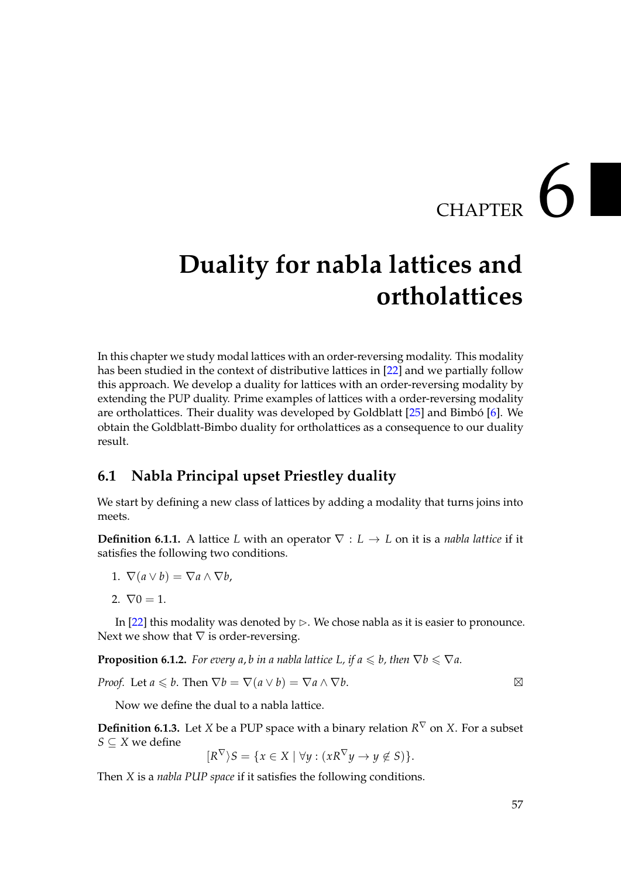# CHAPTER 6

# Duality for nabla lattices and orthölattices

In this chapter we study modal lattices with an order-reversing modality. This modality has been studied in the context of distributive lattices in [22] and we partially follow this approach. We develop a duality for lattices with an order-reversing modality by extending the PUP duality. Prime examples of lattices with a order-reversing modality are ortholattices. Their duality was developed by Goldblatt [25] and Bimbó [6]. We obtain the Goldblatt-Bimbo duality for ortholattices as a consequence to our duality result.

## 6.1 Nabla Principal upset Priestley duality

We start by defining a new class of lattices by adding a modality that turns joins into meets.

**Definition 6.1.1.** A lattice $L$ with an operator $\nabla : L \to L$ on it is a *nabla lattice* if it satisfies the following two conditions.

1. $\nabla(a \vee b) = \nabla a \wedge \nabla b$,
2. $\nabla 0 = 1$.

In [22] this modality was denoted by $\triangleright$. We chose nabla as it is easier to pronounce. Next we show that $\nabla$ is order-reversing.

**Proposition 6.1.2.** *For every $a, b$ in a nabla lattice $L$, if $a \leqslant b$, then $\nabla b \leqslant \nabla a$.*

*Proof.* Let $a \leqslant b$. Then $\nabla b = \nabla(a \vee b) = \nabla a \wedge \nabla b$. ⊠

Now we define the dual to a nabla lattice.

**Definition 6.1.3.** Let $X$ be a PUP space with a binary relation $R^{\nabla}$ on $X$. For a subset $S \subseteq X$ we define

$$[R^{\nabla}\rangle S = \{x \in X \mid \forall y : (xR^{\nabla}y \to y \notin S)\}.$$

Then $X$ is a *nabla PUP space* if it satisfies the following conditions.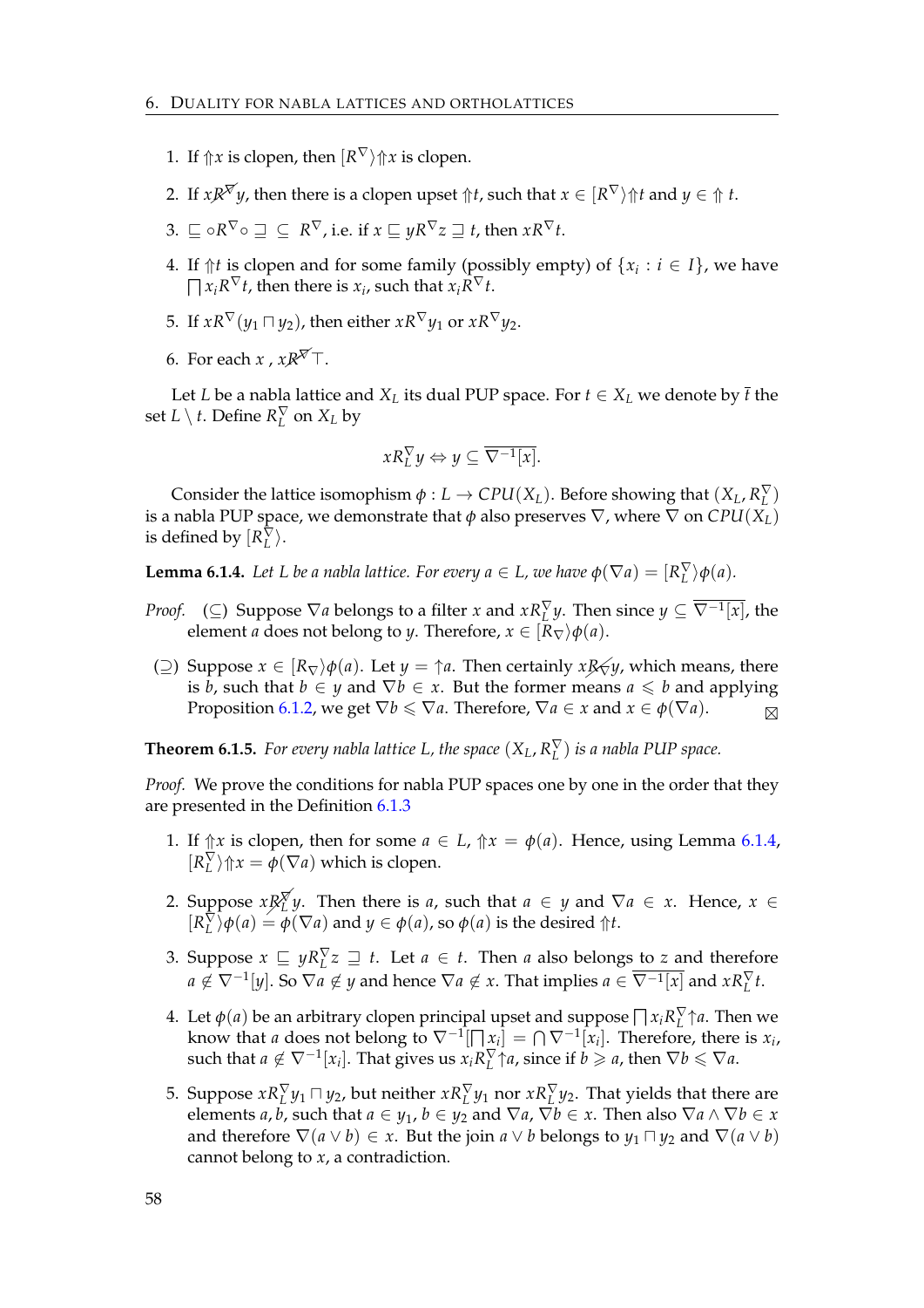1. If $\Uparrow x$ is clopen, then $[R^{\nabla}\rangle \Uparrow x$ is clopen.

2. If $x \not R^{\nabla} y$, then there is a clopen upset $\Uparrow t$, such that $x \in [R^{\nabla}\rangle \Uparrow t$ and $y \in \Uparrow t$.

3. $\sqsubseteq \circ R^{\nabla} \circ \sqsupseteq \; \subseteq \; R^{\nabla}$, i.e. if $x \sqsubseteq y R^{\nabla} z \sqsupseteq t$, then $x R^{\nabla} t$.

4. If $\Uparrow t$ is clopen and for some family (possibly empty) of $\{x_i : i \in I\}$, we have $\bigsqcap x_i R^{\nabla} t$, then there is $x_i$, such that $x_i R^{\nabla} t$.

5. If $x R^{\nabla}(y_1 \sqcap y_2)$, then either $x R^{\nabla} y_1$ or $x R^{\nabla} y_2$.

6. For each $x$, $x \not R^{\nabla} \top$.

Let $L$ be a nabla lattice and $X_L$ its dual PUP space. For $t \in X_L$ we denote by $\bar{t}$ the set $L \setminus t$. Define $R_L^{\nabla}$ on $X_L$ by

$$x R_L^{\nabla} y \Leftrightarrow y \subseteq \overline{\nabla^{-1}[x]}.$$

Consider the lattice isomorphism $\phi : L \to CPU(X_L)$. Before showing that $(X_L, R_L^{\nabla})$ is a nabla PUP space, we demonstrate that $\phi$ also preserves $\nabla$, where $\nabla$ on $CPU(X_L)$ is defined by $[R_L^{\nabla}\rangle$.

**Lemma 6.1.4.** *Let $L$ be a nabla lattice. For every $a \in L$, we have $\phi(\nabla a) = [R_L^{\nabla}\rangle \phi(a)$.*

*Proof.* ($\subseteq$) Suppose $\nabla a$ belongs to a filter $x$ and $x R_L^{\nabla} y$. Then since $y \subseteq \overline{\nabla^{-1}[x]}$, the element $a$ does not belong to $y$. Therefore, $x \in [R_{\nabla}\rangle \phi(a)$.

($\supseteq$) Suppose $x \in [R_{\nabla}\rangle \phi(a)$. Let $y = \uparrow a$. Then certainly $x \not R_{\nabla} y$, which means, there is $b$, such that $b \in y$ and $\nabla b \in x$. But the former means $a \leqslant b$ and applying Proposition 6.1.2, we get $\nabla b \leqslant \nabla a$. Therefore, $\nabla a \in x$ and $x \in \phi(\nabla a)$. ⊠

**Theorem 6.1.5.** *For every nabla lattice $L$, the space $(X_L, R_L^{\nabla})$ is a nabla PUP space.*

*Proof.* We prove the conditions for nabla PUP spaces one by one in the order that they are presented in the Definition 6.1.3

1. If $\Uparrow x$ is clopen, then for some $a \in L$, $\Uparrow x = \phi(a)$. Hence, using Lemma 6.1.4, $[R_L^{\nabla}\rangle \Uparrow x = \phi(\nabla a)$ which is clopen.

2. Suppose $x \not R_L^{\nabla} y$. Then there is $a$, such that $a \in y$ and $\nabla a \in x$. Hence, $x \in [R_L^{\nabla}\rangle \phi(a) = \phi(\nabla a)$ and $y \in \phi(a)$, so $\phi(a)$ is the desired $\Uparrow t$.

3. Suppose $x \sqsubseteq y R_L^{\nabla} z \sqsupseteq t$. Let $a \in t$. Then $a$ also belongs to $z$ and therefore $a \notin \nabla^{-1}[y]$. So $\nabla a \notin y$ and hence $\nabla a \notin x$. That implies $a \in \overline{\nabla^{-1}[x]}$ and $x R_L^{\nabla} t$.

4. Let $\phi(a)$ be an arbitrary clopen principal upset and suppose $\bigsqcap x_i R_L^{\nabla} \uparrow a$. Then we know that $a$ does not belong to $\nabla^{-1}[\bigsqcap x_i] = \bigcap \nabla^{-1}[x_i]$. Therefore, there is $x_i$, such that $a \notin \nabla^{-1}[x_i]$. That gives us $x_i R_L^{\nabla} \uparrow a$, since if $b \geqslant a$, then $\nabla b \leqslant \nabla a$.

5. Suppose $x R_L^{\nabla} y_1 \sqcap y_2$, but neither $x R_L^{\nabla} y_1$ nor $x R_L^{\nabla} y_2$. That yields that there are elements $a, b$, such that $a \in y_1$, $b \in y_2$ and $\nabla a$, $\nabla b \in x$. Then also $\nabla a \wedge \nabla b \in x$ and therefore $\nabla(a \vee b) \in x$. But the join $a \vee b$ belongs to $y_1 \sqcap y_2$ and $\nabla(a \vee b)$ cannot belong to $x$, a contradiction.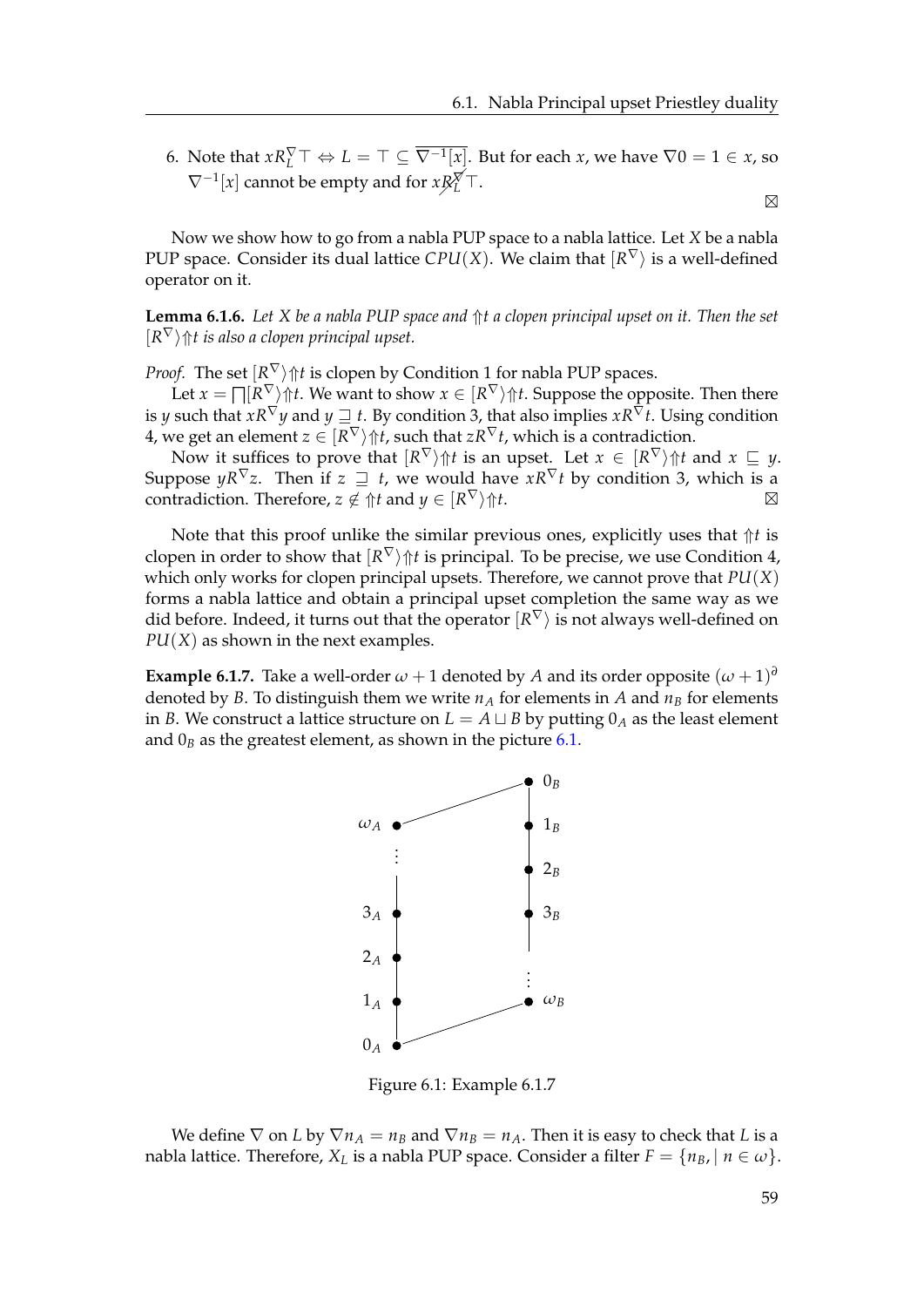6. Note that $xR_L^{\nabla}\top \Leftrightarrow L = \top \subseteq \overline{\nabla^{-1}[x]}$. But for each $x$, we have $\nabla 0 = 1 \in x$, so $\nabla^{-1}[x]$ cannot be empty and for $x\not R_L^{\nabla}\top$.

⊠

Now we show how to go from a nabla PUP space to a nabla lattice. Let $X$ be a nabla PUP space. Consider its dual lattice $CPU(X)$. We claim that $[R^{\nabla}\rangle$ is a well-defined operator on it.

**Lemma 6.1.6.** *Let $X$ be a nabla PUP space and $\Uparrow t$ a clopen principal upset on it. Then the set $[R^{\nabla}\rangle \Uparrow t$ is also a clopen principal upset.*

*Proof.* The set $[R^{\nabla}\rangle \Uparrow t$ is clopen by Condition 1 for nabla PUP spaces.

Let $x = \bigsqcap [R^{\nabla}\rangle \Uparrow t$. We want to show $x \in [R^{\nabla}\rangle \Uparrow t$. Suppose the opposite. Then there is $y$ such that $xR^{\nabla}y$ and $y \sqsupseteq t$. By condition 3, that also implies $xR^{\nabla}t$. Using condition 4, we get an element $z \in [R^{\nabla}\rangle \Uparrow t$, such that $zR^{\nabla}t$, which is a contradiction.

Now it suffices to prove that $[R^{\nabla}\rangle \Uparrow t$ is an upset. Let $x \in [R^{\nabla}\rangle \Uparrow t$ and $x \sqsubseteq y$. Suppose $yR^{\nabla}z$. Then if $z \sqsupseteq t$, we would have $xR^{\nabla}t$ by condition 3, which is a contradiction. Therefore, $z \notin \Uparrow t$ and $y \in [R^{\nabla}\rangle \Uparrow t$. ⊠

Note that this proof unlike the similar previous ones, explicitly uses that $\Uparrow t$ is clopen in order to show that $[R^{\nabla}\rangle \Uparrow t$ is principal. To be precise, we use Condition 4, which only works for clopen principal upsets. Therefore, we cannot prove that $PU(X)$ forms a nabla lattice and obtain a principal upset completion the same way as we did before. Indeed, it turns out that the operator $[R^{\nabla}\rangle$ is not always well-defined on $PU(X)$ as shown in the next examples.

**Example 6.1.7.** Take a well-order $\omega + 1$ denoted by $A$ and its order opposite $(\omega + 1)^{\partial}$ denoted by $B$. To distinguish them we write $n_A$ for elements in $A$ and $n_B$ for elements in $B$. We construct a lattice structure on $L = A \sqcup B$ by putting $0_A$ as the least element and $0_B$ as the greatest element, as shown in the picture 6.1.

Figure 6.1: Example 6.1.7

We define $\nabla$ on $L$ by $\nabla n_A = n_B$ and $\nabla n_B = n_A$. Then it is easy to check that $L$ is a nabla lattice. Therefore, $X_L$ is a nabla PUP space. Consider a filter $F = \{n_B, \mid n \in \omega\}$.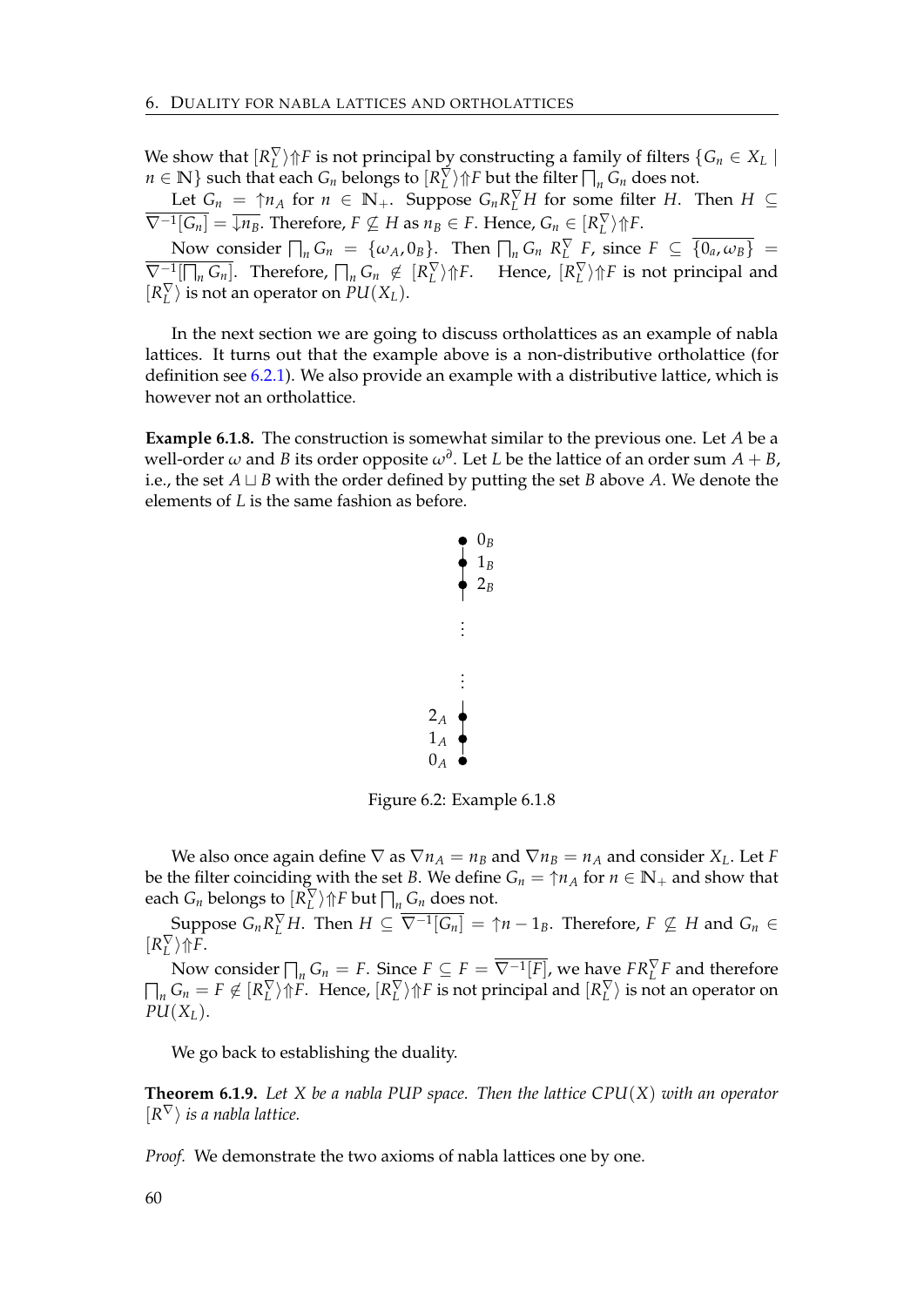We show that $[R_L^\nabla\rangle{\Uparrow}F$ is not principal by constructing a family of filters $\{G_n \in X_L \mid n \in \mathbb{N}\}$ such that each $G_n$ belongs to $[R_L^\nabla\rangle{\Uparrow}F$ but the filter $\bigsqcap_n G_n$ does not.

Let $G_n = {\uparrow}n_A$ for $n \in \mathbb{N}_+$. Suppose $G_n R_L^\nabla H$ for some filter $H$. Then $H \subseteq \overline{\nabla^{-1}[G_n]} = \overline{{\downarrow}n_B}$. Therefore, $F \not\subseteq H$ as $n_B \in F$. Hence, $G_n \in [R_L^\nabla\rangle{\Uparrow}F$.

Now consider $\bigsqcap_n G_n = \{\omega_A, 0_B\}$. Then $\bigsqcap_n G_n \; R_L^\nabla \; F$, since $F \subseteq \overline{\{0_a, \omega_B\}} = \overline{\nabla^{-1}[\bigsqcap_n G_n]}$. Therefore, $\bigsqcap_n G_n \notin [R_L^\nabla\rangle{\Uparrow}F$. Hence, $[R_L^\nabla\rangle{\Uparrow}F$ is not principal and $[R_L^\nabla\rangle$ is not an operator on $PU(X_L)$.

In the next section we are going to discuss ortholattices as an example of nabla lattices. It turns out that the example above is a non-distributive ortholattice (for definition see 6.2.1). We also provide an example with a distributive lattice, which is however not an ortholattice.

**Example 6.1.8.** The construction is somewhat similar to the previous one. Let $A$ be a well-order $\omega$ and $B$ its order opposite $\omega^\partial$. Let $L$ be the lattice of an order sum $A + B$, i.e., the set $A \sqcup B$ with the order defined by putting the set $B$ above $A$. We denote the elements of $L$ is the same fashion as before.

Figure 6.2: Example 6.1.8

We also once again define $\nabla$ as $\nabla n_A = n_B$ and $\nabla n_B = n_A$ and consider $X_L$. Let $F$ be the filter coinciding with the set $B$. We define $G_n = {\uparrow}n_A$ for $n \in \mathbb{N}_+$ and show that each $G_n$ belongs to $[R_L^\nabla\rangle{\Uparrow}F$ but $\bigsqcap_n G_n$ does not.

Suppose $G_n R_L^\nabla H$. Then $H \subseteq \overline{\nabla^{-1}[G_n]} = {\uparrow}n - 1_B$. Therefore, $F \not\subseteq H$ and $G_n \in [R_L^\nabla\rangle{\Uparrow}F$.

Now consider $\bigsqcap_n G_n = F$. Since $F \subseteq F = \overline{\nabla^{-1}[F]}$, we have $F R_L^\nabla F$ and therefore $\bigsqcap_n G_n = F \notin [R_L^\nabla\rangle{\Uparrow}F$. Hence, $[R_L^\nabla\rangle{\Uparrow}F$ is not principal and $[R_L^\nabla\rangle$ is not an operator on $PU(X_L)$.

We go back to establishing the duality.

**Theorem 6.1.9.** *Let $X$ be a nabla PUP space. Then the lattice $CPU(X)$ with an operator $[R^\nabla\rangle$ is a nabla lattice.*

*Proof.* We demonstrate the two axioms of nabla lattices one by one.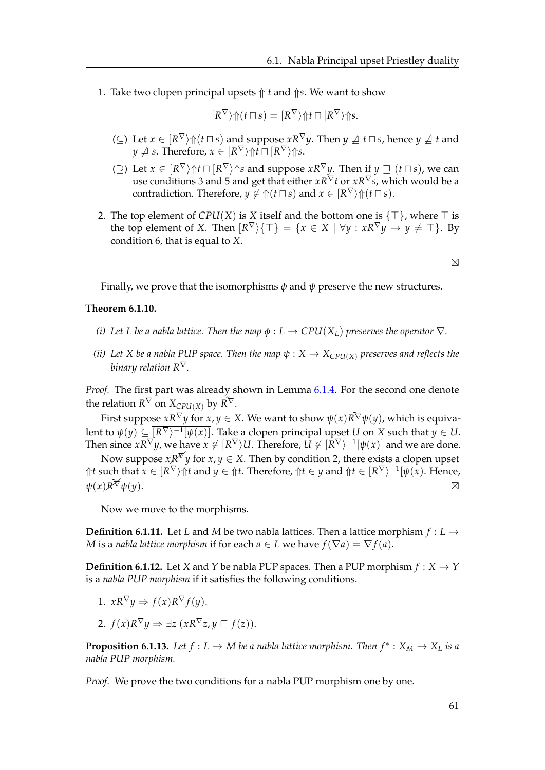1. Take two clopen principal upsets $\Uparrow t$ and $\Uparrow s$. We want to show

$$[R^\nabla\rangle \Uparrow (t \sqcap s) = [R^\nabla\rangle \Uparrow t \sqcap [R^\nabla\rangle \Uparrow s.$$

   ($\subseteq$) Let $x \in [R^\nabla\rangle \Uparrow (t \sqcap s)$ and suppose $xR^\nabla y$. Then $y \not\sqsupseteq t \sqcap s$, hence $y \not\sqsupseteq t$ and $y \not\sqsupseteq s$. Therefore, $x \in [R^\nabla\rangle \Uparrow t \sqcap [R^\nabla\rangle \Uparrow s$.

   ($\supseteq$) Let $x \in [R^\nabla\rangle \Uparrow t \sqcap [R^\nabla\rangle \Uparrow s$ and suppose $xR^\nabla y$. Then if $y \sqsupseteq (t \sqcap s)$, we can use conditions 3 and 5 and get that either $xR^\nabla t$ or $xR^\nabla s$, which would be a contradiction. Therefore, $y \notin \Uparrow (t \sqcap s)$ and $x \in [R^\nabla\rangle \Uparrow (t \sqcap s)$.

2. The top element of $CPU(X)$ is $X$ itself and the bottom one is $\{\top\}$, where $\top$ is the top element of $X$. Then $[R^\nabla\rangle\{\top\} = \{x \in X \mid \forall y : xR^\nabla y \to y \neq \top\}$. By condition 6, that is equal to $X$.

⊠

Finally, we prove that the isomorphisms $\phi$ and $\psi$ preserve the new structures.

**Theorem 6.1.10.**

*(i) Let L be a nabla lattice. Then the map $\phi : L \to CPU(X_L)$ preserves the operator $\nabla$.*

*(ii) Let X be a nabla PUP space. Then the map $\psi : X \to X_{CPU(X)}$ preserves and reflects the binary relation $R^\nabla$.*

*Proof.* The first part was already shown in Lemma 6.1.4. For the second one denote the relation $R^\nabla$ on $X_{CPU(X)}$ by $\tilde{R^\nabla}$.

First suppose $xR^\nabla y$ for $x, y \in X$. We want to show $\psi(x)\tilde{R^\nabla}\psi(y)$, which is equivalent to $\psi(y) \subseteq \overline{[R^\nabla\rangle^{-1}[\psi(x)]}$. Take a clopen principal upset $U$ on $X$ such that $y \in U$. Then since $xR^\nabla y$, we have $x \notin [R^\nabla\rangle U$. Therefore, $U \notin [R^\nabla\rangle^{-1}[\psi(x)]$ and we are done.

Now suppose $x \not R^\nabla y$ for $x, y \in X$. Then by condition 2, there exists a clopen upset $\Uparrow t$ such that $x \in [R^\nabla\rangle \Uparrow t$ and $y \in \Uparrow t$. Therefore, $\Uparrow t \in y$ and $\Uparrow t \in [R^\nabla\rangle^{-1}[\psi(x)$. Hence, $\psi(x) \not\tilde{R^\nabla} \psi(y)$. ⊠

Now we move to the morphisms.

**Definition 6.1.11.** Let $L$ and $M$ be two nabla lattices. Then a lattice morphism $f : L \to M$ is a *nabla lattice morphism* if for each $a \in L$ we have $f(\nabla a) = \nabla f(a)$.

**Definition 6.1.12.** Let $X$ and $Y$ be nabla PUP spaces. Then a PUP morphism $f : X \to Y$ is a *nabla PUP morphism* if it satisfies the following conditions.

1. $xR^\nabla y \Rightarrow f(x)R^\nabla f(y)$.
2. $f(x)R^\nabla y \Rightarrow \exists z\, (xR^\nabla z, y \sqsubseteq f(z))$.

**Proposition 6.1.13.** *Let $f : L \to M$ be a nabla lattice morphism. Then $f^* : X_M \to X_L$ is a nabla PUP morphism.*

*Proof.* We prove the two conditions for a nabla PUP morphism one by one.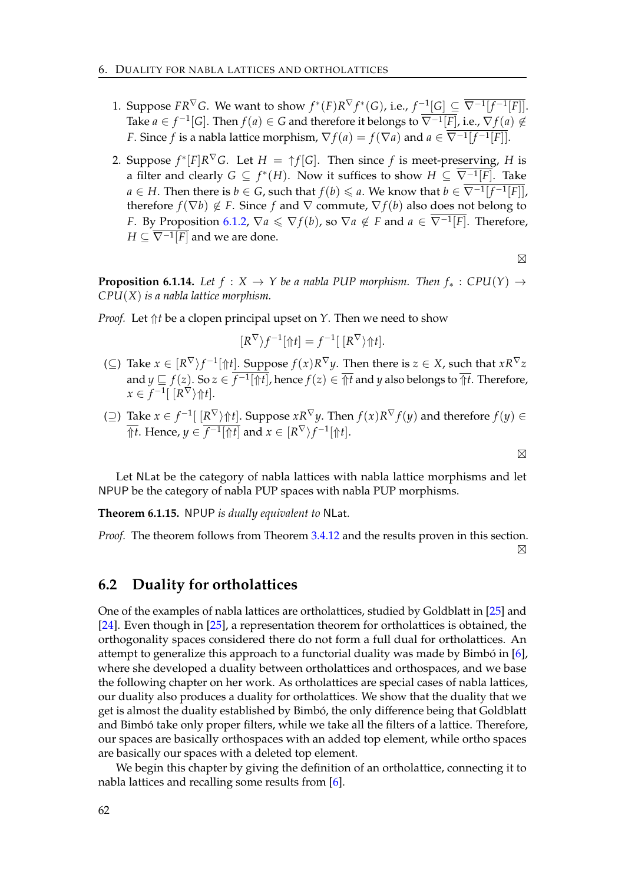1. Suppose $FR^\nabla G$. We want to show $f^*(F)R^\nabla f^*(G)$, i.e., $f^{-1}[G] \subseteq \overline{\nabla^{-1}[f^{-1}[F]]}$. Take $a \in f^{-1}[G]$. Then $f(a) \in G$ and therefore it belongs to $\overline{\nabla^{-1}[F]}$, i.e., $\nabla f(a) \notin F$. Since $f$ is a nabla lattice morphism, $\nabla f(a) = f(\nabla a)$ and $a \in \overline{\nabla^{-1}[f^{-1}[F]]}$.

2. Suppose $f^*[F]R^\nabla G$. Let $H = \uparrow f[G]$. Then since $f$ is meet-preserving, $H$ is a filter and clearly $G \subseteq f^*(H)$. Now it suffices to show $H \subseteq \overline{\nabla^{-1}[F]}$. Take $a \in H$. Then there is $b \in G$, such that $f(b) \leqslant a$. We know that $b \in \overline{\nabla^{-1}[f^{-1}[F]]}$, therefore $f(\nabla b) \notin F$. Since $f$ and $\nabla$ commute, $\nabla f(b)$ also does not belong to $F$. By Proposition 6.1.2, $\nabla a \leqslant \nabla f(b)$, so $\nabla a \notin F$ and $a \in \overline{\nabla^{-1}[F]}$. Therefore, $H \subseteq \overline{\nabla^{-1}[F]}$ and we are done.

⊠

**Proposition 6.1.14.** *Let $f : X \to Y$ be a nabla PUP morphism. Then $f_* : CPU(Y) \to CPU(X)$ is a nabla lattice morphism.*

*Proof.* Let $\Uparrow t$ be a clopen principal upset on $Y$. Then we need to show

$$[R^\nabla\rangle f^{-1}[\Uparrow t] = f^{-1}[\,[R^\nabla\rangle \Uparrow t].$$

($\subseteq$) Take $x \in [R^\nabla\rangle f^{-1}[\Uparrow t]$. Suppose $f(x)R^\nabla y$. Then there is $z \in X$, such that $xR^\nabla z$ and $y \sqsubseteq f(z)$. So $z \in \overline{f^{-1}[\Uparrow t]}$, hence $f(z) \in \overline{\Uparrow t}$ and $y$ also belongs to $\overline{\Uparrow t}$. Therefore, $x \in f^{-1}[\,[R^\nabla\rangle \Uparrow t]$.

($\supseteq$) Take $x \in f^{-1}[\,[R^\nabla\rangle \Uparrow t]$. Suppose $xR^\nabla y$. Then $f(x)R^\nabla f(y)$ and therefore $f(y) \in \overline{\Uparrow t}$. Hence, $y \in \overline{f^{-1}[\Uparrow t]}$ and $x \in [R^\nabla\rangle f^{-1}[\Uparrow t]$.

⊠

Let NLat be the category of nabla lattices with nabla lattice morphisms and let NPUP be the category of nabla PUP spaces with nabla PUP morphisms.

**Theorem 6.1.15.** NPUP *is dually equivalent to* NLat*.*

*Proof.* The theorem follows from Theorem 3.4.12 and the results proven in this section. ⊠

## 6.2 Duality for ortholattices

One of the examples of nabla lattices are ortholattices, studied by Goldblatt in [25] and [24]. Even though in [25], a representation theorem for ortholattices is obtained, the orthogonality spaces considered there do not form a full dual for ortholattices. An attempt to generalize this approach to a functorial duality was made by Bimbó in [6], where she developed a duality between ortholattices and orthospaces, and we base the following chapter on her work. As ortholattices are special cases of nabla lattices, our duality also produces a duality for ortholattices. We show that the duality that we get is almost the duality established by Bimbó, the only difference being that Goldblatt and Bimbó take only proper filters, while we take all the filters of a lattice. Therefore, our spaces are basically orthospaces with an added top element, while ortho spaces are basically our spaces with a deleted top element.

We begin this chapter by giving the definition of an ortholattice, connecting it to nabla lattices and recalling some results from [6].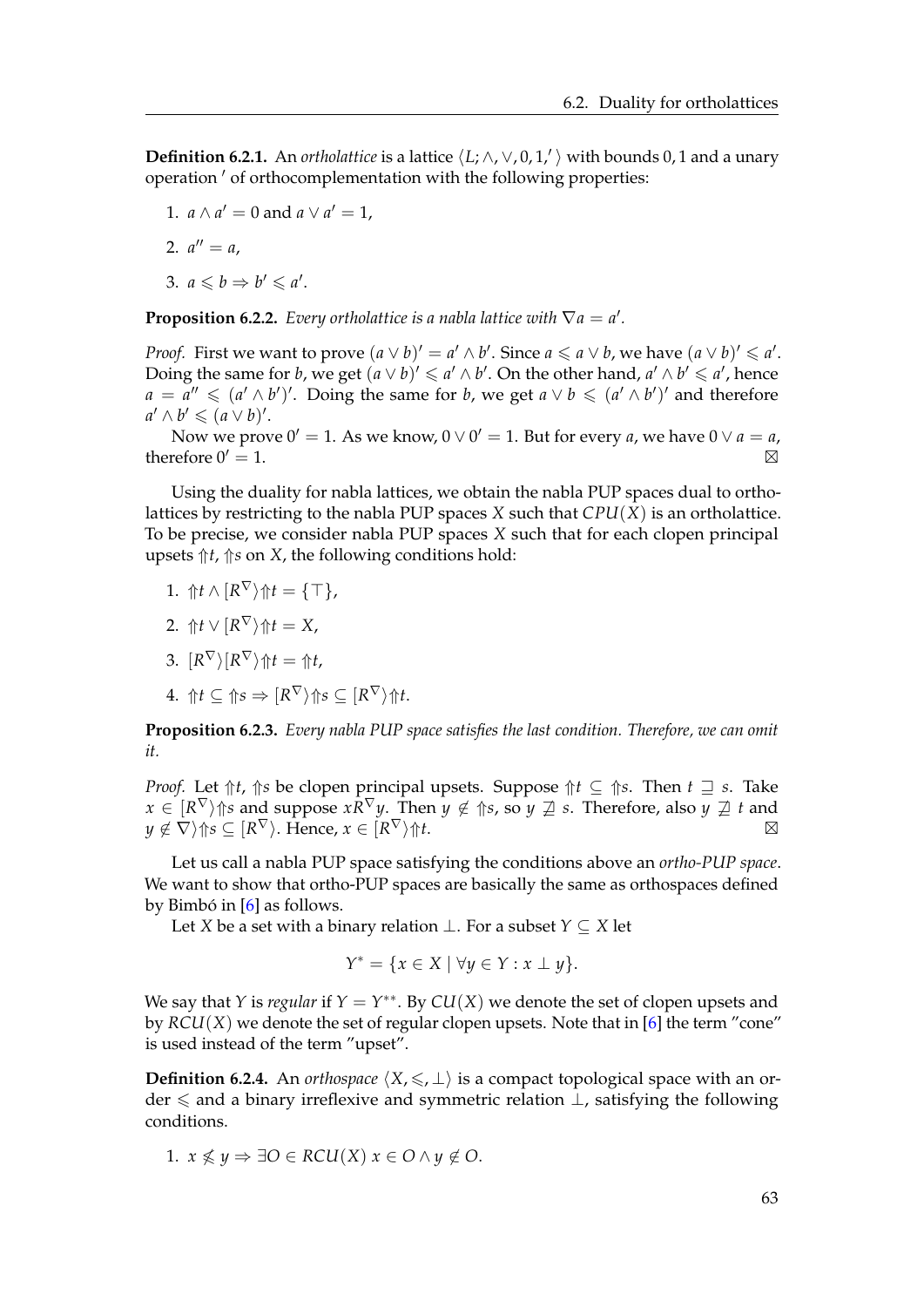**Definition 6.2.1.** An *ortholattice* is a lattice $\langle L; \wedge, \vee, 0, 1,' \rangle$ with bounds $0, 1$ and a unary operation $'$ of orthocomplementation with the following properties:

1. $a \wedge a' = 0$ and $a \vee a' = 1$,
2. $a'' = a$,
3. $a \leqslant b \Rightarrow b' \leqslant a'$.

**Proposition 6.2.2.** *Every ortholattice is a nabla lattice with $\nabla a = a'$.*

*Proof.* First we want to prove $(a \vee b)' = a' \wedge b'$. Since $a \leqslant a \vee b$, we have $(a \vee b)' \leqslant a'$. Doing the same for $b$, we get $(a \vee b)' \leqslant a' \wedge b'$. On the other hand, $a' \wedge b' \leqslant a'$, hence $a = a'' \leqslant (a' \wedge b')'$. Doing the same for $b$, we get $a \vee b \leqslant (a' \wedge b')'$ and therefore $a' \wedge b' \leqslant (a \vee b)'$.

Now we prove $0' = 1$. As we know, $0 \vee 0' = 1$. But for every $a$, we have $0 \vee a = a$, therefore $0' = 1$. $\boxtimes$

Using the duality for nabla lattices, we obtain the nabla PUP spaces dual to ortholattices by restricting to the nabla PUP spaces $X$ such that $CPU(X)$ is an ortholattice. To be precise, we consider nabla PUP spaces $X$ such that for each clopen principal upsets $\Uparrow t$, $\Uparrow s$ on $X$, the following conditions hold:

1. $\Uparrow t \wedge [R^\nabla\rangle \Uparrow t = \{\top\}$,
2. $\Uparrow t \vee [R^\nabla\rangle \Uparrow t = X$,
3. $[R^\nabla\rangle [R^\nabla\rangle \Uparrow t = \Uparrow t$,
4. $\Uparrow t \subseteq \Uparrow s \Rightarrow [R^\nabla\rangle \Uparrow s \subseteq [R^\nabla\rangle \Uparrow t$.

**Proposition 6.2.3.** *Every nabla PUP space satisfies the last condition. Therefore, we can omit it.*

*Proof.* Let $\Uparrow t$, $\Uparrow s$ be clopen principal upsets. Suppose $\Uparrow t \subseteq \Uparrow s$. Then $t \sqsupseteq s$. Take $x \in [R^\nabla\rangle \Uparrow s$ and suppose $x R^\nabla y$. Then $y \notin \Uparrow s$, so $y \not\sqsupseteq s$. Therefore, also $y \not\sqsupseteq t$ and $y \notin \nabla\rangle \Uparrow s \subseteq [R^\nabla\rangle$. Hence, $x \in [R^\nabla\rangle \Uparrow t$. $\boxtimes$

Let us call a nabla PUP space satisfying the conditions above an *ortho-PUP space*. We want to show that ortho-PUP spaces are basically the same as orthospaces defined by Bimbó in [6] as follows.

Let $X$ be a set with a binary relation $\perp$. For a subset $Y \subseteq X$ let

$$Y^* = \{x \in X \mid \forall y \in Y : x \perp y\}.$$

We say that $Y$ is *regular* if $Y = Y^{**}$. By $CU(X)$ we denote the set of clopen upsets and by $RCU(X)$ we denote the set of regular clopen upsets. Note that in [6] the term "cone" is used instead of the term "upset".

**Definition 6.2.4.** An *orthospace* $\langle X, \leqslant, \perp \rangle$ is a compact topological space with an order $\leqslant$ and a binary irreflexive and symmetric relation $\perp$, satisfying the following conditions.

1. $x \not\leqslant y \Rightarrow \exists O \in RCU(X)\ x \in O \wedge y \notin O$.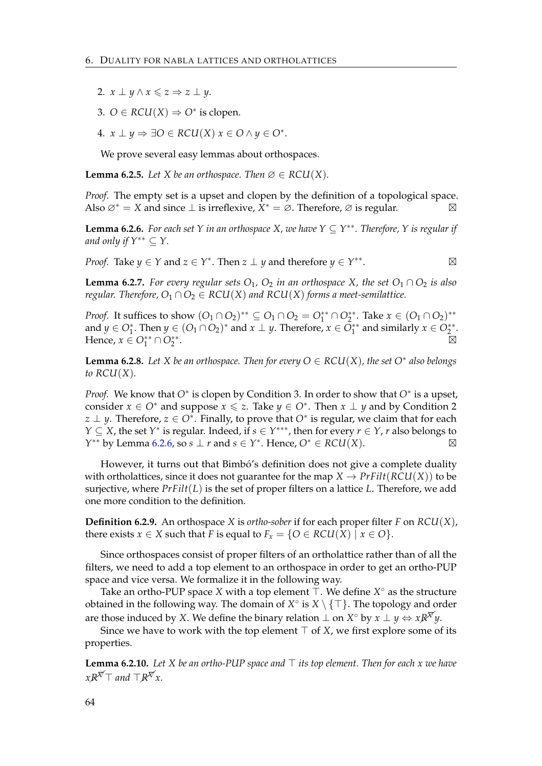2. $x \perp y \wedge x \leqslant z \Rightarrow z \perp y$.

3. $O \in RCU(X) \Rightarrow O^*$ is clopen.

4. $x \perp y \Rightarrow \exists O \in RCU(X)\ x \in O \wedge y \in O^*$.

We prove several easy lemmas about orthospaces.

**Lemma 6.2.5.** *Let $X$ be an orthospace. Then $\varnothing \in RCU(X)$.*

*Proof.* The empty set is a upset and clopen by the definition of a topological space. Also $\varnothing^* = X$ and since $\perp$ is irreflexive, $X^* = \varnothing$. Therefore, $\varnothing$ is regular. ⊠

**Lemma 6.2.6.** *For each set $Y$ in an orthospace $X$, we have $Y \subseteq Y^{**}$. Therefore, $Y$ is regular if and only if $Y^{**} \subseteq Y$.*

*Proof.* Take $y \in Y$ and $z \in Y^*$. Then $z \perp y$ and therefore $y \in Y^{**}$. ⊠

**Lemma 6.2.7.** *For every regular sets $O_1$, $O_2$ in an orthospace $X$, the set $O_1 \cap O_2$ is also regular. Therefore, $O_1 \cap O_2 \in RCU(X)$ and $RCU(X)$ forms a meet-semilattice.*

*Proof.* It suffices to show $(O_1 \cap O_2)^{**} \subseteq O_1 \cap O_2 = O_1^{**} \cap O_2^{**}$. Take $x \in (O_1 \cap O_2)^{**}$ and $y \in O_1^*$. Then $y \in (O_1 \cap O_2)^*$ and $x \perp y$. Therefore, $x \in O_1^{**}$ and similarly $x \in O_2^{**}$. Hence, $x \in O_1^{**} \cap O_2^{**}$. ⊠

**Lemma 6.2.8.** *Let $X$ be an orthospace. Then for every $O \in RCU(X)$, the set $O^*$ also belongs to $RCU(X)$.*

*Proof.* We know that $O^*$ is clopen by Condition 3. In order to show that $O^*$ is a upset, consider $x \in O^*$ and suppose $x \leqslant z$. Take $y \in O^*$. Then $x \perp y$ and by Condition 2 $z \perp y$. Therefore, $z \in O^*$. Finally, to prove that $O^*$ is regular, we claim that for each $Y \subseteq X$, the set $Y^*$ is regular. Indeed, if $s \in Y^{***}$, then for every $r \in Y$, $r$ also belongs to $Y^{**}$ by Lemma 6.2.6, so $s \perp r$ and $s \in Y^*$. Hence, $O^* \in RCU(X)$. ⊠

However, it turns out that Bimbó's definition does not give a complete duality with ortholattices, since it does not guarantee for the map $X \to PrFilt(RCU(X))$ to be surjective, where $PrFilt(L)$ is the set of proper filters on a lattice $L$. Therefore, we add one more condition to the definition.

**Definition 6.2.9.** An orthospace $X$ is *ortho-sober* if for each proper filter $F$ on $RCU(X)$, there exists $x \in X$ such that $F$ is equal to $F_x = \{O \in RCU(X) \mid x \in O\}$.

Since orthospaces consist of proper filters of an ortholattice rather than of all the filters, we need to add a top element to an orthospace in order to get an ortho-PUP space and vice versa. We formalize it in the following way.

Take an ortho-PUP space $X$ with a top element $\top$. We define $X^\circ$ as the structure obtained in the following way. The domain of $X^\circ$ is $X \setminus \{\top\}$. The topology and order are those induced by $X$. We define the binary relation $\perp$ on $X^\circ$ by $x \perp y \Leftrightarrow x \not R^{\nabla} y$.

Since we have to work with the top element $\top$ of $X$, we first explore some of its properties.

**Lemma 6.2.10.** *Let $X$ be an ortho-PUP space and $\top$ its top element. Then for each $x$ we have $x \not R^{\nabla} \top$ and $\top \not R^{\nabla} x$.*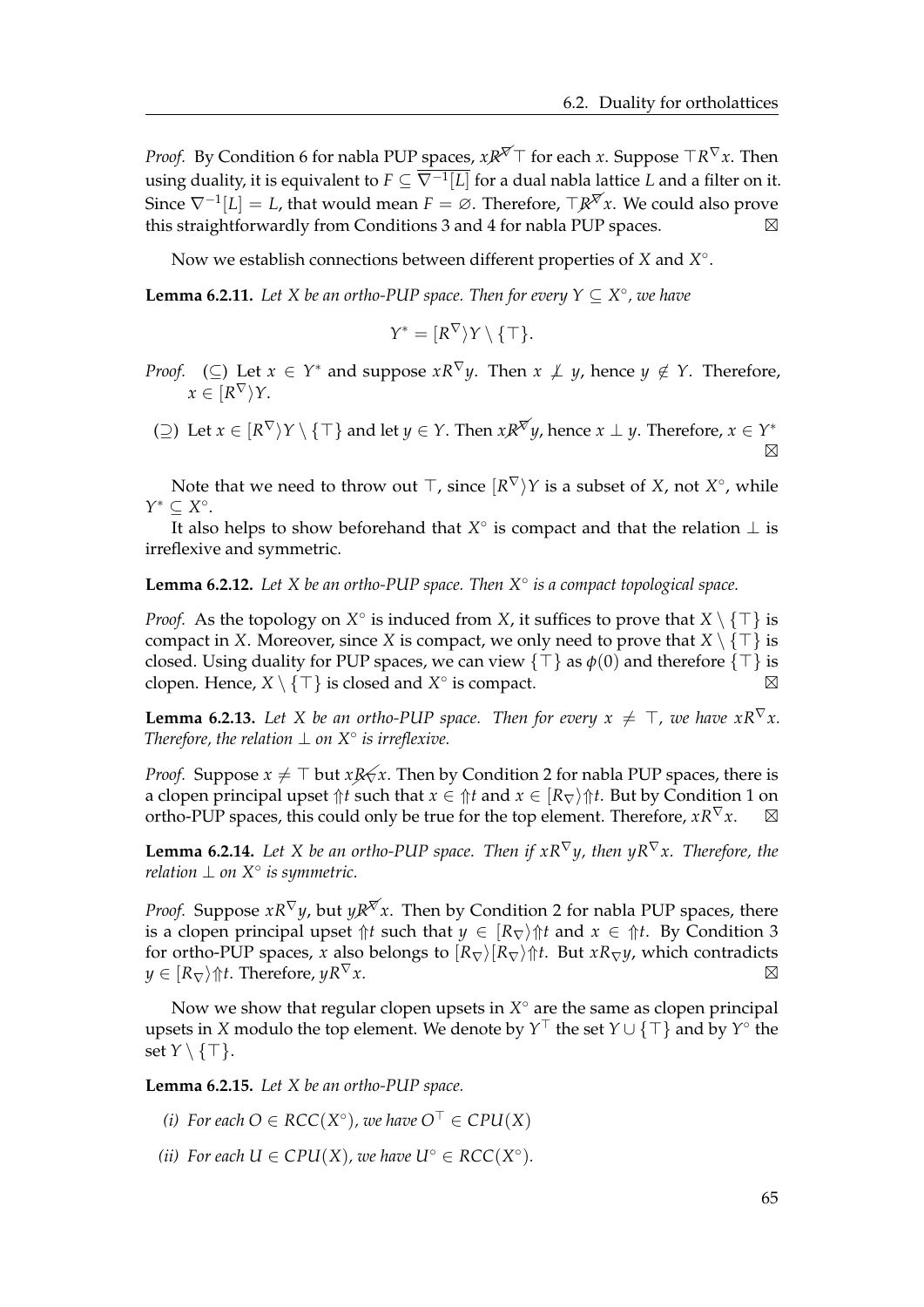*Proof.* By Condition 6 for nabla PUP spaces, $x \not R^{\nabla} \top$ for each $x$. Suppose $\top R^{\nabla} x$. Then using duality, it is equivalent to $F \subseteq \overline{\nabla^{-1}[L]}$ for a dual nabla lattice $L$ and a filter on it. Since $\nabla^{-1}[L] = L$, that would mean $F = \varnothing$. Therefore, $\top \not R^{\nabla} x$. We could also prove this straightforwardly from Conditions 3 and 4 for nabla PUP spaces. ⊠

Now we establish connections between different properties of $X$ and $X^{\circ}$.

**Lemma 6.2.11.** *Let $X$ be an ortho-PUP space. Then for every $Y \subseteq X^{\circ}$, we have*

$$Y^{*} = [R^{\nabla}\rangle Y \setminus \{\top\}.$$

*Proof.* ($\subseteq$) Let $x \in Y^{*}$ and suppose $x R^{\nabla} y$. Then $x \not\perp y$, hence $y \notin Y$. Therefore, $x \in [R^{\nabla}\rangle Y$.

($\supseteq$) Let $x \in [R^{\nabla}\rangle Y \setminus \{\top\}$ and let $y \in Y$. Then $x \not R^{\nabla} y$, hence $x \perp y$. Therefore, $x \in Y^{*}$ ⊠

Note that we need to throw out $\top$, since $[R^{\nabla}\rangle Y$ is a subset of $X$, not $X^{\circ}$, while $Y^{*} \subseteq X^{\circ}$.

It also helps to show beforehand that $X^{\circ}$ is compact and that the relation $\perp$ is irreflexive and symmetric.

**Lemma 6.2.12.** *Let $X$ be an ortho-PUP space. Then $X^{\circ}$ is a compact topological space.*

*Proof.* As the topology on $X^{\circ}$ is induced from $X$, it suffices to prove that $X \setminus \{\top\}$ is compact in $X$. Moreover, since $X$ is compact, we only need to prove that $X \setminus \{\top\}$ is closed. Using duality for PUP spaces, we can view $\{\top\}$ as $\phi(0)$ and therefore $\{\top\}$ is clopen. Hence, $X \setminus \{\top\}$ is closed and $X^{\circ}$ is compact. ⊠

**Lemma 6.2.13.** *Let $X$ be an ortho-PUP space. Then for every $x \neq \top$, we have $x R^{\nabla} x$. Therefore, the relation $\perp$ on $X^{\circ}$ is irreflexive.*

*Proof.* Suppose $x \neq \top$ but $x \not R_{\nabla} x$. Then by Condition 2 for nabla PUP spaces, there is a clopen principal upset $\Uparrow t$ such that $x \in \Uparrow t$ and $x \in [R_{\nabla}\rangle \Uparrow t$. But by Condition 1 on ortho-PUP spaces, this could only be true for the top element. Therefore, $x R^{\nabla} x$. ⊠

**Lemma 6.2.14.** *Let $X$ be an ortho-PUP space. Then if $x R^{\nabla} y$, then $y R^{\nabla} x$. Therefore, the relation $\perp$ on $X^{\circ}$ is symmetric.*

*Proof.* Suppose $x R^{\nabla} y$, but $y \not R^{\nabla} x$. Then by Condition 2 for nabla PUP spaces, there is a clopen principal upset $\Uparrow t$ such that $y \in [R_{\nabla}\rangle \Uparrow t$ and $x \in \Uparrow t$. By Condition 3 for ortho-PUP spaces, $x$ also belongs to $[R_{\nabla}\rangle [R_{\nabla}\rangle \Uparrow t$. But $x R_{\nabla} y$, which contradicts $y \in [R_{\nabla}\rangle \Uparrow t$. Therefore, $y R^{\nabla} x$. ⊠

Now we show that regular clopen upsets in $X^{\circ}$ are the same as clopen principal upsets in $X$ modulo the top element. We denote by $Y^{\top}$ the set $Y \cup \{\top\}$ and by $Y^{\circ}$ the set $Y \setminus \{\top\}$.

**Lemma 6.2.15.** *Let $X$ be an ortho-PUP space.*

*(i) For each $O \in RCC(X^{\circ})$, we have $O^{\top} \in CPU(X)$*

*(ii) For each $U \in CPU(X)$, we have $U^{\circ} \in RCC(X^{\circ})$.*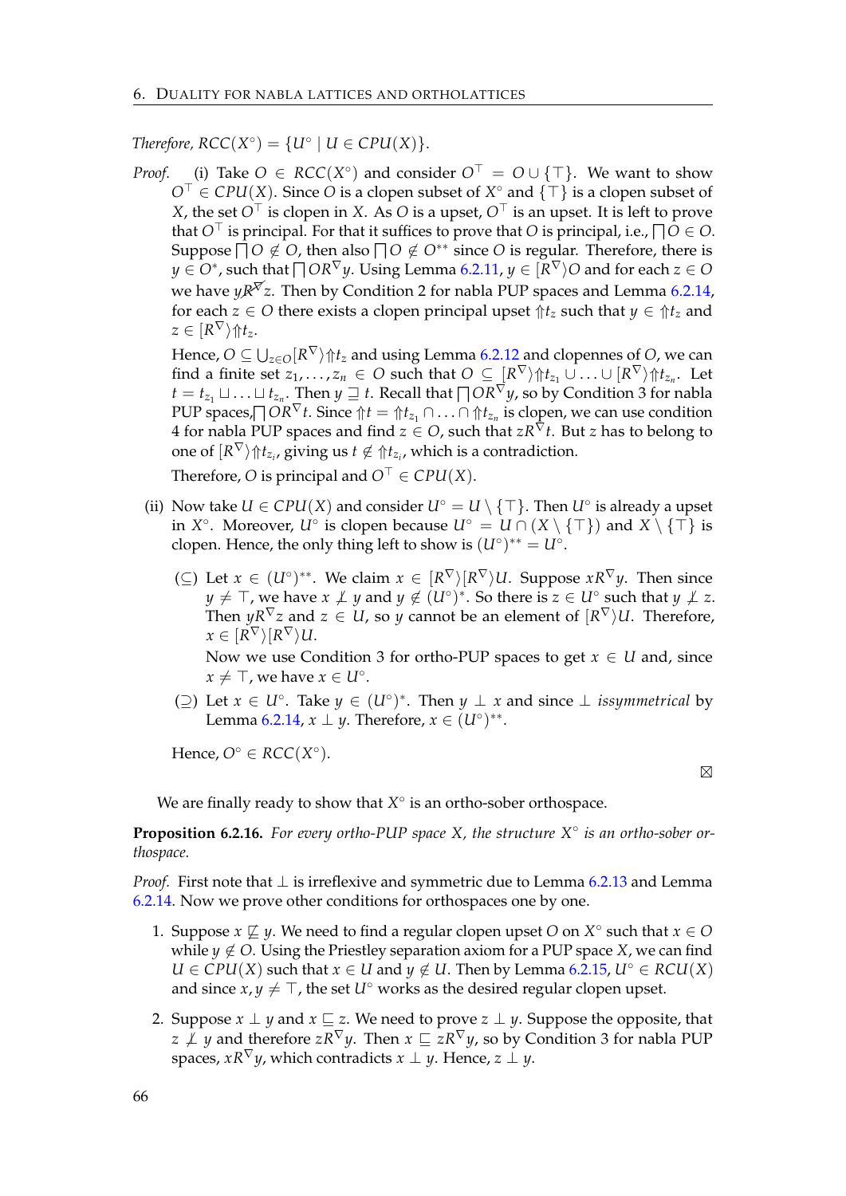*Therefore,* $RCC(X^\circ) = \{U^\circ \mid U \in CPU(X)\}$.

*Proof.* (i) Take $O \in RCC(X^\circ)$ and consider $O^\top = O \cup \{\top\}$. We want to show $O^\top \in CPU(X)$. Since $O$ is a clopen subset of $X^\circ$ and $\{\top\}$ is a clopen subset of $X$, the set $O^\top$ is clopen in $X$. As $O$ is a upset, $O^\top$ is an upset. It is left to prove that $O^\top$ is principal. For that it suffices to prove that $O$ is principal, i.e., $\bigsqcap O \in O$. Suppose $\bigsqcap O \notin O$, then also $\bigsqcap O \notin O^{**}$ since $O$ is regular. Therefore, there is $y \in O^*$, such that $\bigsqcap O R^\nabla y$. Using Lemma 6.2.11, $y \in [R^\nabla\rangle O$ and for each $z \in O$ we have $y \not R^\nabla z$. Then by Condition 2 for nabla PUP spaces and Lemma 6.2.14, for each $z \in O$ there exists a clopen principal upset $\Uparrow t_z$ such that $y \in \Uparrow t_z$ and $z \in [R^\nabla\rangle \Uparrow t_z$.

Hence, $O \subseteq \bigcup_{z \in O} [R^\nabla\rangle \Uparrow t_z$ and using Lemma 6.2.12 and clopenes of $O$, we can find a finite set $z_1, \ldots, z_n \in O$ such that $O \subseteq [R^\nabla\rangle \Uparrow t_{z_1} \cup \ldots \cup [R^\nabla\rangle \Uparrow t_{z_n}$. Let $t = t_{z_1} \sqcup \ldots \sqcup t_{z_n}$. Then $y \sqsupseteq t$. Recall that $\bigsqcap O R^\nabla y$, so by Condition 3 for nabla PUP spaces, $\bigsqcap O R^\nabla t$. Since $\Uparrow t = \Uparrow t_{z_1} \cap \ldots \cap \Uparrow t_{z_n}$ is clopen, we can use condition 4 for nabla PUP spaces and find $z \in O$, such that $z R^\nabla t$. But $z$ has to belong to one of $[R^\nabla\rangle \Uparrow t_{z_i}$, giving us $t \notin \Uparrow t_{z_i}$, which is a contradiction.

Therefore, $O$ is principal and $O^\top \in CPU(X)$.

(ii) Now take $U \in CPU(X)$ and consider $U^\circ = U \setminus \{\top\}$. Then $U^\circ$ is already a upset in $X^\circ$. Moreover, $U^\circ$ is clopen because $U^\circ = U \cap (X \setminus \{\top\})$ and $X \setminus \{\top\}$ is clopen. Hence, the only thing left to show is $(U^\circ)^{**} = U^\circ$.

($\subseteq$) Let $x \in (U^\circ)^{**}$. We claim $x \in [R^\nabla\rangle[R^\nabla\rangle U$. Suppose $x R^\nabla y$. Then since $y \neq \top$, we have $x \not\perp y$ and $y \notin (U^\circ)^*$. So there is $z \in U^\circ$ such that $y \not\perp z$. Then $y R^\nabla z$ and $z \in U$, so $y$ cannot be an element of $[R^\nabla\rangle U$. Therefore, $x \in [R^\nabla\rangle[R^\nabla\rangle U$.

Now we use Condition 3 for ortho-PUP spaces to get $x \in U$ and, since $x \neq \top$, we have $x \in U^\circ$.

($\supseteq$) Let $x \in U^\circ$. Take $y \in (U^\circ)^*$. Then $y \perp x$ and since $\perp$ *issymmetrical* by Lemma 6.2.14, $x \perp y$. Therefore, $x \in (U^\circ)^{**}$.

Hence, $O^\circ \in RCC(X^\circ)$.

⊠

We are finally ready to show that $X^\circ$ is an ortho-sober orthospace.

**Proposition 6.2.16.** *For every ortho-PUP space $X$, the structure $X^\circ$ is an ortho-sober orthospace.*

*Proof.* First note that $\perp$ is irreflexive and symmetric due to Lemma 6.2.13 and Lemma 6.2.14. Now we prove other conditions for orthospaces one by one.

1. Suppose $x \not\sqsubseteq y$. We need to find a regular clopen upset $O$ on $X^\circ$ such that $x \in O$ while $y \notin O$. Using the Priestley separation axiom for a PUP space $X$, we can find $U \in CPU(X)$ such that $x \in U$ and $y \notin U$. Then by Lemma 6.2.15, $U^\circ \in RCU(X)$ and since $x, y \neq \top$, the set $U^\circ$ works as the desired regular clopen upset.

2. Suppose $x \perp y$ and $x \sqsubseteq z$. We need to prove $z \perp y$. Suppose the opposite, that $z \not\perp y$ and therefore $z R^\nabla y$. Then $x \sqsubseteq z R^\nabla y$, so by Condition 3 for nabla PUP spaces, $x R^\nabla y$, which contradicts $x \perp y$. Hence, $z \perp y$.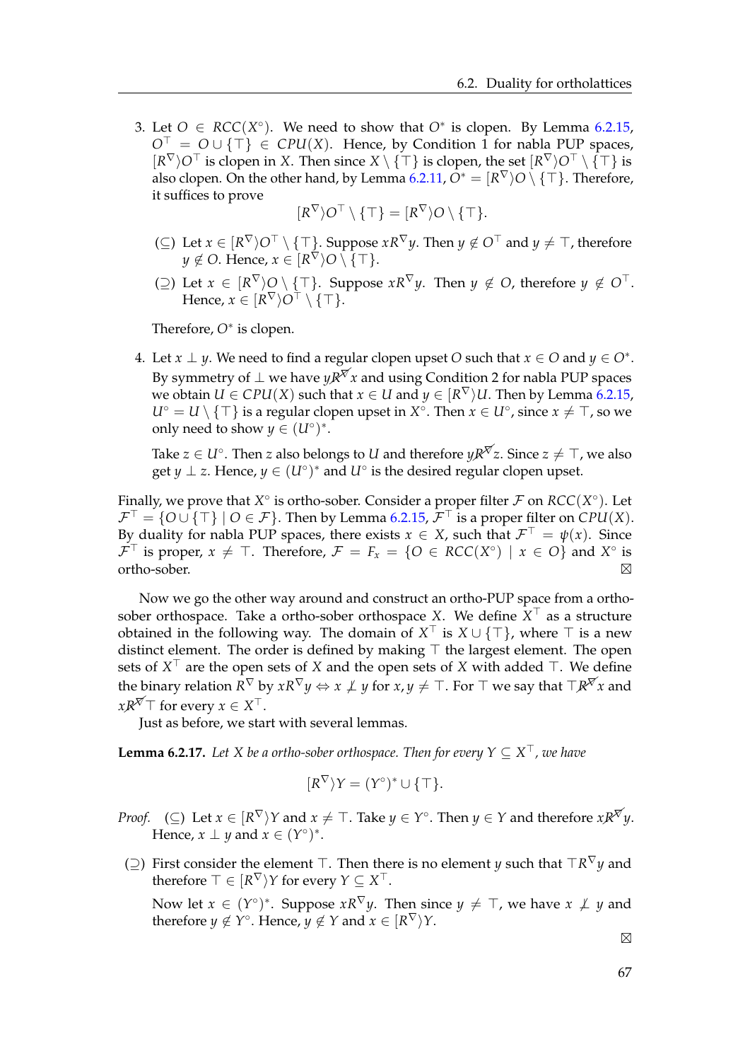3. Let $O \in RCC(X^\circ)$. We need to show that $O^*$ is clopen. By Lemma 6.2.15, $O^\top = O \cup \{\top\} \in CPU(X)$. Hence, by Condition 1 for nabla PUP spaces, $[R^\nabla\rangle O^\top$ is clopen in $X$. Then since $X \setminus \{\top\}$ is clopen, the set $[R^\nabla\rangle O^\top \setminus \{\top\}$ is also clopen. On the other hand, by Lemma 6.2.11, $O^* = [R^\nabla\rangle O \setminus \{\top\}$. Therefore, it suffices to prove

$$[R^\nabla\rangle O^\top \setminus \{\top\} = [R^\nabla\rangle O \setminus \{\top\}.$$

   ($\subseteq$) Let $x \in [R^\nabla\rangle O^\top \setminus \{\top\}$. Suppose $xR^\nabla y$. Then $y \notin O^\top$ and $y \neq \top$, therefore $y \notin O$. Hence, $x \in [R^\nabla\rangle O \setminus \{\top\}$.

   ($\supseteq$) Let $x \in [R^\nabla\rangle O \setminus \{\top\}$. Suppose $xR^\nabla y$. Then $y \notin O$, therefore $y \notin O^\top$. Hence, $x \in [R^\nabla\rangle O^\top \setminus \{\top\}$.

   Therefore, $O^*$ is clopen.

4. Let $x \perp y$. We need to find a regular clopen upset $O$ such that $x \in O$ and $y \in O^*$. By symmetry of $\perp$ we have $y \not\!R^\nabla x$ and using Condition 2 for nabla PUP spaces we obtain $U \in CPU(X)$ such that $x \in U$ and $y \in [R^\nabla\rangle U$. Then by Lemma 6.2.15, $U^\circ = U \setminus \{\top\}$ is a regular clopen upset in $X^\circ$. Then $x \in U^\circ$, since $x \neq \top$, so we only need to show $y \in (U^\circ)^*$.

   Take $z \in U^\circ$. Then $z$ also belongs to $U$ and therefore $y \not\!R^\nabla z$. Since $z \neq \top$, we also get $y \perp z$. Hence, $y \in (U^\circ)^*$ and $U^\circ$ is the desired regular clopen upset.

Finally, we prove that $X^\circ$ is ortho-sober. Consider a proper filter $\mathcal{F}$ on $RCC(X^\circ)$. Let $\mathcal{F}^\top = \{O \cup \{\top\} \mid O \in \mathcal{F}\}$. Then by Lemma 6.2.15, $\mathcal{F}^\top$ is a proper filter on $CPU(X)$. By duality for nabla PUP spaces, there exists $x \in X$, such that $\mathcal{F}^\top = \psi(x)$. Since $\mathcal{F}^\top$ is proper, $x \neq \top$. Therefore, $\mathcal{F} = F_x = \{O \in RCC(X^\circ) \mid x \in O\}$ and $X^\circ$ is ortho-sober. ⊠

Now we go the other way around and construct an ortho-PUP space from a ortho-sober orthospace. Take a ortho-sober orthospace $X$. We define $X^\top$ as a structure obtained in the following way. The domain of $X^\top$ is $X \cup \{\top\}$, where $\top$ is a new distinct element. The order is defined by making $\top$ the largest element. The open sets of $X^\top$ are the open sets of $X$ and the open sets of $X$ with added $\top$. We define the binary relation $R^\nabla$ by $xR^\nabla y \Leftrightarrow x \not\perp y$ for $x, y \neq \top$. For $\top$ we say that $\top \not\!R^\nabla x$ and $x \not\!R^\nabla \top$ for every $x \in X^\top$.

Just as before, we start with several lemmas.

**Lemma 6.2.17.** *Let $X$ be a ortho-sober orthospace. Then for every $Y \subseteq X^\top$, we have*

$$[R^\nabla\rangle Y = (Y^\circ)^* \cup \{\top\}.$$

*Proof.* ($\subseteq$) Let $x \in [R^\nabla\rangle Y$ and $x \neq \top$. Take $y \in Y^\circ$. Then $y \in Y$ and therefore $x \not\!R^\nabla y$. Hence, $x \perp y$ and $x \in (Y^\circ)^*$.

($\supseteq$) First consider the element $\top$. Then there is no element $y$ such that $\top R^\nabla y$ and therefore $\top \in [R^\nabla\rangle Y$ for every $Y \subseteq X^\top$.

Now let $x \in (Y^\circ)^*$. Suppose $xR^\nabla y$. Then since $y \neq \top$, we have $x \not\perp y$ and therefore $y \notin Y^\circ$. Hence, $y \notin Y$ and $x \in [R^\nabla\rangle Y$.

⊠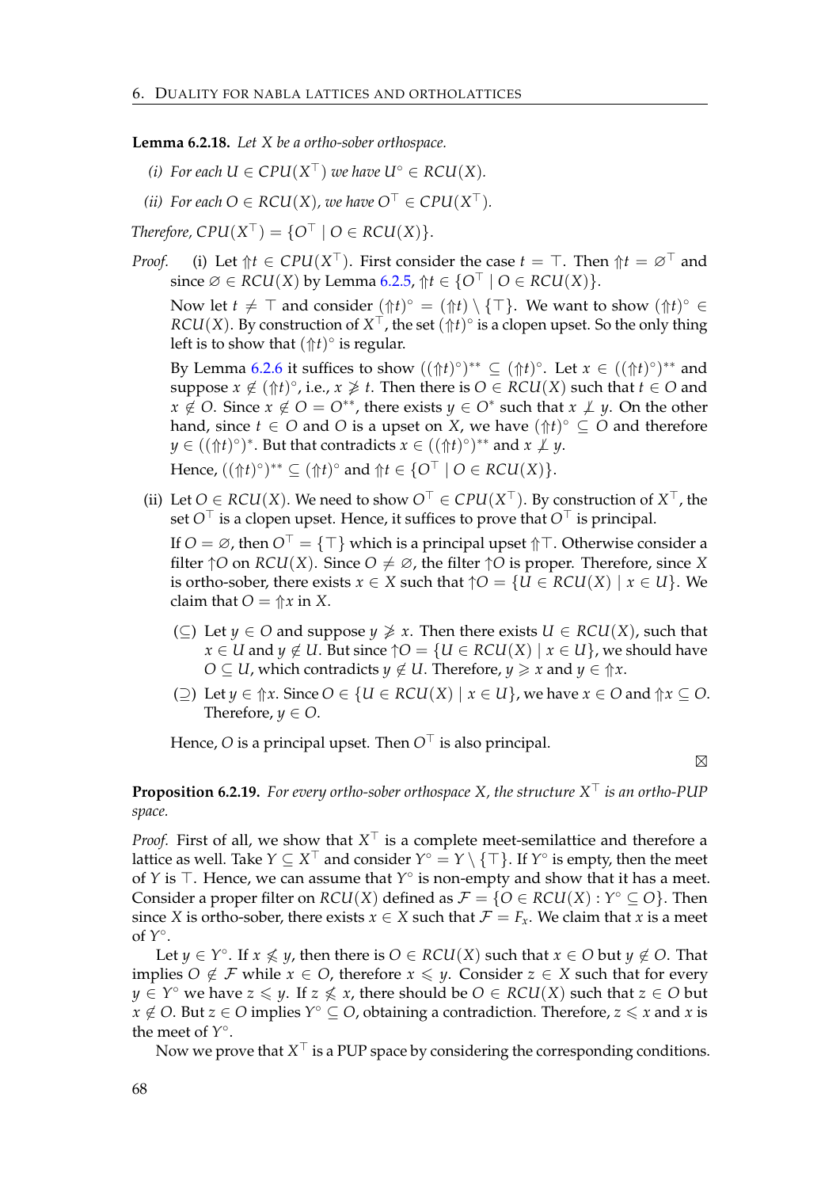**Lemma 6.2.18.** *Let $X$ be a ortho-sober orthospace.*

*(i) For each $U \in CPU(X^\top)$ we have $U^\circ \in RCU(X)$.*

*(ii) For each $O \in RCU(X)$, we have $O^\top \in CPU(X^\top)$.*

*Therefore, $CPU(X^\top) = \{O^\top \mid O \in RCU(X)\}$.*

*Proof.* (i) Let $\Uparrow t \in CPU(X^\top)$. First consider the case $t = \top$. Then $\Uparrow t = \varnothing^\top$ and since $\varnothing \in RCU(X)$ by Lemma 6.2.5, $\Uparrow t \in \{O^\top \mid O \in RCU(X)\}$.

Now let $t \neq \top$ and consider $(\Uparrow t)^\circ = (\Uparrow t) \setminus \{\top\}$. We want to show $(\Uparrow t)^\circ \in RCU(X)$. By construction of $X^\top$, the set $(\Uparrow t)^\circ$ is a clopen upset. So the only thing left is to show that $(\Uparrow t)^\circ$ is regular.

By Lemma 6.2.6 it suffices to show $((\Uparrow t)^\circ)^{**} \subseteq (\Uparrow t)^\circ$. Let $x \in ((\Uparrow t)^\circ)^{**}$ and suppose $x \notin (\Uparrow t)^\circ$, i.e., $x \not\geqslant t$. Then there is $O \in RCU(X)$ such that $t \in O$ and $x \notin O$. Since $x \notin O = O^{**}$, there exists $y \in O^*$ such that $x \not\perp y$. On the other hand, since $t \in O$ and $O$ is a upset on $X$, we have $(\Uparrow t)^\circ \subseteq O$ and therefore $y \in ((\Uparrow t)^\circ)^*$. But that contradicts $x \in ((\Uparrow t)^\circ)^{**}$ and $x \not\perp y$.

Hence, $((\Uparrow t)^\circ)^{**} \subseteq (\Uparrow t)^\circ$ and $\Uparrow t \in \{O^\top \mid O \in RCU(X)\}$.

(ii) Let $O \in RCU(X)$. We need to show $O^\top \in CPU(X^\top)$. By construction of $X^\top$, the set $O^\top$ is a clopen upset. Hence, it suffices to prove that $O^\top$ is principal.

If $O = \varnothing$, then $O^\top = \{\top\}$ which is a principal upset $\Uparrow \top$. Otherwise consider a filter $\uparrow O$ on $RCU(X)$. Since $O \neq \varnothing$, the filter $\uparrow O$ is proper. Therefore, since $X$ is ortho-sober, there exists $x \in X$ such that $\uparrow O = \{U \in RCU(X) \mid x \in U\}$. We claim that $O = \Uparrow x$ in $X$.

($\subseteq$) Let $y \in O$ and suppose $y \not\geqslant x$. Then there exists $U \in RCU(X)$, such that $x \in U$ and $y \notin U$. But since $\uparrow O = \{U \in RCU(X) \mid x \in U\}$, we should have $O \subseteq U$, which contradicts $y \notin U$. Therefore, $y \geqslant x$ and $y \in \Uparrow x$.

($\supseteq$) Let $y \in \Uparrow x$. Since $O \in \{U \in RCU(X) \mid x \in U\}$, we have $x \in O$ and $\Uparrow x \subseteq O$. Therefore, $y \in O$.

Hence, $O$ is a principal upset. Then $O^\top$ is also principal.

⊠

**Proposition 6.2.19.** *For every ortho-sober orthospace $X$, the structure $X^\top$ is an ortho-PUP space.*

*Proof.* First of all, we show that $X^\top$ is a complete meet-semilattice and therefore a lattice as well. Take $Y \subseteq X^\top$ and consider $Y^\circ = Y \setminus \{\top\}$. If $Y^\circ$ is empty, then the meet of $Y$ is $\top$. Hence, we can assume that $Y^\circ$ is non-empty and show that it has a meet. Consider a proper filter on $RCU(X)$ defined as $\mathcal{F} = \{O \in RCU(X) : Y^\circ \subseteq O\}$. Then since $X$ is ortho-sober, there exists $x \in X$ such that $\mathcal{F} = F_x$. We claim that $x$ is a meet of $Y^\circ$.

Let $y \in Y^\circ$. If $x \not\leqslant y$, then there is $O \in RCU(X)$ such that $x \in O$ but $y \notin O$. That implies $O \notin \mathcal{F}$ while $x \in O$, therefore $x \leqslant y$. Consider $z \in X$ such that for every $y \in Y^\circ$ we have $z \leqslant y$. If $z \not\leqslant x$, there should be $O \in RCU(X)$ such that $z \in O$ but $x \notin O$. But $z \in O$ implies $Y^\circ \subseteq O$, obtaining a contradiction. Therefore, $z \leqslant x$ and $x$ is the meet of $Y^\circ$.

Now we prove that $X^\top$ is a PUP space by considering the corresponding conditions.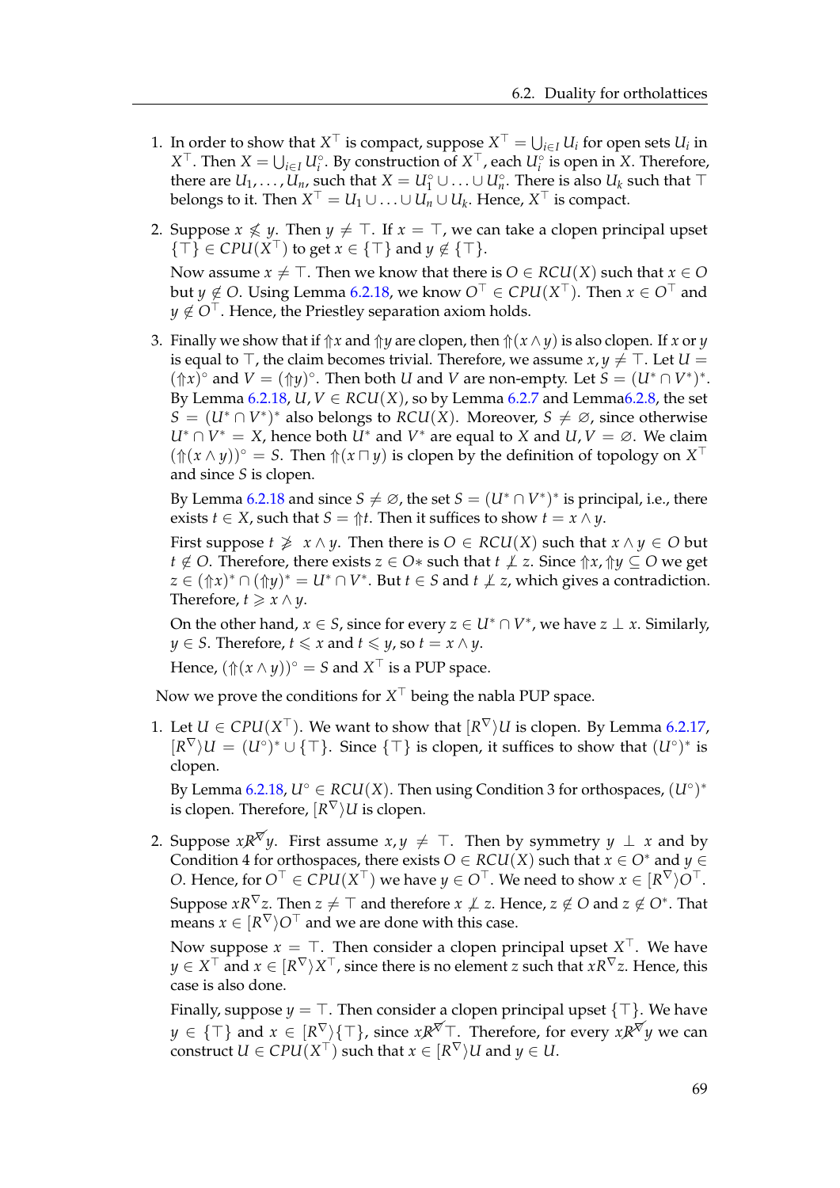1. In order to show that $X^\top$ is compact, suppose $X^\top = \bigcup_{i\in I} U_i$ for open sets $U_i$ in $X^\top$. Then $X = \bigcup_{i\in I} U_i^\circ$. By construction of $X^\top$, each $U_i^\circ$ is open in $X$. Therefore, there are $U_1, \ldots, U_n$, such that $X = U_1^\circ \cup \ldots \cup U_n^\circ$. There is also $U_k$ such that $\top$ belongs to it. Then $X^\top = U_1 \cup \ldots \cup U_n \cup U_k$. Hence, $X^\top$ is compact.

2. Suppose $x \not\leqslant y$. Then $y \neq \top$. If $x = \top$, we can take a clopen principal upset $\{\top\} \in CPU(X^\top)$ to get $x \in \{\top\}$ and $y \notin \{\top\}$.

   Now assume $x \neq \top$. Then we know that there is $O \in RCU(X)$ such that $x \in O$ but $y \notin O$. Using Lemma 6.2.18, we know $O^\top \in CPU(X^\top)$. Then $x \in O^\top$ and $y \notin O^\top$. Hence, the Priestley separation axiom holds.

3. Finally we show that if $\Uparrow x$ and $\Uparrow y$ are clopen, then $\Uparrow(x \wedge y)$ is also clopen. If $x$ or $y$ is equal to $\top$, the claim becomes trivial. Therefore, we assume $x, y \neq \top$. Let $U = (\Uparrow x)^\circ$ and $V = (\Uparrow y)^\circ$. Then both $U$ and $V$ are non-empty. Let $S = (U^* \cap V^*)^*$. By Lemma 6.2.18, $U, V \in RCU(X)$, so by Lemma 6.2.7 and Lemma6.2.8, the set $S = (U^* \cap V^*)^*$ also belongs to $RCU(X)$. Moreover, $S \neq \varnothing$, since otherwise $U^* \cap V^* = X$, hence both $U^*$ and $V^*$ are equal to $X$ and $U, V = \varnothing$. We claim $(\Uparrow(x \wedge y))^\circ = S$. Then $\Uparrow(x \sqcap y)$ is clopen by the definition of topology on $X^\top$ and since $S$ is clopen.

   By Lemma 6.2.18 and since $S \neq \varnothing$, the set $S = (U^* \cap V^*)^*$ is principal, i.e., there exists $t \in X$, such that $S = \Uparrow t$. Then it suffices to show $t = x \wedge y$.

   First suppose $t \not\geqslant x \wedge y$. Then there is $O \in RCU(X)$ such that $x \wedge y \in O$ but $t \notin O$. Therefore, there exists $z \in O*$ such that $t \not\perp z$. Since $\Uparrow x, \Uparrow y \subseteq O$ we get $z \in (\Uparrow x)^* \cap (\Uparrow y)^* = U^* \cap V^*$. But $t \in S$ and $t \not\perp z$, which gives a contradiction. Therefore, $t \geqslant x \wedge y$.

   On the other hand, $x \in S$, since for every $z \in U^* \cap V^*$, we have $z \perp x$. Similarly, $y \in S$. Therefore, $t \leqslant x$ and $t \leqslant y$, so $t = x \wedge y$.

   Hence, $(\Uparrow(x \wedge y))^\circ = S$ and $X^\top$ is a PUP space.

Now we prove the conditions for $X^\top$ being the nabla PUP space.

1. Let $U \in CPU(X^\top)$. We want to show that $[R^\nabla\rangle U$ is clopen. By Lemma 6.2.17, $[R^\nabla\rangle U = (U^\circ)^* \cup \{\top\}$. Since $\{\top\}$ is clopen, it suffices to show that $(U^\circ)^*$ is clopen.

   By Lemma 6.2.18, $U^\circ \in RCU(X)$. Then using Condition 3 for orthospaces, $(U^\circ)^*$ is clopen. Therefore, $[R^\nabla\rangle U$ is clopen.

2. Suppose $x \not R^\nabla y$. First assume $x, y \neq \top$. Then by symmetry $y \perp x$ and by Condition 4 for orthospaces, there exists $O \in RCU(X)$ such that $x \in O^*$ and $y \in O$. Hence, for $O^\top \in CPU(X^\top)$ we have $y \in O^\top$. We need to show $x \in [R^\nabla\rangle O^\top$.

   Suppose $xR^\nabla z$. Then $z \neq \top$ and therefore $x \not\perp z$. Hence, $z \notin O$ and $z \notin O^*$. That means $x \in [R^\nabla\rangle O^\top$ and we are done with this case.

   Now suppose $x = \top$. Then consider a clopen principal upset $X^\top$. We have $y \in X^\top$ and $x \in [R^\nabla\rangle X^\top$, since there is no element $z$ such that $xR^\nabla z$. Hence, this case is also done.

   Finally, suppose $y = \top$. Then consider a clopen principal upset $\{\top\}$. We have $y \in \{\top\}$ and $x \in [R^\nabla\rangle\{\top\}$, since $x \not R^\nabla \top$. Therefore, for every $x \not R^\nabla y$ we can construct $U \in CPU(X^\top)$ such that $x \in [R^\nabla\rangle U$ and $y \in U$.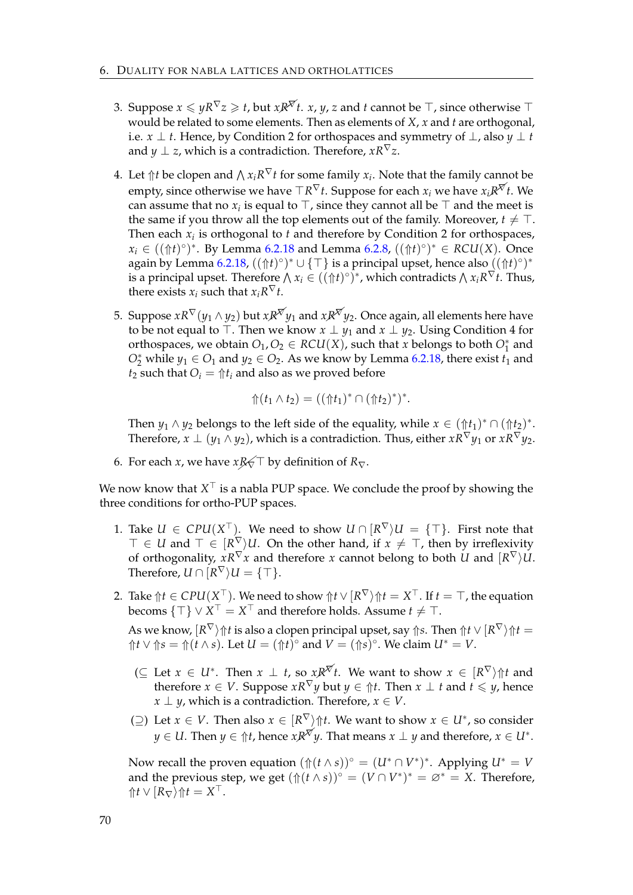3. Suppose $x \leqslant y R^{\nabla} z \geqslant t$, but $x \not R^{\nabla} t$. $x$, $y$, $z$ and $t$ cannot be $\top$, since otherwise $\top$ would be related to some elements. Then as elements of $X$, $x$ and $t$ are orthogonal, i.e. $x \perp t$. Hence, by Condition 2 for orthospaces and symmetry of $\perp$, also $y \perp t$ and $y \perp z$, which is a contradiction. Therefore, $x R^{\nabla} z$.

4. Let $\Uparrow t$ be clopen and $\bigwedge x_i R^{\nabla} t$ for some family $x_i$. Note that the family cannot be empty, since otherwise we have $\top R^{\nabla} t$. Suppose for each $x_i$ we have $x_i \not R^{\nabla} t$. We can assume that no $x_i$ is equal to $\top$, since they cannot all be $\top$ and the meet is the same if you throw all the top elements out of the family. Moreover, $t \neq \top$. Then each $x_i$ is orthogonal to $t$ and therefore by Condition 2 for orthospaces, $x_i \in ((\Uparrow t)^{\circ})^{*}$. By Lemma 6.2.18 and Lemma 6.2.8, $((\Uparrow t)^{\circ})^{*} \in RCU(X)$. Once again by Lemma 6.2.18, $((\Uparrow t)^{\circ})^{*} \cup \{\top\}$ is a principal upset, hence also $((\Uparrow t)^{\circ})^{*}$ is a principal upset. Therefore $\bigwedge x_i \in ((\Uparrow t)^{\circ})^{*}$, which contradicts $\bigwedge x_i R^{\nabla} t$. Thus, there exists $x_i$ such that $x_i R^{\nabla} t$.

5. Suppose $x R^{\nabla} (y_1 \wedge y_2)$ but $x \not R^{\nabla} y_1$ and $x \not R^{\nabla} y_2$. Once again, all elements here have to be not equal to $\top$. Then we know $x \perp y_1$ and $x \perp y_2$. Using Condition 4 for orthospaces, we obtain $O_1, O_2 \in RCU(X)$, such that $x$ belongs to both $O_1^{*}$ and $O_2^{*}$ while $y_1 \in O_1$ and $y_2 \in O_2$. As we know by Lemma 6.2.18, there exist $t_1$ and $t_2$ such that $O_i = \Uparrow t_i$ and also as we proved before

$$\Uparrow(t_1 \wedge t_2) = ((\Uparrow t_1)^{*} \cap (\Uparrow t_2)^{*})^{*}.$$

Then $y_1 \wedge y_2$ belongs to the left side of the equality, while $x \in (\Uparrow t_1)^{*} \cap (\Uparrow t_2)^{*}$. Therefore, $x \perp (y_1 \wedge y_2)$, which is a contradiction. Thus, either $x R^{\nabla} y_1$ or $x R^{\nabla} y_2$.

6. For each $x$, we have $x \not R_{\nabla} \top$ by definition of $R_{\nabla}$.

We now know that $X^{\top}$ is a nabla PUP space. We conclude the proof by showing the three conditions for ortho-PUP spaces.

1. Take $U \in CPU(X^{\top})$. We need to show $U \cap [R^{\nabla}\rangle U = \{\top\}$. First note that $\top \in U$ and $\top \in [R^{\nabla}\rangle U$. On the other hand, if $x \neq \top$, then by irreflexivity of orthogonality, $x \not R^{\nabla} x$ and therefore $x$ cannot belong to both $U$ and $[R^{\nabla}\rangle U$. Therefore, $U \cap [R^{\nabla}\rangle U = \{\top\}$.

2. Take $\Uparrow t \in CPU(X^{\top})$. We need to show $\Uparrow t \vee [R^{\nabla}\rangle \Uparrow t = X^{\top}$. If $t = \top$, the equation becoms $\{\top\} \vee X^{\top} = X^{\top}$ and therefore holds. Assume $t \neq \top$.

   As we know, $[R^{\nabla}\rangle \Uparrow t$ is also a clopen principal upset, say $\Uparrow s$. Then $\Uparrow t \vee [R^{\nabla}\rangle \Uparrow t = \Uparrow t \vee \Uparrow s = \Uparrow(t \wedge s)$. Let $U = (\Uparrow t)^{\circ}$ and $V = (\Uparrow s)^{\circ}$. We claim $U^{*} = V$.

   ($\subseteq$) Let $x \in U^{*}$. Then $x \perp t$, so $x \not R^{\nabla} t$. We want to show $x \in [R^{\nabla}\rangle \Uparrow t$ and therefore $x \in V$. Suppose $x R^{\nabla} y$ but $y \in \Uparrow t$. Then $x \perp t$ and $t \leqslant y$, hence $x \perp y$, which is a contradiction. Therefore, $x \in V$.

   ($\supseteq$) Let $x \in V$. Then also $x \in [R^{\nabla}\rangle \Uparrow t$. We want to show $x \in U^{*}$, so consider $y \in U$. Then $y \in \Uparrow t$, hence $x \not R^{\nabla} y$. That means $x \perp y$ and therefore, $x \in U^{*}$.

   Now recall the proven equation $(\Uparrow(t \wedge s))^{\circ} = (U^{*} \cap V^{*})^{*}$. Applying $U^{*} = V$ and the previous step, we get $(\Uparrow(t \wedge s))^{\circ} = (V \cap V^{*})^{*} = \varnothing^{*} = X$. Therefore, $\Uparrow t \vee [R_{\nabla}\rangle \Uparrow t = X^{\top}$.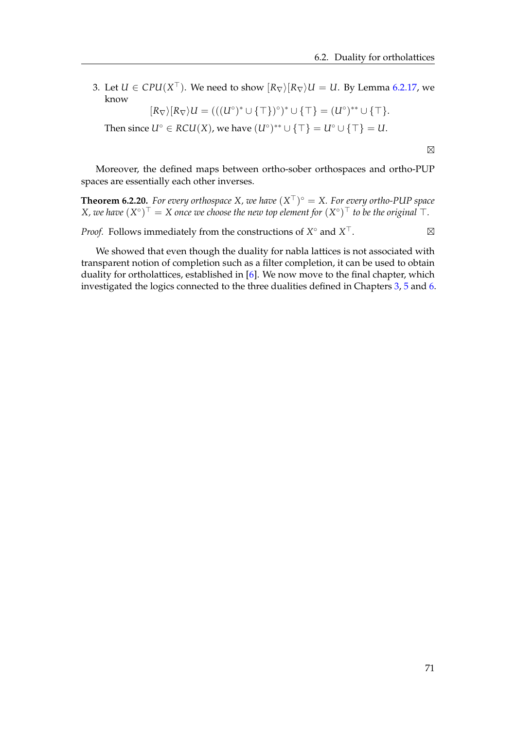3. Let $U \in CPU(X^\top)$. We need to show $[R_\nabla\rangle[R_\nabla\rangle U = U$. By Lemma 6.2.17, we know

   $$[R_\nabla\rangle[R_\nabla\rangle U = (((U^\circ)^* \cup \{\top\})^\circ)^* \cup \{\top\} = (U^\circ)^{**} \cup \{\top\}.$$

   Then since $U^\circ \in RCU(X)$, we have $(U^\circ)^{**} \cup \{\top\} = U^\circ \cup \{\top\} = U$.

⊠

Moreover, the defined maps between ortho-sober orthospaces and ortho-PUP spaces are essentially each other inverses.

**Theorem 6.2.20.** *For every orthospace $X$, we have $(X^\top)^\circ = X$. For every ortho-PUP space $X$, we have $(X^\circ)^\top = X$ once we choose the new top element for $(X^\circ)^\top$ to be the original $\top$.*

*Proof.* Follows immediately from the constructions of $X^\circ$ and $X^\top$. ⊠

We showed that even though the duality for nabla lattices is not associated with transparent notion of completion such as a filter completion, it can be used to obtain duality for ortholattices, established in [6]. We now move to the final chapter, which investigated the logics connected to the three dualities defined in Chapters 3, 5 and 6.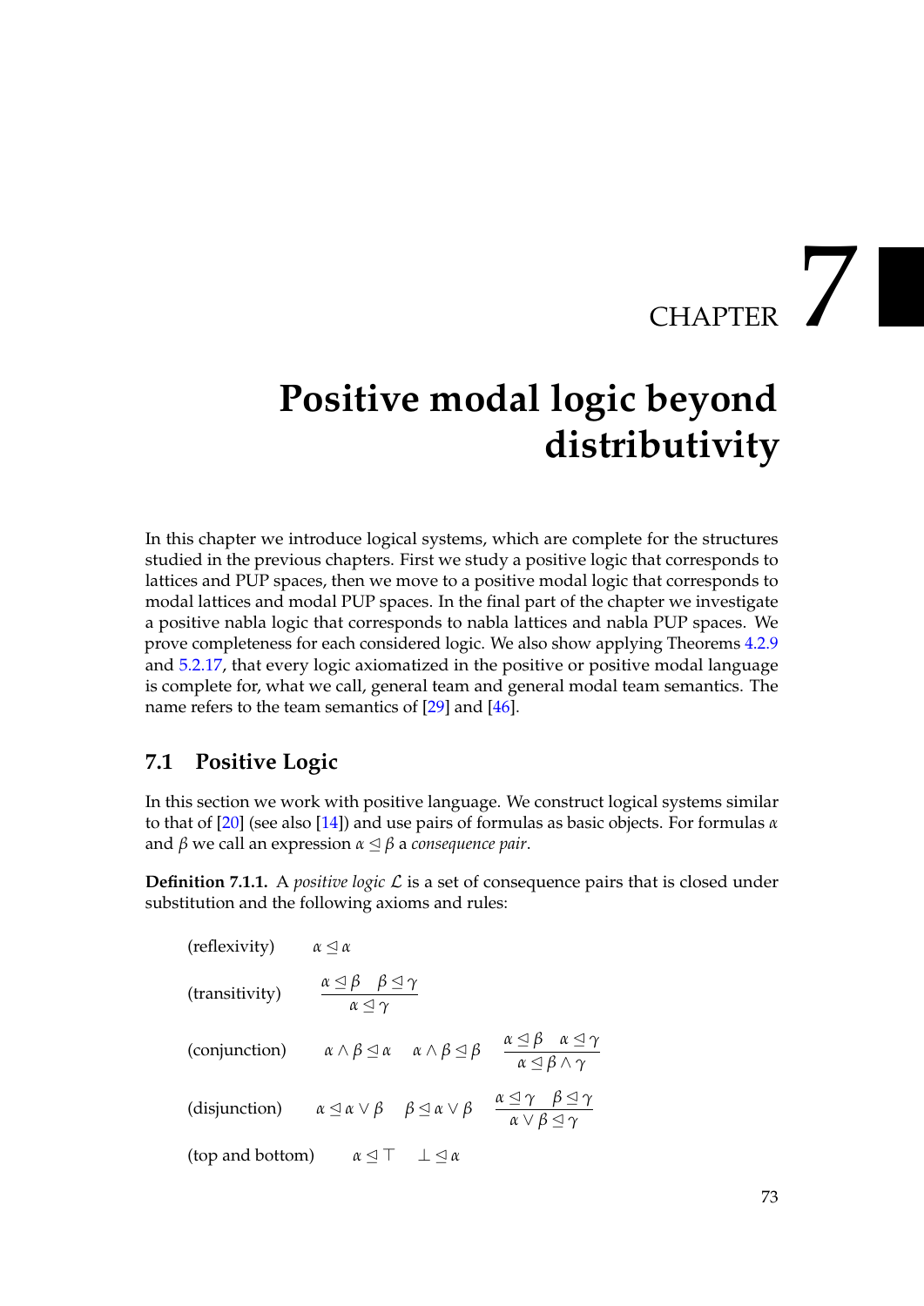# CHAPTER 7

# Positive modal logic beyond distributivity

In this chapter we introduce logical systems, which are complete for the structures studied in the previous chapters. First we study a positive logic that corresponds to lattices and PUP spaces, then we move to a positive modal logic that corresponds to modal lattices and modal PUP spaces. In the final part of the chapter we investigate a positive nabla logic that corresponds to nabla lattices and nabla PUP spaces. We prove completeness for each considered logic. We also show applying Theorems 4.2.9 and 5.2.17, that every logic axiomatized in the positive or positive modal language is complete for, what we call, general team and general modal team semantics. The name refers to the team semantics of [29] and [46].

## 7.1 Positive Logic

In this section we work with positive language. We construct logical systems similar to that of [20] (see also [14]) and use pairs of formulas as basic objects. For formulas $\alpha$ and $\beta$ we call an expression $\alpha \trianglelefteq \beta$ a *consequence pair*.

**Definition 7.1.1.** A *positive logic* $\mathcal{L}$ is a set of consequence pairs that is closed under substitution and the following axioms and rules:

(reflexivity) $\quad \alpha \trianglelefteq \alpha$

(transitivity) $\quad \dfrac{\alpha \trianglelefteq \beta \quad \beta \trianglelefteq \gamma}{\alpha \trianglelefteq \gamma}$

(conjunction) $\quad \alpha \wedge \beta \trianglelefteq \alpha \quad \alpha \wedge \beta \trianglelefteq \beta \quad \dfrac{\alpha \trianglelefteq \beta \quad \alpha \trianglelefteq \gamma}{\alpha \trianglelefteq \beta \wedge \gamma}$

(disjunction) $\quad \alpha \trianglelefteq \alpha \vee \beta \quad \beta \trianglelefteq \alpha \vee \beta \quad \dfrac{\alpha \trianglelefteq \gamma \quad \beta \trianglelefteq \gamma}{\alpha \vee \beta \trianglelefteq \gamma}$

(top and bottom) $\quad \alpha \trianglelefteq \top \quad \bot \trianglelefteq \alpha$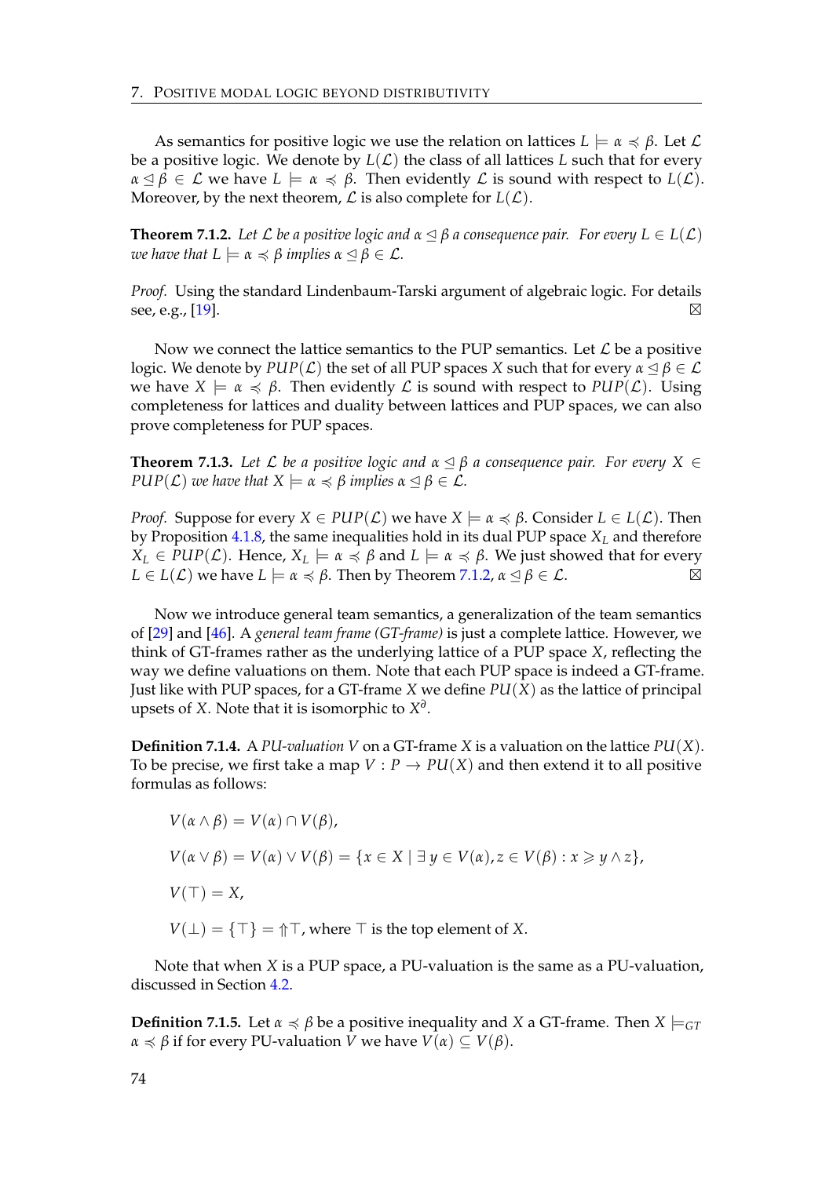As semantics for positive logic we use the relation on lattices $L \models \alpha \preccurlyeq \beta$. Let $\mathcal{L}$ be a positive logic. We denote by $L(\mathcal{L})$ the class of all lattices $L$ such that for every $\alpha \trianglelefteq \beta \in \mathcal{L}$ we have $L \models \alpha \preccurlyeq \beta$. Then evidently $\mathcal{L}$ is sound with respect to $L(\mathcal{L})$. Moreover, by the next theorem, $\mathcal{L}$ is also complete for $L(\mathcal{L})$.

**Theorem 7.1.2.** *Let $\mathcal{L}$ be a positive logic and $\alpha \trianglelefteq \beta$ a consequence pair. For every $L \in L(\mathcal{L})$ we have that $L \models \alpha \preccurlyeq \beta$ implies $\alpha \trianglelefteq \beta \in \mathcal{L}$.*

*Proof.* Using the standard Lindenbaum-Tarski argument of algebraic logic. For details see, e.g., [19]. ⊠

Now we connect the lattice semantics to the PUP semantics. Let $\mathcal{L}$ be a positive logic. We denote by $PUP(\mathcal{L})$ the set of all PUP spaces $X$ such that for every $\alpha \trianglelefteq \beta \in \mathcal{L}$ we have $X \models \alpha \preccurlyeq \beta$. Then evidently $\mathcal{L}$ is sound with respect to $PUP(\mathcal{L})$. Using completeness for lattices and duality between lattices and PUP spaces, we can also prove completeness for PUP spaces.

**Theorem 7.1.3.** *Let $\mathcal{L}$ be a positive logic and $\alpha \trianglelefteq \beta$ a consequence pair. For every $X \in PUP(\mathcal{L})$ we have that $X \models \alpha \preccurlyeq \beta$ implies $\alpha \trianglelefteq \beta \in \mathcal{L}$.*

*Proof.* Suppose for every $X \in PUP(\mathcal{L})$ we have $X \models \alpha \preccurlyeq \beta$. Consider $L \in L(\mathcal{L})$. Then by Proposition 4.1.8, the same inequalities hold in its dual PUP space $X_L$ and therefore $X_L \in PUP(\mathcal{L})$. Hence, $X_L \models \alpha \preccurlyeq \beta$ and $L \models \alpha \preccurlyeq \beta$. We just showed that for every $L \in L(\mathcal{L})$ we have $L \models \alpha \preccurlyeq \beta$. Then by Theorem 7.1.2, $\alpha \trianglelefteq \beta \in \mathcal{L}$. ⊠

Now we introduce general team semantics, a generalization of the team semantics of [29] and [46]. A *general team frame (GT-frame)* is just a complete lattice. However, we think of GT-frames rather as the underlying lattice of a PUP space $X$, reflecting the way we define valuations on them. Note that each PUP space is indeed a GT-frame. Just like with PUP spaces, for a GT-frame $X$ we define $PU(X)$ as the lattice of principal upsets of $X$. Note that it is isomorphic to $X^\partial$.

**Definition 7.1.4.** A *PU-valuation* $V$ on a GT-frame $X$ is a valuation on the lattice $PU(X)$. To be precise, we first take a map $V : P \to PU(X)$ and then extend it to all positive formulas as follows:

$$V(\alpha \wedge \beta) = V(\alpha) \cap V(\beta),$$

$$V(\alpha \vee \beta) = V(\alpha) \vee V(\beta) = \{x \in X \mid \exists\, y \in V(\alpha), z \in V(\beta) : x \geqslant y \wedge z\},$$

$$V(\top) = X,$$

$$V(\bot) = \{\top\} = \Uparrow\!\top, \text{ where } \top \text{ is the top element of } X.$$

Note that when $X$ is a PUP space, a PU-valuation is the same as a PU-valuation, discussed in Section 4.2.

**Definition 7.1.5.** Let $\alpha \preccurlyeq \beta$ be a positive inequality and $X$ a GT-frame. Then $X \models_{GT} \alpha \preccurlyeq \beta$ if for every PU-valuation $V$ we have $V(\alpha) \subseteq V(\beta)$.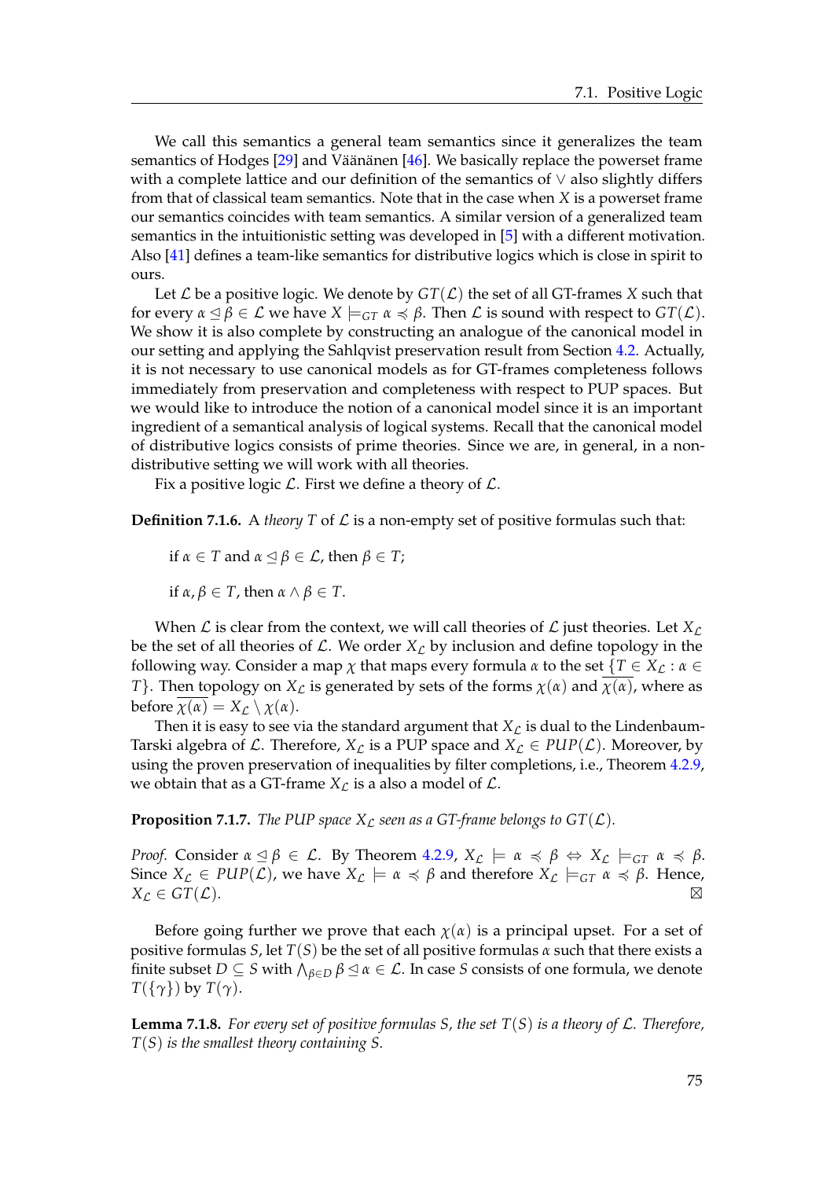We call this semantics a general team semantics since it generalizes the team semantics of Hodges [29] and Väänänen [46]. We basically replace the powerset frame with a complete lattice and our definition of the semantics of $\vee$ also slightly differs from that of classical team semantics. Note that in the case when $X$ is a powerset frame our semantics coincides with team semantics. A similar version of a generalized team semantics in the intuitionistic setting was developed in [5] with a different motivation. Also [41] defines a team-like semantics for distributive logics which is close in spirit to ours.

Let $\mathcal{L}$ be a positive logic. We denote by $GT(\mathcal{L})$ the set of all GT-frames $X$ such that for every $\alpha \trianglelefteq \beta \in \mathcal{L}$ we have $X \models_{GT} \alpha \preccurlyeq \beta$. Then $\mathcal{L}$ is sound with respect to $GT(\mathcal{L})$. We show it is also complete by constructing an analogue of the canonical model in our setting and applying the Sahlqvist preservation result from Section 4.2. Actually, it is not necessary to use canonical models as for GT-frames completeness follows immediately from preservation and completeness with respect to PUP spaces. But we would like to introduce the notion of a canonical model since it is an important ingredient of a semantical analysis of logical systems. Recall that the canonical model of distributive logics consists of prime theories. Since we are, in general, in a non-distributive setting we will work with all theories.

Fix a positive logic $\mathcal{L}$. First we define a theory of $\mathcal{L}$.

**Definition 7.1.6.** A *theory* $T$ of $\mathcal{L}$ is a non-empty set of positive formulas such that:

if $\alpha \in T$ and $\alpha \trianglelefteq \beta \in \mathcal{L}$, then $\beta \in T$;

if $\alpha, \beta \in T$, then $\alpha \wedge \beta \in T$.

When $\mathcal{L}$ is clear from the context, we will call theories of $\mathcal{L}$ just theories. Let $X_{\mathcal{L}}$ be the set of all theories of $\mathcal{L}$. We order $X_{\mathcal{L}}$ by inclusion and define topology in the following way. Consider a map $\chi$ that maps every formula $\alpha$ to the set $\{T \in X_{\mathcal{L}} : \alpha \in T\}$. Then topology on $X_{\mathcal{L}}$ is generated by sets of the forms $\chi(\alpha)$ and $\overline{\chi(\alpha)}$, where as before $\overline{\chi(\alpha)} = X_{\mathcal{L}} \setminus \chi(\alpha)$.

Then it is easy to see via the standard argument that $X_{\mathcal{L}}$ is dual to the Lindenbaum-Tarski algebra of $\mathcal{L}$. Therefore, $X_{\mathcal{L}}$ is a PUP space and $X_{\mathcal{L}} \in PUP(\mathcal{L})$. Moreover, by using the proven preservation of inequalities by filter completions, i.e., Theorem 4.2.9, we obtain that as a GT-frame $X_{\mathcal{L}}$ is a also a model of $\mathcal{L}$.

**Proposition 7.1.7.** *The PUP space $X_{\mathcal{L}}$ seen as a GT-frame belongs to $GT(\mathcal{L})$.*

*Proof.* Consider $\alpha \trianglelefteq \beta \in \mathcal{L}$. By Theorem 4.2.9, $X_{\mathcal{L}} \models \alpha \preccurlyeq \beta \Leftrightarrow X_{\mathcal{L}} \models_{GT} \alpha \preccurlyeq \beta$. Since $X_{\mathcal{L}} \in PUP(\mathcal{L})$, we have $X_{\mathcal{L}} \models \alpha \preccurlyeq \beta$ and therefore $X_{\mathcal{L}} \models_{GT} \alpha \preccurlyeq \beta$. Hence, $X_{\mathcal{L}} \in GT(\mathcal{L})$. ⊠

Before going further we prove that each $\chi(\alpha)$ is a principal upset. For a set of positive formulas $S$, let $T(S)$ be the set of all positive formulas $\alpha$ such that there exists a finite subset $D \subseteq S$ with $\bigwedge_{\beta \in D} \beta \trianglelefteq \alpha \in \mathcal{L}$. In case $S$ consists of one formula, we denote $T(\{\gamma\})$ by $T(\gamma)$.

**Lemma 7.1.8.** *For every set of positive formulas $S$, the set $T(S)$ is a theory of $\mathcal{L}$. Therefore, $T(S)$ is the smallest theory containing $S$.*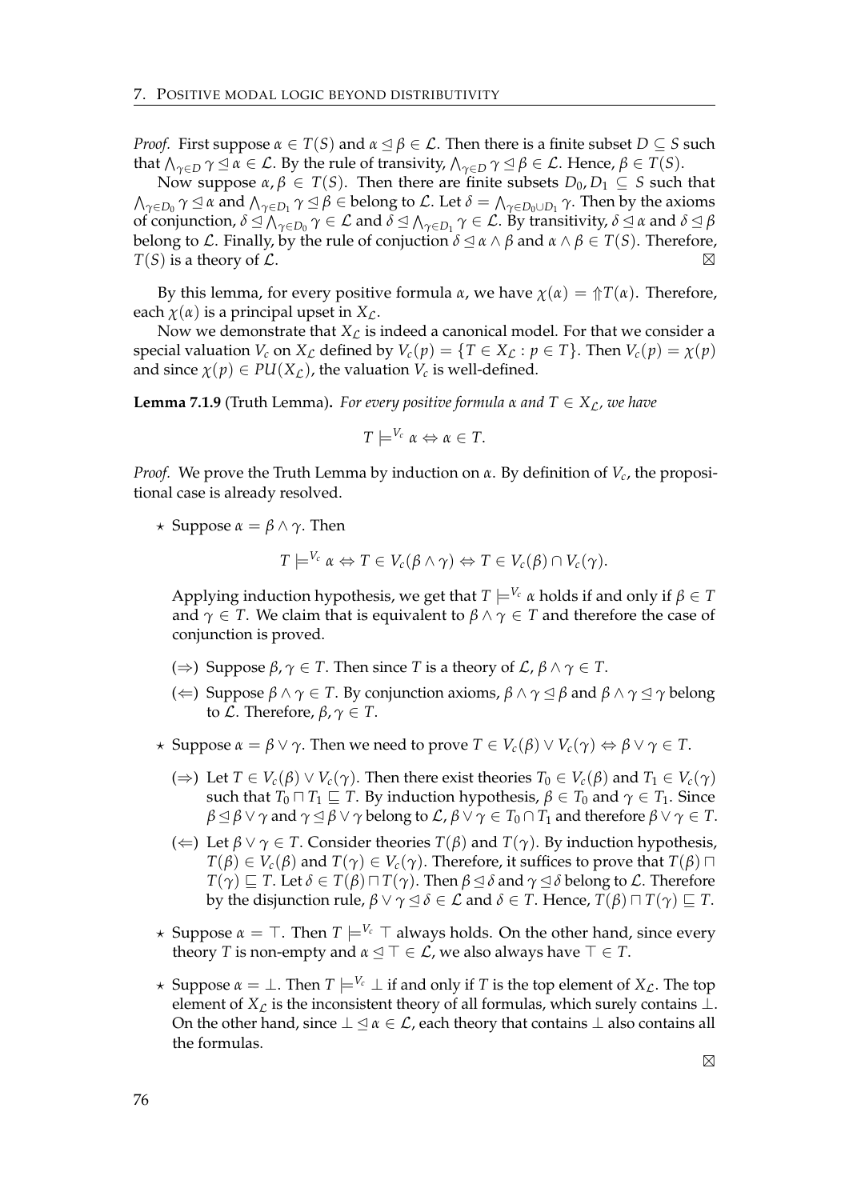*Proof.* First suppose $\alpha \in T(S)$ and $\alpha \trianglelefteq \beta \in \mathcal{L}$. Then there is a finite subset $D \subseteq S$ such that $\bigwedge_{\gamma \in D} \gamma \trianglelefteq \alpha \in \mathcal{L}$. By the rule of transivity, $\bigwedge_{\gamma \in D} \gamma \trianglelefteq \beta \in \mathcal{L}$. Hence, $\beta \in T(S)$.

Now suppose $\alpha, \beta \in T(S)$. Then there are finite subsets $D_0, D_1 \subseteq S$ such that $\bigwedge_{\gamma \in D_0} \gamma \trianglelefteq \alpha$ and $\bigwedge_{\gamma \in D_1} \gamma \trianglelefteq \beta \in$ belong to $\mathcal{L}$. Let $\delta = \bigwedge_{\gamma \in D_0 \cup D_1} \gamma$. Then by the axioms of conjunction, $\delta \trianglelefteq \bigwedge_{\gamma \in D_0} \gamma \in \mathcal{L}$ and $\delta \trianglelefteq \bigwedge_{\gamma \in D_1} \gamma \in \mathcal{L}$. By transitivity, $\delta \trianglelefteq \alpha$ and $\delta \trianglelefteq \beta$ belong to $\mathcal{L}$. Finally, by the rule of conjuction $\delta \trianglelefteq \alpha \wedge \beta$ and $\alpha \wedge \beta \in T(S)$. Therefore, $T(S)$ is a theory of $\mathcal{L}$. ⊠

By this lemma, for every positive formula $\alpha$, we have $\chi(\alpha) = \Uparrow T(\alpha)$. Therefore, each $\chi(\alpha)$ is a principal upset in $X_{\mathcal{L}}$.

Now we demonstrate that $X_{\mathcal{L}}$ is indeed a canonical model. For that we consider a special valuation $V_c$ on $X_{\mathcal{L}}$ defined by $V_c(p) = \{T \in X_{\mathcal{L}} : p \in T\}$. Then $V_c(p) = \chi(p)$ and since $\chi(p) \in PU(X_{\mathcal{L}})$, the valuation $V_c$ is well-defined.

**Lemma 7.1.9** (Truth Lemma)**.** *For every positive formula $\alpha$ and $T \in X_{\mathcal{L}}$, we have*

$$T \models^{V_c} \alpha \Leftrightarrow \alpha \in T.$$

*Proof.* We prove the Truth Lemma by induction on $\alpha$. By definition of $V_c$, the propositional case is already resolved.

⋆ Suppose $\alpha = \beta \wedge \gamma$. Then

$$T \models^{V_c} \alpha \Leftrightarrow T \in V_c(\beta \wedge \gamma) \Leftrightarrow T \in V_c(\beta) \cap V_c(\gamma).$$

Applying induction hypothesis, we get that $T \models^{V_c} \alpha$ holds if and only if $\beta \in T$ and $\gamma \in T$. We claim that is equivalent to $\beta \wedge \gamma \in T$ and therefore the case of conjunction is proved.

- ($\Rightarrow$) Suppose $\beta, \gamma \in T$. Then since $T$ is a theory of $\mathcal{L}$, $\beta \wedge \gamma \in T$.
- ($\Leftarrow$) Suppose $\beta \wedge \gamma \in T$. By conjunction axioms, $\beta \wedge \gamma \trianglelefteq \beta$ and $\beta \wedge \gamma \trianglelefteq \gamma$ belong to $\mathcal{L}$. Therefore, $\beta, \gamma \in T$.

⋆ Suppose $\alpha = \beta \vee \gamma$. Then we need to prove $T \in V_c(\beta) \vee V_c(\gamma) \Leftrightarrow \beta \vee \gamma \in T$.

- ($\Rightarrow$) Let $T \in V_c(\beta) \vee V_c(\gamma)$. Then there exist theories $T_0 \in V_c(\beta)$ and $T_1 \in V_c(\gamma)$ such that $T_0 \sqcap T_1 \sqsubseteq T$. By induction hypothesis, $\beta \in T_0$ and $\gamma \in T_1$. Since $\beta \trianglelefteq \beta \vee \gamma$ and $\gamma \trianglelefteq \beta \vee \gamma$ belong to $\mathcal{L}$, $\beta \vee \gamma \in T_0 \cap T_1$ and therefore $\beta \vee \gamma \in T$.
- ($\Leftarrow$) Let $\beta \vee \gamma \in T$. Consider theories $T(\beta)$ and $T(\gamma)$. By induction hypothesis, $T(\beta) \in V_c(\beta)$ and $T(\gamma) \in V_c(\gamma)$. Therefore, it suffices to prove that $T(\beta) \sqcap T(\gamma) \sqsubseteq T$. Let $\delta \in T(\beta) \sqcap T(\gamma)$. Then $\beta \trianglelefteq \delta$ and $\gamma \trianglelefteq \delta$ belong to $\mathcal{L}$. Therefore by the disjunction rule, $\beta \vee \gamma \trianglelefteq \delta \in \mathcal{L}$ and $\delta \in T$. Hence, $T(\beta) \sqcap T(\gamma) \sqsubseteq T$.

⋆ Suppose $\alpha = \top$. Then $T \models^{V_c} \top$ always holds. On the other hand, since every theory $T$ is non-empty and $\alpha \trianglelefteq \top \in \mathcal{L}$, we also always have $\top \in T$.

⋆ Suppose $\alpha = \bot$. Then $T \models^{V_c} \bot$ if and only if $T$ is the top element of $X_{\mathcal{L}}$. The top element of $X_{\mathcal{L}}$ is the inconsistent theory of all formulas, which surely contains $\bot$. On the other hand, since $\bot \trianglelefteq \alpha \in \mathcal{L}$, each theory that contains $\bot$ also contains all the formulas.

⊠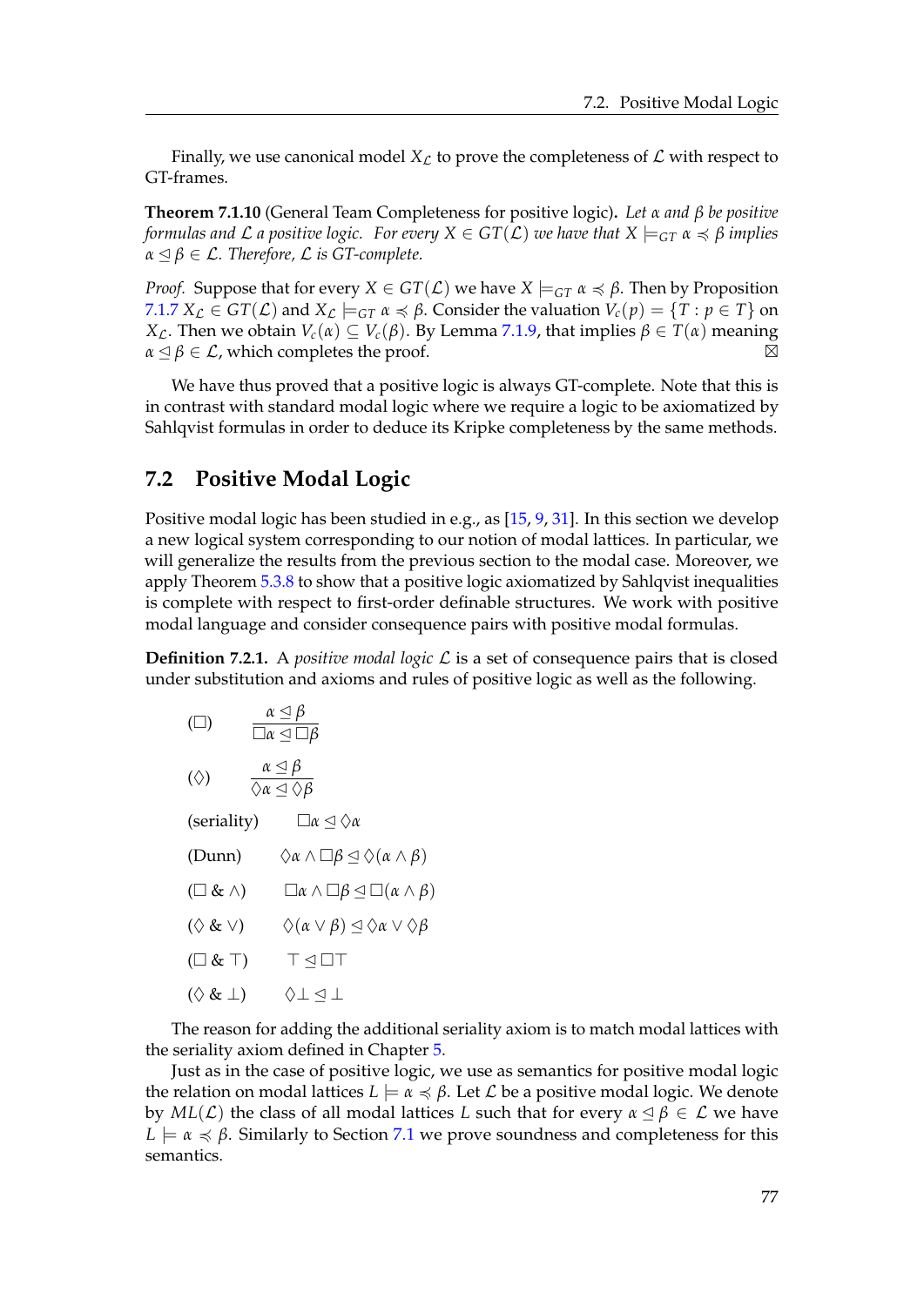Finally, we use canonical model $X_{\mathcal{L}}$ to prove the completeness of $\mathcal{L}$ with respect to GT-frames.

**Theorem 7.1.10** (General Team Completeness for positive logic)**.** *Let $\alpha$ and $\beta$ be positive formulas and $\mathcal{L}$ a positive logic. For every $X \in GT(\mathcal{L})$ we have that $X \models_{GT} \alpha \preccurlyeq \beta$ implies $\alpha \trianglelefteq \beta \in \mathcal{L}$. Therefore, $\mathcal{L}$ is GT-complete.*

*Proof.* Suppose that for every $X \in GT(\mathcal{L})$ we have $X \models_{GT} \alpha \preccurlyeq \beta$. Then by Proposition 7.1.7 $X_{\mathcal{L}} \in GT(\mathcal{L})$ and $X_{\mathcal{L}} \models_{GT} \alpha \preccurlyeq \beta$. Consider the valuation $V_c(p) = \{T : p \in T\}$ on $X_{\mathcal{L}}$. Then we obtain $V_c(\alpha) \subseteq V_c(\beta)$. By Lemma 7.1.9, that implies $\beta \in T(\alpha)$ meaning $\alpha \trianglelefteq \beta \in \mathcal{L}$, which completes the proof. ⊠

We have thus proved that a positive logic is always GT-complete. Note that this is in contrast with standard modal logic where we require a logic to be axiomatized by Sahlqvist formulas in order to deduce its Kripke completeness by the same methods.

## 7.2 Positive Modal Logic

Positive modal logic has been studied in e.g., as [15, 9, 31]. In this section we develop a new logical system corresponding to our notion of modal lattices. In particular, we will generalize the results from the previous section to the modal case. Moreover, we apply Theorem 5.3.8 to show that a positive logic axiomatized by Sahlqvist inequalities is complete with respect to first-order definable structures. We work with positive modal language and consider consequence pairs with positive modal formulas.

**Definition 7.2.1.** A *positive modal logic* $\mathcal{L}$ is a set of consequence pairs that is closed under substitution and axioms and rules of positive logic as well as the following.

($\Box$) $\quad \dfrac{\alpha \trianglelefteq \beta}{\Box\alpha \trianglelefteq \Box\beta}$

($\Diamond$) $\quad \dfrac{\alpha \trianglelefteq \beta}{\Diamond\alpha \trianglelefteq \Diamond\beta}$

(seriality) $\quad \Box\alpha \trianglelefteq \Diamond\alpha$

(Dunn) $\quad \Diamond\alpha \wedge \Box\beta \trianglelefteq \Diamond(\alpha \wedge \beta)$

($\Box$ & $\wedge$) $\quad \Box\alpha \wedge \Box\beta \trianglelefteq \Box(\alpha \wedge \beta)$

($\Diamond$ & $\vee$) $\quad \Diamond(\alpha \vee \beta) \trianglelefteq \Diamond\alpha \vee \Diamond\beta$

($\Box$ & $\top$) $\quad \top \trianglelefteq \Box\top$

($\Diamond$ & $\bot$) $\quad \Diamond\bot \trianglelefteq \bot$

The reason for adding the additional seriality axiom is to match modal lattices with the seriality axiom defined in Chapter 5.

Just as in the case of positive logic, we use as semantics for positive modal logic the relation on modal lattices $L \models \alpha \preccurlyeq \beta$. Let $\mathcal{L}$ be a positive modal logic. We denote by $ML(\mathcal{L})$ the class of all modal lattices $L$ such that for every $\alpha \trianglelefteq \beta \in \mathcal{L}$ we have $L \models \alpha \preccurlyeq \beta$. Similarly to Section 7.1 we prove soundness and completeness for this semantics.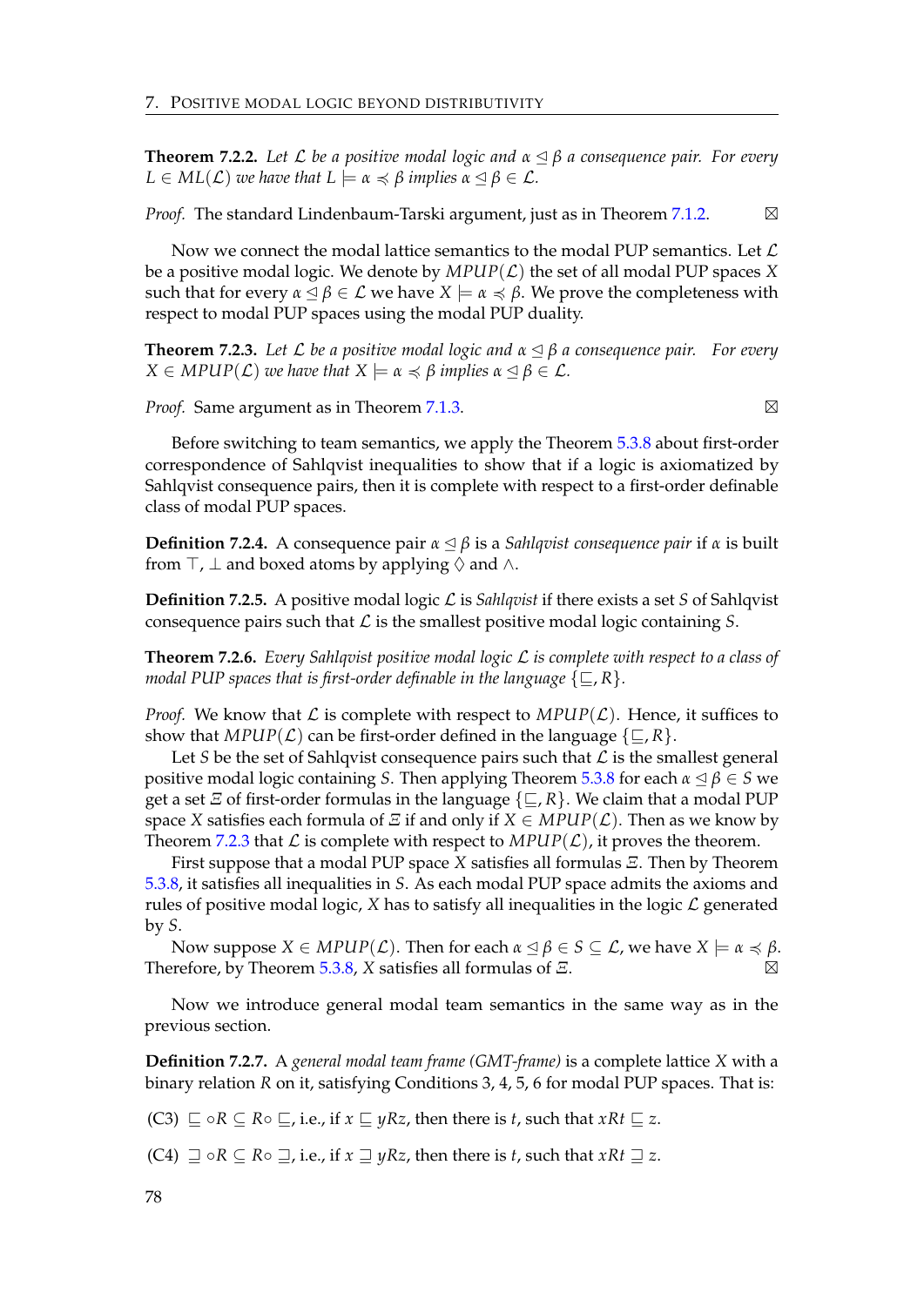**Theorem 7.2.2.** *Let $\mathcal{L}$ be a positive modal logic and $\alpha \trianglelefteq \beta$ a consequence pair. For every $L \in ML(\mathcal{L})$ we have that $L \models \alpha \preccurlyeq \beta$ implies $\alpha \trianglelefteq \beta \in \mathcal{L}$.*

*Proof.* The standard Lindenbaum-Tarski argument, just as in Theorem 7.1.2. ⊠

Now we connect the modal lattice semantics to the modal PUP semantics. Let $\mathcal{L}$ be a positive modal logic. We denote by $MPUP(\mathcal{L})$ the set of all modal PUP spaces $X$ such that for every $\alpha \trianglelefteq \beta \in \mathcal{L}$ we have $X \models \alpha \preccurlyeq \beta$. We prove the completeness with respect to modal PUP spaces using the modal PUP duality.

**Theorem 7.2.3.** *Let $\mathcal{L}$ be a positive modal logic and $\alpha \trianglelefteq \beta$ a consequence pair. For every $X \in MPUP(\mathcal{L})$ we have that $X \models \alpha \preccurlyeq \beta$ implies $\alpha \trianglelefteq \beta \in \mathcal{L}$.*

*Proof.* Same argument as in Theorem 7.1.3. ⊠

Before switching to team semantics, we apply the Theorem 5.3.8 about first-order correspondence of Sahlqvist inequalities to show that if a logic is axiomatized by Sahlqvist consequence pairs, then it is complete with respect to a first-order definable class of modal PUP spaces.

**Definition 7.2.4.** A consequence pair $\alpha \trianglelefteq \beta$ is a *Sahlqvist consequence pair* if $\alpha$ is built from $\top$, $\bot$ and boxed atoms by applying $\Diamond$ and $\wedge$.

**Definition 7.2.5.** A positive modal logic $\mathcal{L}$ is *Sahlqvist* if there exists a set $S$ of Sahlqvist consequence pairs such that $\mathcal{L}$ is the smallest positive modal logic containing $S$.

**Theorem 7.2.6.** *Every Sahlqvist positive modal logic $\mathcal{L}$ is complete with respect to a class of modal PUP spaces that is first-order definable in the language $\{\sqsubseteq, R\}$.*

*Proof.* We know that $\mathcal{L}$ is complete with respect to $MPUP(\mathcal{L})$. Hence, it suffices to show that $MPUP(\mathcal{L})$ can be first-order defined in the language $\{\sqsubseteq, R\}$.

Let $S$ be the set of Sahlqvist consequence pairs such that $\mathcal{L}$ is the smallest general positive modal logic containing $S$. Then applying Theorem 5.3.8 for each $\alpha \trianglelefteq \beta \in S$ we get a set $\Xi$ of first-order formulas in the language $\{\sqsubseteq, R\}$. We claim that a modal PUP space $X$ satisfies each formula of $\Xi$ if and only if $X \in MPUP(\mathcal{L})$. Then as we know by Theorem 7.2.3 that $\mathcal{L}$ is complete with respect to $MPUP(\mathcal{L})$, it proves the theorem.

First suppose that a modal PUP space $X$ satisfies all formulas $\Xi$. Then by Theorem 5.3.8, it satisfies all inequalities in $S$. As each modal PUP space admits the axioms and rules of positive modal logic, $X$ has to satisfy all inequalities in the logic $\mathcal{L}$ generated by $S$.

Now suppose $X \in MPUP(\mathcal{L})$. Then for each $\alpha \trianglelefteq \beta \in S \subseteq \mathcal{L}$, we have $X \models \alpha \preccurlyeq \beta$. Therefore, by Theorem 5.3.8, $X$ satisfies all formulas of $\Xi$. ⊠

Now we introduce general modal team semantics in the same way as in the previous section.

**Definition 7.2.7.** A *general modal team frame (GMT-frame)* is a complete lattice $X$ with a binary relation $R$ on it, satisfying Conditions 3, 4, 5, 6 for modal PUP spaces. That is:

(C3) $\sqsubseteq \circ R \subseteq R \circ \sqsubseteq$, i.e., if $x \sqsubseteq yRz$, then there is $t$, such that $xRt \sqsubseteq z$.

(C4) $\sqsupseteq \circ R \subseteq R \circ \sqsupseteq$, i.e., if $x \sqsupseteq yRz$, then there is $t$, such that $xRt \sqsupseteq z$.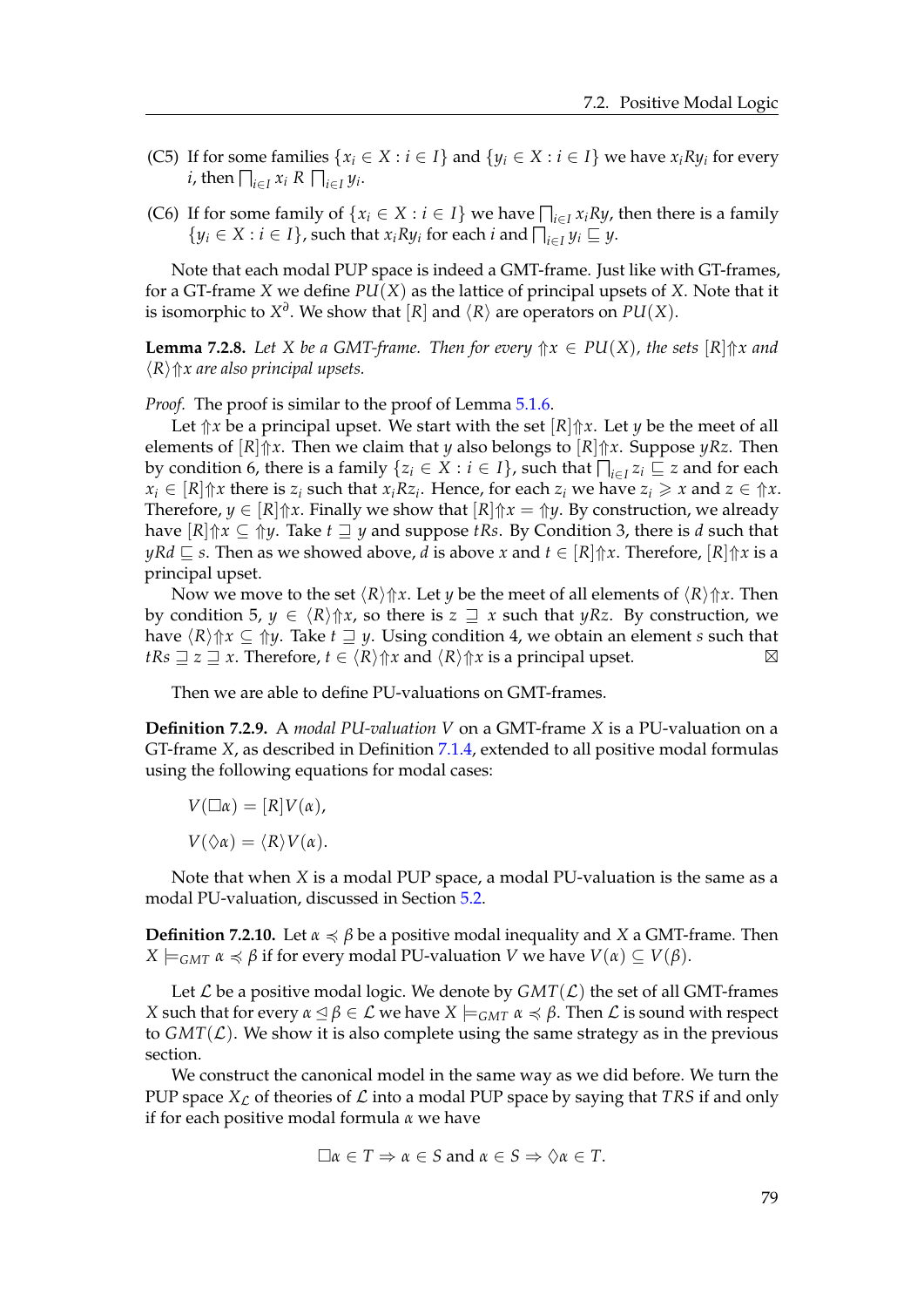(C5) If for some families $\{x_i \in X : i \in I\}$ and $\{y_i \in X : i \in I\}$ we have $x_i R y_i$ for every $i$, then $\bigsqcap_{i \in I} x_i \; R \; \bigsqcap_{i \in I} y_i$.

(C6) If for some family of $\{x_i \in X : i \in I\}$ we have $\bigsqcap_{i \in I} x_i R y$, then there is a family $\{y_i \in X : i \in I\}$, such that $x_i R y_i$ for each $i$ and $\bigsqcap_{i \in I} y_i \sqsubseteq y$.

Note that each modal PUP space is indeed a GMT-frame. Just like with GT-frames, for a GT-frame $X$ we define $PU(X)$ as the lattice of principal upsets of $X$. Note that it is isomorphic to $X^\partial$. We show that $[R]$ and $\langle R \rangle$ are operators on $PU(X)$.

**Lemma 7.2.8.** *Let $X$ be a GMT-frame. Then for every $\Uparrow x \in PU(X)$, the sets $[R]\Uparrow x$ and $\langle R \rangle \Uparrow x$ are also principal upsets.*

*Proof.* The proof is similar to the proof of Lemma 5.1.6.

Let $\Uparrow x$ be a principal upset. We start with the set $[R]\Uparrow x$. Let $y$ be the meet of all elements of $[R]\Uparrow x$. Then we claim that $y$ also belongs to $[R]\Uparrow x$. Suppose $yRz$. Then by condition 6, there is a family $\{z_i \in X : i \in I\}$, such that $\bigsqcap_{i \in I} z_i \sqsubseteq z$ and for each $x_i \in [R]\Uparrow x$ there is $z_i$ such that $x_i R z_i$. Hence, for each $z_i$ we have $z_i \geqslant x$ and $z \in \Uparrow x$. Therefore, $y \in [R]\Uparrow x$. Finally we show that $[R]\Uparrow x = \Uparrow y$. By construction, we already have $[R]\Uparrow x \subseteq \Uparrow y$. Take $t \sqsupseteq y$ and suppose $tRs$. By Condition 3, there is $d$ such that $yRd \sqsubseteq s$. Then as we showed above, $d$ is above $x$ and $t \in [R]\Uparrow x$. Therefore, $[R]\Uparrow x$ is a principal upset.

Now we move to the set $\langle R \rangle \Uparrow x$. Let $y$ be the meet of all elements of $\langle R \rangle \Uparrow x$. Then by condition 5, $y \in \langle R \rangle \Uparrow x$, so there is $z \sqsupseteq x$ such that $yRz$. By construction, we have $\langle R \rangle \Uparrow x \subseteq \Uparrow y$. Take $t \sqsupseteq y$. Using condition 4, we obtain an element $s$ such that $tRs \sqsupseteq z \sqsupseteq x$. Therefore, $t \in \langle R \rangle \Uparrow x$ and $\langle R \rangle \Uparrow x$ is a principal upset. ⊠

Then we are able to define PU-valuations on GMT-frames.

**Definition 7.2.9.** A *modal PU-valuation* $V$ on a GMT-frame $X$ is a PU-valuation on a GT-frame $X$, as described in Definition 7.1.4, extended to all positive modal formulas using the following equations for modal cases:

$$V(\Box \alpha) = [R]V(\alpha),$$

$$V(\Diamond \alpha) = \langle R \rangle V(\alpha).$$

Note that when $X$ is a modal PUP space, a modal PU-valuation is the same as a modal PU-valuation, discussed in Section 5.2.

**Definition 7.2.10.** Let $\alpha \preccurlyeq \beta$ be a positive modal inequality and $X$ a GMT-frame. Then $X \models_{GMT} \alpha \preccurlyeq \beta$ if for every modal PU-valuation $V$ we have $V(\alpha) \subseteq V(\beta)$.

Let $\mathcal{L}$ be a positive modal logic. We denote by $GMT(\mathcal{L})$ the set of all GMT-frames $X$ such that for every $\alpha \trianglelefteq \beta \in \mathcal{L}$ we have $X \models_{GMT} \alpha \preccurlyeq \beta$. Then $\mathcal{L}$ is sound with respect to $GMT(\mathcal{L})$. We show it is also complete using the same strategy as in the previous section.

We construct the canonical model in the same way as we did before. We turn the PUP space $X_{\mathcal{L}}$ of theories of $\mathcal{L}$ into a modal PUP space by saying that $TRS$ if and only if for each positive modal formula $\alpha$ we have

$$\Box \alpha \in T \Rightarrow \alpha \in S \text{ and } \alpha \in S \Rightarrow \Diamond \alpha \in T.$$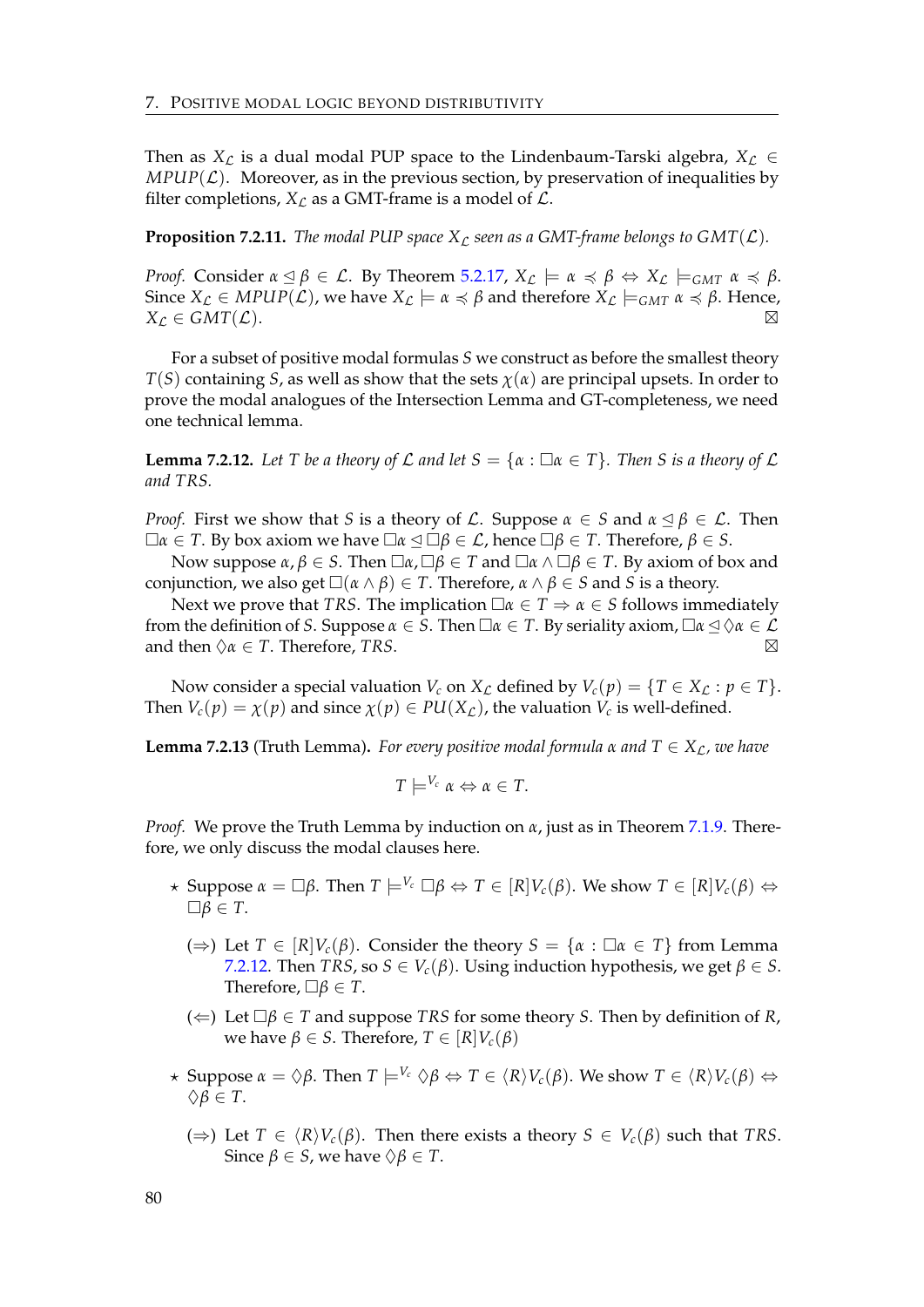Then as $X_{\mathcal{L}}$ is a dual modal PUP space to the Lindenbaum-Tarski algebra, $X_{\mathcal{L}} \in MPUP(\mathcal{L})$. Moreover, as in the previous section, by preservation of inequalities by filter completions, $X_{\mathcal{L}}$ as a GMT-frame is a model of $\mathcal{L}$.

**Proposition 7.2.11.** *The modal PUP space $X_{\mathcal{L}}$ seen as a GMT-frame belongs to $GMT(\mathcal{L})$.*

*Proof.* Consider $\alpha \trianglelefteq \beta \in \mathcal{L}$. By Theorem 5.2.17, $X_{\mathcal{L}} \models \alpha \preccurlyeq \beta \Leftrightarrow X_{\mathcal{L}} \models_{GMT} \alpha \preccurlyeq \beta$. Since $X_{\mathcal{L}} \in MPUP(\mathcal{L})$, we have $X_{\mathcal{L}} \models \alpha \preccurlyeq \beta$ and therefore $X_{\mathcal{L}} \models_{GMT} \alpha \preccurlyeq \beta$. Hence, $X_{\mathcal{L}} \in GMT(\mathcal{L})$. ⊠

For a subset of positive modal formulas $S$ we construct as before the smallest theory $T(S)$ containing $S$, as well as show that the sets $\chi(\alpha)$ are principal upsets. In order to prove the modal analogues of the Intersection Lemma and GT-completeness, we need one technical lemma.

**Lemma 7.2.12.** *Let $T$ be a theory of $\mathcal{L}$ and let $S = \{\alpha : \Box\alpha \in T\}$. Then $S$ is a theory of $\mathcal{L}$ and $TRS$.*

*Proof.* First we show that $S$ is a theory of $\mathcal{L}$. Suppose $\alpha \in S$ and $\alpha \trianglelefteq \beta \in \mathcal{L}$. Then $\Box\alpha \in T$. By box axiom we have $\Box\alpha \trianglelefteq \Box\beta \in \mathcal{L}$, hence $\Box\beta \in T$. Therefore, $\beta \in S$.

Now suppose $\alpha, \beta \in S$. Then $\Box\alpha, \Box\beta \in T$ and $\Box\alpha \wedge \Box\beta \in T$. By axiom of box and conjunction, we also get $\Box(\alpha \wedge \beta) \in T$. Therefore, $\alpha \wedge \beta \in S$ and $S$ is a theory.

Next we prove that $TRS$. The implication $\Box\alpha \in T \Rightarrow \alpha \in S$ follows immediately from the definition of $S$. Suppose $\alpha \in S$. Then $\Box\alpha \in T$. By seriality axiom, $\Box\alpha \trianglelefteq \Diamond\alpha \in \mathcal{L}$ and then $\Diamond\alpha \in T$. Therefore, $TRS$. ⊠

Now consider a special valuation $V_c$ on $X_{\mathcal{L}}$ defined by $V_c(p) = \{T \in X_{\mathcal{L}} : p \in T\}$. Then $V_c(p) = \chi(p)$ and since $\chi(p) \in PU(X_{\mathcal{L}})$, the valuation $V_c$ is well-defined.

**Lemma 7.2.13** (Truth Lemma)**.** *For every positive modal formula $\alpha$ and $T \in X_{\mathcal{L}}$, we have*

$$T \models^{V_c} \alpha \Leftrightarrow \alpha \in T.$$

*Proof.* We prove the Truth Lemma by induction on $\alpha$, just as in Theorem 7.1.9. Therefore, we only discuss the modal clauses here.

- ⋆ Suppose $\alpha = \Box\beta$. Then $T \models^{V_c} \Box\beta \Leftrightarrow T \in [R]V_c(\beta)$. We show $T \in [R]V_c(\beta) \Leftrightarrow \Box\beta \in T$.
  - (⇒) Let $T \in [R]V_c(\beta)$. Consider the theory $S = \{\alpha : \Box\alpha \in T\}$ from Lemma 7.2.12. Then $TRS$, so $S \in V_c(\beta)$. Using induction hypothesis, we get $\beta \in S$. Therefore, $\Box\beta \in T$.
  - (⇐) Let $\Box\beta \in T$ and suppose $TRS$ for some theory $S$. Then by definition of $R$, we have $\beta \in S$. Therefore, $T \in [R]V_c(\beta)$
- ⋆ Suppose $\alpha = \Diamond\beta$. Then $T \models^{V_c} \Diamond\beta \Leftrightarrow T \in \langle R\rangle V_c(\beta)$. We show $T \in \langle R\rangle V_c(\beta) \Leftrightarrow \Diamond\beta \in T$.
  - (⇒) Let $T \in \langle R\rangle V_c(\beta)$. Then there exists a theory $S \in V_c(\beta)$ such that $TRS$. Since $\beta \in S$, we have $\Diamond\beta \in T$.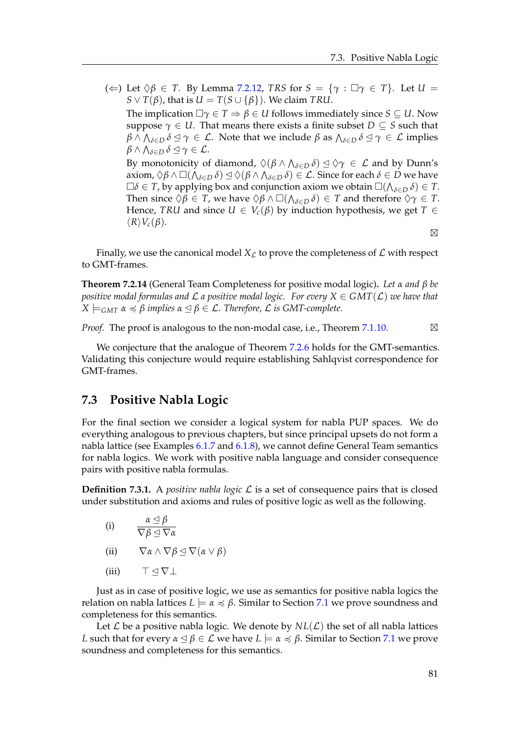($\Leftarrow$) Let $\Diamond\beta \in T$. By Lemma 7.2.12, $TRS$ for $S = \{\gamma : \Box\gamma \in T\}$. Let $U = S \vee T(\beta)$, that is $U = T(S \cup \{\beta\})$. We claim $TRU$.

The implication $\Box\gamma \in T \Rightarrow \beta \in U$ follows immediately since $S \subseteq U$. Now suppose $\gamma \in U$. That means there exists a finite subset $D \subseteq S$ such that $\beta \wedge \bigwedge_{\delta \in D} \delta \trianglelefteq \gamma \in \mathcal{L}$. Note that we include $\beta$ as $\bigwedge_{\delta \in D} \delta \trianglelefteq \gamma \in \mathcal{L}$ implies $\beta \wedge \bigwedge_{\delta \in D} \delta \trianglelefteq \gamma \in \mathcal{L}$.

By monotonicity of diamond, $\Diamond(\beta \wedge \bigwedge_{\delta \in D} \delta) \trianglelefteq \Diamond\gamma \in \mathcal{L}$ and by Dunn's axiom, $\Diamond\beta \wedge \Box(\bigwedge_{\delta \in D} \delta) \trianglelefteq \Diamond(\beta \wedge \bigwedge_{\delta \in D} \delta) \in \mathcal{L}$. Since for each $\delta \in D$ we have $\Box\delta \in T$, by applying box and conjunction axiom we obtain $\Box(\bigwedge_{\delta \in D} \delta) \in T$. Then since $\Diamond\beta \in T$, we have $\Diamond\beta \wedge \Box(\bigwedge_{\delta \in D} \delta) \in T$ and therefore $\Diamond\gamma \in T$. Hence, $TRU$ and since $U \in V_c(\beta)$ by induction hypothesis, we get $T \in \langle R \rangle V_c(\beta)$.

$\boxtimes$

Finally, we use the canonical model $X_{\mathcal{L}}$ to prove the completeness of $\mathcal{L}$ with respect to GMT-frames.

**Theorem 7.2.14** (General Team Completeness for positive modal logic)**.** *Let $\alpha$ and $\beta$ be positive modal formulas and $\mathcal{L}$ a positive modal logic. For every $X \in GMT(\mathcal{L})$ we have that $X \models_{GMT} \alpha \preccurlyeq \beta$ implies $\alpha \trianglelefteq \beta \in \mathcal{L}$. Therefore, $\mathcal{L}$ is GMT-complete.*

*Proof.* The proof is analogous to the non-modal case, i.e., Theorem 7.1.10. $\boxtimes$

We conjecture that the analogue of Theorem 7.2.6 holds for the GMT-semantics. Validating this conjecture would require establishing Sahlqvist correspondence for GMT-frames.

## 7.3 Positive Nabla Logic

For the final section we consider a logical system for nabla PUP spaces. We do everything analogous to previous chapters, but since principal upsets do not form a nabla lattice (see Examples 6.1.7 and 6.1.8), we cannot define General Team semantics for nabla logics. We work with positive nabla language and consider consequence pairs with positive nabla formulas.

**Definition 7.3.1.** A *positive nabla logic* $\mathcal{L}$ is a set of consequence pairs that is closed under substitution and axioms and rules of positive logic as well as the following.

(i) $$\frac{\alpha \trianglelefteq \beta}{\nabla\beta \trianglelefteq \nabla\alpha}$$

(ii) $\nabla\alpha \wedge \nabla\beta \trianglelefteq \nabla(\alpha \vee \beta)$

(iii) $\top \trianglelefteq \nabla\bot$

Just as in case of positive logic, we use as semantics for positive nabla logics the relation on nabla lattices $L \models \alpha \preccurlyeq \beta$. Similar to Section 7.1 we prove soundness and completeness for this semantics.

Let $\mathcal{L}$ be a positive nabla logic. We denote by $NL(\mathcal{L})$ the set of all nabla lattices $L$ such that for every $\alpha \trianglelefteq \beta \in \mathcal{L}$ we have $L \models \alpha \preccurlyeq \beta$. Similar to Section 7.1 we prove soundness and completeness for this semantics.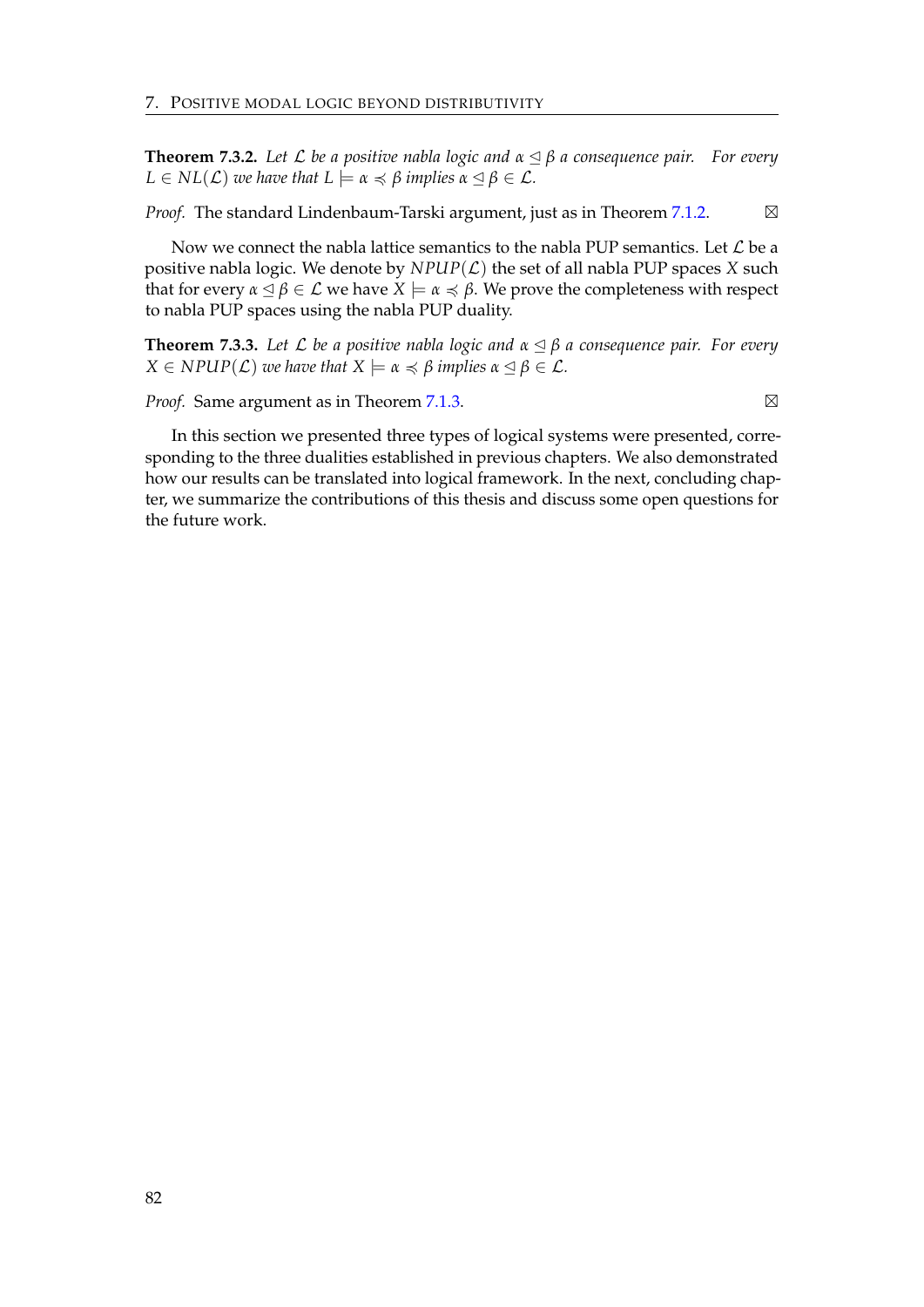**Theorem 7.3.2.** *Let $\mathcal{L}$ be a positive nabla logic and $\alpha \trianglelefteq \beta$ a consequence pair. For every $L \in NL(\mathcal{L})$ we have that $L \models \alpha \preccurlyeq \beta$ implies $\alpha \trianglelefteq \beta \in \mathcal{L}$.*

*Proof.* The standard Lindenbaum-Tarski argument, just as in Theorem 7.1.2. ⊠

Now we connect the nabla lattice semantics to the nabla PUP semantics. Let $\mathcal{L}$ be a positive nabla logic. We denote by $NPUP(\mathcal{L})$ the set of all nabla PUP spaces $X$ such that for every $\alpha \trianglelefteq \beta \in \mathcal{L}$ we have $X \models \alpha \preccurlyeq \beta$. We prove the completeness with respect to nabla PUP spaces using the nabla PUP duality.

**Theorem 7.3.3.** *Let $\mathcal{L}$ be a positive nabla logic and $\alpha \trianglelefteq \beta$ a consequence pair. For every $X \in NPUP(\mathcal{L})$ we have that $X \models \alpha \preccurlyeq \beta$ implies $\alpha \trianglelefteq \beta \in \mathcal{L}$.*

*Proof.* Same argument as in Theorem 7.1.3. ⊠

In this section we presented three types of logical systems were presented, corresponding to the three dualities established in previous chapters. We also demonstrated how our results can be translated into logical framework. In the next, concluding chapter, we summarize the contributions of this thesis and discuss some open questions for the future work.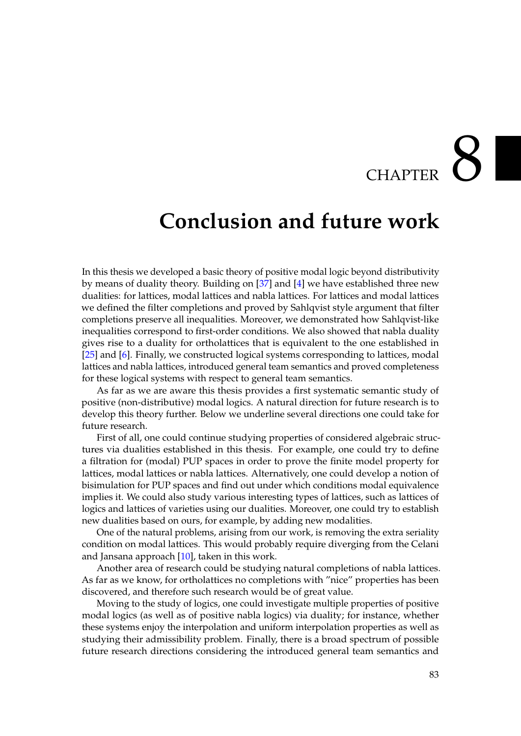# CHAPTER 8

# Conclusion and future work

In this thesis we developed a basic theory of positive modal logic beyond distributivity by means of duality theory. Building on [37] and [4] we have established three new dualities: for lattices, modal lattices and nabla lattices. For lattices and modal lattices we defined the filter completions and proved by Sahlqvist style argument that filter completions preserve all inequalities. Moreover, we demonstrated how Sahlqvist-like inequalities correspond to first-order conditions. We also showed that nabla duality gives rise to a duality for ortholattices that is equivalent to the one established in [25] and [6]. Finally, we constructed logical systems corresponding to lattices, modal lattices and nabla lattices, introduced general team semantics and proved completeness for these logical systems with respect to general team semantics.

As far as we are aware this thesis provides a first systematic semantic study of positive (non-distributive) modal logics. A natural direction for future research is to develop this theory further. Below we underline several directions one could take for future research.

First of all, one could continue studying properties of considered algebraic structures via dualities established in this thesis. For example, one could try to define a filtration for (modal) PUP spaces in order to prove the finite model property for lattices, modal lattices or nabla lattices. Alternatively, one could develop a notion of bisimulation for PUP spaces and find out under which conditions modal equivalence implies it. We could also study various interesting types of lattices, such as lattices of logics and lattices of varieties using our dualities. Moreover, one could try to establish new dualities based on ours, for example, by adding new modalities.

One of the natural problems, arising from our work, is removing the extra seriality condition on modal lattices. This would probably require diverging from the Celani and Jansana approach [10], taken in this work.

Another area of research could be studying natural completions of nabla lattices. As far as we know, for ortholattices no completions with "nice" properties has been discovered, and therefore such research would be of great value.

Moving to the study of logics, one could investigate multiple properties of positive modal logics (as well as of positive nabla logics) via duality; for instance, whether these systems enjoy the interpolation and uniform interpolation properties as well as studying their admissibility problem. Finally, there is a broad spectrum of possible future research directions considering the introduced general team semantics and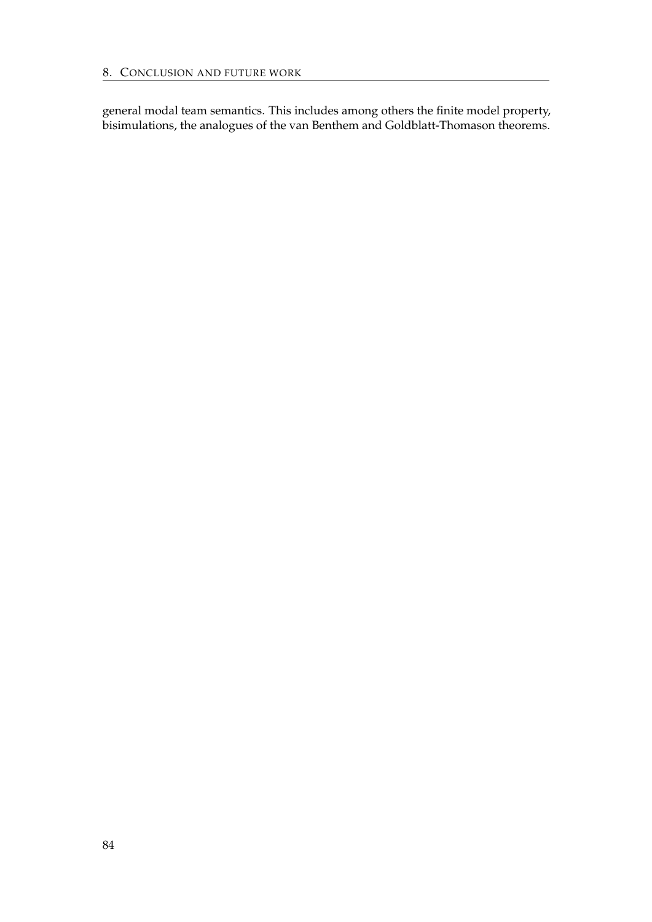general modal team semantics. This includes among others the finite model property, bisimulations, the analogues of the van Benthem and Goldblatt-Thomason theorems.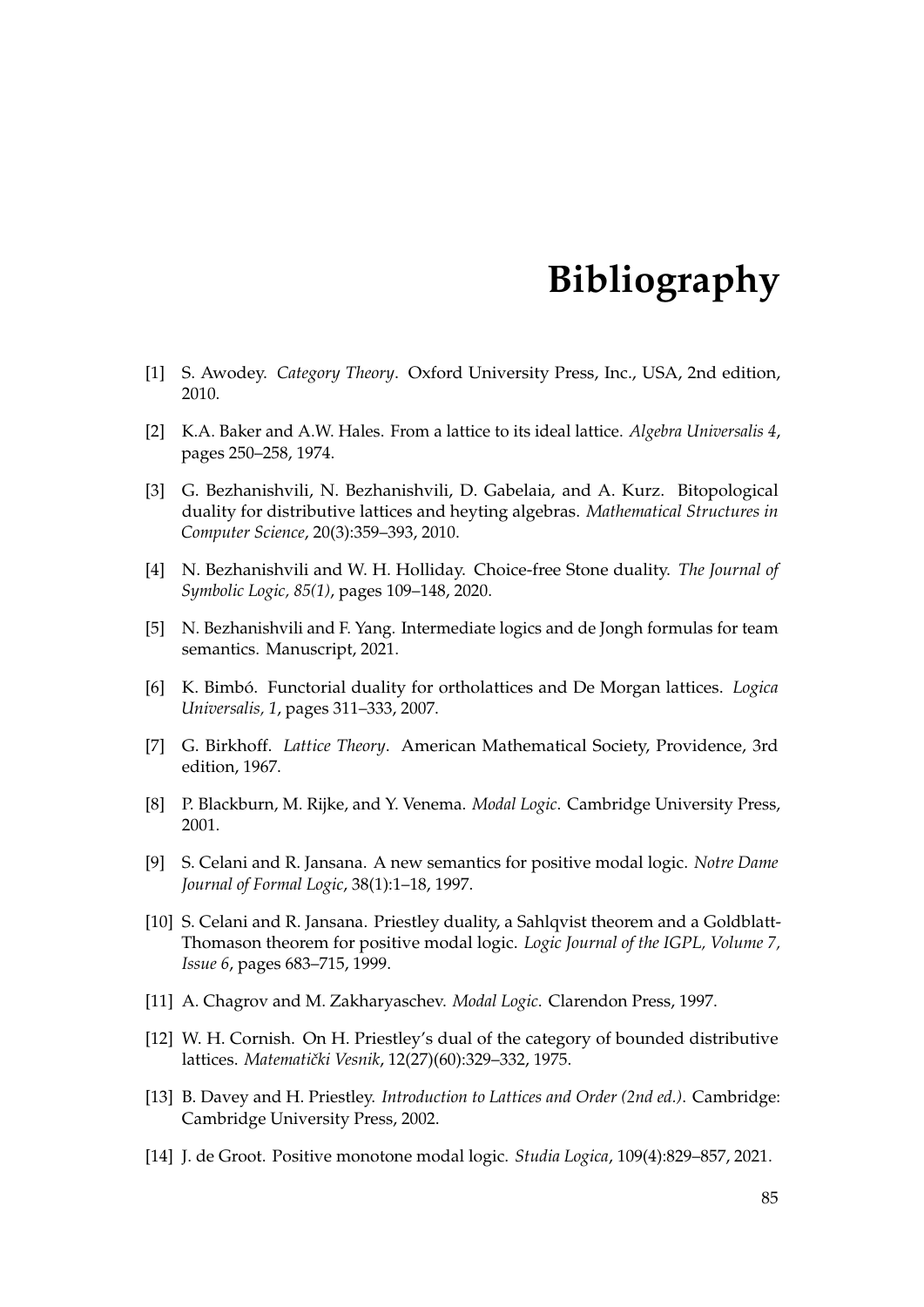# Bibliography

[1] S. Awodey. *Category Theory*. Oxford University Press, Inc., USA, 2nd edition, 2010.

[2] K.A. Baker and A.W. Hales. From a lattice to its ideal lattice. *Algebra Universalis 4*, pages 250–258, 1974.

[3] G. Bezhanishvili, N. Bezhanishvili, D. Gabelaia, and A. Kurz. Bitopological duality for distributive lattices and heyting algebras. *Mathematical Structures in Computer Science*, 20(3):359–393, 2010.

[4] N. Bezhanishvili and W. H. Holliday. Choice-free Stone duality. *The Journal of Symbolic Logic, 85(1)*, pages 109–148, 2020.

[5] N. Bezhanishvili and F. Yang. Intermediate logics and de Jongh formulas for team semantics. Manuscript, 2021.

[6] K. Bimbó. Functorial duality for ortholattices and De Morgan lattices. *Logica Universalis, 1*, pages 311–333, 2007.

[7] G. Birkhoff. *Lattice Theory*. American Mathematical Society, Providence, 3rd edition, 1967.

[8] P. Blackburn, M. Rijke, and Y. Venema. *Modal Logic*. Cambridge University Press, 2001.

[9] S. Celani and R. Jansana. A new semantics for positive modal logic. *Notre Dame Journal of Formal Logic*, 38(1):1–18, 1997.

[10] S. Celani and R. Jansana. Priestley duality, a Sahlqvist theorem and a Goldblatt-Thomason theorem for positive modal logic. *Logic Journal of the IGPL, Volume 7, Issue 6*, pages 683–715, 1999.

[11] A. Chagrov and M. Zakharyaschev. *Modal Logic*. Clarendon Press, 1997.

[12] W. H. Cornish. On H. Priestley's dual of the category of bounded distributive lattices. *Matematički Vesnik*, 12(27)(60):329–332, 1975.

[13] B. Davey and H. Priestley. *Introduction to Lattices and Order (2nd ed.)*. Cambridge: Cambridge University Press, 2002.

[14] J. de Groot. Positive monotone modal logic. *Studia Logica*, 109(4):829–857, 2021.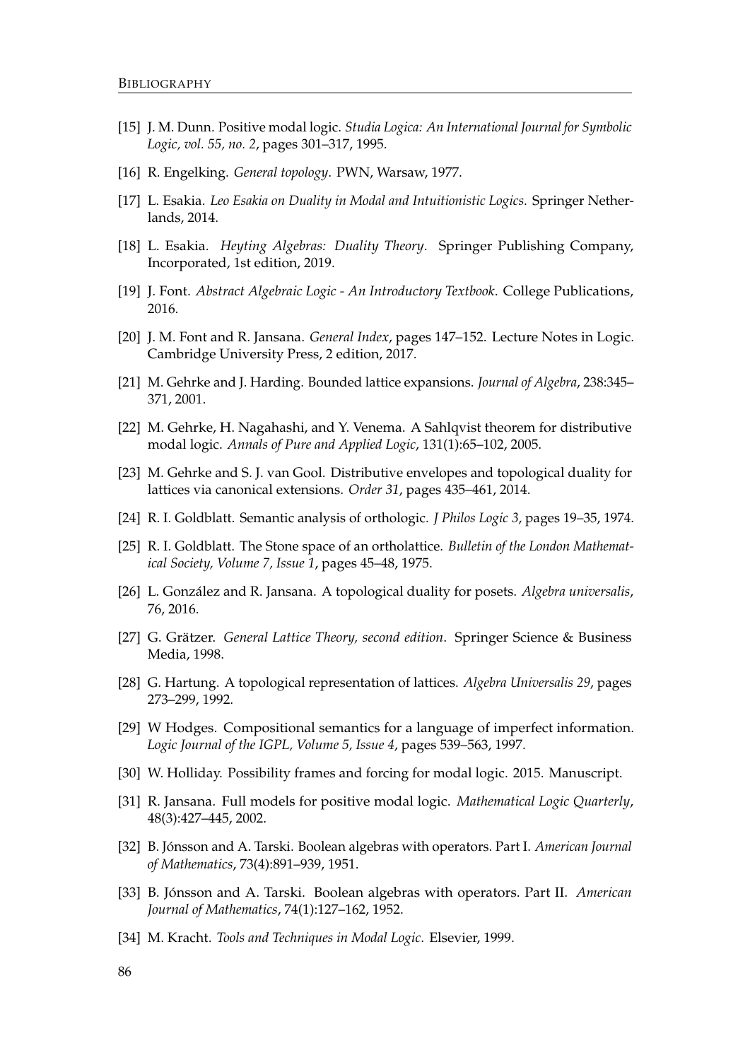[15] J. M. Dunn. Positive modal logic. *Studia Logica: An International Journal for Symbolic Logic, vol. 55, no. 2*, pages 301–317, 1995.

[16] R. Engelking. *General topology*. PWN, Warsaw, 1977.

[17] L. Esakia. *Leo Esakia on Duality in Modal and Intuitionistic Logics*. Springer Netherlands, 2014.

[18] L. Esakia. *Heyting Algebras: Duality Theory*. Springer Publishing Company, Incorporated, 1st edition, 2019.

[19] J. Font. *Abstract Algebraic Logic - An Introductory Textbook*. College Publications, 2016.

[20] J. M. Font and R. Jansana. *General Index*, pages 147–152. Lecture Notes in Logic. Cambridge University Press, 2 edition, 2017.

[21] M. Gehrke and J. Harding. Bounded lattice expansions. *Journal of Algebra*, 238:345–371, 2001.

[22] M. Gehrke, H. Nagahashi, and Y. Venema. A Sahlqvist theorem for distributive modal logic. *Annals of Pure and Applied Logic*, 131(1):65–102, 2005.

[23] M. Gehrke and S. J. van Gool. Distributive envelopes and topological duality for lattices via canonical extensions. *Order 31*, pages 435–461, 2014.

[24] R. I. Goldblatt. Semantic analysis of orthologic. *J Philos Logic 3*, pages 19–35, 1974.

[25] R. I. Goldblatt. The Stone space of an ortholattice. *Bulletin of the London Mathematical Society, Volume 7, Issue 1*, pages 45–48, 1975.

[26] L. González and R. Jansana. A topological duality for posets. *Algebra universalis*, 76, 2016.

[27] G. Grätzer. *General Lattice Theory, second edition*. Springer Science & Business Media, 1998.

[28] G. Hartung. A topological representation of lattices. *Algebra Universalis 29*, pages 273–299, 1992.

[29] W Hodges. Compositional semantics for a language of imperfect information. *Logic Journal of the IGPL, Volume 5, Issue 4*, pages 539–563, 1997.

[30] W. Holliday. Possibility frames and forcing for modal logic. 2015. Manuscript.

[31] R. Jansana. Full models for positive modal logic. *Mathematical Logic Quarterly*, 48(3):427–445, 2002.

[32] B. Jónsson and A. Tarski. Boolean algebras with operators. Part I. *American Journal of Mathematics*, 73(4):891–939, 1951.

[33] B. Jónsson and A. Tarski. Boolean algebras with operators. Part II. *American Journal of Mathematics*, 74(1):127–162, 1952.

[34] M. Kracht. *Tools and Techniques in Modal Logic*. Elsevier, 1999.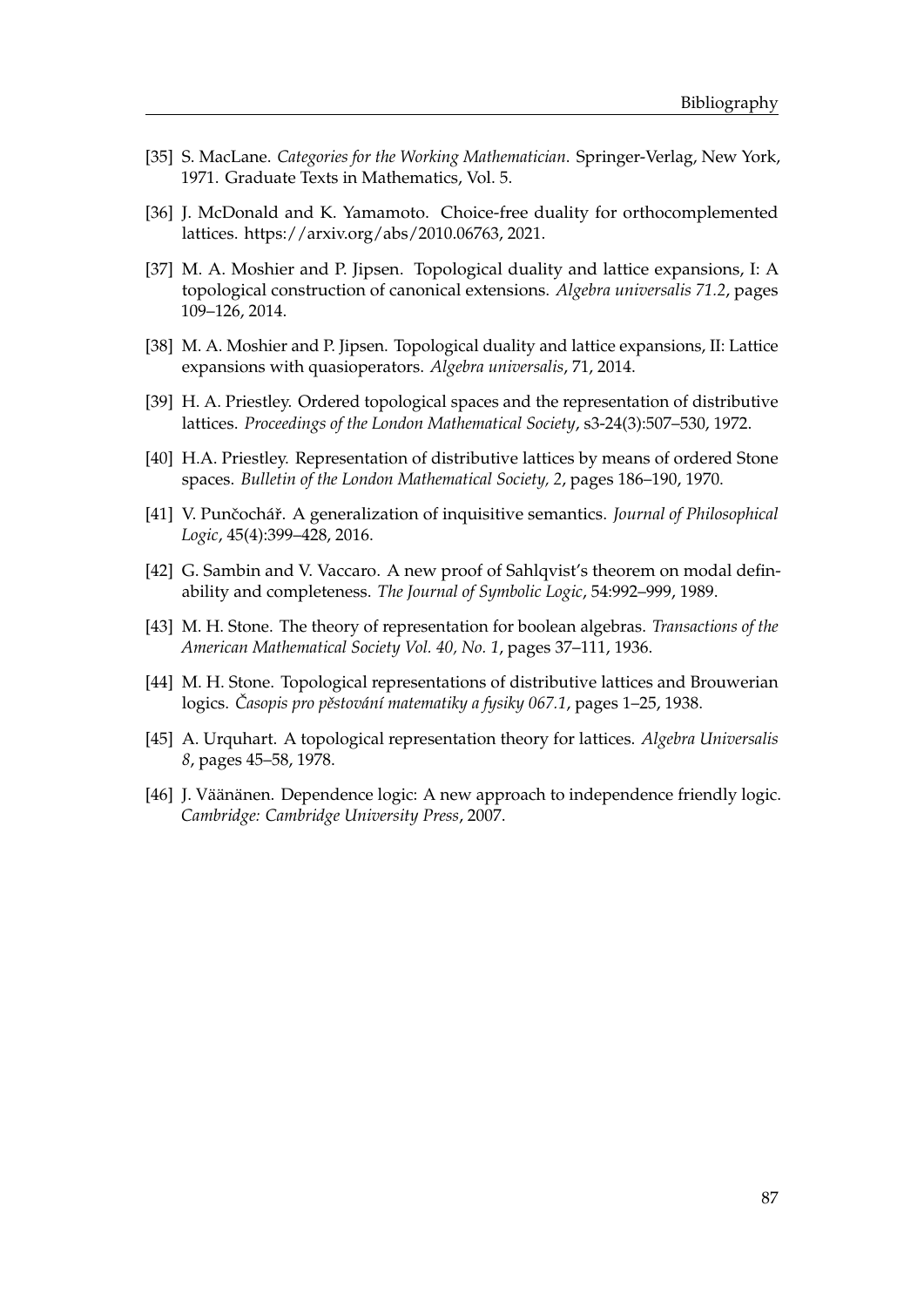[35] S. MacLane. *Categories for the Working Mathematician*. Springer-Verlag, New York, 1971. Graduate Texts in Mathematics, Vol. 5.

[36] J. McDonald and K. Yamamoto. Choice-free duality for orthocomplemented lattices. https://arxiv.org/abs/2010.06763, 2021.

[37] M. A. Moshier and P. Jipsen. Topological duality and lattice expansions, I: A topological construction of canonical extensions. *Algebra universalis 71.2*, pages 109–126, 2014.

[38] M. A. Moshier and P. Jipsen. Topological duality and lattice expansions, II: Lattice expansions with quasioperators. *Algebra universalis*, 71, 2014.

[39] H. A. Priestley. Ordered topological spaces and the representation of distributive lattices. *Proceedings of the London Mathematical Society*, s3-24(3):507–530, 1972.

[40] H.A. Priestley. Representation of distributive lattices by means of ordered Stone spaces. *Bulletin of the London Mathematical Society, 2*, pages 186–190, 1970.

[41] V. Punčochář. A generalization of inquisitive semantics. *Journal of Philosophical Logic*, 45(4):399–428, 2016.

[42] G. Sambin and V. Vaccaro. A new proof of Sahlqvist's theorem on modal definability and completeness. *The Journal of Symbolic Logic*, 54:992–999, 1989.

[43] M. H. Stone. The theory of representation for boolean algebras. *Transactions of the American Mathematical Society Vol. 40, No. 1*, pages 37–111, 1936.

[44] M. H. Stone. Topological representations of distributive lattices and Brouwerian logics. *Časopis pro pěstování matematiky a fysiky 067.1*, pages 1–25, 1938.

[45] A. Urquhart. A topological representation theory for lattices. *Algebra Universalis 8*, pages 45–58, 1978.

[46] J. Väänänen. Dependence logic: A new approach to independence friendly logic. *Cambridge: Cambridge University Press*, 2007.